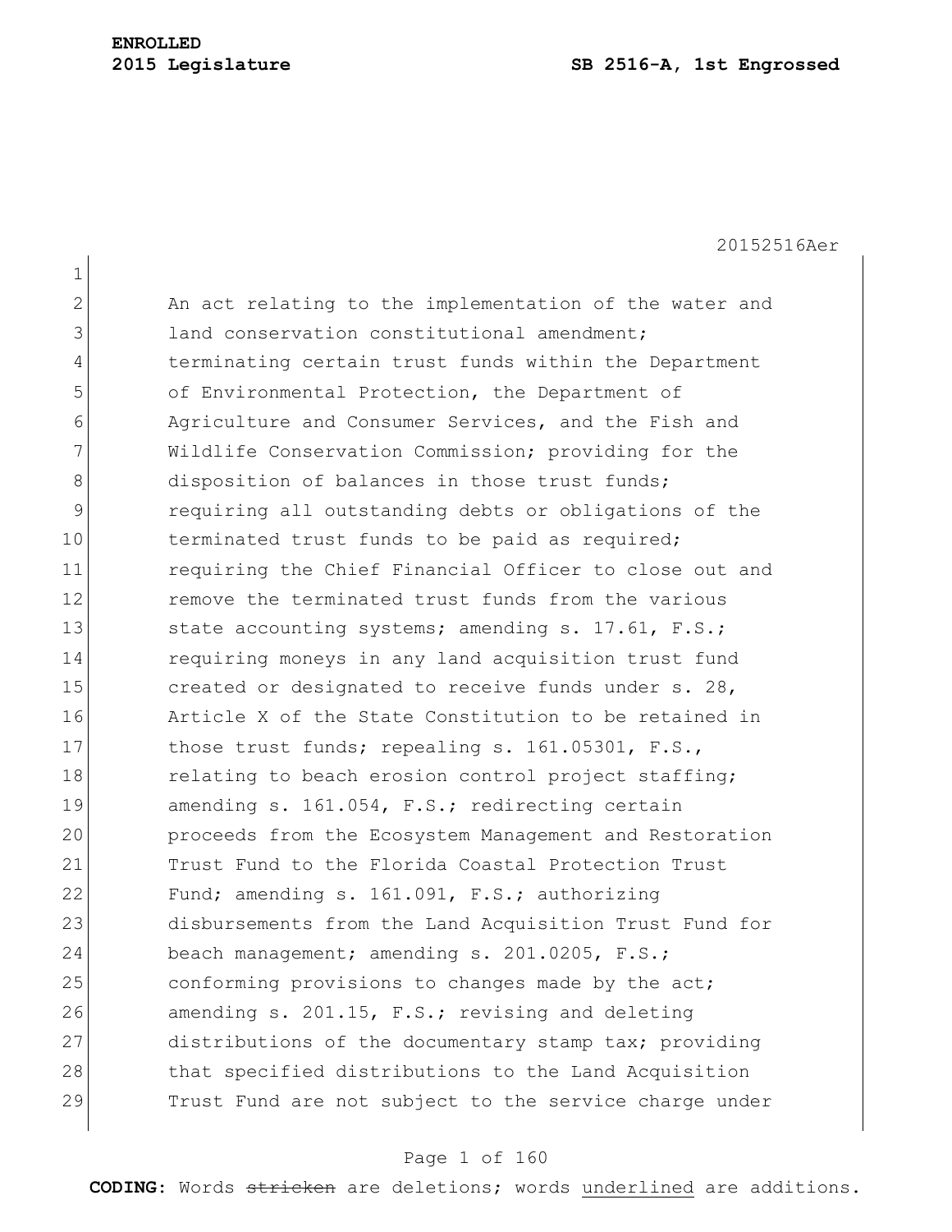**ENROLLED**
**2015 Legislature** **SB 2516-A, 1st Engrossed**

20152516Aer

An act relating to the implementation of the water and land conservation constitutional amendment; terminating certain trust funds within the Department of Environmental Protection, the Department of Agriculture and Consumer Services, and the Fish and Wildlife Conservation Commission; providing for the disposition of balances in those trust funds; requiring all outstanding debts or obligations of the terminated trust funds to be paid as required; requiring the Chief Financial Officer to close out and remove the terminated trust funds from the various state accounting systems; amending s. 17.61, F.S.; requiring moneys in any land acquisition trust fund created or designated to receive funds under s. 28, Article X of the State Constitution to be retained in those trust funds; repealing s. 161.05301, F.S., relating to beach erosion control project staffing; amending s. 161.054, F.S.; redirecting certain proceeds from the Ecosystem Management and Restoration Trust Fund to the Florida Coastal Protection Trust Fund; amending s. 161.091, F.S.; authorizing disbursements from the Land Acquisition Trust Fund for beach management; amending s. 201.0205, F.S.; conforming provisions to changes made by the act; amending s. 201.15, F.S.; revising and deleting distributions of the documentary stamp tax; providing that specified distributions to the Land Acquisition Trust Fund are not subject to the service charge under

**CODING:** Words ~~stricken~~ are deletions; words <u>underlined</u> are additions.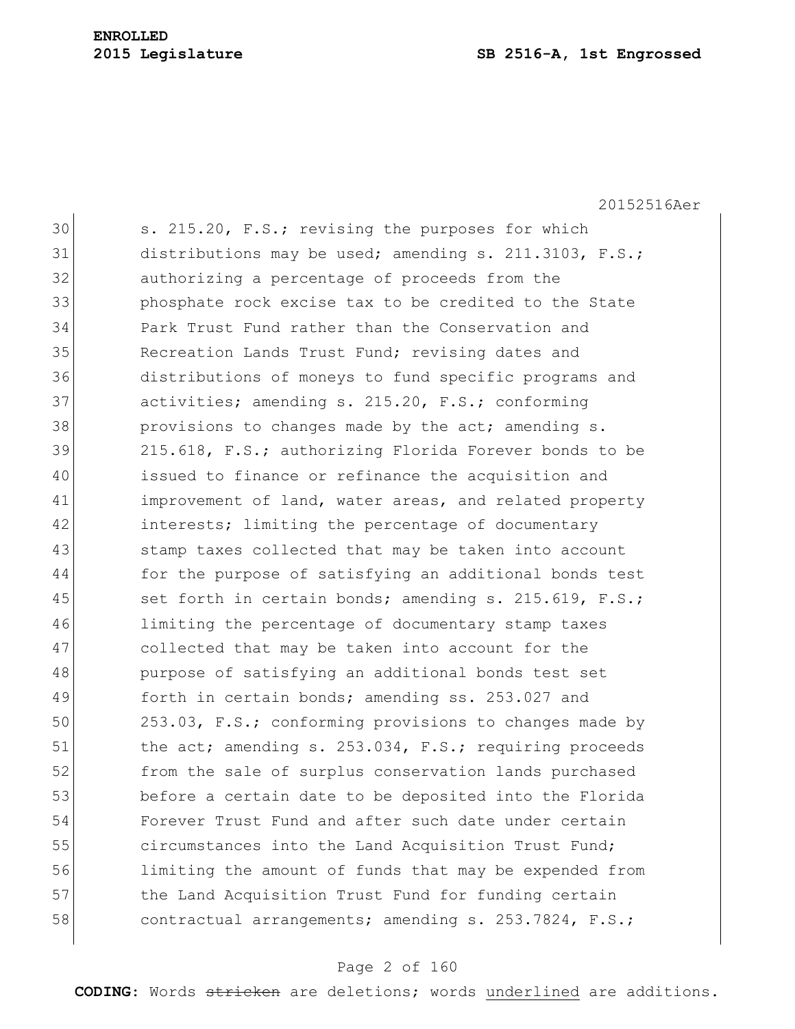s. 215.20, F.S.; revising the purposes for which distributions may be used; amending s. 211.3103, F.S.; authorizing a percentage of proceeds from the phosphate rock excise tax to be credited to the State Park Trust Fund rather than the Conservation and Recreation Lands Trust Fund; revising dates and distributions of moneys to fund specific programs and activities; amending s. 215.20, F.S.; conforming provisions to changes made by the act; amending s. 215.618, F.S.; authorizing Florida Forever bonds to be issued to finance or refinance the acquisition and improvement of land, water areas, and related property interests; limiting the percentage of documentary stamp taxes collected that may be taken into account for the purpose of satisfying an additional bonds test set forth in certain bonds; amending s. 215.619, F.S.; limiting the percentage of documentary stamp taxes collected that may be taken into account for the purpose of satisfying an additional bonds test set forth in certain bonds; amending ss. 253.027 and 253.03, F.S.; conforming provisions to changes made by the act; amending s. 253.034, F.S.; requiring proceeds from the sale of surplus conservation lands purchased before a certain date to be deposited into the Florida Forever Trust Fund and after such date under certain circumstances into the Land Acquisition Trust Fund; limiting the amount of funds that may be expended from the Land Acquisition Trust Fund for funding certain contractual arrangements; amending s. 253.7824, F.S.;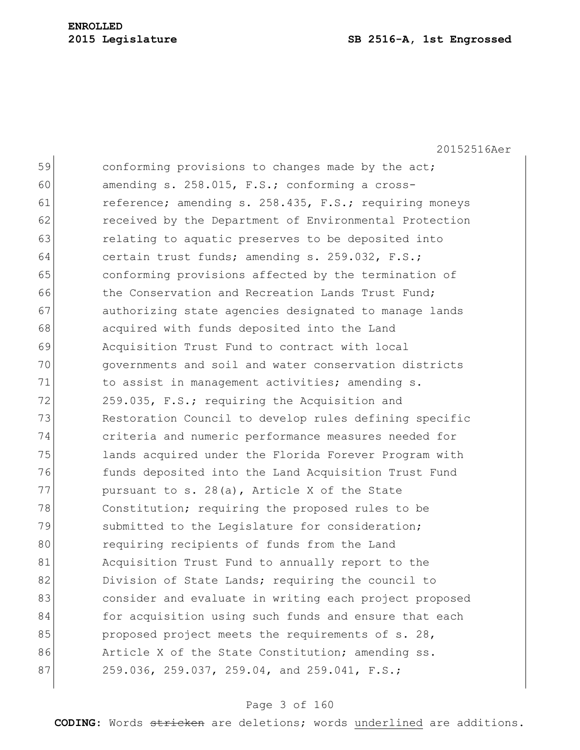conforming provisions to changes made by the act; amending s. 258.015, F.S.; conforming a cross-reference; amending s. 258.435, F.S.; requiring moneys received by the Department of Environmental Protection relating to aquatic preserves to be deposited into certain trust funds; amending s. 259.032, F.S.; conforming provisions affected by the termination of the Conservation and Recreation Lands Trust Fund; authorizing state agencies designated to manage lands acquired with funds deposited into the Land Acquisition Trust Fund to contract with local governments and soil and water conservation districts to assist in management activities; amending s. 259.035, F.S.; requiring the Acquisition and Restoration Council to develop rules defining specific criteria and numeric performance measures needed for lands acquired under the Florida Forever Program with funds deposited into the Land Acquisition Trust Fund pursuant to s. 28(a), Article X of the State Constitution; requiring the proposed rules to be submitted to the Legislature for consideration; requiring recipients of funds from the Land Acquisition Trust Fund to annually report to the Division of State Lands; requiring the council to consider and evaluate in writing each project proposed for acquisition using such funds and ensure that each proposed project meets the requirements of s. 28, Article X of the State Constitution; amending ss. 259.036, 259.037, 259.04, and 259.041, F.S.;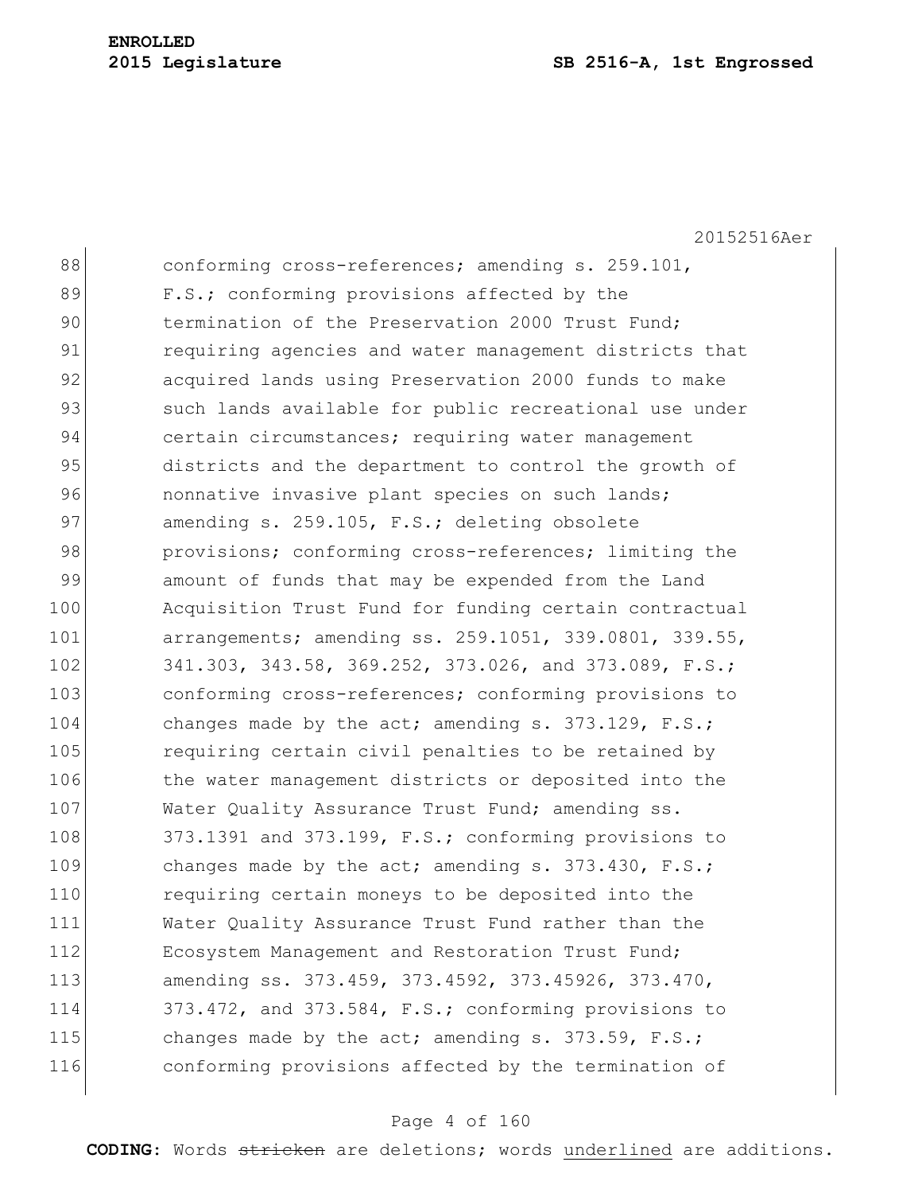conforming cross-references; amending s. 259.101, F.S.; conforming provisions affected by the termination of the Preservation 2000 Trust Fund; requiring agencies and water management districts that acquired lands using Preservation 2000 funds to make such lands available for public recreational use under certain circumstances; requiring water management districts and the department to control the growth of nonnative invasive plant species on such lands; amending s. 259.105, F.S.; deleting obsolete provisions; conforming cross-references; limiting the amount of funds that may be expended from the Land Acquisition Trust Fund for funding certain contractual arrangements; amending ss. 259.1051, 339.0801, 339.55, 341.303, 343.58, 369.252, 373.026, and 373.089, F.S.; conforming cross-references; conforming provisions to changes made by the act; amending s. 373.129, F.S.; requiring certain civil penalties to be retained by the water management districts or deposited into the Water Quality Assurance Trust Fund; amending ss. 373.1391 and 373.199, F.S.; conforming provisions to changes made by the act; amending s. 373.430, F.S.; requiring certain moneys to be deposited into the Water Quality Assurance Trust Fund rather than the Ecosystem Management and Restoration Trust Fund; amending ss. 373.459, 373.4592, 373.45926, 373.470, 373.472, and 373.584, F.S.; conforming provisions to changes made by the act; amending s. 373.59, F.S.; conforming provisions affected by the termination of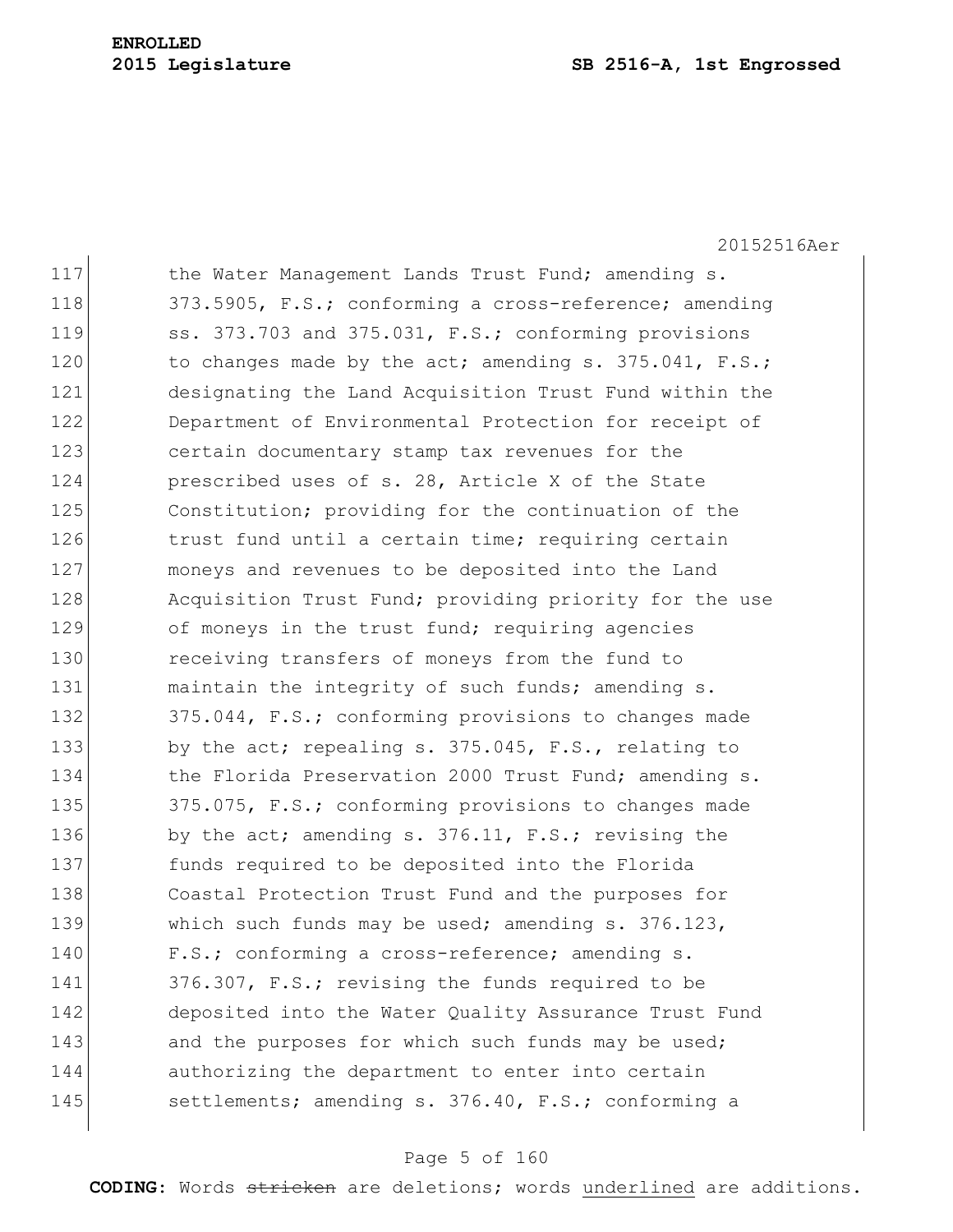117 the Water Management Lands Trust Fund; amending s.
118 373.5905, F.S.; conforming a cross-reference; amending
119 ss. 373.703 and 375.031, F.S.; conforming provisions
120 to changes made by the act; amending s. 375.041, F.S.;
121 designating the Land Acquisition Trust Fund within the
122 Department of Environmental Protection for receipt of
123 certain documentary stamp tax revenues for the
124 prescribed uses of s. 28, Article X of the State
125 Constitution; providing for the continuation of the
126 trust fund until a certain time; requiring certain
127 moneys and revenues to be deposited into the Land
128 Acquisition Trust Fund; providing priority for the use
129 of moneys in the trust fund; requiring agencies
130 receiving transfers of moneys from the fund to
131 maintain the integrity of such funds; amending s.
132 375.044, F.S.; conforming provisions to changes made
133 by the act; repealing s. 375.045, F.S., relating to
134 the Florida Preservation 2000 Trust Fund; amending s.
135 375.075, F.S.; conforming provisions to changes made
136 by the act; amending s. 376.11, F.S.; revising the
137 funds required to be deposited into the Florida
138 Coastal Protection Trust Fund and the purposes for
139 which such funds may be used; amending s. 376.123,
140 F.S.; conforming a cross-reference; amending s.
141 376.307, F.S.; revising the funds required to be
142 deposited into the Water Quality Assurance Trust Fund
143 and the purposes for which such funds may be used;
144 authorizing the department to enter into certain
145 settlements; amending s. 376.40, F.S.; conforming a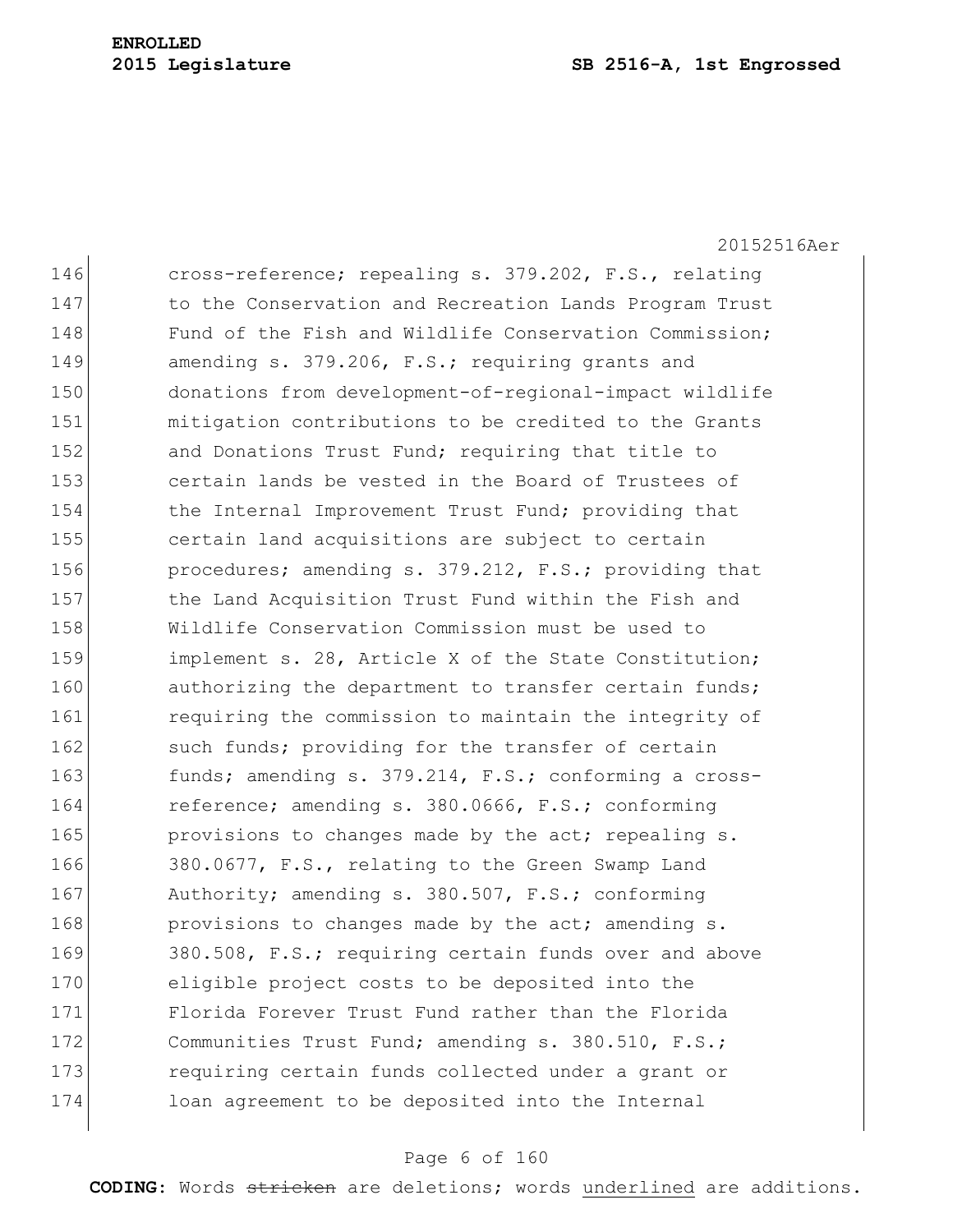cross-reference; repealing s. 379.202, F.S., relating to the Conservation and Recreation Lands Program Trust Fund of the Fish and Wildlife Conservation Commission; amending s. 379.206, F.S.; requiring grants and donations from development-of-regional-impact wildlife mitigation contributions to be credited to the Grants and Donations Trust Fund; requiring that title to certain lands be vested in the Board of Trustees of the Internal Improvement Trust Fund; providing that certain land acquisitions are subject to certain procedures; amending s. 379.212, F.S.; providing that the Land Acquisition Trust Fund within the Fish and Wildlife Conservation Commission must be used to implement s. 28, Article X of the State Constitution; authorizing the department to transfer certain funds; requiring the commission to maintain the integrity of such funds; providing for the transfer of certain funds; amending s. 379.214, F.S.; conforming a cross-reference; amending s. 380.0666, F.S.; conforming provisions to changes made by the act; repealing s. 380.0677, F.S., relating to the Green Swamp Land Authority; amending s. 380.507, F.S.; conforming provisions to changes made by the act; amending s. 380.508, F.S.; requiring certain funds over and above eligible project costs to be deposited into the Florida Forever Trust Fund rather than the Florida Communities Trust Fund; amending s. 380.510, F.S.; requiring certain funds collected under a grant or loan agreement to be deposited into the Internal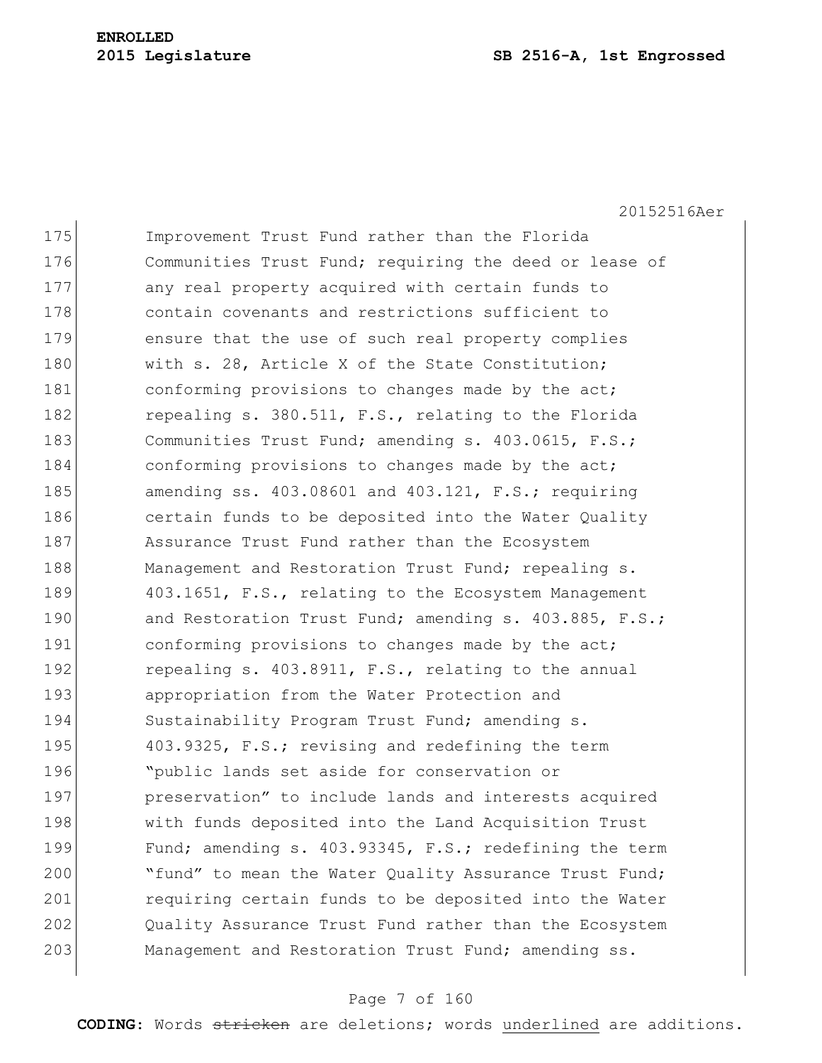175 Improvement Trust Fund rather than the Florida
176 Communities Trust Fund; requiring the deed or lease of
177 any real property acquired with certain funds to
178 contain covenants and restrictions sufficient to
179 ensure that the use of such real property complies
180 with s. 28, Article X of the State Constitution;
181 conforming provisions to changes made by the act;
182 repealing s. 380.511, F.S., relating to the Florida
183 Communities Trust Fund; amending s. 403.0615, F.S.;
184 conforming provisions to changes made by the act;
185 amending ss. 403.08601 and 403.121, F.S.; requiring
186 certain funds to be deposited into the Water Quality
187 Assurance Trust Fund rather than the Ecosystem
188 Management and Restoration Trust Fund; repealing s.
189 403.1651, F.S., relating to the Ecosystem Management
190 and Restoration Trust Fund; amending s. 403.885, F.S.;
191 conforming provisions to changes made by the act;
192 repealing s. 403.8911, F.S., relating to the annual
193 appropriation from the Water Protection and
194 Sustainability Program Trust Fund; amending s.
195 403.9325, F.S.; revising and redefining the term
196 "public lands set aside for conservation or
197 preservation" to include lands and interests acquired
198 with funds deposited into the Land Acquisition Trust
199 Fund; amending s. 403.93345, F.S.; redefining the term
200 "fund" to mean the Water Quality Assurance Trust Fund;
201 requiring certain funds to be deposited into the Water
202 Quality Assurance Trust Fund rather than the Ecosystem
203 Management and Restoration Trust Fund; amending ss.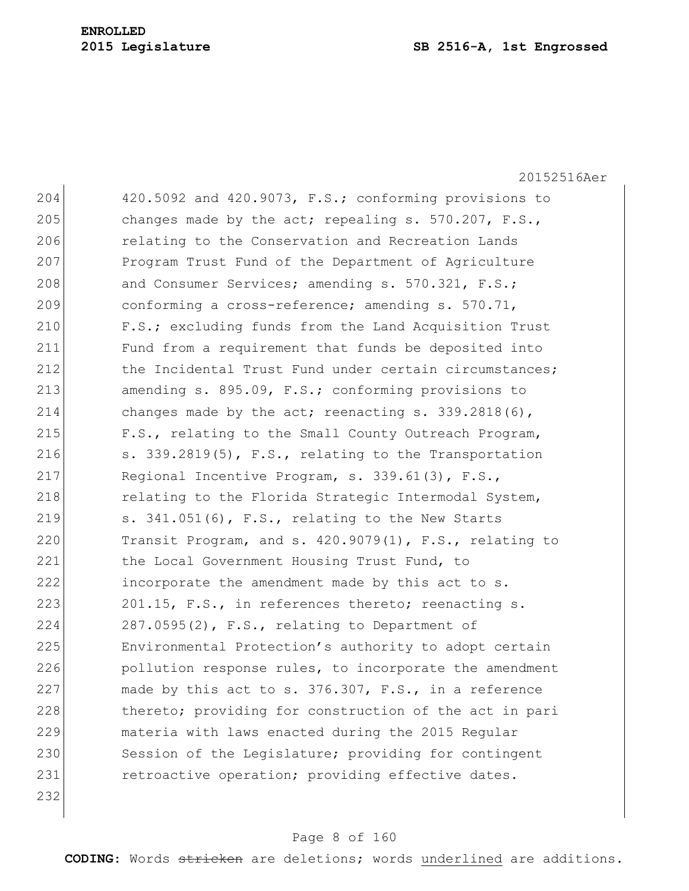420.5092 and 420.9073, F.S.; conforming provisions to changes made by the act; repealing s. 570.207, F.S., relating to the Conservation and Recreation Lands Program Trust Fund of the Department of Agriculture and Consumer Services; amending s. 570.321, F.S.; conforming a cross-reference; amending s. 570.71, F.S.; excluding funds from the Land Acquisition Trust Fund from a requirement that funds be deposited into the Incidental Trust Fund under certain circumstances; amending s. 895.09, F.S.; conforming provisions to changes made by the act; reenacting s. 339.2818(6), F.S., relating to the Small County Outreach Program, s. 339.2819(5), F.S., relating to the Transportation Regional Incentive Program, s. 339.61(3), F.S., relating to the Florida Strategic Intermodal System, s. 341.051(6), F.S., relating to the New Starts Transit Program, and s. 420.9079(1), F.S., relating to the Local Government Housing Trust Fund, to incorporate the amendment made by this act to s. 201.15, F.S., in references thereto; reenacting s. 287.0595(2), F.S., relating to Department of Environmental Protection's authority to adopt certain pollution response rules, to incorporate the amendment made by this act to s. 376.307, F.S., in a reference thereto; providing for construction of the act in pari materia with laws enacted during the 2015 Regular Session of the Legislature; providing for contingent retroactive operation; providing effective dates.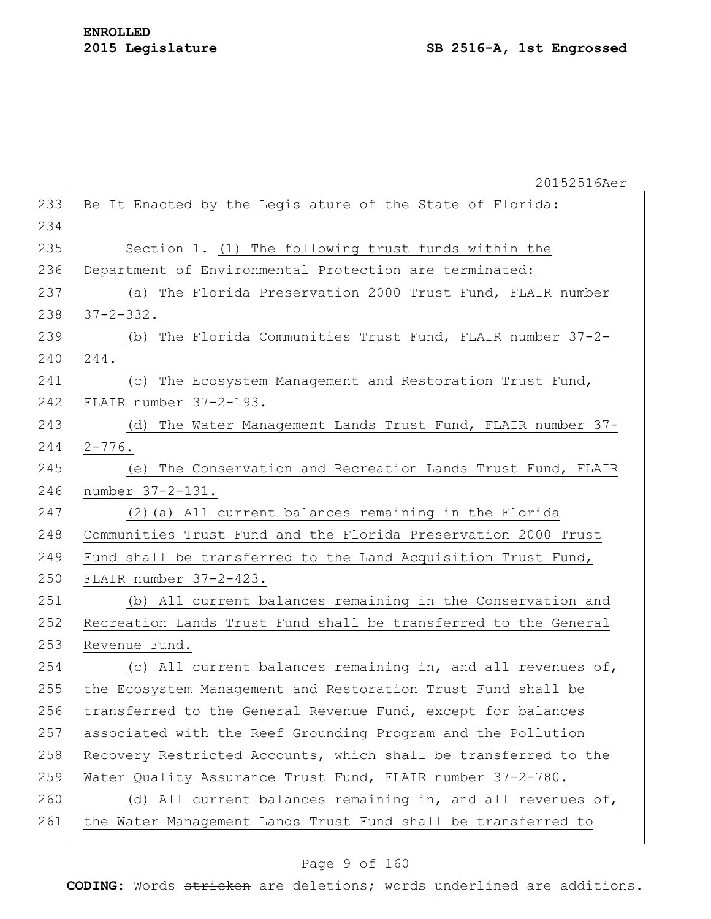Be It Enacted by the Legislature of the State of Florida:

Section 1. (1) The following trust funds within the Department of Environmental Protection are terminated:

(a) The Florida Preservation 2000 Trust Fund, FLAIR number 37-2-332.

(b) The Florida Communities Trust Fund, FLAIR number 37-2-244.

(c) The Ecosystem Management and Restoration Trust Fund, FLAIR number 37-2-193.

(d) The Water Management Lands Trust Fund, FLAIR number 37-2-776.

(e) The Conservation and Recreation Lands Trust Fund, FLAIR number 37-2-131.

(2)(a) All current balances remaining in the Florida Communities Trust Fund and the Florida Preservation 2000 Trust Fund shall be transferred to the Land Acquisition Trust Fund, FLAIR number 37-2-423.

(b) All current balances remaining in the Conservation and Recreation Lands Trust Fund shall be transferred to the General Revenue Fund.

(c) All current balances remaining in, and all revenues of, the Ecosystem Management and Restoration Trust Fund shall be transferred to the General Revenue Fund, except for balances associated with the Reef Grounding Program and the Pollution Recovery Restricted Accounts, which shall be transferred to the Water Quality Assurance Trust Fund, FLAIR number 37-2-780.

(d) All current balances remaining in, and all revenues of, the Water Management Lands Trust Fund shall be transferred to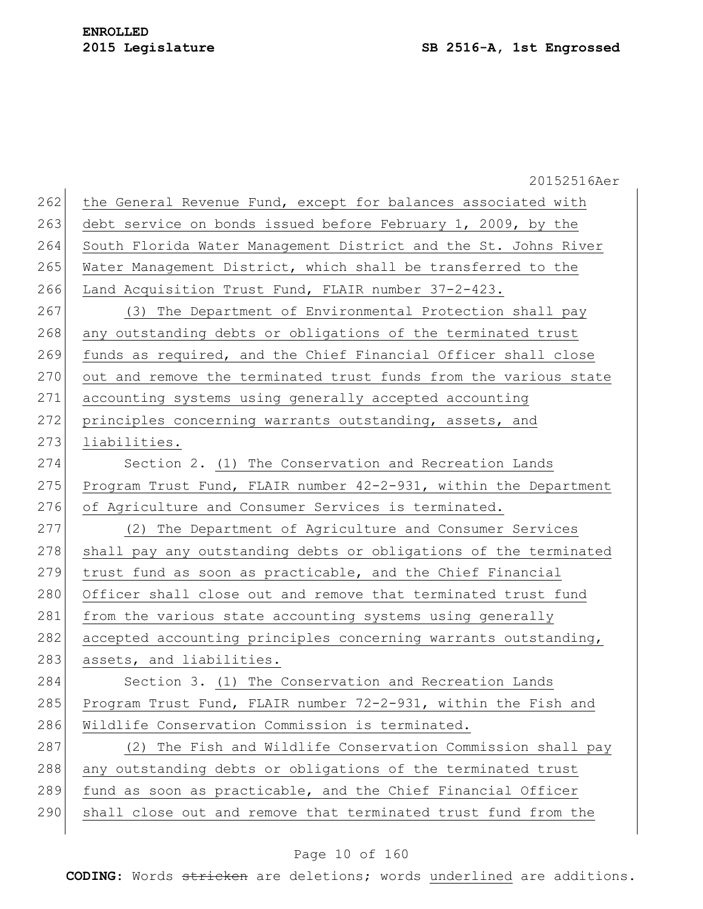the General Revenue Fund, except for balances associated with debt service on bonds issued before February 1, 2009, by the South Florida Water Management District and the St. Johns River Water Management District, which shall be transferred to the Land Acquisition Trust Fund, FLAIR number 37-2-423.

(3) The Department of Environmental Protection shall pay any outstanding debts or obligations of the terminated trust funds as required, and the Chief Financial Officer shall close out and remove the terminated trust funds from the various state accounting systems using generally accepted accounting principles concerning warrants outstanding, assets, and liabilities.

Section 2. (1) The Conservation and Recreation Lands Program Trust Fund, FLAIR number 42-2-931, within the Department of Agriculture and Consumer Services is terminated.

(2) The Department of Agriculture and Consumer Services shall pay any outstanding debts or obligations of the terminated trust fund as soon as practicable, and the Chief Financial Officer shall close out and remove that terminated trust fund from the various state accounting systems using generally accepted accounting principles concerning warrants outstanding, assets, and liabilities.

Section 3. (1) The Conservation and Recreation Lands Program Trust Fund, FLAIR number 72-2-931, within the Fish and Wildlife Conservation Commission is terminated.

(2) The Fish and Wildlife Conservation Commission shall pay any outstanding debts or obligations of the terminated trust fund as soon as practicable, and the Chief Financial Officer shall close out and remove that terminated trust fund from the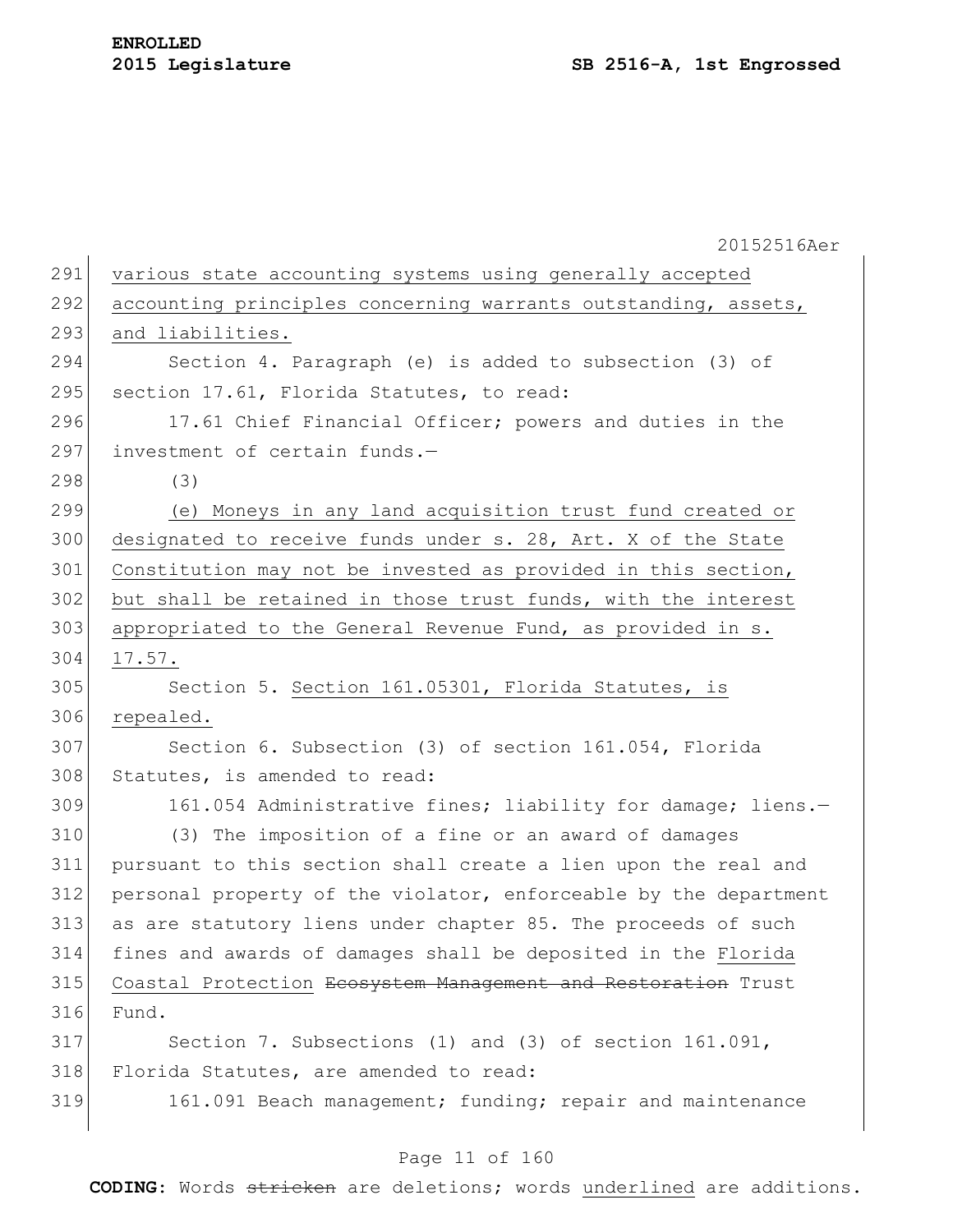various state accounting systems using generally accepted accounting principles concerning warrants outstanding, assets, and liabilities.

Section 4. Paragraph (e) is added to subsection (3) of section 17.61, Florida Statutes, to read:

17.61 Chief Financial Officer; powers and duties in the investment of certain funds.—

(3)

(e) Moneys in any land acquisition trust fund created or designated to receive funds under s. 28, Art. X of the State Constitution may not be invested as provided in this section, but shall be retained in those trust funds, with the interest appropriated to the General Revenue Fund, as provided in s. 17.57.

Section 5. Section 161.05301, Florida Statutes, is repealed.

Section 6. Subsection (3) of section 161.054, Florida Statutes, is amended to read:

161.054 Administrative fines; liability for damage; liens.—

(3) The imposition of a fine or an award of damages pursuant to this section shall create a lien upon the real and personal property of the violator, enforceable by the department as are statutory liens under chapter 85. The proceeds of such fines and awards of damages shall be deposited in the Florida Coastal Protection ~~Ecosystem Management and Restoration~~ Trust Fund.

Section 7. Subsections (1) and (3) of section 161.091, Florida Statutes, are amended to read:

161.091 Beach management; funding; repair and maintenance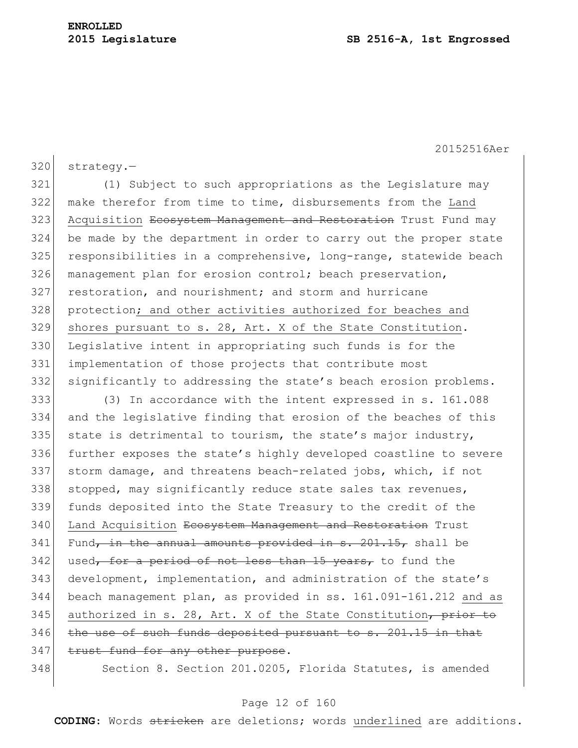strategy.—

(1) Subject to such appropriations as the Legislature may make therefor from time to time, disbursements from the <u>Land Acquisition</u> ~~Ecosystem Management and Restoration~~ Trust Fund may be made by the department in order to carry out the proper state responsibilities in a comprehensive, long-range, statewide beach management plan for erosion control; beach preservation, restoration, and nourishment; and storm and hurricane protection<u>; and other activities authorized for beaches and shores pursuant to s. 28, Art. X of the State Constitution</u>. Legislative intent in appropriating such funds is for the implementation of those projects that contribute most significantly to addressing the state's beach erosion problems.

(3) In accordance with the intent expressed in s. 161.088 and the legislative finding that erosion of the beaches of this state is detrimental to tourism, the state's major industry, further exposes the state's highly developed coastline to severe storm damage, and threatens beach-related jobs, which, if not stopped, may significantly reduce state sales tax revenues, funds deposited into the State Treasury to the credit of the <u>Land Acquisition</u> ~~Ecosystem Management and Restoration~~ Trust Fund~~, in the annual amounts provided in s. 201.15,~~ shall be used~~, for a period of not less than 15 years,~~ to fund the development, implementation, and administration of the state's beach management plan, as provided in ss. 161.091-161.212 <u>and as authorized in s. 28, Art. X of the State Constitution</u>~~, prior to the use of such funds deposited pursuant to s. 201.15 in that trust fund for any other purpose~~.

Section 8. Section 201.0205, Florida Statutes, is amended

**CODING:** Words ~~stricken~~ are deletions; words <u>underlined</u> are additions.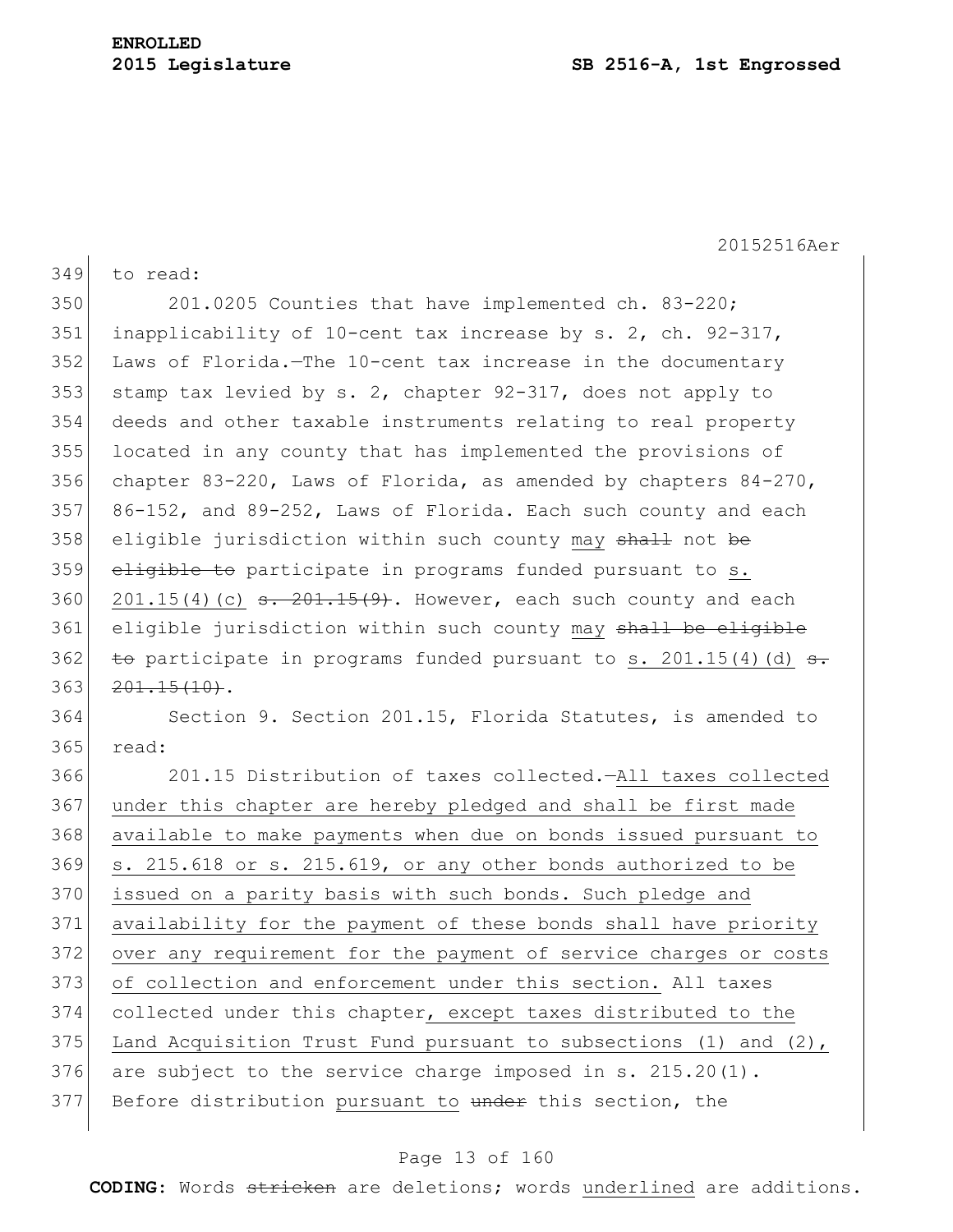to read:

201.0205 Counties that have implemented ch. 83-220; inapplicability of 10-cent tax increase by s. 2, ch. 92-317, Laws of Florida.—The 10-cent tax increase in the documentary stamp tax levied by s. 2, chapter 92-317, does not apply to deeds and other taxable instruments relating to real property located in any county that has implemented the provisions of chapter 83-220, Laws of Florida, as amended by chapters 84-270, 86-152, and 89-252, Laws of Florida. Each such county and each eligible jurisdiction within such county may ~~shall~~ not ~~be eligible to~~ participate in programs funded pursuant to s. 201.15(4)(c) ~~s. 201.15(9)~~. However, each such county and each eligible jurisdiction within such county may ~~shall be eligible to~~ participate in programs funded pursuant to s. 201.15(4)(d) ~~s. 201.15(10)~~.

Section 9. Section 201.15, Florida Statutes, is amended to read:

201.15 Distribution of taxes collected.—All taxes collected under this chapter are hereby pledged and shall be first made available to make payments when due on bonds issued pursuant to s. 215.618 or s. 215.619, or any other bonds authorized to be issued on a parity basis with such bonds. Such pledge and availability for the payment of these bonds shall have priority over any requirement for the payment of service charges or costs of collection and enforcement under this section. All taxes collected under this chapter, except taxes distributed to the Land Acquisition Trust Fund pursuant to subsections (1) and (2), are subject to the service charge imposed in s. 215.20(1). Before distribution pursuant to ~~under~~ this section, the

**CODING:** Words ~~stricken~~ are deletions; words underlined are additions.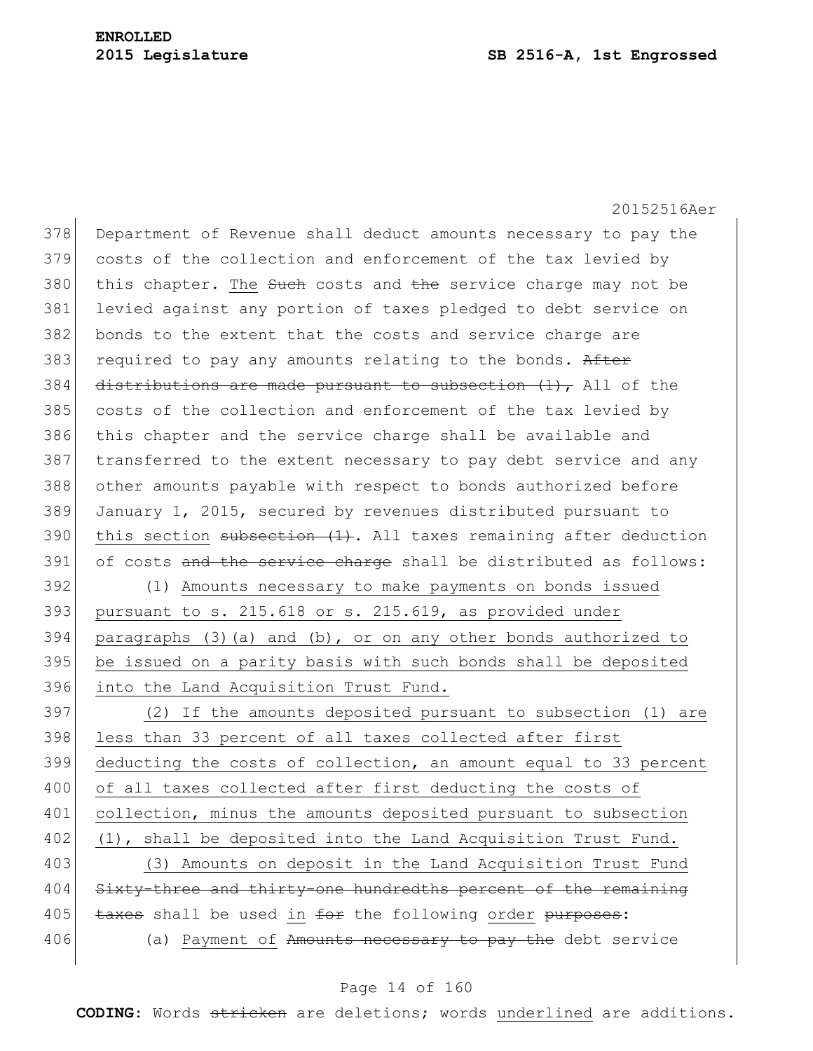Department of Revenue shall deduct amounts necessary to pay the costs of the collection and enforcement of the tax levied by this chapter. <u>The</u> ~~Such~~ costs and ~~the~~ service charge may not be levied against any portion of taxes pledged to debt service on bonds to the extent that the costs and service charge are required to pay any amounts relating to the bonds. ~~After distributions are made pursuant to subsection (1),~~ All of the costs of the collection and enforcement of the tax levied by this chapter and the service charge shall be available and transferred to the extent necessary to pay debt service and any other amounts payable with respect to bonds authorized before January 1, 2015, secured by revenues distributed pursuant to <u>this section</u> ~~subsection (1)~~. All taxes remaining after deduction of costs ~~and the service charge~~ shall be distributed as follows:

<u>(1) Amounts necessary to make payments on bonds issued pursuant to s. 215.618 or s. 215.619, as provided under paragraphs (3)(a) and (b), or on any other bonds authorized to be issued on a parity basis with such bonds shall be deposited into the Land Acquisition Trust Fund.</u>

<u>(2) If the amounts deposited pursuant to subsection (1) are less than 33 percent of all taxes collected after first deducting the costs of collection, an amount equal to 33 percent of all taxes collected after first deducting the costs of collection, minus the amounts deposited pursuant to subsection (1), shall be deposited into the Land Acquisition Trust Fund.</u>

<u>(3) Amounts on deposit in the Land Acquisition Trust Fund</u> ~~Sixty-three and thirty-one hundredths percent of the remaining taxes~~ shall be used <u>in</u> ~~for~~ the following <u>order</u> ~~purposes~~:

(a) <u>Payment of</u> ~~Amounts necessary to pay the~~ debt service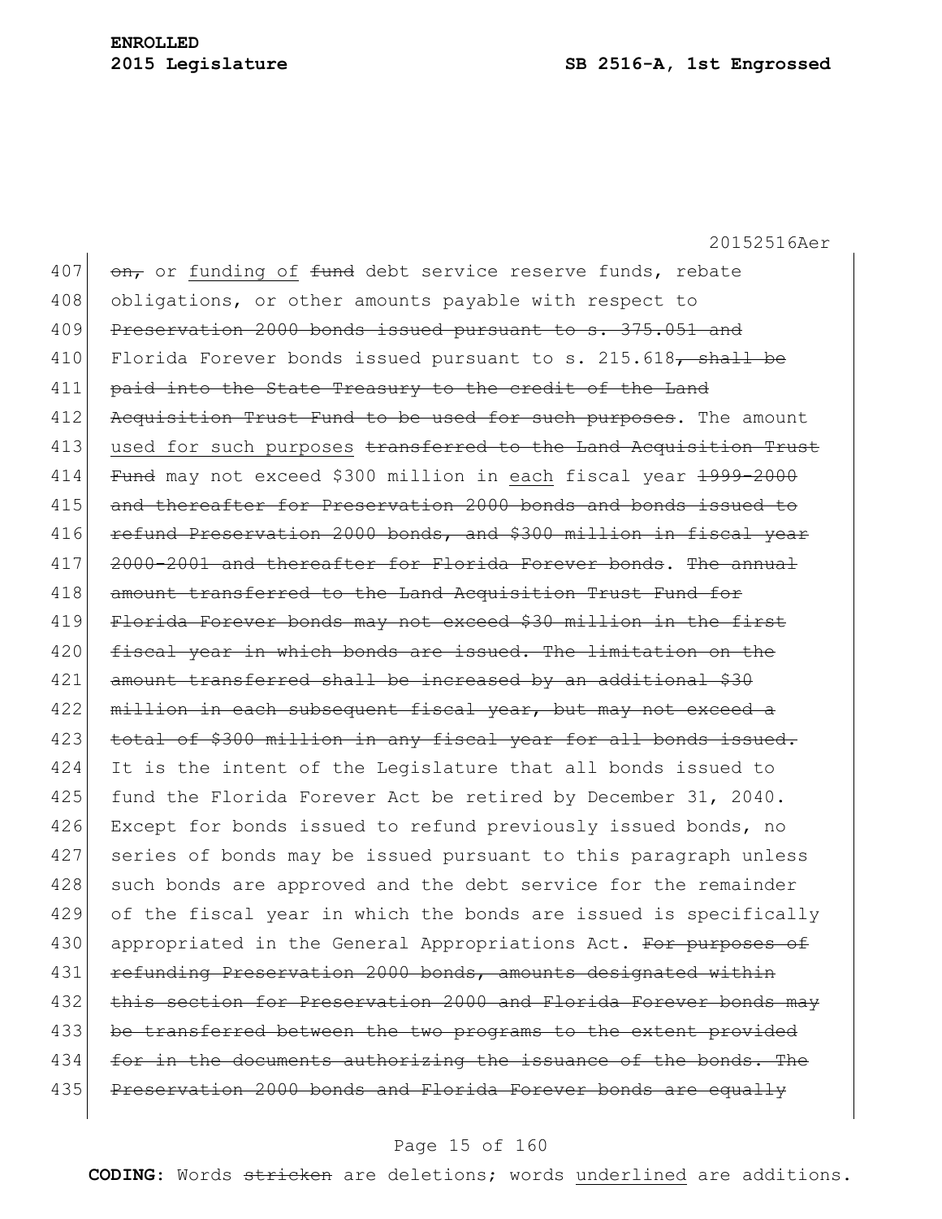~~on,~~ or <u>funding of</u> ~~fund~~ debt service reserve funds, rebate obligations, or other amounts payable with respect to ~~Preservation 2000 bonds issued pursuant to s. 375.051 and~~ Florida Forever bonds issued pursuant to s. 215.618~~, shall be paid into the State Treasury to the credit of the Land Acquisition Trust Fund to be used for such purposes~~. The amount <u>used for such purposes</u> ~~transferred to the Land Acquisition Trust Fund~~ may not exceed $300 million in <u>each</u> fiscal year ~~1999-2000 and thereafter for Preservation 2000 bonds and bonds issued to refund Preservation 2000 bonds, and $300 million in fiscal year 2000-2001 and thereafter for Florida Forever bonds~~. ~~The annual amount transferred to the Land Acquisition Trust Fund for Florida Forever bonds may not exceed $30 million in the first fiscal year in which bonds are issued. The limitation on the amount transferred shall be increased by an additional $30 million in each subsequent fiscal year, but may not exceed a total of $300 million in any fiscal year for all bonds issued.~~ It is the intent of the Legislature that all bonds issued to fund the Florida Forever Act be retired by December 31, 2040. Except for bonds issued to refund previously issued bonds, no series of bonds may be issued pursuant to this paragraph unless such bonds are approved and the debt service for the remainder of the fiscal year in which the bonds are issued is specifically appropriated in the General Appropriations Act. ~~For purposes of refunding Preservation 2000 bonds, amounts designated within this section for Preservation 2000 and Florida Forever bonds may be transferred between the two programs to the extent provided for in the documents authorizing the issuance of the bonds. The Preservation 2000 bonds and Florida Forever bonds are equally~~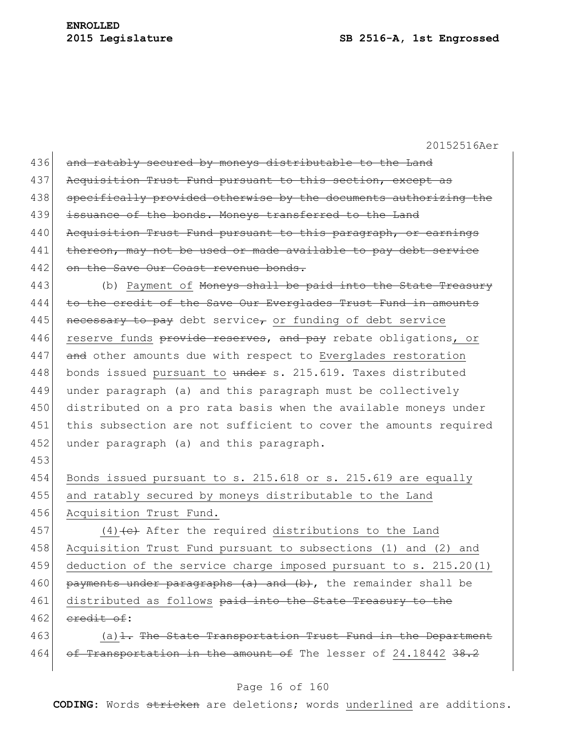20152516Aer

436 ~~and ratably secured by moneys distributable to the Land~~
437 ~~Acquisition Trust Fund pursuant to this section, except as~~
438 ~~specifically provided otherwise by the documents authorizing the~~
439 ~~issuance of the bonds. Moneys transferred to the Land~~
440 ~~Acquisition Trust Fund pursuant to this paragraph, or earnings~~
441 ~~thereon, may not be used or made available to pay debt service~~
442 ~~on the Save Our Coast revenue bonds.~~

443 (b) <u>Payment of</u> ~~Moneys shall be paid into the State Treasury~~
444 ~~to the credit of the Save Our Everglades Trust Fund in amounts~~
445 ~~necessary to pay~~ debt service~~,~~ <u>or funding of debt service</u>
446 <u>reserve funds</u> ~~provide reserves~~, ~~and pay~~ rebate obligations<u>, or</u>
447 ~~and~~ other amounts due with respect to <u>Everglades restoration</u>
448 bonds issued <u>pursuant to</u> ~~under~~ s. 215.619. Taxes distributed
449 under paragraph (a) and this paragraph must be collectively
450 distributed on a pro rata basis when the available moneys under
451 this subsection are not sufficient to cover the amounts required
452 under paragraph (a) and this paragraph.

453

454 <u>Bonds issued pursuant to s. 215.618 or s. 215.619 are equally</u>
455 <u>and ratably secured by moneys distributable to the Land</u>
456 <u>Acquisition Trust Fund.</u>

457 <u>(4)</u>~~(c)~~ After the required <u>distributions to the Land</u>
458 <u>Acquisition Trust Fund pursuant to subsections (1) and (2) and</u>
459 <u>deduction of the service charge imposed pursuant to s. 215.20(1)</u>
460 ~~payments under paragraphs (a) and (b)~~, the remainder shall be
461 <u>distributed as follows</u> ~~paid into the State Treasury to the~~
462 ~~credit of~~:

463 <u>(a)</u>~~1. The State Transportation Trust Fund in the Department~~
464 ~~of Transportation in the amount of~~ The lesser of <u>24.18442</u> ~~38.2~~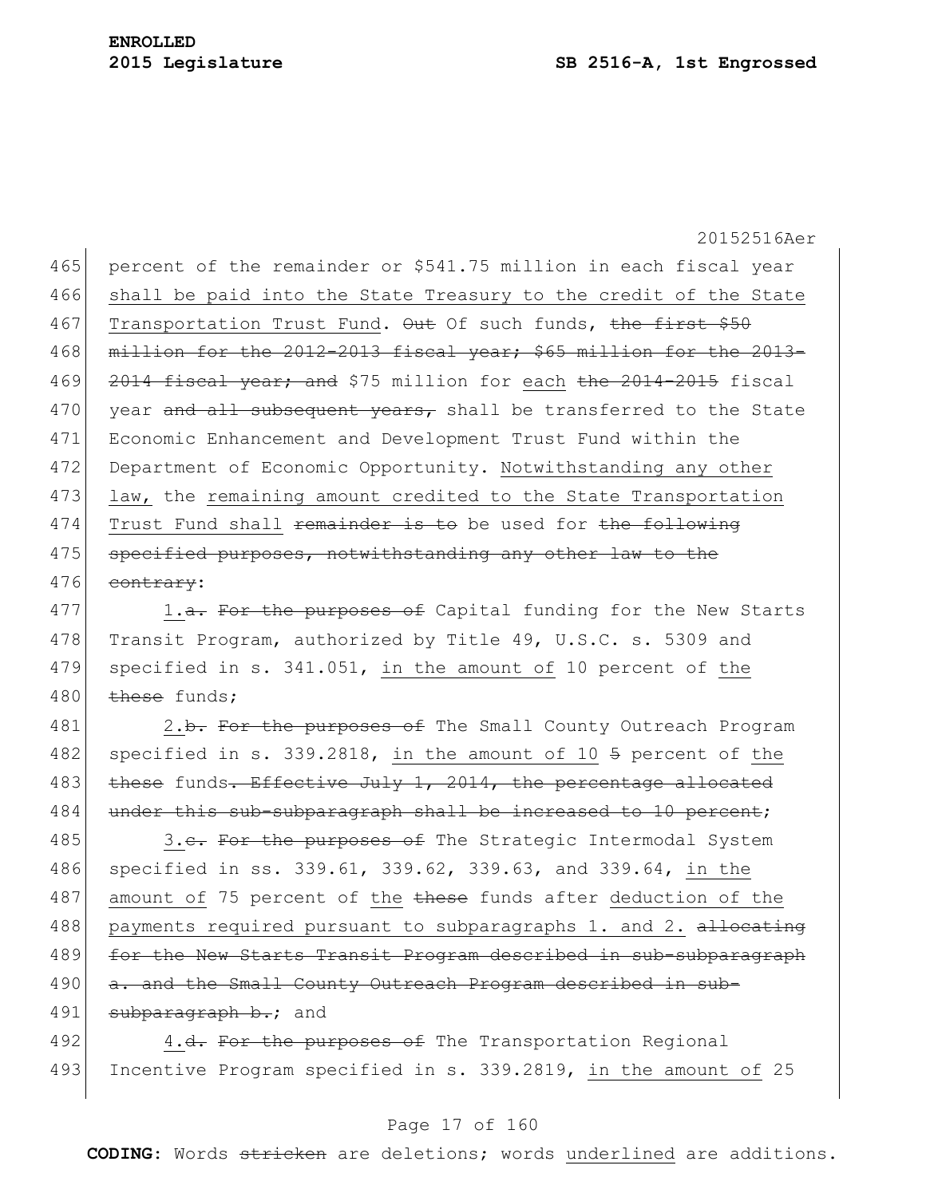465 percent of the remainder or $541.75 million in each fiscal year
466 shall be paid into the State Treasury to the credit of the State
467 Transportation Trust Fund. ~~Out~~ Of such funds, ~~the first $50~~
468 ~~million for the 2012-2013 fiscal year; $65 million for the 2013-~~
469 ~~2014 fiscal year; and~~ $75 million for each ~~the 2014-2015~~ fiscal
470 year ~~and all subsequent years,~~ shall be transferred to the State
471 Economic Enhancement and Development Trust Fund within the
472 Department of Economic Opportunity. Notwithstanding any other
473 law, the remaining amount credited to the State Transportation
474 Trust Fund shall ~~remainder is to~~ be used for ~~the following~~
475 ~~specified purposes, notwithstanding any other law to the~~
476 ~~contrary~~:

477 1.~~a.~~ ~~For the purposes of~~ Capital funding for the New Starts
478 Transit Program, authorized by Title 49, U.S.C. s. 5309 and
479 specified in s. 341.051, in the amount of 10 percent of the
480 ~~these~~ funds;

481 2.~~b.~~ ~~For the purposes of~~ The Small County Outreach Program
482 specified in s. 339.2818, in the amount of 10 ~~5~~ percent of the
483 ~~these~~ funds~~. Effective July 1, 2014, the percentage allocated~~
484 ~~under this sub-subparagraph shall be increased to 10 percent~~;

485 3.~~c.~~ ~~For the purposes of~~ The Strategic Intermodal System
486 specified in ss. 339.61, 339.62, 339.63, and 339.64, in the
487 amount of 75 percent of the ~~these~~ funds after deduction of the
488 payments required pursuant to subparagraphs 1. and 2. ~~allocating~~
489 ~~for the New Starts Transit Program described in sub-subparagraph~~
490 ~~a. and the Small County Outreach Program described in sub-~~
491 ~~subparagraph b.~~; and

492 4.~~d.~~ ~~For the purposes of~~ The Transportation Regional
493 Incentive Program specified in s. 339.2819, in the amount of 25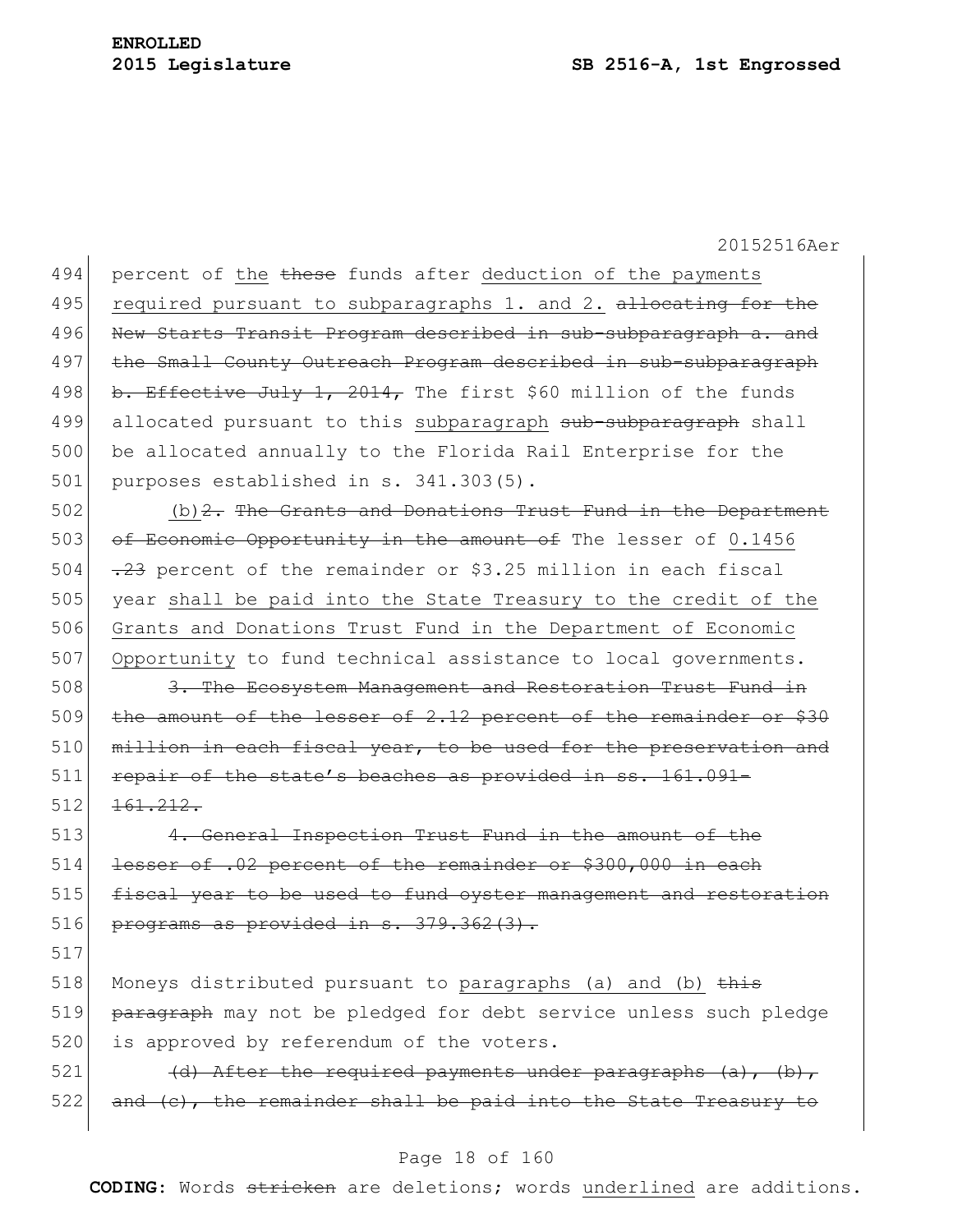percent of the ~~these~~ funds after <u>deduction of the payments required pursuant to subparagraphs 1. and 2.</u> ~~allocating for the New Starts Transit Program described in sub-subparagraph a. and the Small County Outreach Program described in sub-subparagraph b. Effective July 1, 2014,~~ The first $60 million of the funds allocated pursuant to this <u>subparagraph</u> ~~sub-subparagraph~~ shall be allocated annually to the Florida Rail Enterprise for the purposes established in s. 341.303(5).

<u>(b)</u>~~2. The Grants and Donations Trust Fund in the Department of Economic Opportunity in the amount of~~ The lesser of <u>0.1456</u> ~~.23~~ percent of the remainder or $3.25 million in each fiscal year <u>shall be paid into the State Treasury to the credit of the Grants and Donations Trust Fund in the Department of Economic Opportunity</u> to fund technical assistance to local governments.

~~3. The Ecosystem Management and Restoration Trust Fund in the amount of the lesser of 2.12 percent of the remainder or $30 million in each fiscal year, to be used for the preservation and repair of the state's beaches as provided in ss. 161.091-161.212.~~

~~4. General Inspection Trust Fund in the amount of the lesser of .02 percent of the remainder or $300,000 in each fiscal year to be used to fund oyster management and restoration programs as provided in s. 379.362(3).~~

Moneys distributed pursuant to <u>paragraphs (a) and (b)</u> ~~this paragraph~~ may not be pledged for debt service unless such pledge is approved by referendum of the voters.

~~(d) After the required payments under paragraphs (a), (b), and (c), the remainder shall be paid into the State Treasury to~~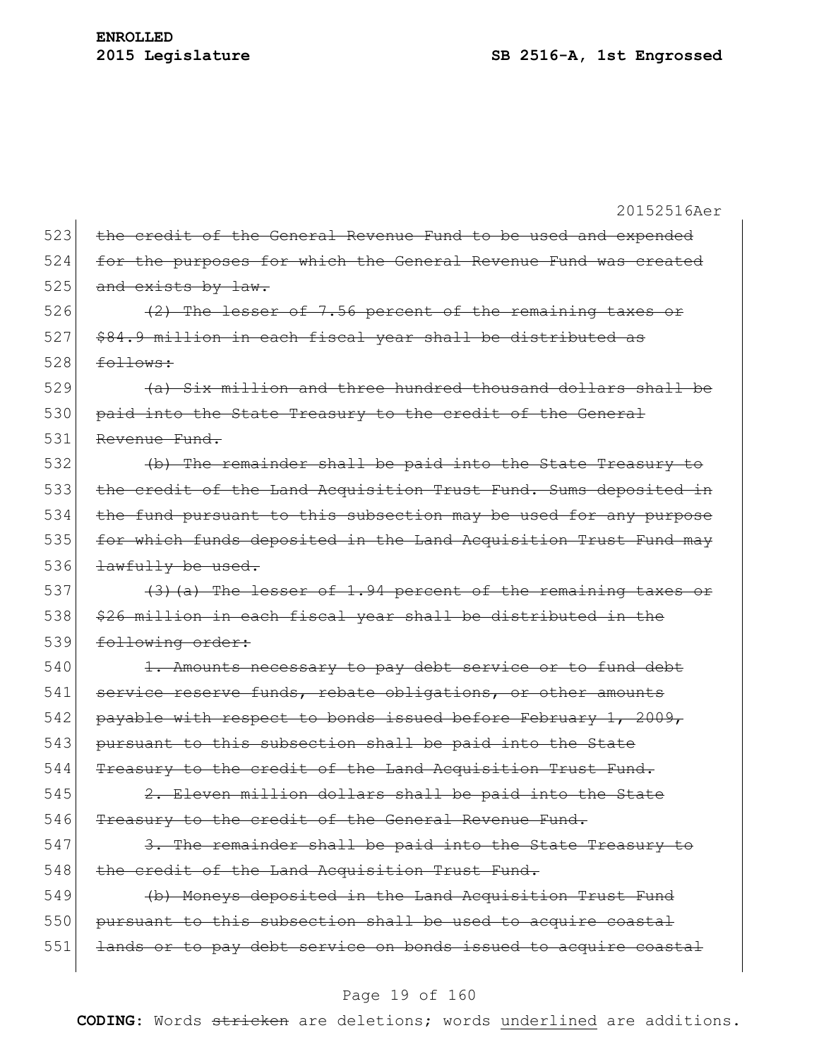20152516Aer

523 ~~the credit of the General Revenue Fund to be used and expended~~
524 ~~for the purposes for which the General Revenue Fund was created~~
525 ~~and exists by law.~~

526 ~~(2) The lesser of 7.56 percent of the remaining taxes or~~
527 ~~$84.9 million in each fiscal year shall be distributed as~~
528 ~~follows:~~

529 ~~(a) Six million and three hundred thousand dollars shall be~~
530 ~~paid into the State Treasury to the credit of the General~~
531 ~~Revenue Fund.~~

532 ~~(b) The remainder shall be paid into the State Treasury to~~
533 ~~the credit of the Land Acquisition Trust Fund. Sums deposited in~~
534 ~~the fund pursuant to this subsection may be used for any purpose~~
535 ~~for which funds deposited in the Land Acquisition Trust Fund may~~
536 ~~lawfully be used.~~

537 ~~(3)(a) The lesser of 1.94 percent of the remaining taxes or~~
538 ~~$26 million in each fiscal year shall be distributed in the~~
539 ~~following order:~~

540 ~~1. Amounts necessary to pay debt service or to fund debt~~
541 ~~service reserve funds, rebate obligations, or other amounts~~
542 ~~payable with respect to bonds issued before February 1, 2009,~~
543 ~~pursuant to this subsection shall be paid into the State~~
544 ~~Treasury to the credit of the Land Acquisition Trust Fund.~~

545 ~~2. Eleven million dollars shall be paid into the State~~
546 ~~Treasury to the credit of the General Revenue Fund.~~

547 ~~3. The remainder shall be paid into the State Treasury to~~
548 ~~the credit of the Land Acquisition Trust Fund.~~

549 ~~(b) Moneys deposited in the Land Acquisition Trust Fund~~
550 ~~pursuant to this subsection shall be used to acquire coastal~~
551 ~~lands or to pay debt service on bonds issued to acquire coastal~~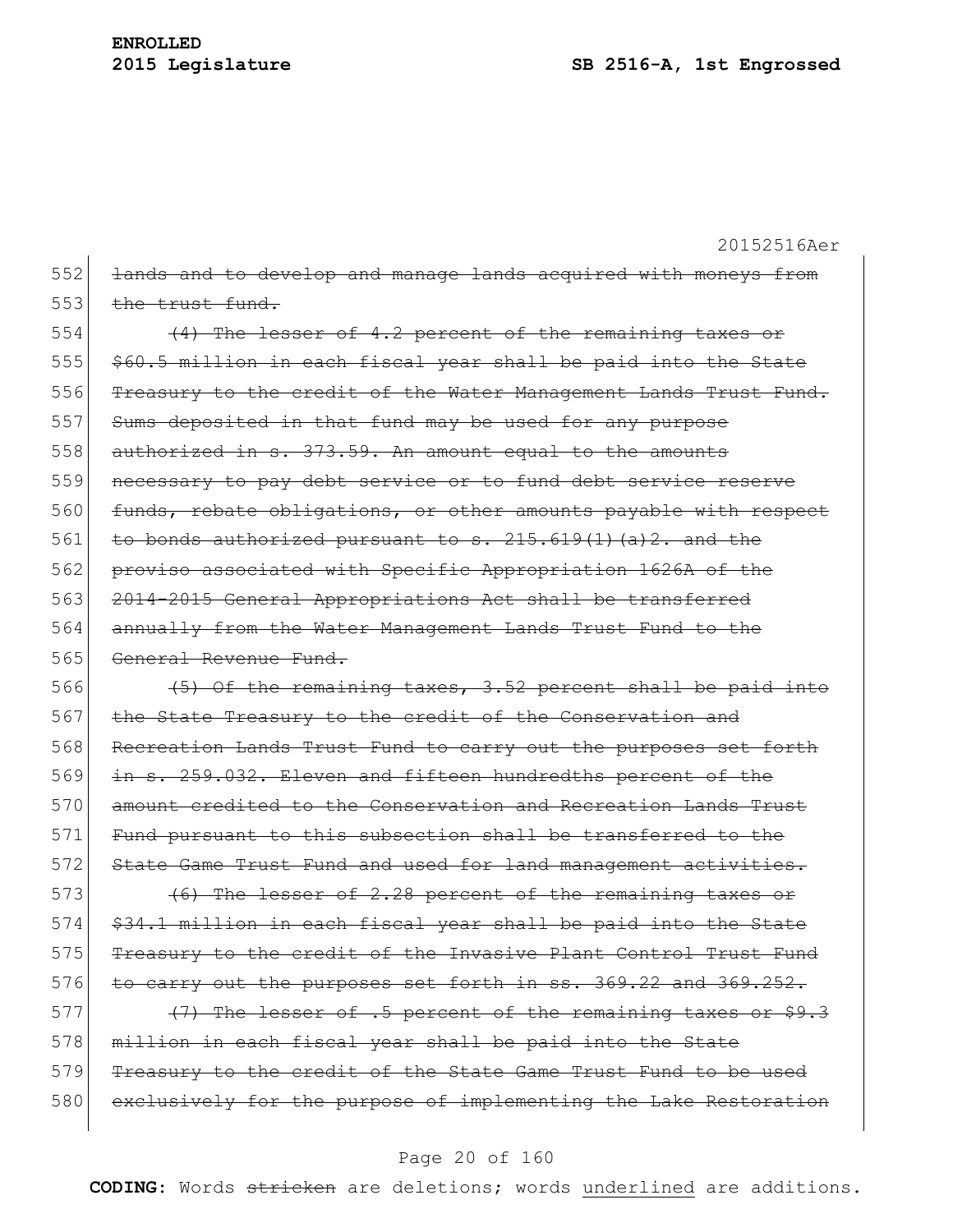~~lands and to develop and manage lands acquired with moneys from the trust fund.~~

~~(4) The lesser of 4.2 percent of the remaining taxes or $60.5 million in each fiscal year shall be paid into the State Treasury to the credit of the Water Management Lands Trust Fund. Sums deposited in that fund may be used for any purpose authorized in s. 373.59. An amount equal to the amounts necessary to pay debt service or to fund debt service reserve funds, rebate obligations, or other amounts payable with respect to bonds authorized pursuant to s. 215.619(1)(a)2. and the proviso associated with Specific Appropriation 1626A of the 2014-2015 General Appropriations Act shall be transferred annually from the Water Management Lands Trust Fund to the General Revenue Fund.~~

~~(5) Of the remaining taxes, 3.52 percent shall be paid into the State Treasury to the credit of the Conservation and Recreation Lands Trust Fund to carry out the purposes set forth in s. 259.032. Eleven and fifteen hundredths percent of the amount credited to the Conservation and Recreation Lands Trust Fund pursuant to this subsection shall be transferred to the State Game Trust Fund and used for land management activities.~~

~~(6) The lesser of 2.28 percent of the remaining taxes or $34.1 million in each fiscal year shall be paid into the State Treasury to the credit of the Invasive Plant Control Trust Fund to carry out the purposes set forth in ss. 369.22 and 369.252.~~

~~(7) The lesser of .5 percent of the remaining taxes or $9.3 million in each fiscal year shall be paid into the State Treasury to the credit of the State Game Trust Fund to be used exclusively for the purpose of implementing the Lake Restoration~~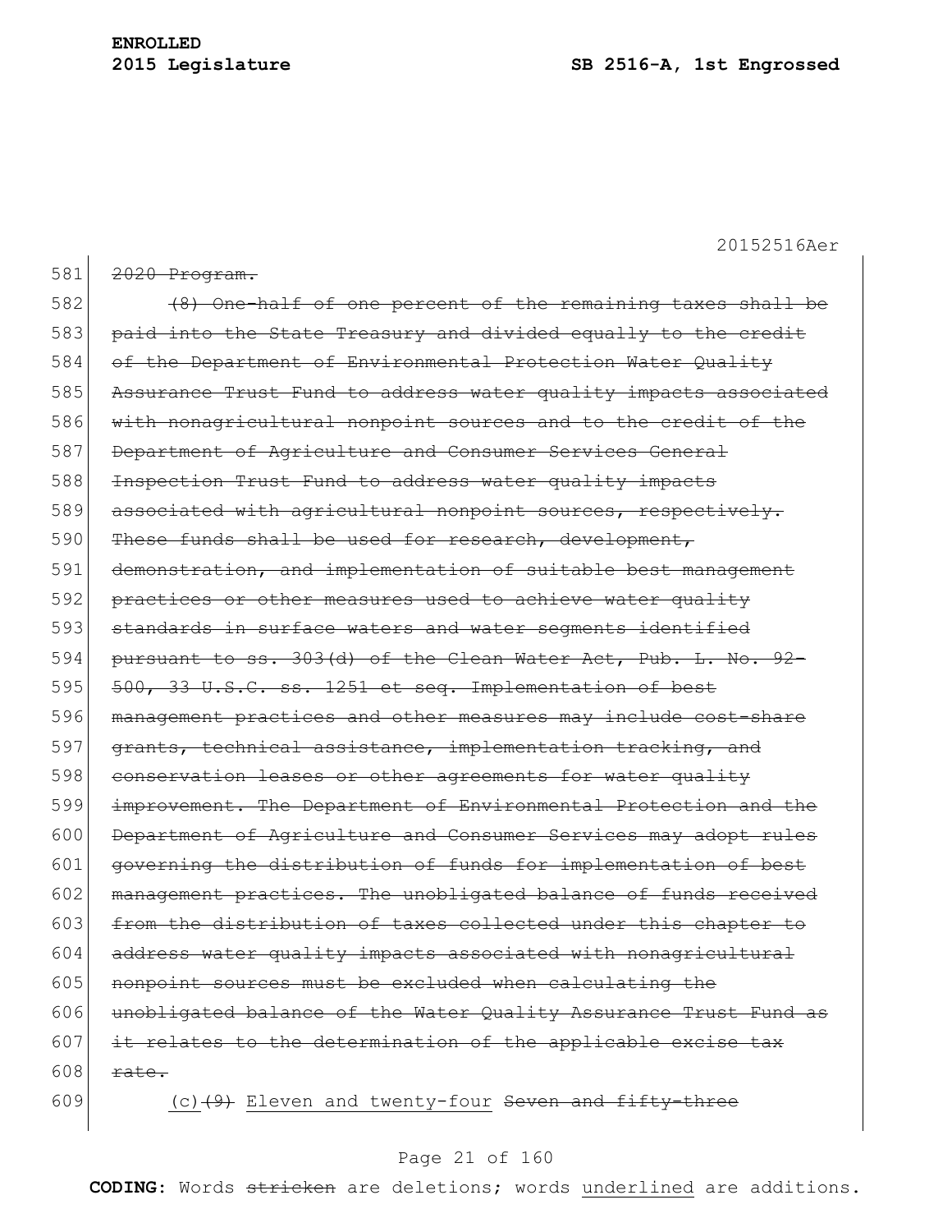581 ~~2020 Program.~~

582 ~~(8) One-half of one percent of the remaining taxes shall be~~
583 ~~paid into the State Treasury and divided equally to the credit~~
584 ~~of the Department of Environmental Protection Water Quality~~
585 ~~Assurance Trust Fund to address water quality impacts associated~~
586 ~~with nonagricultural nonpoint sources and to the credit of the~~
587 ~~Department of Agriculture and Consumer Services General~~
588 ~~Inspection Trust Fund to address water quality impacts~~
589 ~~associated with agricultural nonpoint sources, respectively.~~
590 ~~These funds shall be used for research, development,~~
591 ~~demonstration, and implementation of suitable best management~~
592 ~~practices or other measures used to achieve water quality~~
593 ~~standards in surface waters and water segments identified~~
594 ~~pursuant to ss. 303(d) of the Clean Water Act, Pub. L. No. 92-~~
595 ~~500, 33 U.S.C. ss. 1251 et seq. Implementation of best~~
596 ~~management practices and other measures may include cost-share~~
597 ~~grants, technical assistance, implementation tracking, and~~
598 ~~conservation leases or other agreements for water quality~~
599 ~~improvement. The Department of Environmental Protection and the~~
600 ~~Department of Agriculture and Consumer Services may adopt rules~~
601 ~~governing the distribution of funds for implementation of best~~
602 ~~management practices. The unobligated balance of funds received~~
603 ~~from the distribution of taxes collected under this chapter to~~
604 ~~address water quality impacts associated with nonagricultural~~
605 ~~nonpoint sources must be excluded when calculating the~~
606 ~~unobligated balance of the Water Quality Assurance Trust Fund as~~
607 ~~it relates to the determination of the applicable excise tax~~
608 ~~rate.~~

609 <u>(c)</u>~~(9)~~ <u>Eleven and twenty-four</u> ~~Seven and fifty-three~~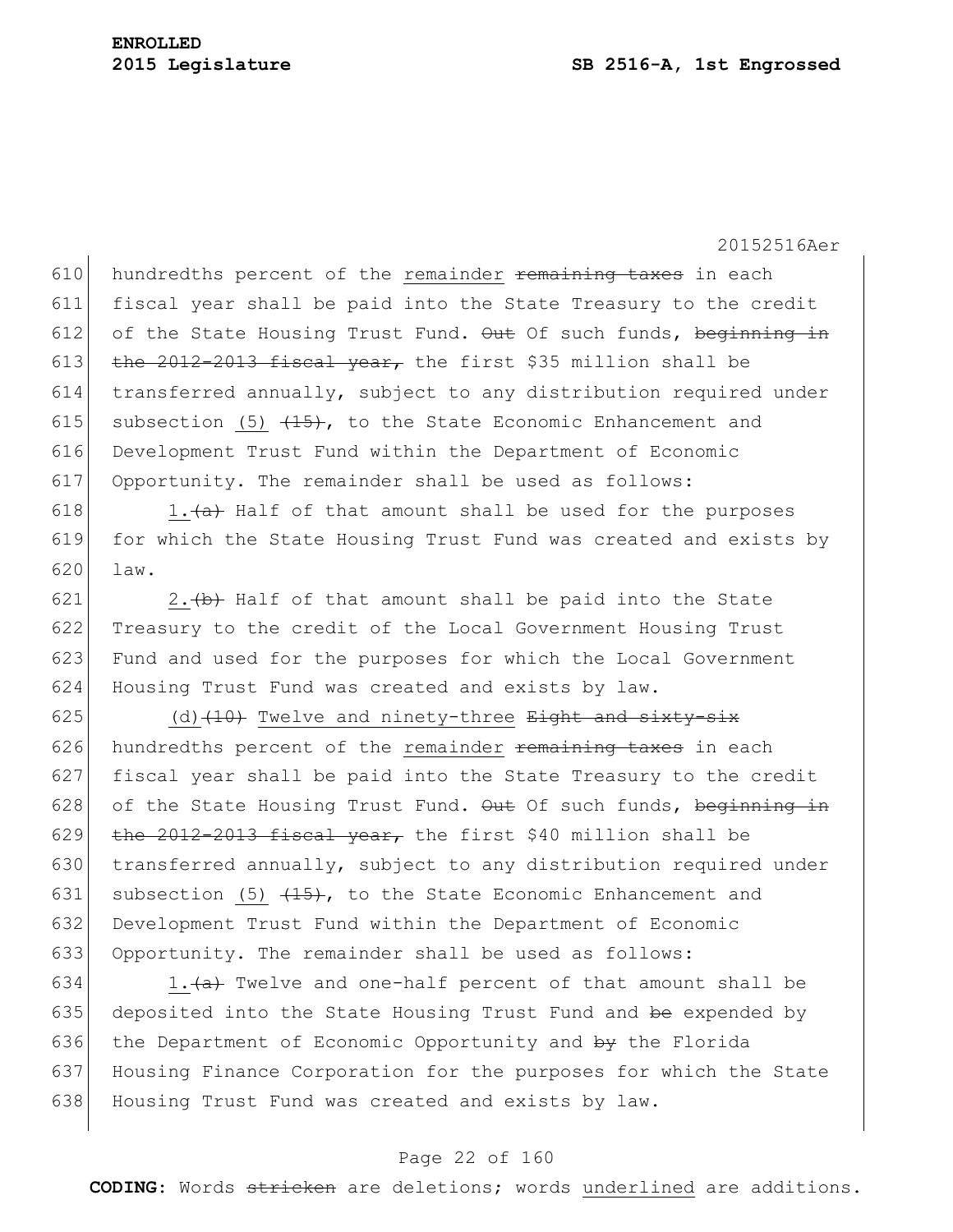hundredths percent of the <u>remainder</u> ~~remaining taxes~~ in each fiscal year shall be paid into the State Treasury to the credit of the State Housing Trust Fund. ~~Out~~ Of such funds, ~~beginning in the 2012-2013 fiscal year,~~ the first $35 million shall be transferred annually, subject to any distribution required under subsection <u>(5)</u> ~~(15)~~, to the State Economic Enhancement and Development Trust Fund within the Department of Economic Opportunity. The remainder shall be used as follows:

<u>1.</u>~~(a)~~ Half of that amount shall be used for the purposes for which the State Housing Trust Fund was created and exists by law.

<u>2.</u>~~(b)~~ Half of that amount shall be paid into the State Treasury to the credit of the Local Government Housing Trust Fund and used for the purposes for which the Local Government Housing Trust Fund was created and exists by law.

<u>(d)</u>~~(10)~~ <u>Twelve and ninety-three</u> ~~Eight and sixty-six~~ hundredths percent of the <u>remainder</u> ~~remaining taxes~~ in each fiscal year shall be paid into the State Treasury to the credit of the State Housing Trust Fund. ~~Out~~ Of such funds, ~~beginning in the 2012-2013 fiscal year,~~ the first $40 million shall be transferred annually, subject to any distribution required under subsection <u>(5)</u> ~~(15)~~, to the State Economic Enhancement and Development Trust Fund within the Department of Economic Opportunity. The remainder shall be used as follows:

<u>1.</u>~~(a)~~ Twelve and one-half percent of that amount shall be deposited into the State Housing Trust Fund and ~~be~~ expended by the Department of Economic Opportunity and ~~by~~ the Florida Housing Finance Corporation for the purposes for which the State Housing Trust Fund was created and exists by law.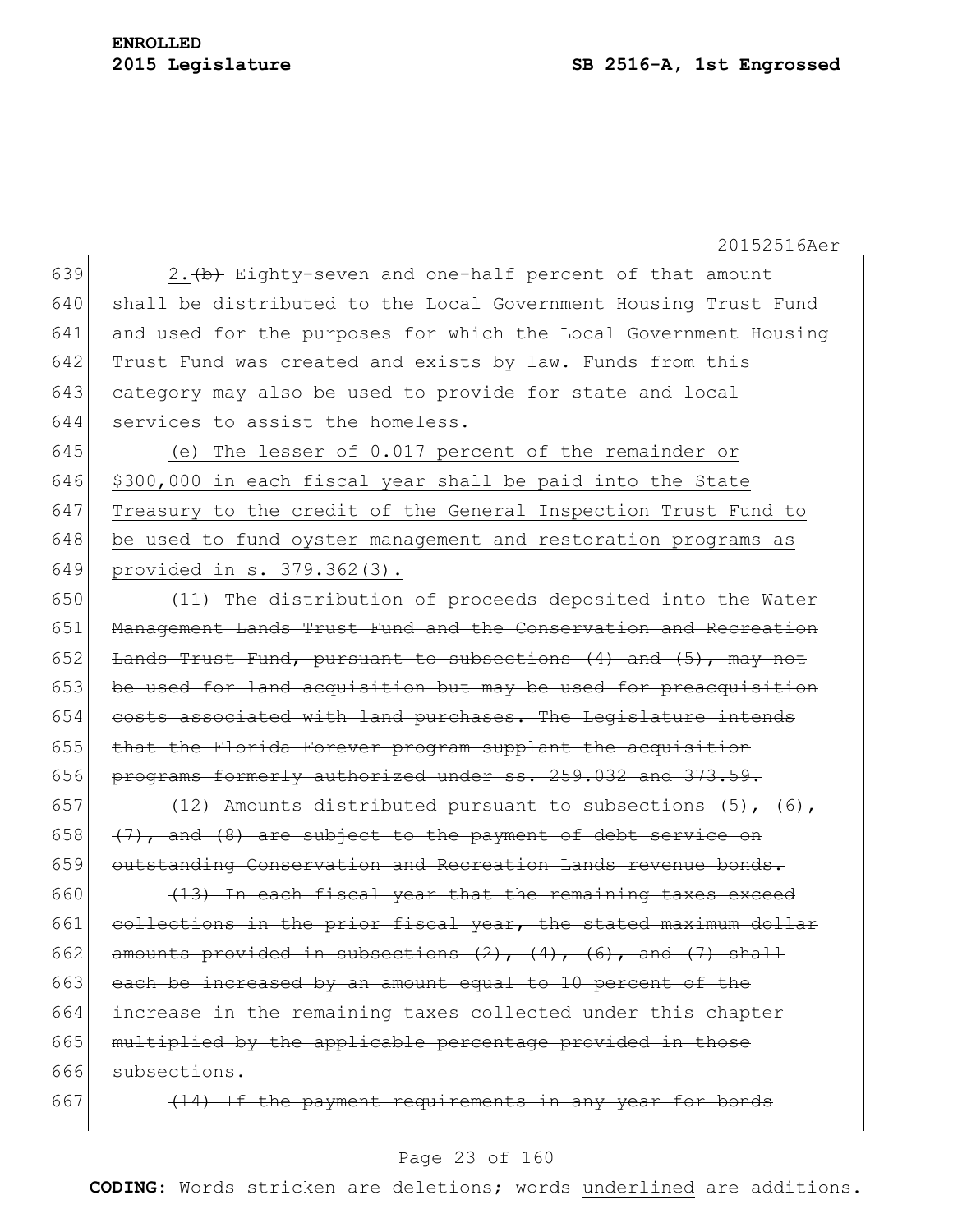639 2.~~(b)~~ Eighty-seven and one-half percent of that amount
640 shall be distributed to the Local Government Housing Trust Fund
641 and used for the purposes for which the Local Government Housing
642 Trust Fund was created and exists by law. Funds from this
643 category may also be used to provide for state and local
644 services to assist the homeless.

645 <u>(e) The lesser of 0.017 percent of the remainder or</u>
646 <u>$300,000 in each fiscal year shall be paid into the State</u>
647 <u>Treasury to the credit of the General Inspection Trust Fund to</u>
648 <u>be used to fund oyster management and restoration programs as</u>
649 <u>provided in s. 379.362(3).</u>

650 ~~(11) The distribution of proceeds deposited into the Water~~
651 ~~Management Lands Trust Fund and the Conservation and Recreation~~
652 ~~Lands Trust Fund, pursuant to subsections (4) and (5), may not~~
653 ~~be used for land acquisition but may be used for preacquisition~~
654 ~~costs associated with land purchases. The Legislature intends~~
655 ~~that the Florida Forever program supplant the acquisition~~
656 ~~programs formerly authorized under ss. 259.032 and 373.59.~~

657 ~~(12) Amounts distributed pursuant to subsections (5), (6),~~
658 ~~(7), and (8) are subject to the payment of debt service on~~
659 ~~outstanding Conservation and Recreation Lands revenue bonds.~~

660 ~~(13) In each fiscal year that the remaining taxes exceed~~
661 ~~collections in the prior fiscal year, the stated maximum dollar~~
662 ~~amounts provided in subsections (2), (4), (6), and (7) shall~~
663 ~~each be increased by an amount equal to 10 percent of the~~
664 ~~increase in the remaining taxes collected under this chapter~~
665 ~~multiplied by the applicable percentage provided in those~~
666 ~~subsections.~~

667 ~~(14) If the payment requirements in any year for bonds~~

**CODING:** Words ~~stricken~~ are deletions; words <u>underlined</u> are additions.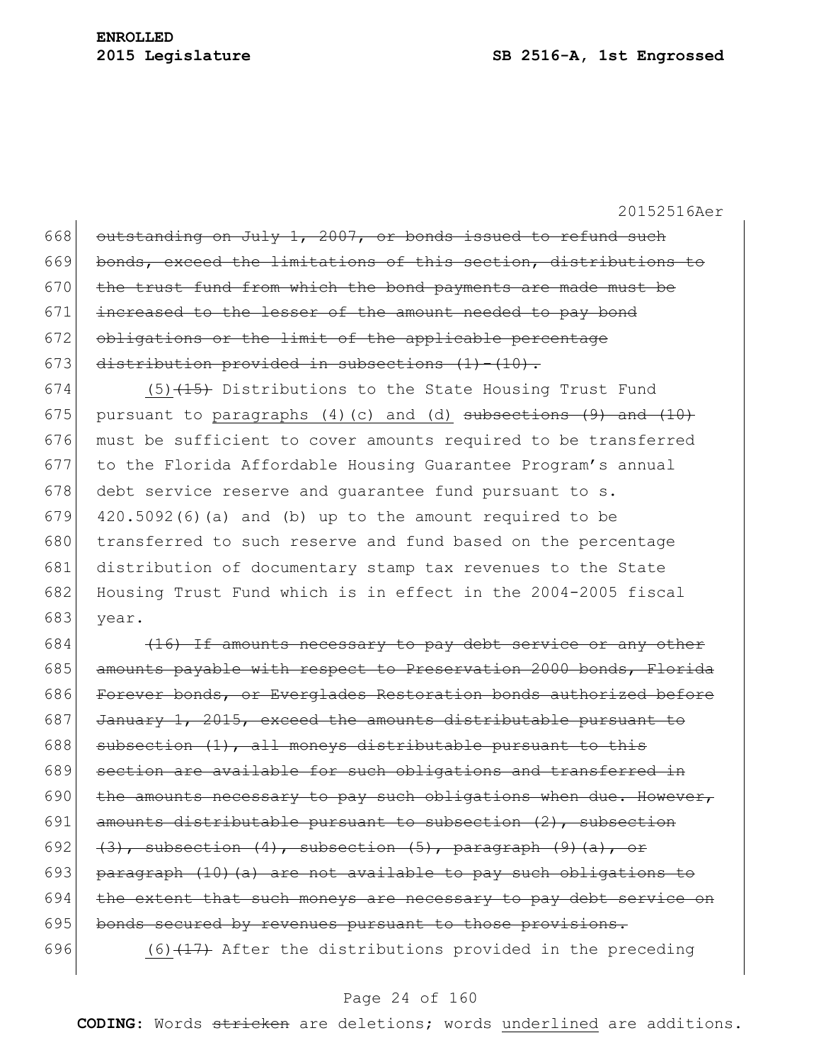outstanding on July 1, 2007, or bonds issued to refund such bonds, exceed the limitations of this section, distributions to the trust fund from which the bond payments are made must be increased to the lesser of the amount needed to pay bond obligations or the limit of the applicable percentage distribution provided in subsections (1)-(10).

(5)(15) Distributions to the State Housing Trust Fund pursuant to paragraphs (4)(c) and (d) subsections (9) and (10) must be sufficient to cover amounts required to be transferred to the Florida Affordable Housing Guarantee Program's annual debt service reserve and guarantee fund pursuant to s. 420.5092(6)(a) and (b) up to the amount required to be transferred to such reserve and fund based on the percentage distribution of documentary stamp tax revenues to the State Housing Trust Fund which is in effect in the 2004-2005 fiscal year.

(16) If amounts necessary to pay debt service or any other amounts payable with respect to Preservation 2000 bonds, Florida Forever bonds, or Everglades Restoration bonds authorized before January 1, 2015, exceed the amounts distributable pursuant to subsection (1), all moneys distributable pursuant to this section are available for such obligations and transferred in the amounts necessary to pay such obligations when due. However, amounts distributable pursuant to subsection (2), subsection (3), subsection (4), subsection (5), paragraph (9)(a), or paragraph (10)(a) are not available to pay such obligations to the extent that such moneys are necessary to pay debt service on bonds secured by revenues pursuant to those provisions.

(6)(17) After the distributions provided in the preceding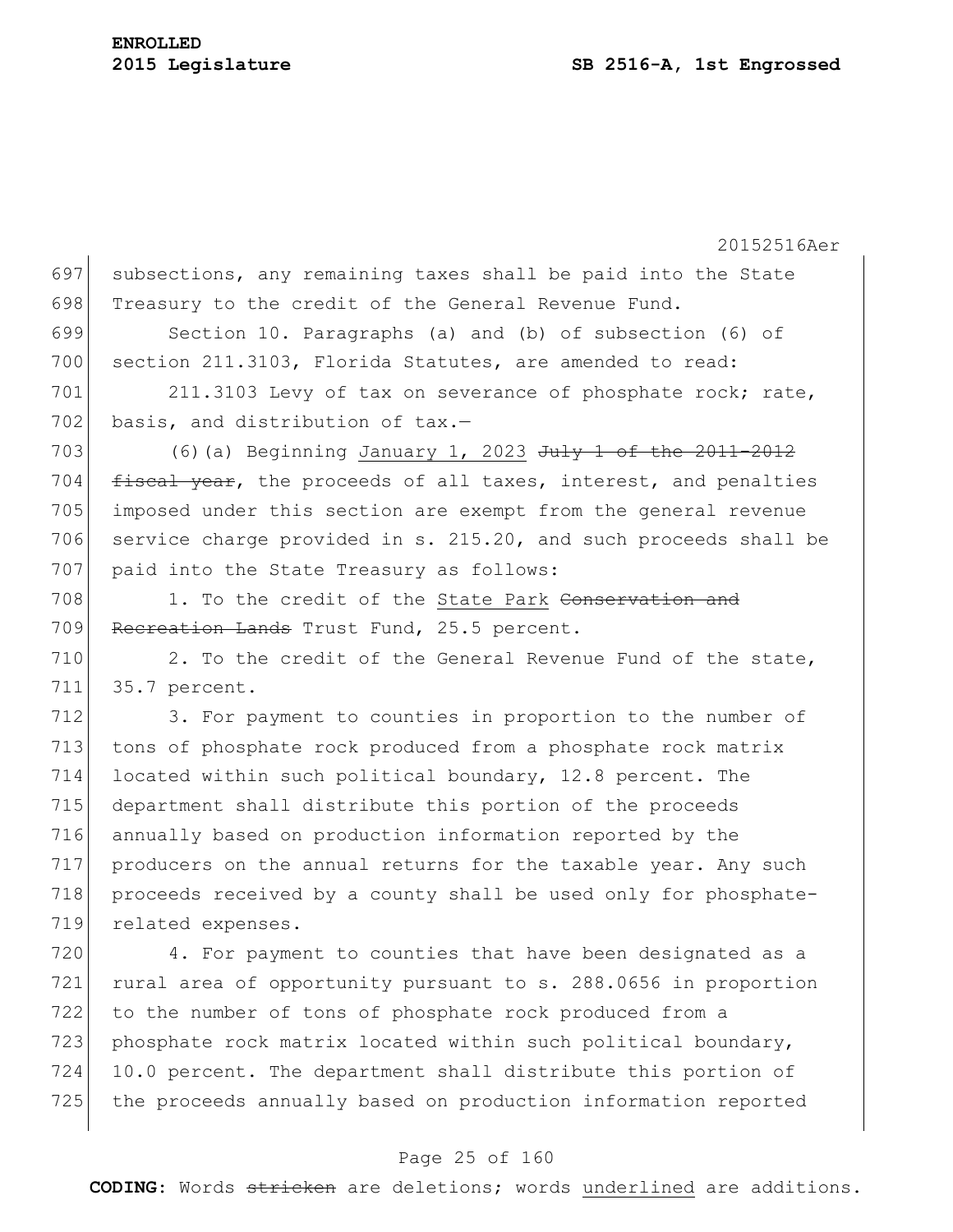subsections, any remaining taxes shall be paid into the State Treasury to the credit of the General Revenue Fund.

Section 10. Paragraphs (a) and (b) of subsection (6) of section 211.3103, Florida Statutes, are amended to read:

211.3103 Levy of tax on severance of phosphate rock; rate, basis, and distribution of tax.—

(6)(a) Beginning <u>January 1, 2023</u> ~~July 1 of the 2011-2012 fiscal year~~, the proceeds of all taxes, interest, and penalties imposed under this section are exempt from the general revenue service charge provided in s. 215.20, and such proceeds shall be paid into the State Treasury as follows:

1. To the credit of the <u>State Park</u> ~~Conservation and Recreation Lands~~ Trust Fund, 25.5 percent.

2. To the credit of the General Revenue Fund of the state, 35.7 percent.

3. For payment to counties in proportion to the number of tons of phosphate rock produced from a phosphate rock matrix located within such political boundary, 12.8 percent. The department shall distribute this portion of the proceeds annually based on production information reported by the producers on the annual returns for the taxable year. Any such proceeds received by a county shall be used only for phosphate-related expenses.

4. For payment to counties that have been designated as a rural area of opportunity pursuant to s. 288.0656 in proportion to the number of tons of phosphate rock produced from a phosphate rock matrix located within such political boundary, 10.0 percent. The department shall distribute this portion of the proceeds annually based on production information reported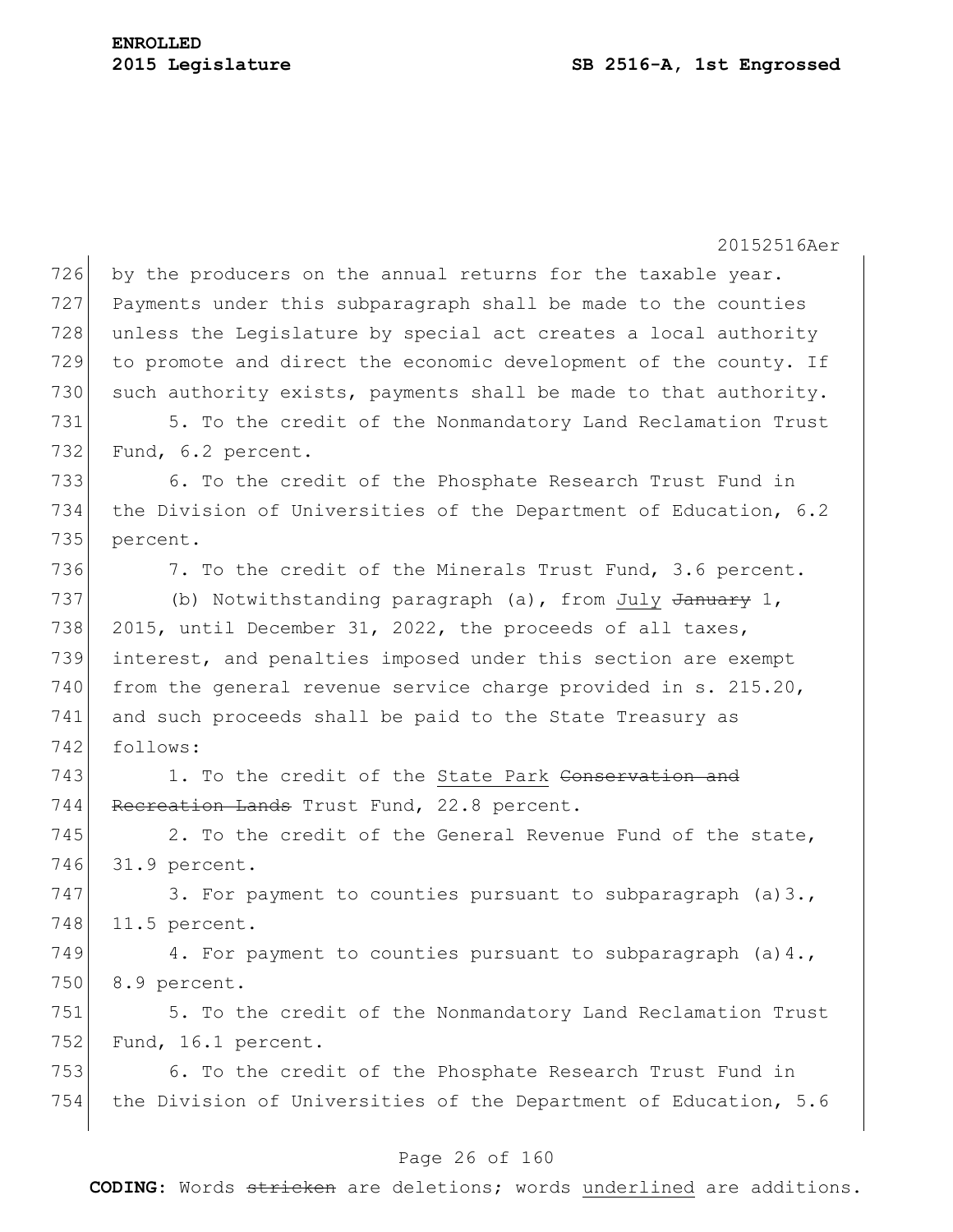by the producers on the annual returns for the taxable year. Payments under this subparagraph shall be made to the counties unless the Legislature by special act creates a local authority to promote and direct the economic development of the county. If such authority exists, payments shall be made to that authority.

5. To the credit of the Nonmandatory Land Reclamation Trust Fund, 6.2 percent.

6. To the credit of the Phosphate Research Trust Fund in the Division of Universities of the Department of Education, 6.2 percent.

7. To the credit of the Minerals Trust Fund, 3.6 percent.

(b) Notwithstanding paragraph (a), from <u>July</u> ~~January~~ 1, 2015, until December 31, 2022, the proceeds of all taxes, interest, and penalties imposed under this section are exempt from the general revenue service charge provided in s. 215.20, and such proceeds shall be paid to the State Treasury as follows:

1. To the credit of the <u>State Park</u> ~~Conservation and Recreation Lands~~ Trust Fund, 22.8 percent.

2. To the credit of the General Revenue Fund of the state, 31.9 percent.

3. For payment to counties pursuant to subparagraph (a)3., 11.5 percent.

4. For payment to counties pursuant to subparagraph (a)4., 8.9 percent.

5. To the credit of the Nonmandatory Land Reclamation Trust Fund, 16.1 percent.

6. To the credit of the Phosphate Research Trust Fund in the Division of Universities of the Department of Education, 5.6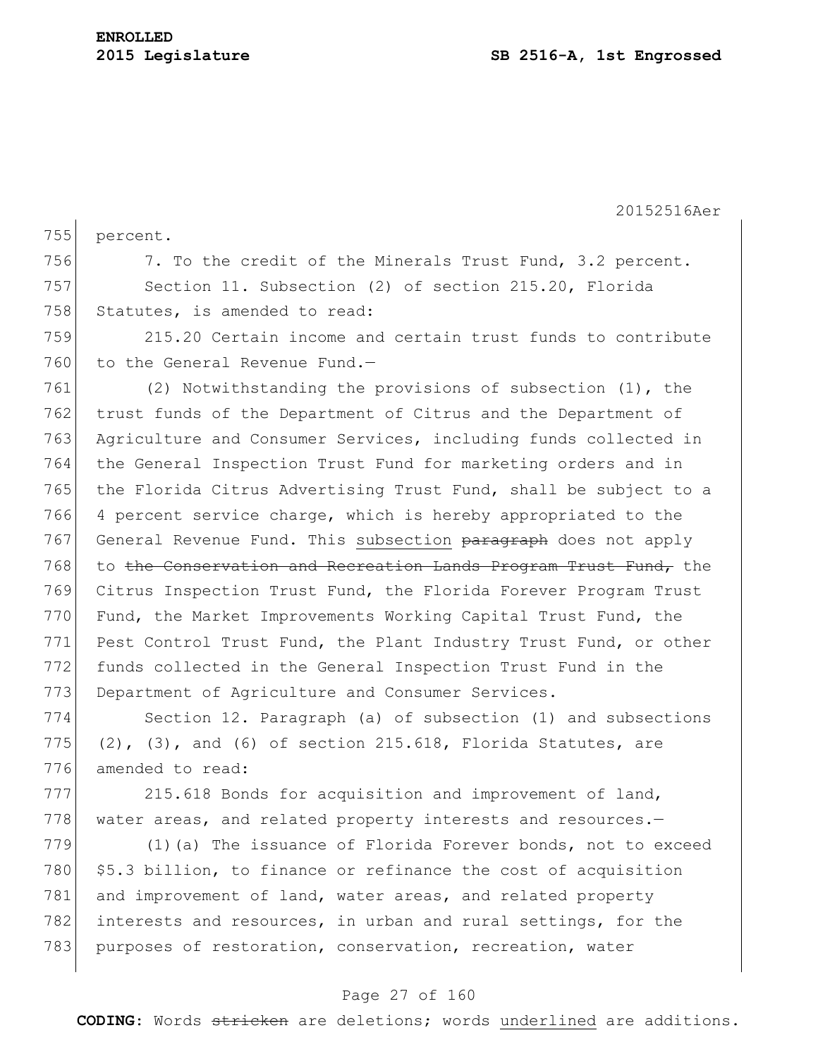percent.

7. To the credit of the Minerals Trust Fund, 3.2 percent.

Section 11. Subsection (2) of section 215.20, Florida Statutes, is amended to read:

215.20 Certain income and certain trust funds to contribute to the General Revenue Fund.—

(2) Notwithstanding the provisions of subsection (1), the trust funds of the Department of Citrus and the Department of Agriculture and Consumer Services, including funds collected in the General Inspection Trust Fund for marketing orders and in the Florida Citrus Advertising Trust Fund, shall be subject to a 4 percent service charge, which is hereby appropriated to the General Revenue Fund. This <u>subsection</u> ~~paragraph~~ does not apply to ~~the Conservation and Recreation Lands Program Trust Fund,~~ the Citrus Inspection Trust Fund, the Florida Forever Program Trust Fund, the Market Improvements Working Capital Trust Fund, the Pest Control Trust Fund, the Plant Industry Trust Fund, or other funds collected in the General Inspection Trust Fund in the Department of Agriculture and Consumer Services.

Section 12. Paragraph (a) of subsection (1) and subsections (2), (3), and (6) of section 215.618, Florida Statutes, are amended to read:

215.618 Bonds for acquisition and improvement of land, water areas, and related property interests and resources.—

(1)(a) The issuance of Florida Forever bonds, not to exceed \$5.3 billion, to finance or refinance the cost of acquisition and improvement of land, water areas, and related property interests and resources, in urban and rural settings, for the purposes of restoration, conservation, recreation, water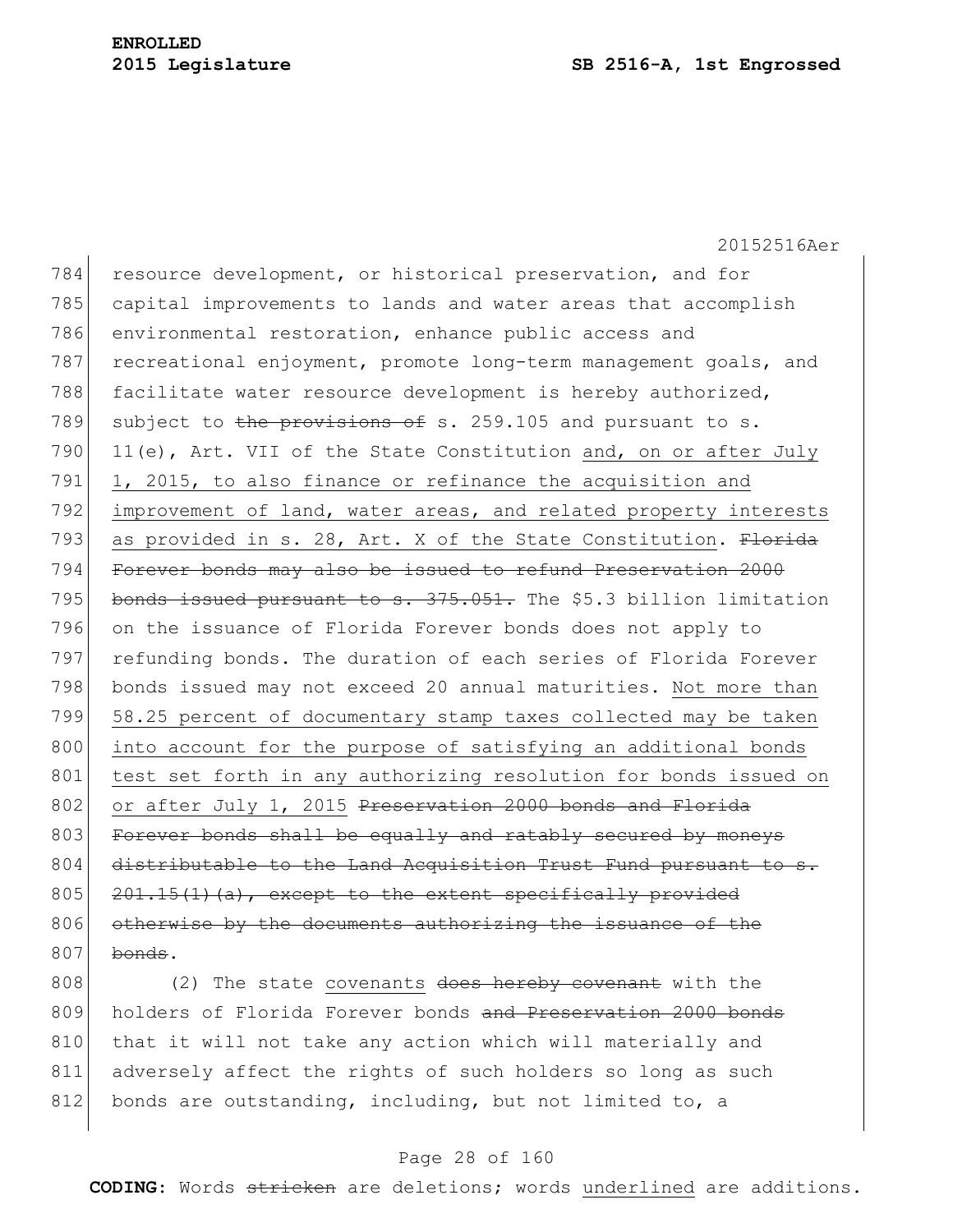resource development, or historical preservation, and for capital improvements to lands and water areas that accomplish environmental restoration, enhance public access and recreational enjoyment, promote long-term management goals, and facilitate water resource development is hereby authorized, subject to ~~the provisions of~~ s. 259.105 and pursuant to s. 11(e), Art. VII of the State Constitution <u>and, on or after July 1, 2015, to also finance or refinance the acquisition and improvement of land, water areas, and related property interests as provided in s. 28, Art. X of the State Constitution</u>. ~~Florida Forever bonds may also be issued to refund Preservation 2000 bonds issued pursuant to s. 375.051.~~ The $5.3 billion limitation on the issuance of Florida Forever bonds does not apply to refunding bonds. The duration of each series of Florida Forever bonds issued may not exceed 20 annual maturities. <u>Not more than 58.25 percent of documentary stamp taxes collected may be taken into account for the purpose of satisfying an additional bonds test set forth in any authorizing resolution for bonds issued on or after July 1, 2015</u> ~~Preservation 2000 bonds and Florida Forever bonds shall be equally and ratably secured by moneys distributable to the Land Acquisition Trust Fund pursuant to s. 201.15(1)(a), except to the extent specifically provided otherwise by the documents authorizing the issuance of the bonds~~.

(2) The state <u>covenants</u> ~~does hereby covenant~~ with the holders of Florida Forever bonds ~~and Preservation 2000 bonds~~ that it will not take any action which will materially and adversely affect the rights of such holders so long as such bonds are outstanding, including, but not limited to, a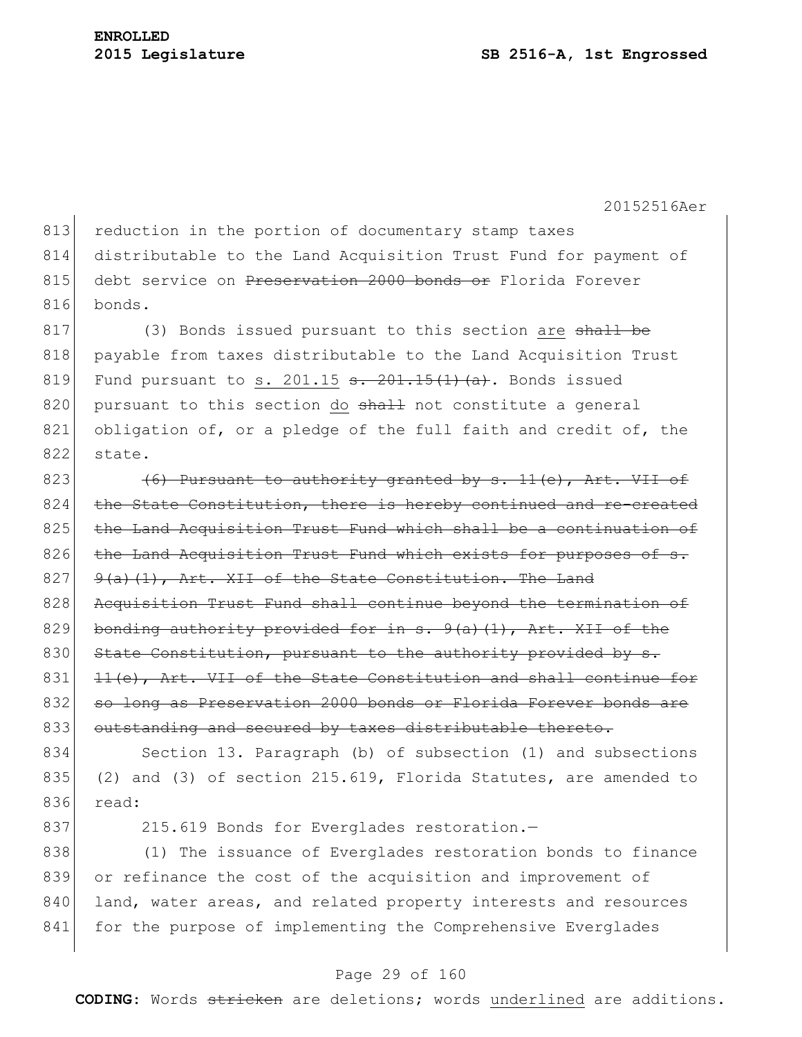reduction in the portion of documentary stamp taxes distributable to the Land Acquisition Trust Fund for payment of debt service on ~~Preservation 2000 bonds or~~ Florida Forever bonds.

(3) Bonds issued pursuant to this section <u>are</u> ~~shall be~~ payable from taxes distributable to the Land Acquisition Trust Fund pursuant to <u>s. 201.15</u> ~~s. 201.15(1)(a)~~. Bonds issued pursuant to this section <u>do</u> ~~shall~~ not constitute a general obligation of, or a pledge of the full faith and credit of, the state.

~~(6) Pursuant to authority granted by s. 11(e), Art. VII of the State Constitution, there is hereby continued and re-created the Land Acquisition Trust Fund which shall be a continuation of the Land Acquisition Trust Fund which exists for purposes of s. 9(a)(1), Art. XII of the State Constitution. The Land Acquisition Trust Fund shall continue beyond the termination of bonding authority provided for in s. 9(a)(1), Art. XII of the State Constitution, pursuant to the authority provided by s. 11(e), Art. VII of the State Constitution and shall continue for so long as Preservation 2000 bonds or Florida Forever bonds are outstanding and secured by taxes distributable thereto.~~

Section 13. Paragraph (b) of subsection (1) and subsections (2) and (3) of section 215.619, Florida Statutes, are amended to read:

215.619 Bonds for Everglades restoration.—

(1) The issuance of Everglades restoration bonds to finance or refinance the cost of the acquisition and improvement of land, water areas, and related property interests and resources for the purpose of implementing the Comprehensive Everglades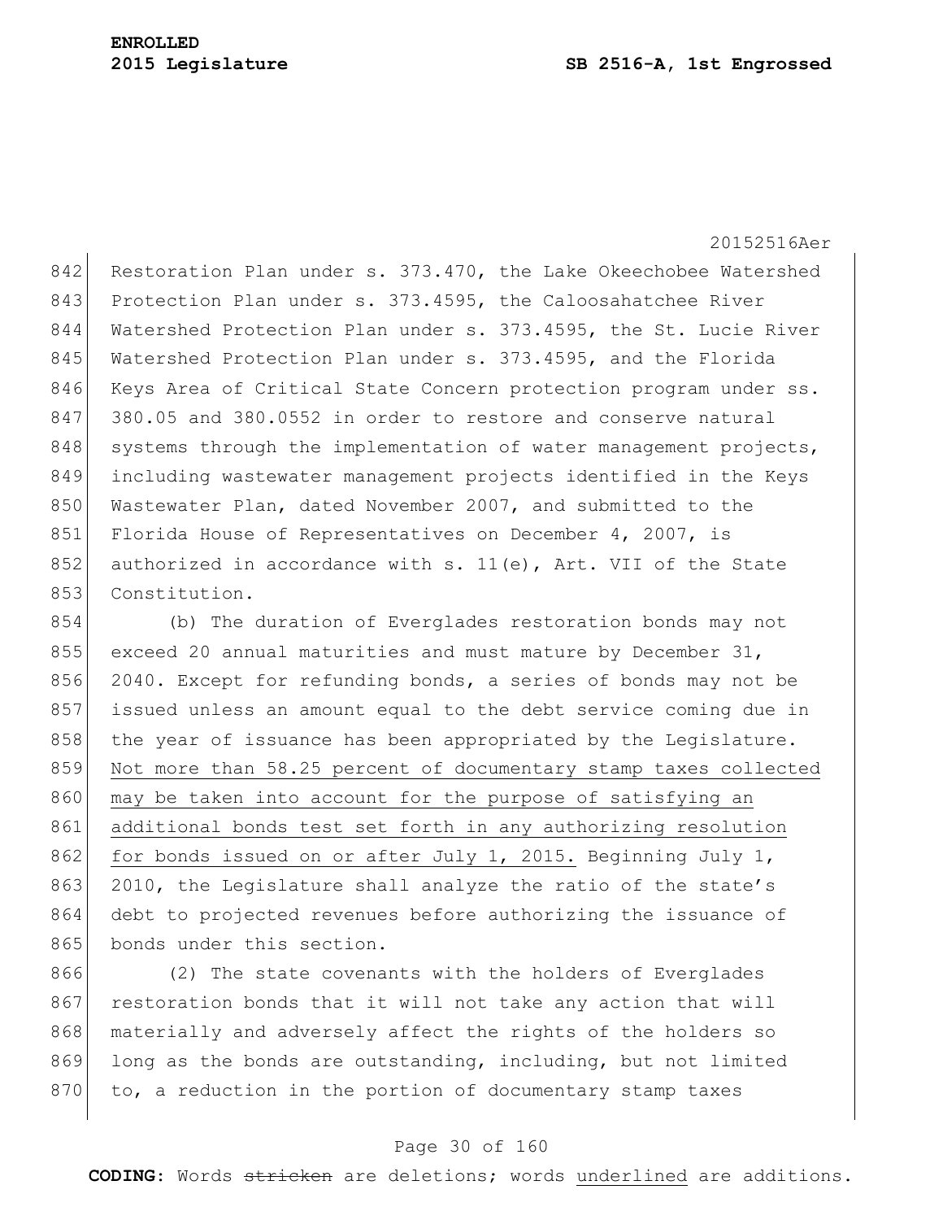Restoration Plan under s. 373.470, the Lake Okeechobee Watershed Protection Plan under s. 373.4595, the Caloosahatchee River Watershed Protection Plan under s. 373.4595, the St. Lucie River Watershed Protection Plan under s. 373.4595, and the Florida Keys Area of Critical State Concern protection program under ss. 380.05 and 380.0552 in order to restore and conserve natural systems through the implementation of water management projects, including wastewater management projects identified in the Keys Wastewater Plan, dated November 2007, and submitted to the Florida House of Representatives on December 4, 2007, is authorized in accordance with s. 11(e), Art. VII of the State Constitution.

(b) The duration of Everglades restoration bonds may not exceed 20 annual maturities and must mature by December 31, 2040. Except for refunding bonds, a series of bonds may not be issued unless an amount equal to the debt service coming due in the year of issuance has been appropriated by the Legislature. <u>Not more than 58.25 percent of documentary stamp taxes collected may be taken into account for the purpose of satisfying an additional bonds test set forth in any authorizing resolution for bonds issued on or after July 1, 2015.</u> Beginning July 1, 2010, the Legislature shall analyze the ratio of the state's debt to projected revenues before authorizing the issuance of bonds under this section.

(2) The state covenants with the holders of Everglades restoration bonds that it will not take any action that will materially and adversely affect the rights of the holders so long as the bonds are outstanding, including, but not limited to, a reduction in the portion of documentary stamp taxes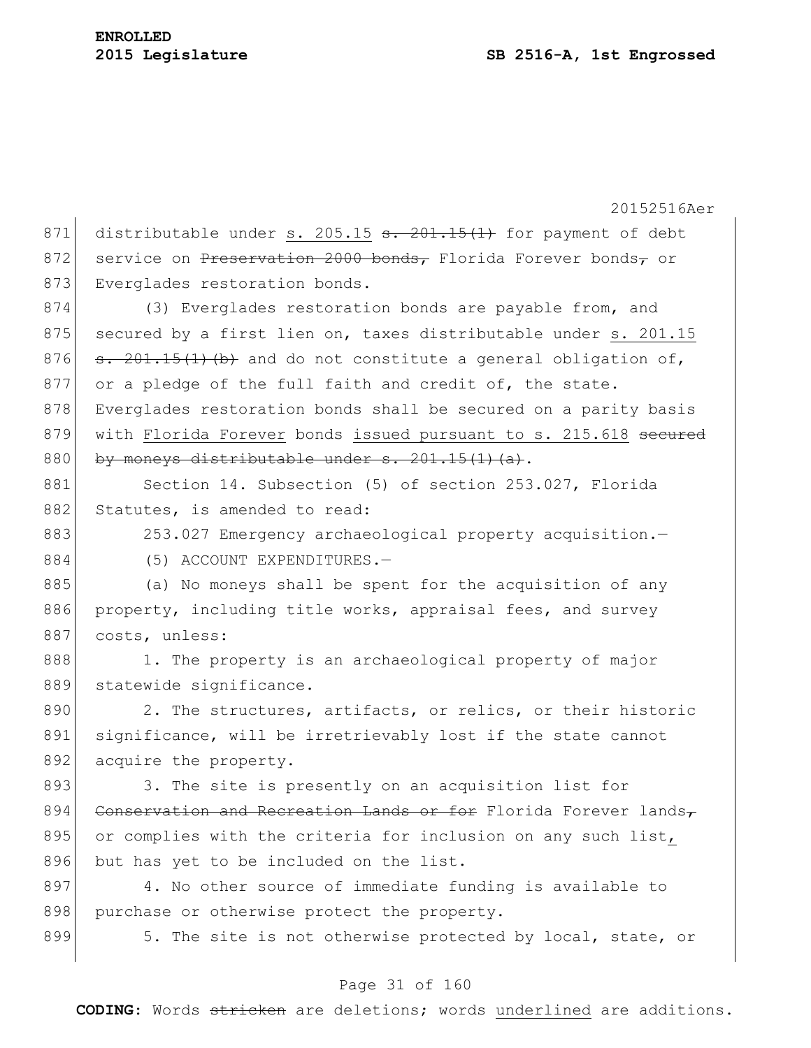distributable under s. 205.15 ~~s. 201.15(1)~~ for payment of debt service on ~~Preservation 2000 bonds,~~ Florida Forever bonds~~,~~ or Everglades restoration bonds.

(3) Everglades restoration bonds are payable from, and secured by a first lien on, taxes distributable under s. 201.15 ~~s. 201.15(1)(b)~~ and do not constitute a general obligation of, or a pledge of the full faith and credit of, the state. Everglades restoration bonds shall be secured on a parity basis with Florida Forever bonds issued pursuant to s. 215.618 ~~secured by moneys distributable under s. 201.15(1)(a)~~.

Section 14. Subsection (5) of section 253.027, Florida Statutes, is amended to read:

253.027 Emergency archaeological property acquisition.—

(5) ACCOUNT EXPENDITURES.—

(a) No moneys shall be spent for the acquisition of any property, including title works, appraisal fees, and survey costs, unless:

1. The property is an archaeological property of major statewide significance.

2. The structures, artifacts, or relics, or their historic significance, will be irretrievably lost if the state cannot acquire the property.

3. The site is presently on an acquisition list for ~~Conservation and Recreation Lands or for~~ Florida Forever lands~~,~~ or complies with the criteria for inclusion on any such list, but has yet to be included on the list.

4. No other source of immediate funding is available to purchase or otherwise protect the property.

5. The site is not otherwise protected by local, state, or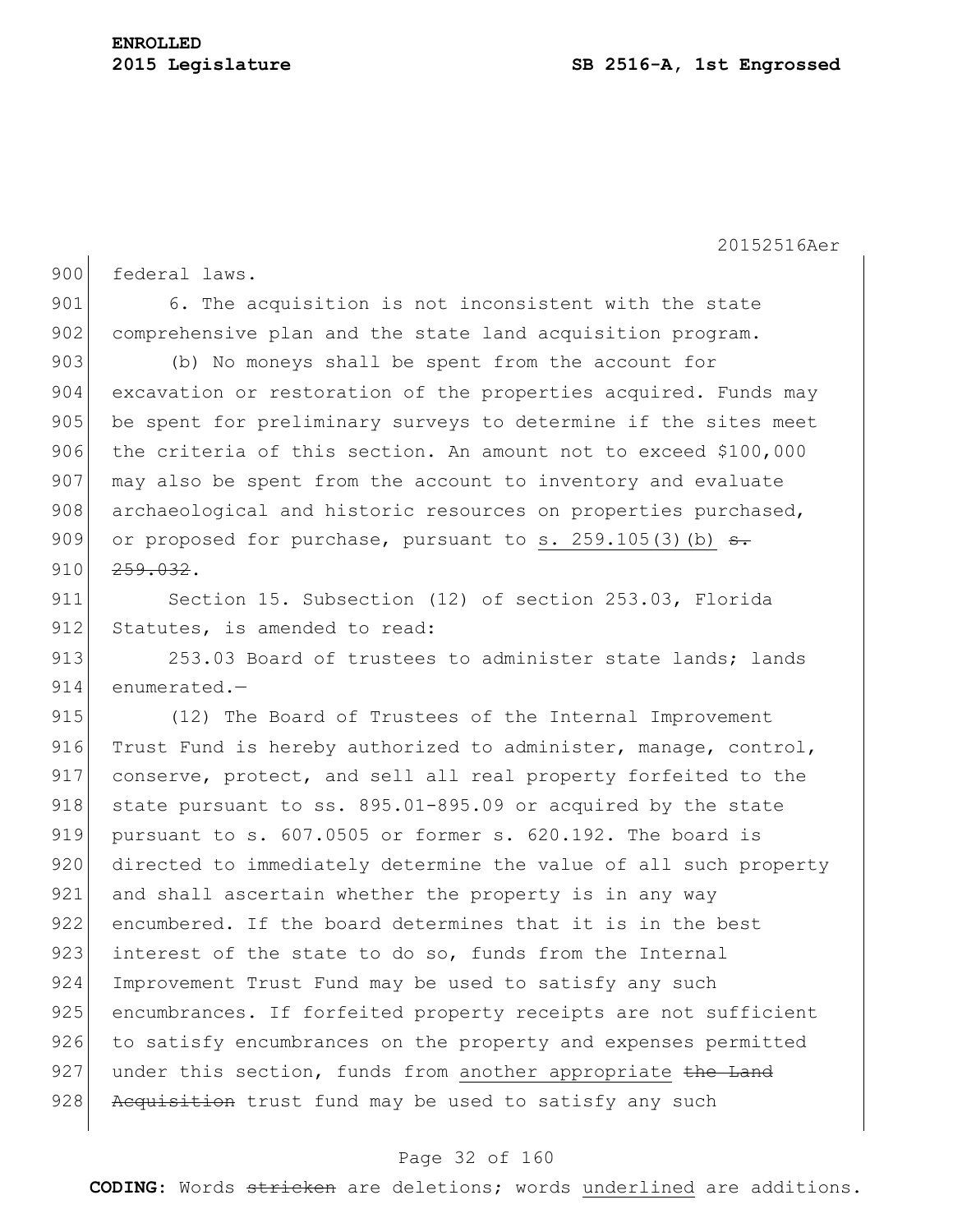federal laws.

6. The acquisition is not inconsistent with the state comprehensive plan and the state land acquisition program.

(b) No moneys shall be spent from the account for excavation or restoration of the properties acquired. Funds may be spent for preliminary surveys to determine if the sites meet the criteria of this section. An amount not to exceed $100,000 may also be spent from the account to inventory and evaluate archaeological and historic resources on properties purchased, or proposed for purchase, pursuant to <u>s. 259.105(3)(b)</u> ~~s. 259.032~~.

Section 15. Subsection (12) of section 253.03, Florida Statutes, is amended to read:

253.03 Board of trustees to administer state lands; lands enumerated.—

(12) The Board of Trustees of the Internal Improvement Trust Fund is hereby authorized to administer, manage, control, conserve, protect, and sell all real property forfeited to the state pursuant to ss. 895.01-895.09 or acquired by the state pursuant to s. 607.0505 or former s. 620.192. The board is directed to immediately determine the value of all such property and shall ascertain whether the property is in any way encumbered. If the board determines that it is in the best interest of the state to do so, funds from the Internal Improvement Trust Fund may be used to satisfy any such encumbrances. If forfeited property receipts are not sufficient to satisfy encumbrances on the property and expenses permitted under this section, funds from <u>another appropriate</u> ~~the Land Acquisition~~ trust fund may be used to satisfy any such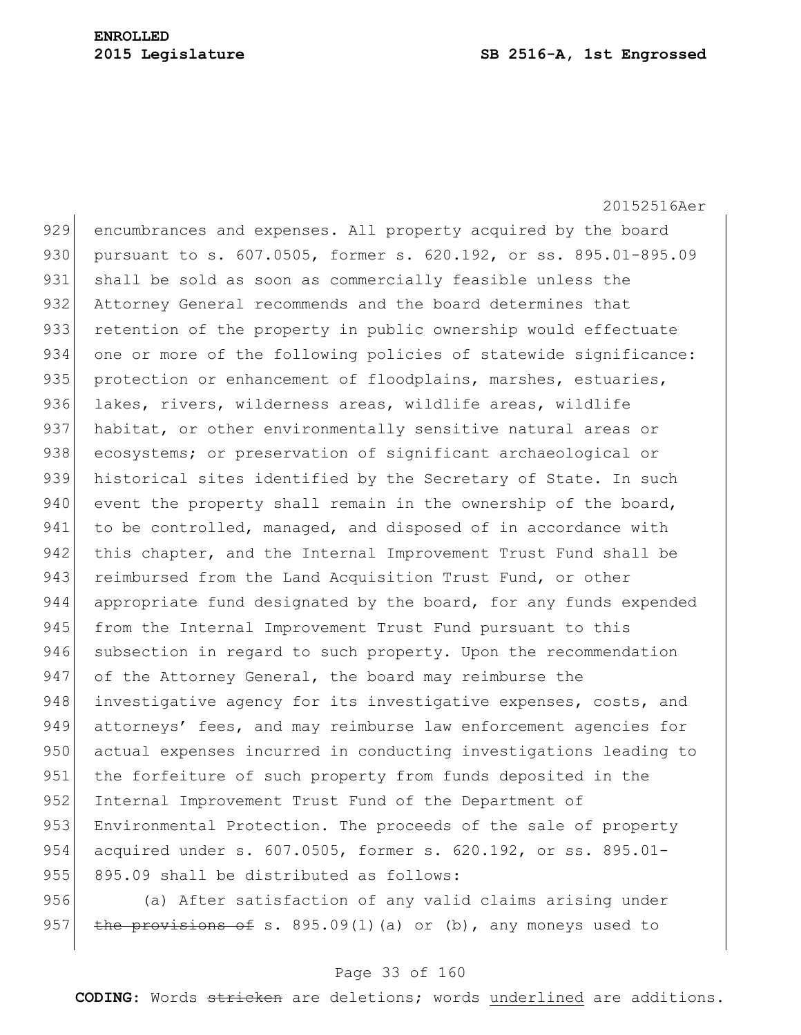encumbrances and expenses. All property acquired by the board pursuant to s. 607.0505, former s. 620.192, or ss. 895.01-895.09 shall be sold as soon as commercially feasible unless the Attorney General recommends and the board determines that retention of the property in public ownership would effectuate one or more of the following policies of statewide significance: protection or enhancement of floodplains, marshes, estuaries, lakes, rivers, wilderness areas, wildlife areas, wildlife habitat, or other environmentally sensitive natural areas or ecosystems; or preservation of significant archaeological or historical sites identified by the Secretary of State. In such event the property shall remain in the ownership of the board, to be controlled, managed, and disposed of in accordance with this chapter, and the Internal Improvement Trust Fund shall be reimbursed from the Land Acquisition Trust Fund, or other appropriate fund designated by the board, for any funds expended from the Internal Improvement Trust Fund pursuant to this subsection in regard to such property. Upon the recommendation of the Attorney General, the board may reimburse the investigative agency for its investigative expenses, costs, and attorneys' fees, and may reimburse law enforcement agencies for actual expenses incurred in conducting investigations leading to the forfeiture of such property from funds deposited in the Internal Improvement Trust Fund of the Department of Environmental Protection. The proceeds of the sale of property acquired under s. 607.0505, former s. 620.192, or ss. 895.01-895.09 shall be distributed as follows:

(a) After satisfaction of any valid claims arising under ~~the provisions of~~ s. 895.09(1)(a) or (b), any moneys used to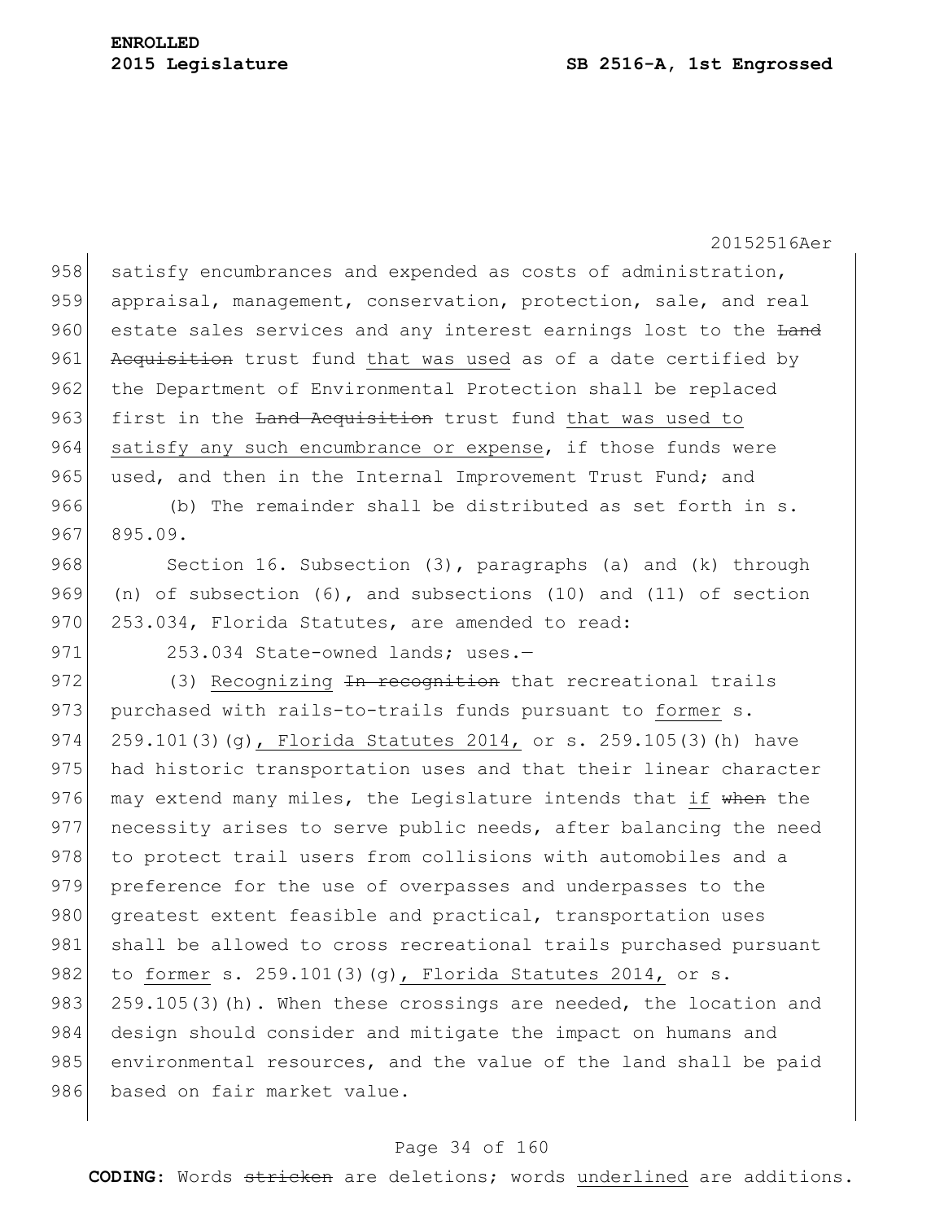satisfy encumbrances and expended as costs of administration, appraisal, management, conservation, protection, sale, and real estate sales services and any interest earnings lost to the ~~Land Acquisition~~ trust fund <u>that was used</u> as of a date certified by the Department of Environmental Protection shall be replaced first in the ~~Land Acquisition~~ trust fund <u>that was used to satisfy any such encumbrance or expense</u>, if those funds were used, and then in the Internal Improvement Trust Fund; and

(b) The remainder shall be distributed as set forth in s. 895.09.

Section 16. Subsection (3), paragraphs (a) and (k) through (n) of subsection (6), and subsections (10) and (11) of section 253.034, Florida Statutes, are amended to read:

253.034 State-owned lands; uses.—

(3) <u>Recognizing</u> ~~In recognition~~ that recreational trails purchased with rails-to-trails funds pursuant to <u>former</u> s. 259.101(3)(g)<u>, Florida Statutes 2014,</u> or s. 259.105(3)(h) have had historic transportation uses and that their linear character may extend many miles, the Legislature intends that <u>if</u> ~~when~~ the necessity arises to serve public needs, after balancing the need to protect trail users from collisions with automobiles and a preference for the use of overpasses and underpasses to the greatest extent feasible and practical, transportation uses shall be allowed to cross recreational trails purchased pursuant to <u>former</u> s. 259.101(3)(g)<u>, Florida Statutes 2014,</u> or s. 259.105(3)(h). When these crossings are needed, the location and design should consider and mitigate the impact on humans and environmental resources, and the value of the land shall be paid based on fair market value.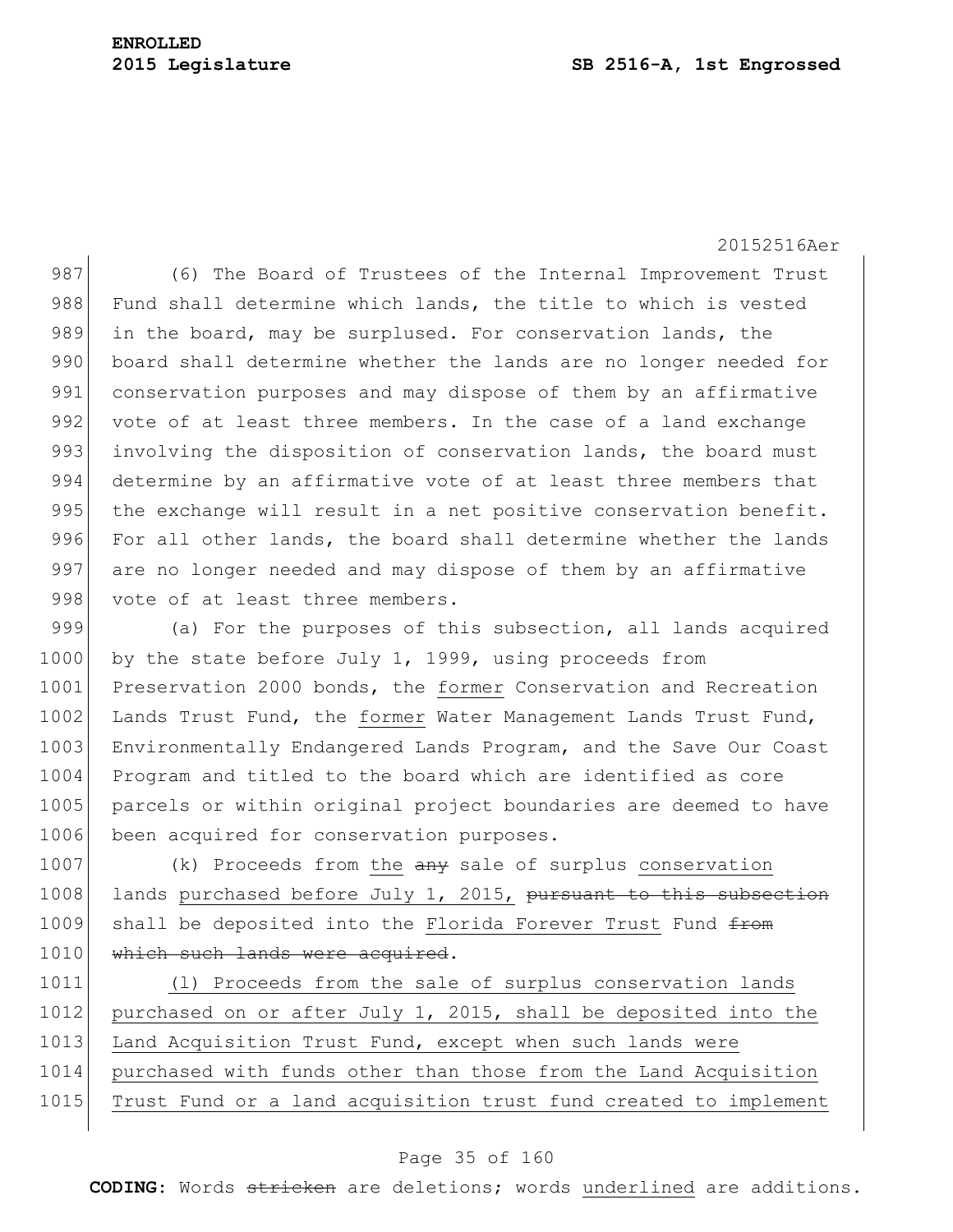(6) The Board of Trustees of the Internal Improvement Trust Fund shall determine which lands, the title to which is vested in the board, may be surplused. For conservation lands, the board shall determine whether the lands are no longer needed for conservation purposes and may dispose of them by an affirmative vote of at least three members. In the case of a land exchange involving the disposition of conservation lands, the board must determine by an affirmative vote of at least three members that the exchange will result in a net positive conservation benefit. For all other lands, the board shall determine whether the lands are no longer needed and may dispose of them by an affirmative vote of at least three members.

(a) For the purposes of this subsection, all lands acquired by the state before July 1, 1999, using proceeds from Preservation 2000 bonds, the <u>former</u> Conservation and Recreation Lands Trust Fund, the <u>former</u> Water Management Lands Trust Fund, Environmentally Endangered Lands Program, and the Save Our Coast Program and titled to the board which are identified as core parcels or within original project boundaries are deemed to have been acquired for conservation purposes.

(k) Proceeds from <u>the</u> ~~any~~ sale of surplus <u>conservation</u> lands <u>purchased before July 1, 2015,</u> ~~pursuant to this subsection~~ shall be deposited into the <u>Florida Forever Trust</u> Fund ~~from which such lands were acquired~~.

<u>(l) Proceeds from the sale of surplus conservation lands purchased on or after July 1, 2015, shall be deposited into the Land Acquisition Trust Fund, except when such lands were purchased with funds other than those from the Land Acquisition Trust Fund or a land acquisition trust fund created to implement</u>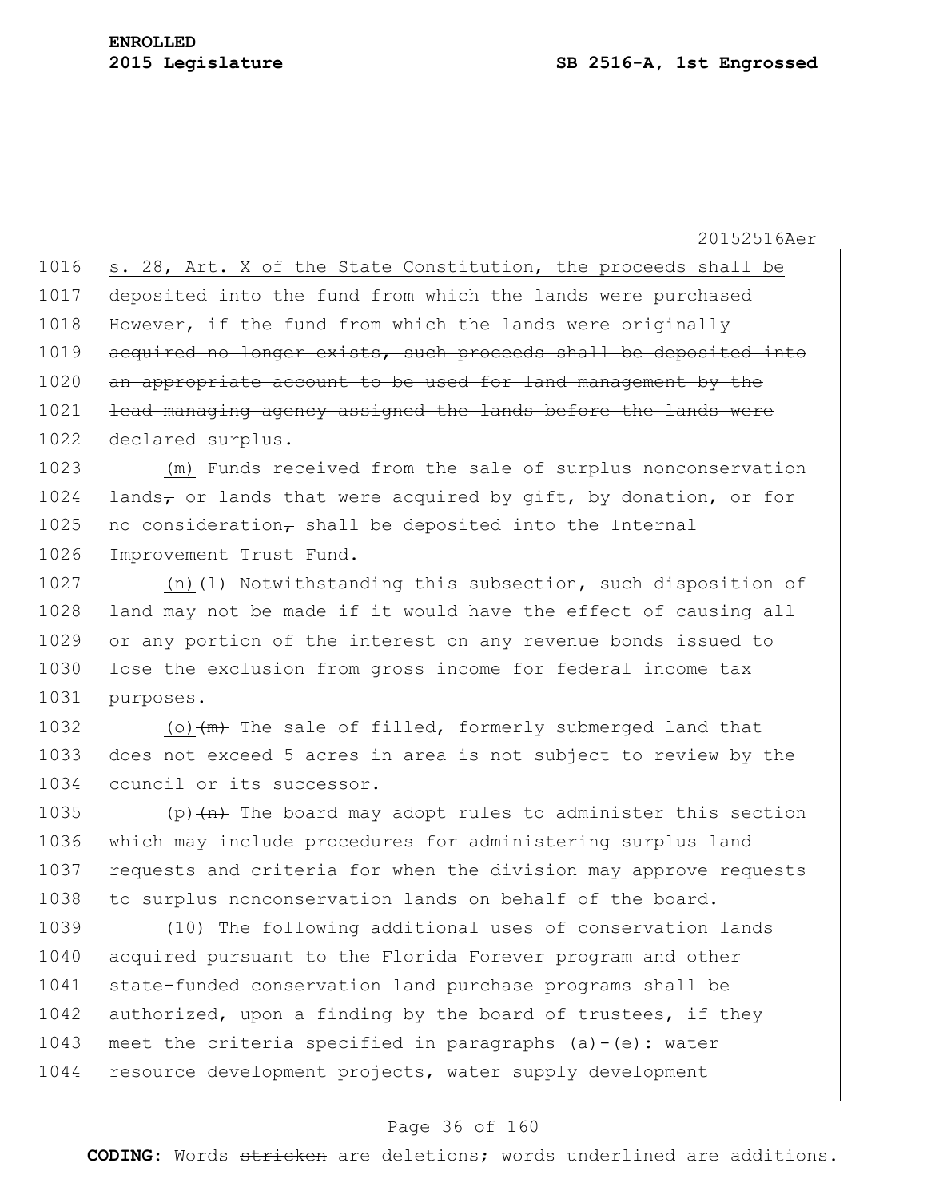s. 28, Art. X of the State Constitution, the proceeds shall be deposited into the fund from which the lands were purchased ~~However, if the fund from which the lands were originally acquired no longer exists, such proceeds shall be deposited into an appropriate account to be used for land management by the lead managing agency assigned the lands before the lands were declared surplus~~.

(m) Funds received from the sale of surplus nonconservation lands~~,~~ or lands that were acquired by gift, by donation, or for no consideration~~,~~ shall be deposited into the Internal Improvement Trust Fund.

(n)~~(l)~~ Notwithstanding this subsection, such disposition of land may not be made if it would have the effect of causing all or any portion of the interest on any revenue bonds issued to lose the exclusion from gross income for federal income tax purposes.

(o)~~(m)~~ The sale of filled, formerly submerged land that does not exceed 5 acres in area is not subject to review by the council or its successor.

(p)~~(n)~~ The board may adopt rules to administer this section which may include procedures for administering surplus land requests and criteria for when the division may approve requests to surplus nonconservation lands on behalf of the board.

(10) The following additional uses of conservation lands acquired pursuant to the Florida Forever program and other state-funded conservation land purchase programs shall be authorized, upon a finding by the board of trustees, if they meet the criteria specified in paragraphs (a)-(e): water resource development projects, water supply development

**CODING:** Words ~~stricken~~ are deletions; words underlined are additions.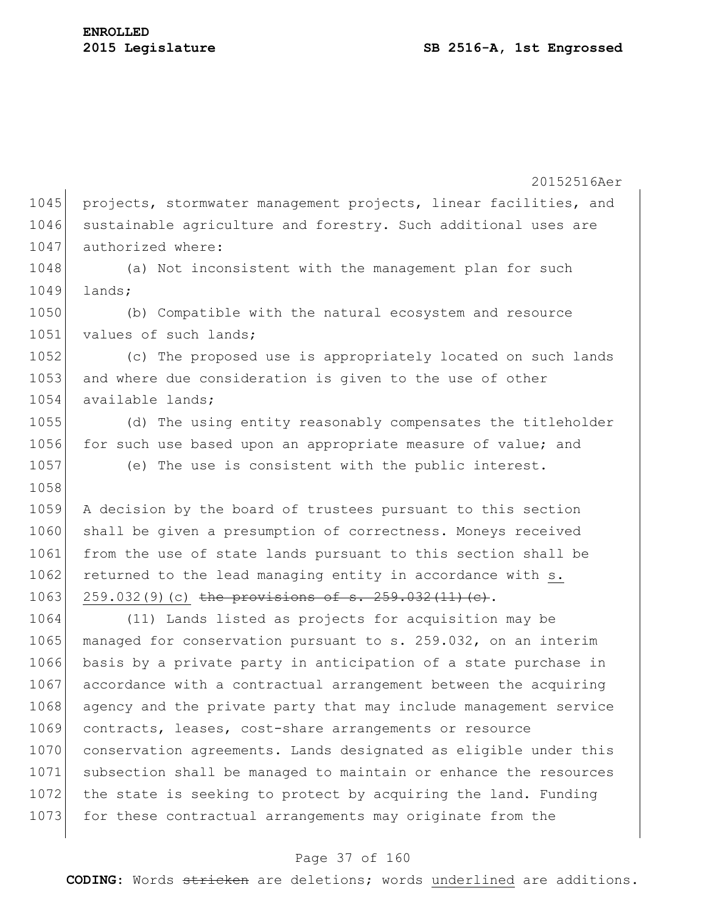projects, stormwater management projects, linear facilities, and sustainable agriculture and forestry. Such additional uses are authorized where:

(a) Not inconsistent with the management plan for such lands;

(b) Compatible with the natural ecosystem and resource values of such lands;

(c) The proposed use is appropriately located on such lands and where due consideration is given to the use of other available lands;

(d) The using entity reasonably compensates the titleholder for such use based upon an appropriate measure of value; and

(e) The use is consistent with the public interest.

A decision by the board of trustees pursuant to this section shall be given a presumption of correctness. Moneys received from the use of state lands pursuant to this section shall be returned to the lead managing entity in accordance with <u>s. 259.032(9)(c)</u> ~~the provisions of s. 259.032(11)(c)~~.

(11) Lands listed as projects for acquisition may be managed for conservation pursuant to s. 259.032, on an interim basis by a private party in anticipation of a state purchase in accordance with a contractual arrangement between the acquiring agency and the private party that may include management service contracts, leases, cost-share arrangements or resource conservation agreements. Lands designated as eligible under this subsection shall be managed to maintain or enhance the resources the state is seeking to protect by acquiring the land. Funding for these contractual arrangements may originate from the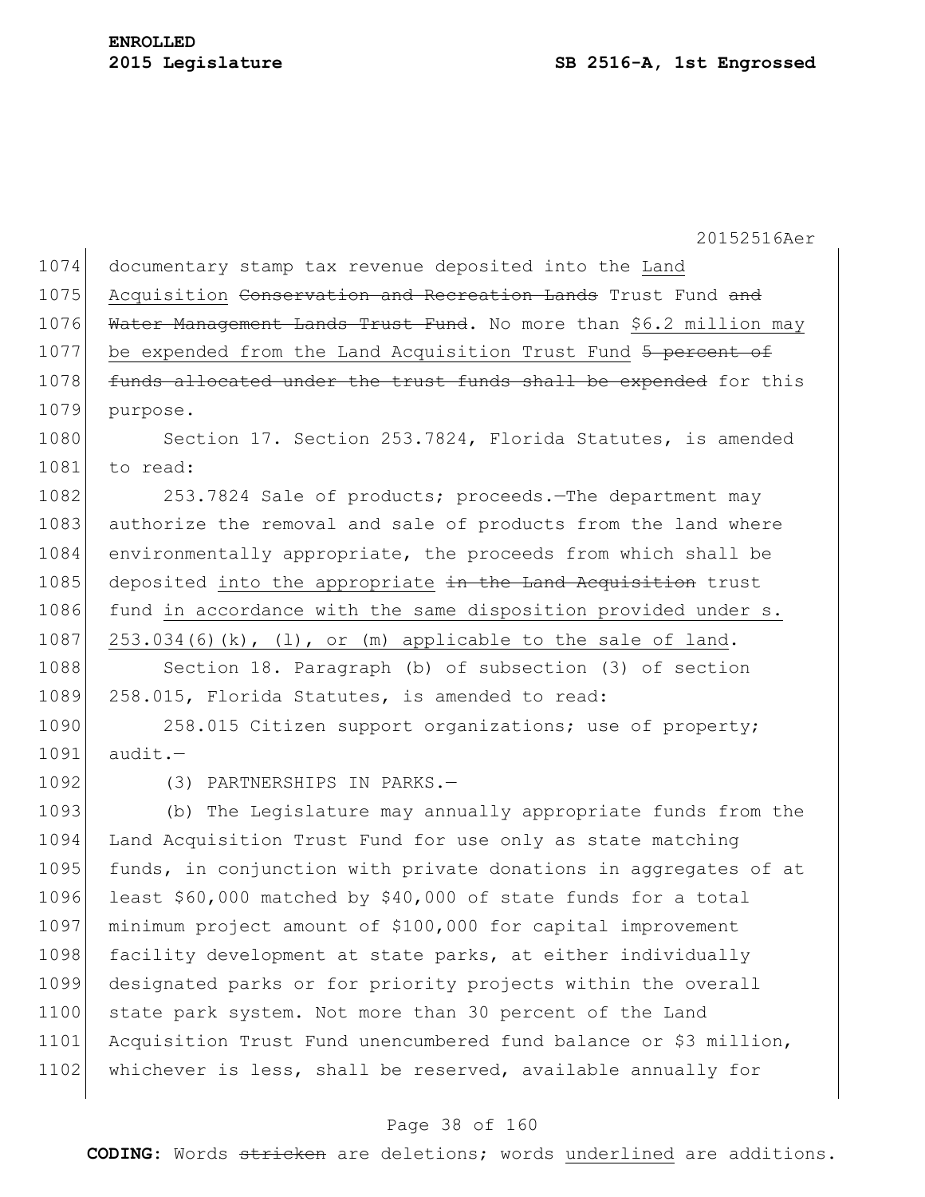documentary stamp tax revenue deposited into the <u>Land Acquisition</u> ~~Conservation and Recreation Lands~~ Trust Fund ~~and Water Management Lands Trust Fund~~. No more than <u>$6.2 million may be expended from the Land Acquisition Trust Fund</u> ~~5 percent of funds allocated under the trust funds shall be expended~~ for this purpose.

Section 17. Section 253.7824, Florida Statutes, is amended to read:

253.7824 Sale of products; proceeds.—The department may authorize the removal and sale of products from the land where environmentally appropriate, the proceeds from which shall be deposited <u>into the appropriate</u> ~~in the Land Acquisition~~ trust fund <u>in accordance with the same disposition provided under s. 253.034(6)(k), (l), or (m) applicable to the sale of land</u>.

Section 18. Paragraph (b) of subsection (3) of section 258.015, Florida Statutes, is amended to read:

258.015 Citizen support organizations; use of property; audit.—

(3) PARTNERSHIPS IN PARKS.—

(b) The Legislature may annually appropriate funds from the Land Acquisition Trust Fund for use only as state matching funds, in conjunction with private donations in aggregates of at least $60,000 matched by $40,000 of state funds for a total minimum project amount of $100,000 for capital improvement facility development at state parks, at either individually designated parks or for priority projects within the overall state park system. Not more than 30 percent of the Land Acquisition Trust Fund unencumbered fund balance or $3 million, whichever is less, shall be reserved, available annually for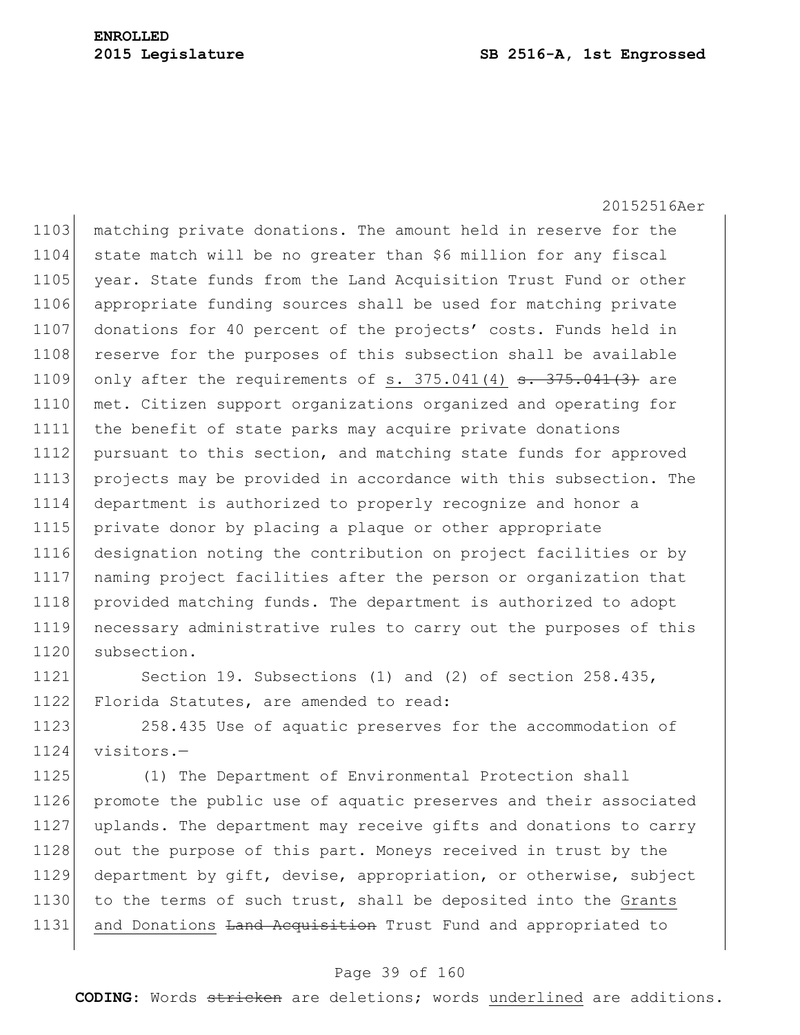matching private donations. The amount held in reserve for the state match will be no greater than $6 million for any fiscal year. State funds from the Land Acquisition Trust Fund or other appropriate funding sources shall be used for matching private donations for 40 percent of the projects' costs. Funds held in reserve for the purposes of this subsection shall be available only after the requirements of <u>s. 375.041(4)</u> ~~s. 375.041(3)~~ are met. Citizen support organizations organized and operating for the benefit of state parks may acquire private donations pursuant to this section, and matching state funds for approved projects may be provided in accordance with this subsection. The department is authorized to properly recognize and honor a private donor by placing a plaque or other appropriate designation noting the contribution on project facilities or by naming project facilities after the person or organization that provided matching funds. The department is authorized to adopt necessary administrative rules to carry out the purposes of this subsection.

Section 19. Subsections (1) and (2) of section 258.435, Florida Statutes, are amended to read:

258.435 Use of aquatic preserves for the accommodation of visitors.—

(1) The Department of Environmental Protection shall promote the public use of aquatic preserves and their associated uplands. The department may receive gifts and donations to carry out the purpose of this part. Moneys received in trust by the department by gift, devise, appropriation, or otherwise, subject to the terms of such trust, shall be deposited into the <u>Grants and Donations</u> ~~Land Acquisition~~ Trust Fund and appropriated to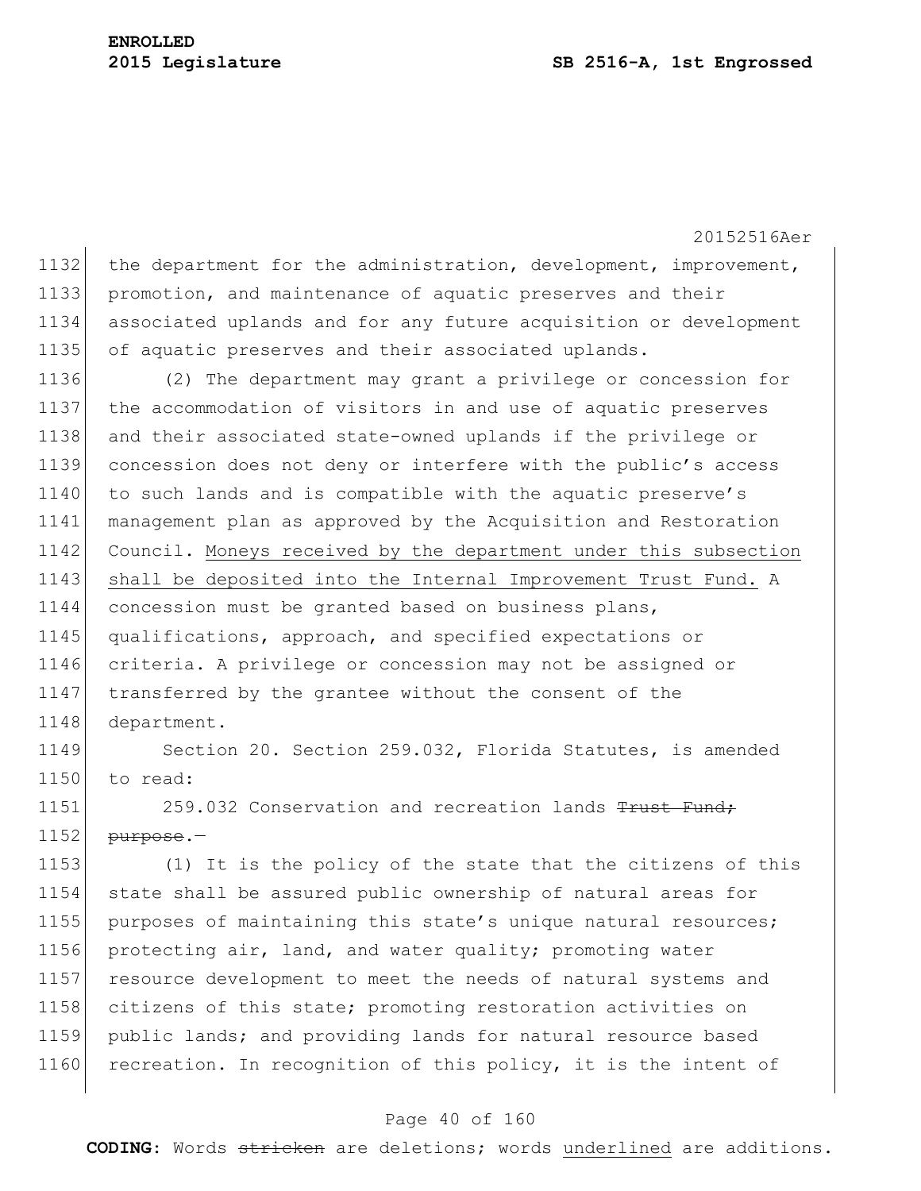the department for the administration, development, improvement, promotion, and maintenance of aquatic preserves and their associated uplands and for any future acquisition or development of aquatic preserves and their associated uplands.

(2) The department may grant a privilege or concession for the accommodation of visitors in and use of aquatic preserves and their associated state-owned uplands if the privilege or concession does not deny or interfere with the public's access to such lands and is compatible with the aquatic preserve's management plan as approved by the Acquisition and Restoration Council. <u>Moneys received by the department under this subsection shall be deposited into the Internal Improvement Trust Fund.</u> A concession must be granted based on business plans, qualifications, approach, and specified expectations or criteria. A privilege or concession may not be assigned or transferred by the grantee without the consent of the department.

Section 20. Section 259.032, Florida Statutes, is amended to read:

259.032 Conservation and recreation lands ~~Trust Fund; purpose~~.—

(1) It is the policy of the state that the citizens of this state shall be assured public ownership of natural areas for purposes of maintaining this state's unique natural resources; protecting air, land, and water quality; promoting water resource development to meet the needs of natural systems and citizens of this state; promoting restoration activities on public lands; and providing lands for natural resource based recreation. In recognition of this policy, it is the intent of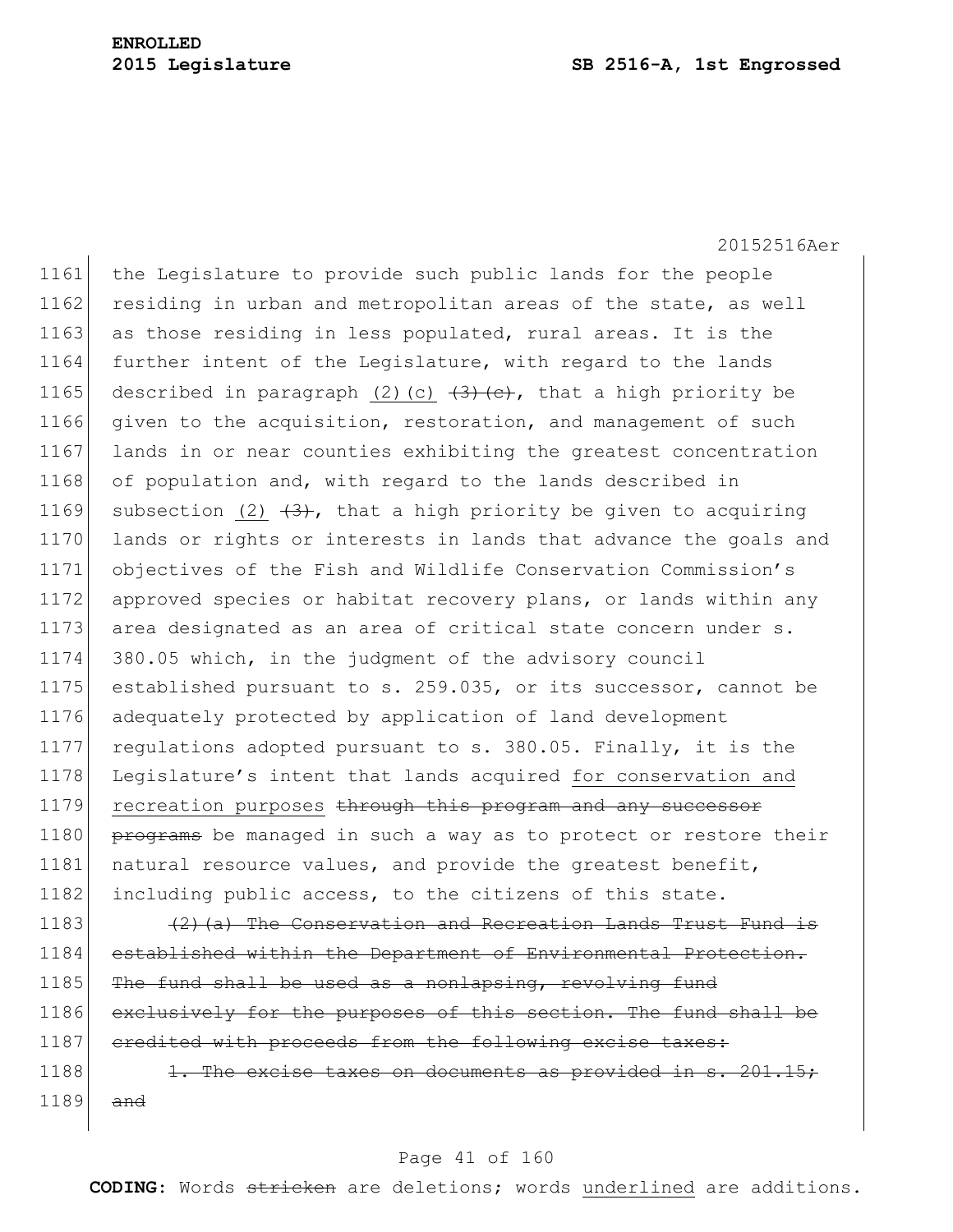the Legislature to provide such public lands for the people residing in urban and metropolitan areas of the state, as well as those residing in less populated, rural areas. It is the further intent of the Legislature, with regard to the lands described in paragraph <u>(2)(c)</u> ~~(3)(c)~~, that a high priority be given to the acquisition, restoration, and management of such lands in or near counties exhibiting the greatest concentration of population and, with regard to the lands described in subsection <u>(2)</u> ~~(3)~~, that a high priority be given to acquiring lands or rights or interests in lands that advance the goals and objectives of the Fish and Wildlife Conservation Commission's approved species or habitat recovery plans, or lands within any area designated as an area of critical state concern under s. 380.05 which, in the judgment of the advisory council established pursuant to s. 259.035, or its successor, cannot be adequately protected by application of land development regulations adopted pursuant to s. 380.05. Finally, it is the Legislature's intent that lands acquired <u>for conservation and recreation purposes</u> ~~through this program and any successor programs~~ be managed in such a way as to protect or restore their natural resource values, and provide the greatest benefit, including public access, to the citizens of this state.

~~(2)(a) The Conservation and Recreation Lands Trust Fund is established within the Department of Environmental Protection. The fund shall be used as a nonlapsing, revolving fund exclusively for the purposes of this section. The fund shall be credited with proceeds from the following excise taxes:~~

~~1. The excise taxes on documents as provided in s. 201.15; and~~

**CODING:** Words ~~stricken~~ are deletions; words <u>underlined</u> are additions.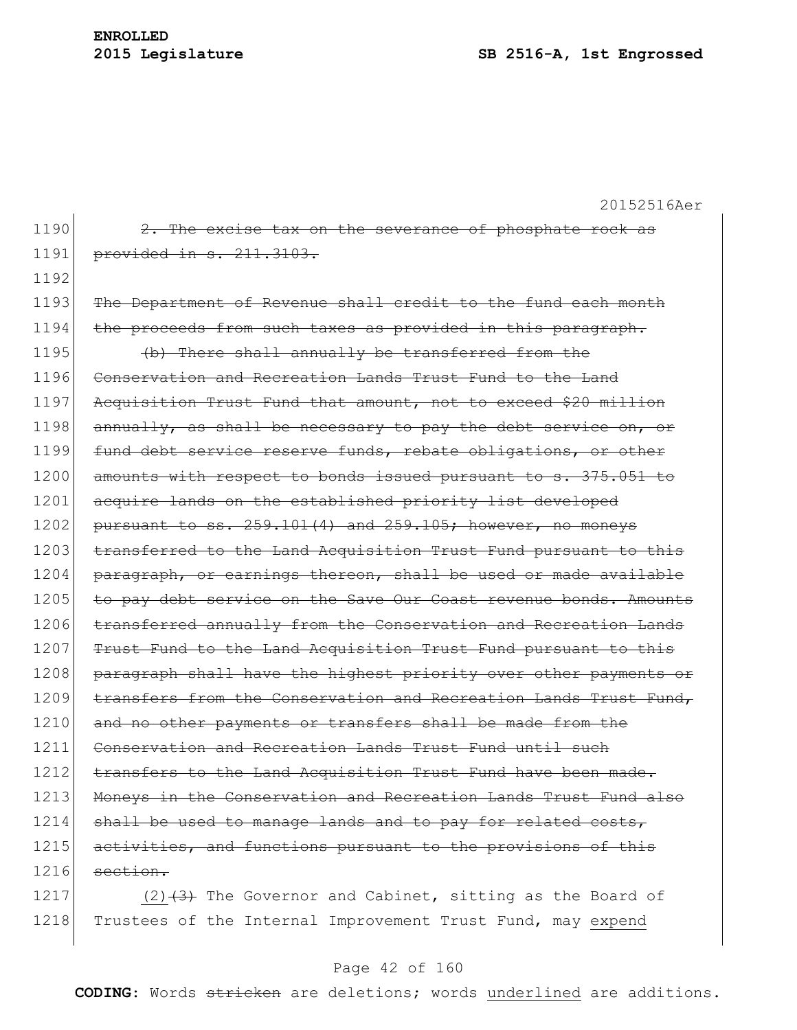1190 ~~2. The excise tax on the severance of phosphate rock as~~
1191 ~~provided in s. 211.3103.~~
1192
1193 ~~The Department of Revenue shall credit to the fund each month~~
1194 ~~the proceeds from such taxes as provided in this paragraph.~~
1195 ~~(b) There shall annually be transferred from the~~
1196 ~~Conservation and Recreation Lands Trust Fund to the Land~~
1197 ~~Acquisition Trust Fund that amount, not to exceed $20 million~~
1198 ~~annually, as shall be necessary to pay the debt service on, or~~
1199 ~~fund debt service reserve funds, rebate obligations, or other~~
1200 ~~amounts with respect to bonds issued pursuant to s. 375.051 to~~
1201 ~~acquire lands on the established priority list developed~~
1202 ~~pursuant to ss. 259.101(4) and 259.105; however, no moneys~~
1203 ~~transferred to the Land Acquisition Trust Fund pursuant to this~~
1204 ~~paragraph, or earnings thereon, shall be used or made available~~
1205 ~~to pay debt service on the Save Our Coast revenue bonds. Amounts~~
1206 ~~transferred annually from the Conservation and Recreation Lands~~
1207 ~~Trust Fund to the Land Acquisition Trust Fund pursuant to this~~
1208 ~~paragraph shall have the highest priority over other payments or~~
1209 ~~transfers from the Conservation and Recreation Lands Trust Fund,~~
1210 ~~and no other payments or transfers shall be made from the~~
1211 ~~Conservation and Recreation Lands Trust Fund until such~~
1212 ~~transfers to the Land Acquisition Trust Fund have been made.~~
1213 ~~Moneys in the Conservation and Recreation Lands Trust Fund also~~
1214 ~~shall be used to manage lands and to pay for related costs,~~
1215 ~~activities, and functions pursuant to the provisions of this~~
1216 ~~section.~~
1217 <u>(2)</u>~~(3)~~ The Governor and Cabinet, sitting as the Board of
1218 Trustees of the Internal Improvement Trust Fund, may <u>expend</u>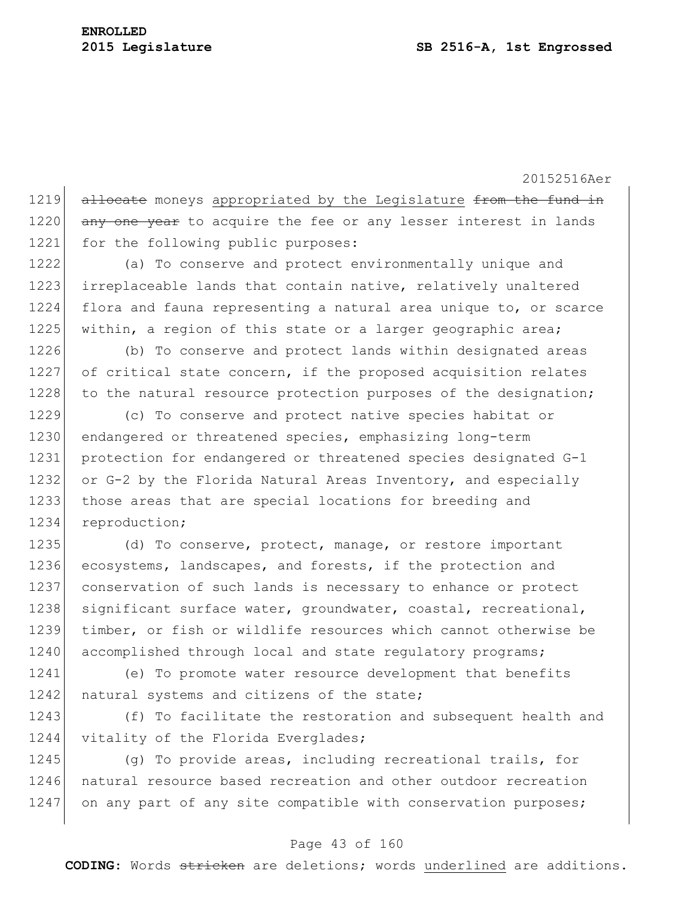~~allocate~~ moneys <u>appropriated by the Legislature</u> ~~from the fund in any one year~~ to acquire the fee or any lesser interest in lands for the following public purposes:

(a) To conserve and protect environmentally unique and irreplaceable lands that contain native, relatively unaltered flora and fauna representing a natural area unique to, or scarce within, a region of this state or a larger geographic area;

(b) To conserve and protect lands within designated areas of critical state concern, if the proposed acquisition relates to the natural resource protection purposes of the designation;

(c) To conserve and protect native species habitat or endangered or threatened species, emphasizing long-term protection for endangered or threatened species designated G-1 or G-2 by the Florida Natural Areas Inventory, and especially those areas that are special locations for breeding and reproduction;

(d) To conserve, protect, manage, or restore important ecosystems, landscapes, and forests, if the protection and conservation of such lands is necessary to enhance or protect significant surface water, groundwater, coastal, recreational, timber, or fish or wildlife resources which cannot otherwise be accomplished through local and state regulatory programs;

(e) To promote water resource development that benefits natural systems and citizens of the state;

(f) To facilitate the restoration and subsequent health and vitality of the Florida Everglades;

(g) To provide areas, including recreational trails, for natural resource based recreation and other outdoor recreation on any part of any site compatible with conservation purposes;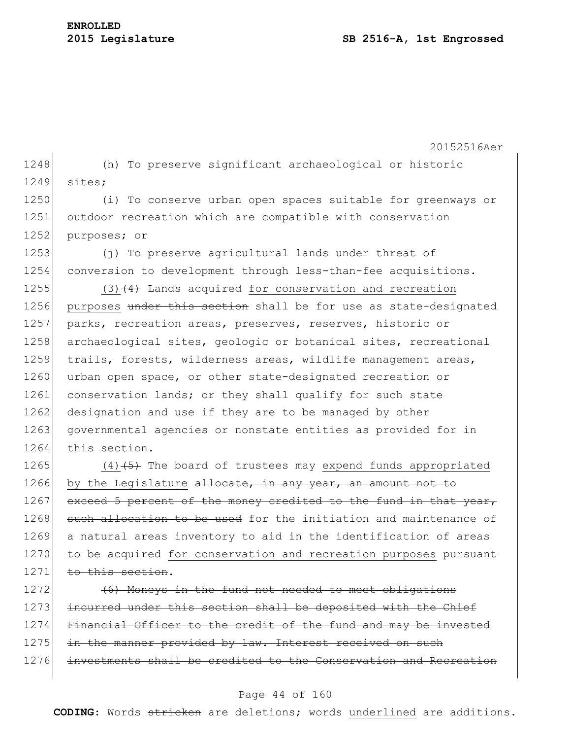(h) To preserve significant archaeological or historic sites;

(i) To conserve urban open spaces suitable for greenways or outdoor recreation which are compatible with conservation purposes; or

(j) To preserve agricultural lands under threat of conversion to development through less-than-fee acquisitions.

(3)~~(4)~~ Lands acquired <u>for conservation and recreation purposes</u> ~~under this section~~ shall be for use as state-designated parks, recreation areas, preserves, reserves, historic or archaeological sites, geologic or botanical sites, recreational trails, forests, wilderness areas, wildlife management areas, urban open space, or other state-designated recreation or conservation lands; or they shall qualify for such state designation and use if they are to be managed by other governmental agencies or nonstate entities as provided for in this section.

(4)~~(5)~~ The board of trustees may <u>expend funds appropriated by the Legislature</u> ~~allocate, in any year, an amount not to exceed 5 percent of the money credited to the fund in that year, such allocation to be used~~ for the initiation and maintenance of a natural areas inventory to aid in the identification of areas to be acquired <u>for conservation and recreation purposes</u> ~~pursuant to this section~~.

~~(6) Moneys in the fund not needed to meet obligations incurred under this section shall be deposited with the Chief Financial Officer to the credit of the fund and may be invested in the manner provided by law. Interest received on such investments shall be credited to the Conservation and Recreation~~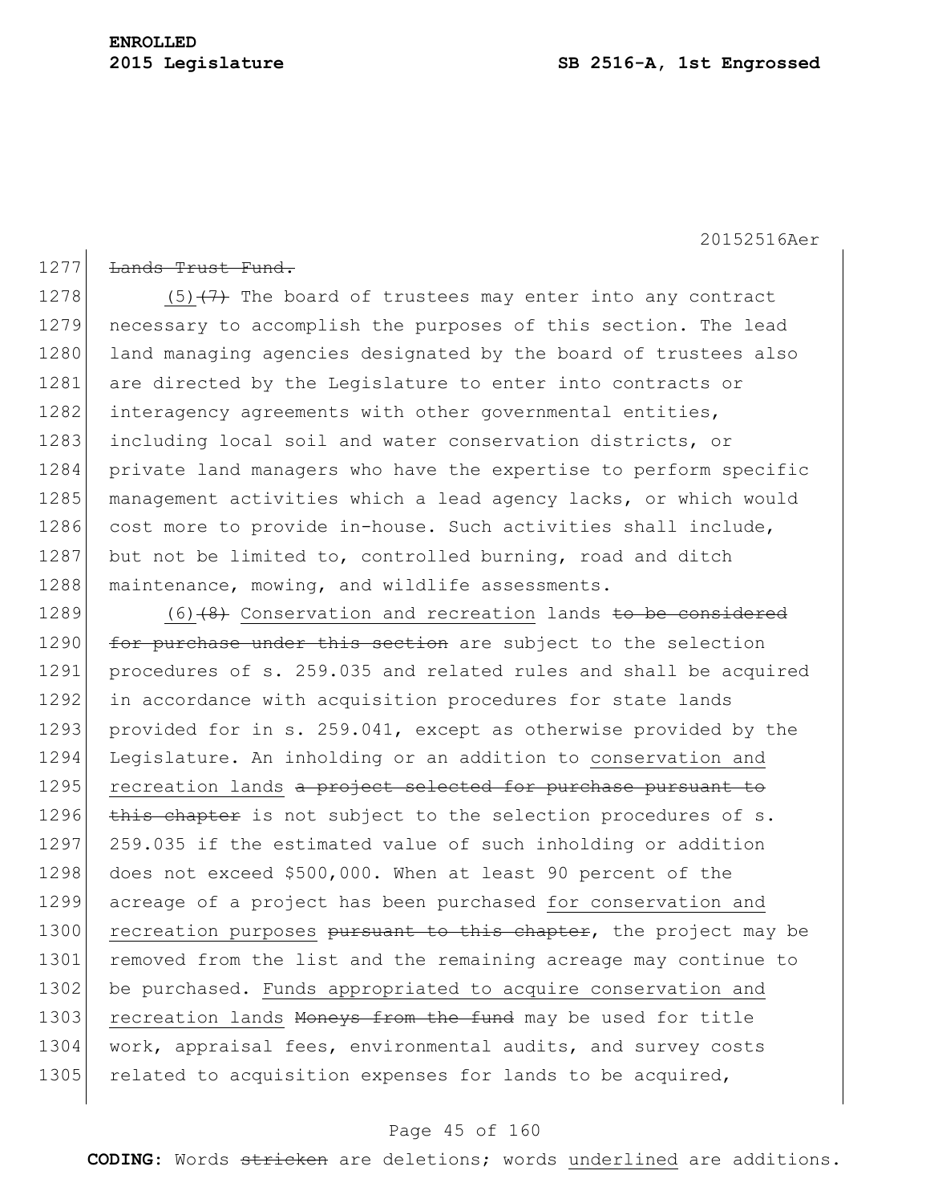Lands Trust Fund.

(5)(7) The board of trustees may enter into any contract necessary to accomplish the purposes of this section. The lead land managing agencies designated by the board of trustees also are directed by the Legislature to enter into contracts or interagency agreements with other governmental entities, including local soil and water conservation districts, or private land managers who have the expertise to perform specific management activities which a lead agency lacks, or which would cost more to provide in-house. Such activities shall include, but not be limited to, controlled burning, road and ditch maintenance, mowing, and wildlife assessments.

(6)(8) Conservation and recreation lands to be considered for purchase under this section are subject to the selection procedures of s. 259.035 and related rules and shall be acquired in accordance with acquisition procedures for state lands provided for in s. 259.041, except as otherwise provided by the Legislature. An inholding or an addition to conservation and recreation lands a project selected for purchase pursuant to this chapter is not subject to the selection procedures of s. 259.035 if the estimated value of such inholding or addition does not exceed $500,000. When at least 90 percent of the acreage of a project has been purchased for conservation and recreation purposes pursuant to this chapter, the project may be removed from the list and the remaining acreage may continue to be purchased. Funds appropriated to acquire conservation and recreation lands Moneys from the fund may be used for title work, appraisal fees, environmental audits, and survey costs related to acquisition expenses for lands to be acquired,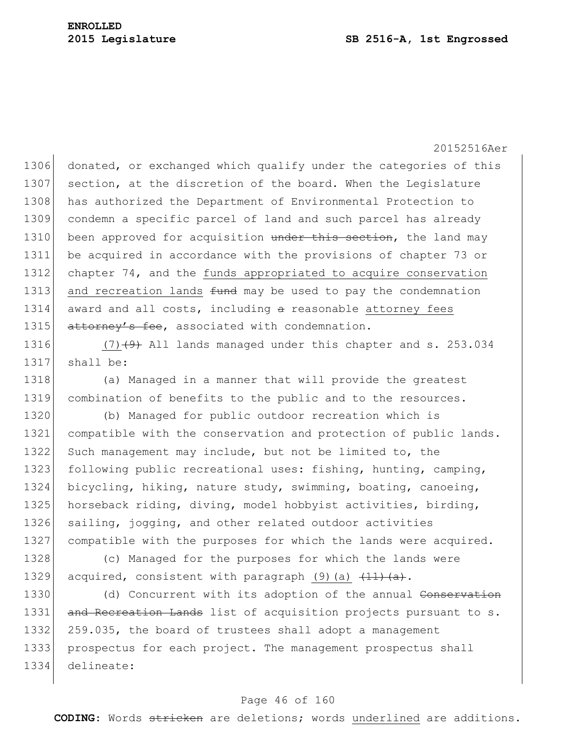donated, or exchanged which qualify under the categories of this section, at the discretion of the board. When the Legislature has authorized the Department of Environmental Protection to condemn a specific parcel of land and such parcel has already been approved for acquisition ~~under this section~~, the land may be acquired in accordance with the provisions of chapter 73 or chapter 74, and the <u>funds appropriated to acquire conservation and recreation lands</u> ~~fund~~ may be used to pay the condemnation award and all costs, including ~~a~~ reasonable <u>attorney fees</u> ~~attorney's fee~~, associated with condemnation.

<u>(7)</u>~~(9)~~ All lands managed under this chapter and s. 253.034 shall be:

(a) Managed in a manner that will provide the greatest combination of benefits to the public and to the resources.

(b) Managed for public outdoor recreation which is compatible with the conservation and protection of public lands. Such management may include, but not be limited to, the following public recreational uses: fishing, hunting, camping, bicycling, hiking, nature study, swimming, boating, canoeing, horseback riding, diving, model hobbyist activities, birding, sailing, jogging, and other related outdoor activities compatible with the purposes for which the lands were acquired.

(c) Managed for the purposes for which the lands were acquired, consistent with paragraph <u>(9)(a)</u> ~~(11)(a)~~.

(d) Concurrent with its adoption of the annual ~~Conservation and Recreation Lands~~ list of acquisition projects pursuant to s. 259.035, the board of trustees shall adopt a management prospectus for each project. The management prospectus shall delineate: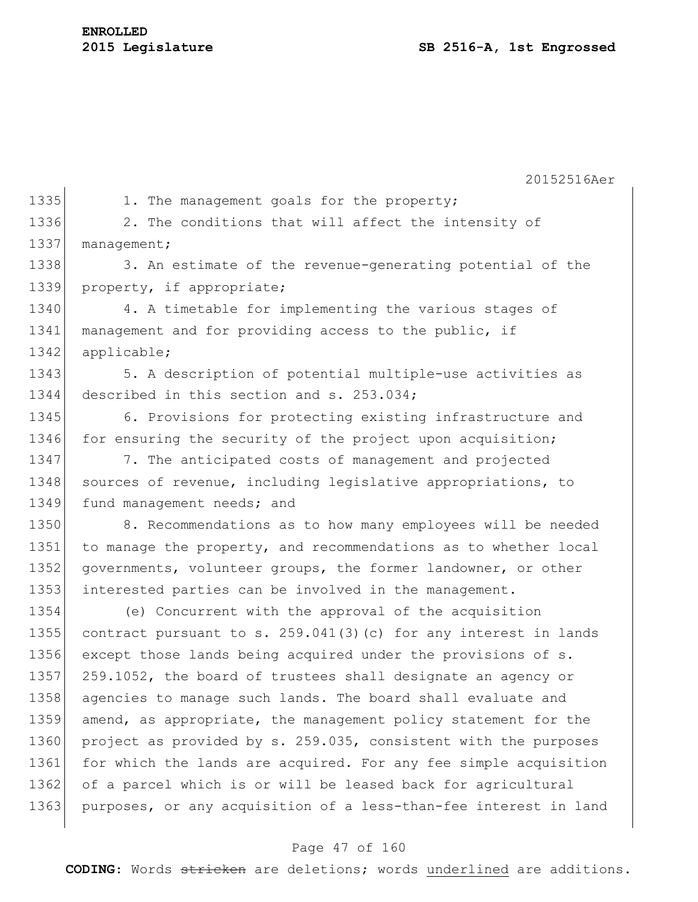1. The management goals for the property;

2. The conditions that will affect the intensity of management;

3. An estimate of the revenue-generating potential of the property, if appropriate;

4. A timetable for implementing the various stages of management and for providing access to the public, if applicable;

5. A description of potential multiple-use activities as described in this section and s. 253.034;

6. Provisions for protecting existing infrastructure and for ensuring the security of the project upon acquisition;

7. The anticipated costs of management and projected sources of revenue, including legislative appropriations, to fund management needs; and

8. Recommendations as to how many employees will be needed to manage the property, and recommendations as to whether local governments, volunteer groups, the former landowner, or other interested parties can be involved in the management.

(e) Concurrent with the approval of the acquisition contract pursuant to s. 259.041(3)(c) for any interest in lands except those lands being acquired under the provisions of s. 259.1052, the board of trustees shall designate an agency or agencies to manage such lands. The board shall evaluate and amend, as appropriate, the management policy statement for the project as provided by s. 259.035, consistent with the purposes for which the lands are acquired. For any fee simple acquisition of a parcel which is or will be leased back for agricultural purposes, or any acquisition of a less-than-fee interest in land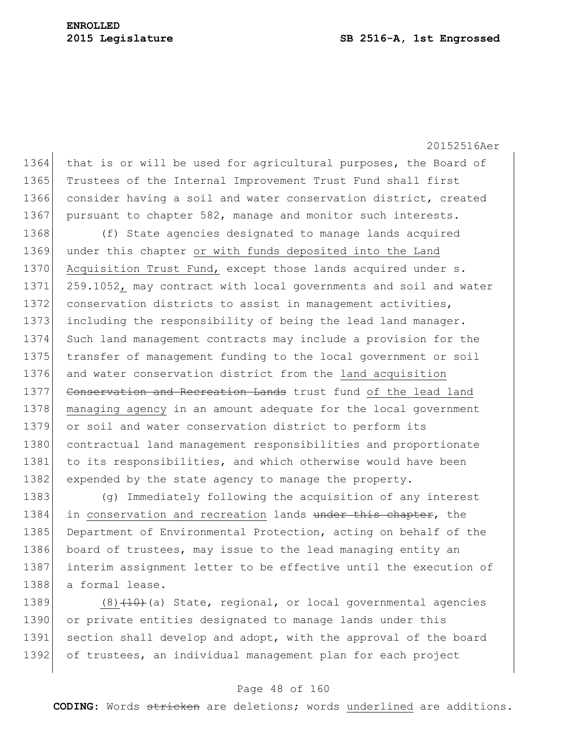that is or will be used for agricultural purposes, the Board of Trustees of the Internal Improvement Trust Fund shall first consider having a soil and water conservation district, created pursuant to chapter 582, manage and monitor such interests.

(f) State agencies designated to manage lands acquired under this chapter <u>or with funds deposited into the Land Acquisition Trust Fund,</u> except those lands acquired under s. 259.1052<u>,</u> may contract with local governments and soil and water conservation districts to assist in management activities, including the responsibility of being the lead land manager. Such land management contracts may include a provision for the transfer of management funding to the local government or soil and water conservation district from the <u>land acquisition</u> ~~Conservation and Recreation Lands~~ trust fund <u>of the lead land managing agency</u> in an amount adequate for the local government or soil and water conservation district to perform its contractual land management responsibilities and proportionate to its responsibilities, and which otherwise would have been expended by the state agency to manage the property.

(g) Immediately following the acquisition of any interest in <u>conservation and recreation</u> lands ~~under this chapter~~, the Department of Environmental Protection, acting on behalf of the board of trustees, may issue to the lead managing entity an interim assignment letter to be effective until the execution of a formal lease.

<u>(8)</u>~~(10)~~(a) State, regional, or local governmental agencies or private entities designated to manage lands under this section shall develop and adopt, with the approval of the board of trustees, an individual management plan for each project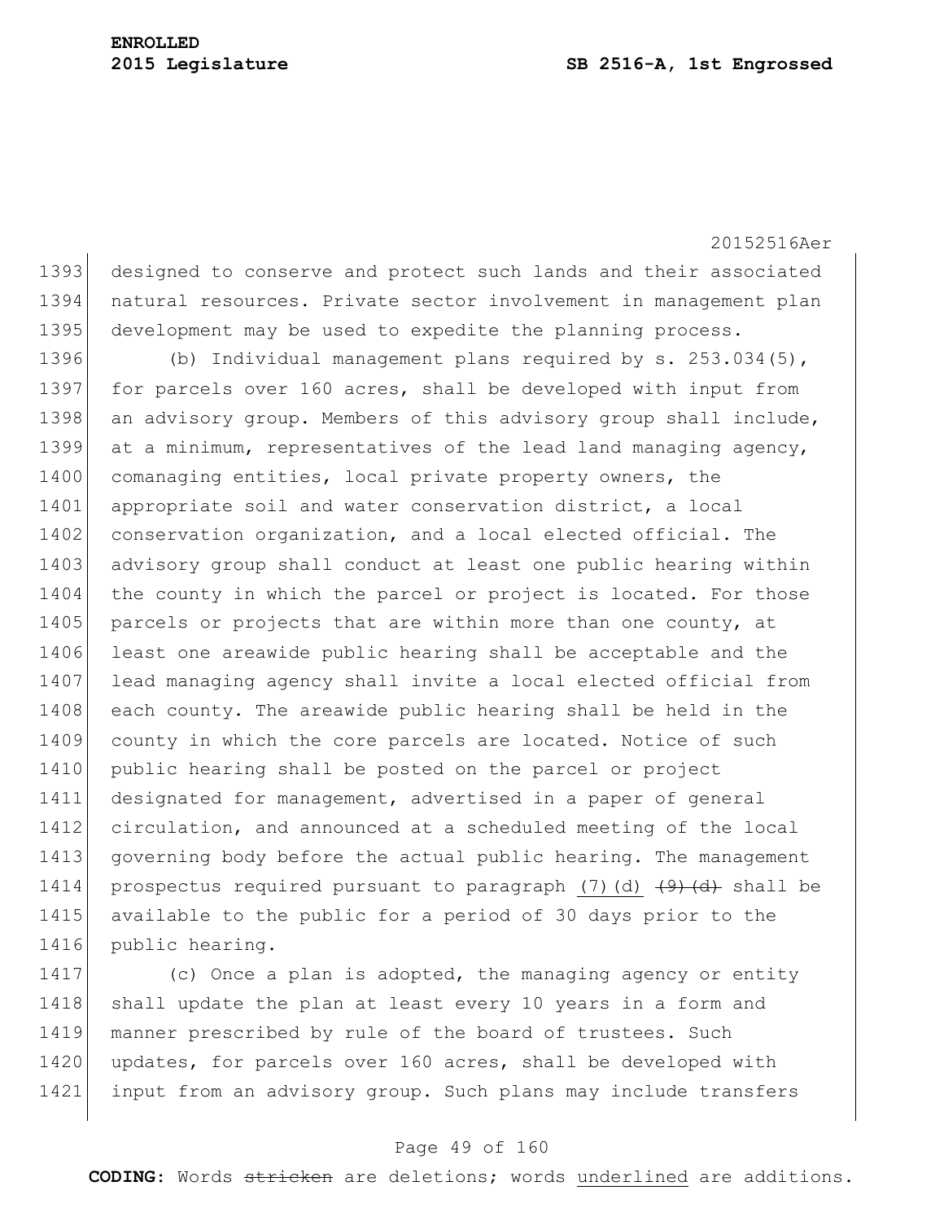designed to conserve and protect such lands and their associated natural resources. Private sector involvement in management plan development may be used to expedite the planning process.

(b) Individual management plans required by s. 253.034(5), for parcels over 160 acres, shall be developed with input from an advisory group. Members of this advisory group shall include, at a minimum, representatives of the lead land managing agency, comanaging entities, local private property owners, the appropriate soil and water conservation district, a local conservation organization, and a local elected official. The advisory group shall conduct at least one public hearing within the county in which the parcel or project is located. For those parcels or projects that are within more than one county, at least one areawide public hearing shall be acceptable and the lead managing agency shall invite a local elected official from each county. The areawide public hearing shall be held in the county in which the core parcels are located. Notice of such public hearing shall be posted on the parcel or project designated for management, advertised in a paper of general circulation, and announced at a scheduled meeting of the local governing body before the actual public hearing. The management prospectus required pursuant to paragraph <u>(7)(d)</u> ~~(9)(d)~~ shall be available to the public for a period of 30 days prior to the public hearing.

(c) Once a plan is adopted, the managing agency or entity shall update the plan at least every 10 years in a form and manner prescribed by rule of the board of trustees. Such updates, for parcels over 160 acres, shall be developed with input from an advisory group. Such plans may include transfers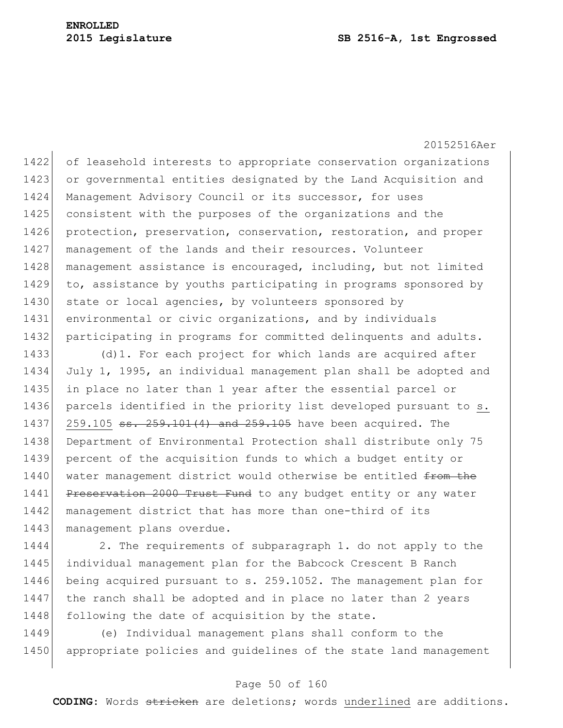of leasehold interests to appropriate conservation organizations or governmental entities designated by the Land Acquisition and Management Advisory Council or its successor, for uses consistent with the purposes of the organizations and the protection, preservation, conservation, restoration, and proper management of the lands and their resources. Volunteer management assistance is encouraged, including, but not limited to, assistance by youths participating in programs sponsored by state or local agencies, by volunteers sponsored by environmental or civic organizations, and by individuals participating in programs for committed delinquents and adults.

(d)1. For each project for which lands are acquired after July 1, 1995, an individual management plan shall be adopted and in place no later than 1 year after the essential parcel or parcels identified in the priority list developed pursuant to <u>s. 259.105</u> ~~ss. 259.101(4) and 259.105~~ have been acquired. The Department of Environmental Protection shall distribute only 75 percent of the acquisition funds to which a budget entity or water management district would otherwise be entitled ~~from the Preservation 2000 Trust Fund~~ to any budget entity or any water management district that has more than one-third of its management plans overdue.

2. The requirements of subparagraph 1. do not apply to the individual management plan for the Babcock Crescent B Ranch being acquired pursuant to s. 259.1052. The management plan for the ranch shall be adopted and in place no later than 2 years following the date of acquisition by the state.

(e) Individual management plans shall conform to the appropriate policies and guidelines of the state land management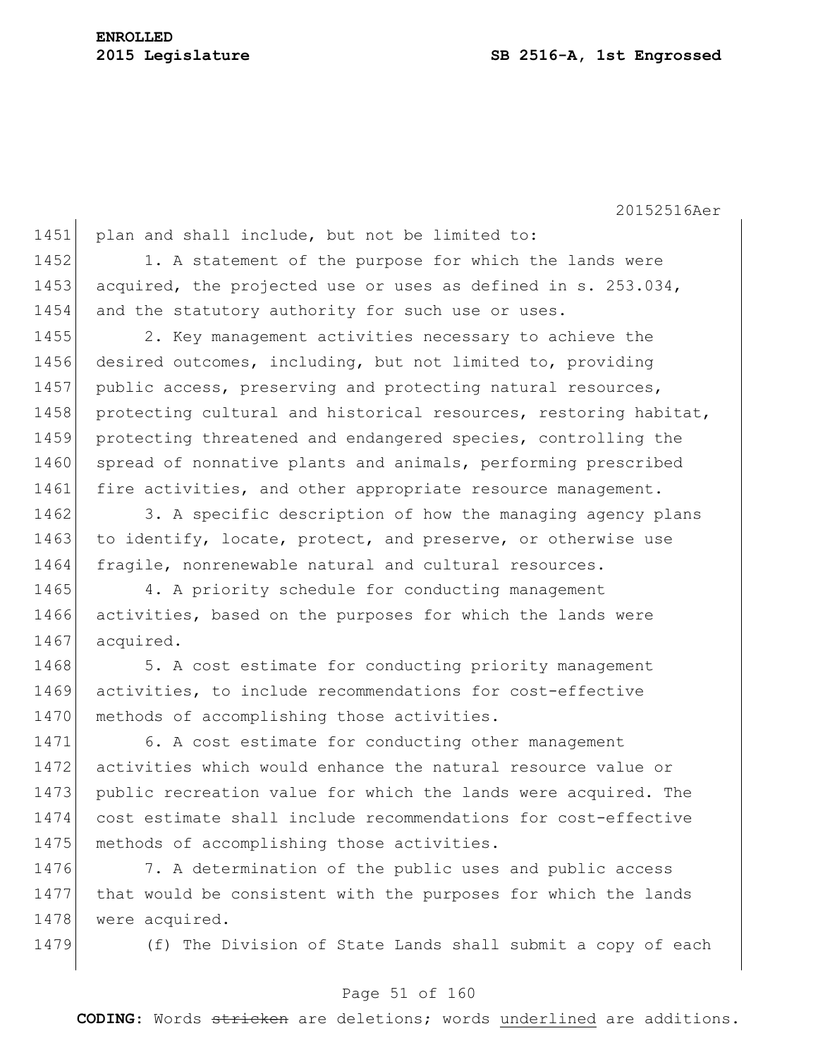plan and shall include, but not be limited to:

1. A statement of the purpose for which the lands were acquired, the projected use or uses as defined in s. 253.034, and the statutory authority for such use or uses.

2. Key management activities necessary to achieve the desired outcomes, including, but not limited to, providing public access, preserving and protecting natural resources, protecting cultural and historical resources, restoring habitat, protecting threatened and endangered species, controlling the spread of nonnative plants and animals, performing prescribed fire activities, and other appropriate resource management.

3. A specific description of how the managing agency plans to identify, locate, protect, and preserve, or otherwise use fragile, nonrenewable natural and cultural resources.

4. A priority schedule for conducting management activities, based on the purposes for which the lands were acquired.

5. A cost estimate for conducting priority management activities, to include recommendations for cost-effective methods of accomplishing those activities.

6. A cost estimate for conducting other management activities which would enhance the natural resource value or public recreation value for which the lands were acquired. The cost estimate shall include recommendations for cost-effective methods of accomplishing those activities.

7. A determination of the public uses and public access that would be consistent with the purposes for which the lands were acquired.

(f) The Division of State Lands shall submit a copy of each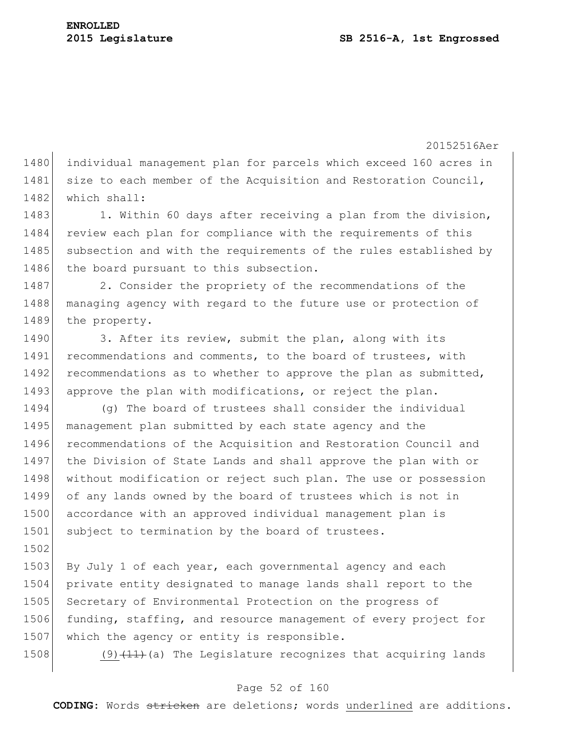individual management plan for parcels which exceed 160 acres in size to each member of the Acquisition and Restoration Council, which shall:

1. Within 60 days after receiving a plan from the division, review each plan for compliance with the requirements of this subsection and with the requirements of the rules established by the board pursuant to this subsection.

2. Consider the propriety of the recommendations of the managing agency with regard to the future use or protection of the property.

3. After its review, submit the plan, along with its recommendations and comments, to the board of trustees, with recommendations as to whether to approve the plan as submitted, approve the plan with modifications, or reject the plan.

(g) The board of trustees shall consider the individual management plan submitted by each state agency and the recommendations of the Acquisition and Restoration Council and the Division of State Lands and shall approve the plan with or without modification or reject such plan. The use or possession of any lands owned by the board of trustees which is not in accordance with an approved individual management plan is subject to termination by the board of trustees.

By July 1 of each year, each governmental agency and each private entity designated to manage lands shall report to the Secretary of Environmental Protection on the progress of funding, staffing, and resource management of every project for which the agency or entity is responsible.

<u>(9)</u>~~(11)~~(a) The Legislature recognizes that acquiring lands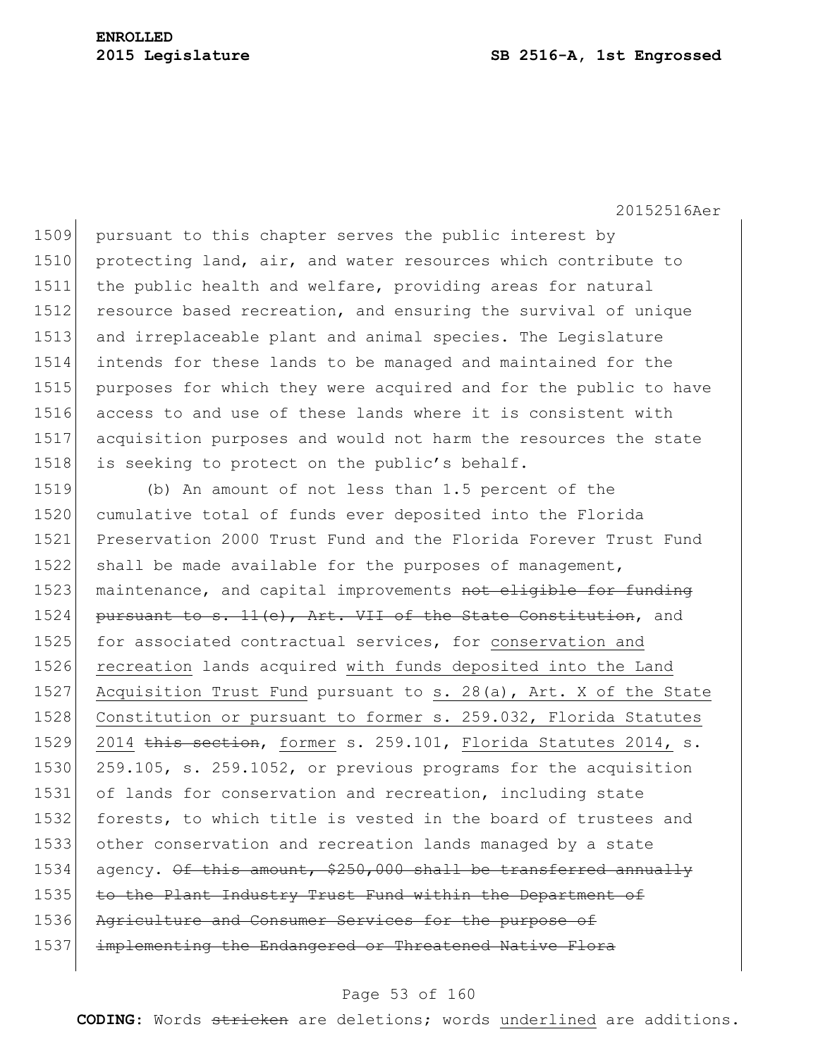pursuant to this chapter serves the public interest by protecting land, air, and water resources which contribute to the public health and welfare, providing areas for natural resource based recreation, and ensuring the survival of unique and irreplaceable plant and animal species. The Legislature intends for these lands to be managed and maintained for the purposes for which they were acquired and for the public to have access to and use of these lands where it is consistent with acquisition purposes and would not harm the resources the state is seeking to protect on the public's behalf.

(b) An amount of not less than 1.5 percent of the cumulative total of funds ever deposited into the Florida Preservation 2000 Trust Fund and the Florida Forever Trust Fund shall be made available for the purposes of management, maintenance, and capital improvements ~~not eligible for funding pursuant to s. 11(e), Art. VII of the State Constitution~~, and for associated contractual services, for <u>conservation and recreation</u> lands acquired <u>with funds deposited into the Land Acquisition Trust Fund</u> pursuant to <u>s. 28(a), Art. X of the State Constitution or pursuant to former s. 259.032, Florida Statutes 2014</u> ~~this section~~, <u>former</u> s. 259.101, <u>Florida Statutes 2014,</u> s. 259.105, s. 259.1052, or previous programs for the acquisition of lands for conservation and recreation, including state forests, to which title is vested in the board of trustees and other conservation and recreation lands managed by a state agency. ~~Of this amount, $250,000 shall be transferred annually to the Plant Industry Trust Fund within the Department of Agriculture and Consumer Services for the purpose of implementing the Endangered or Threatened Native Flora~~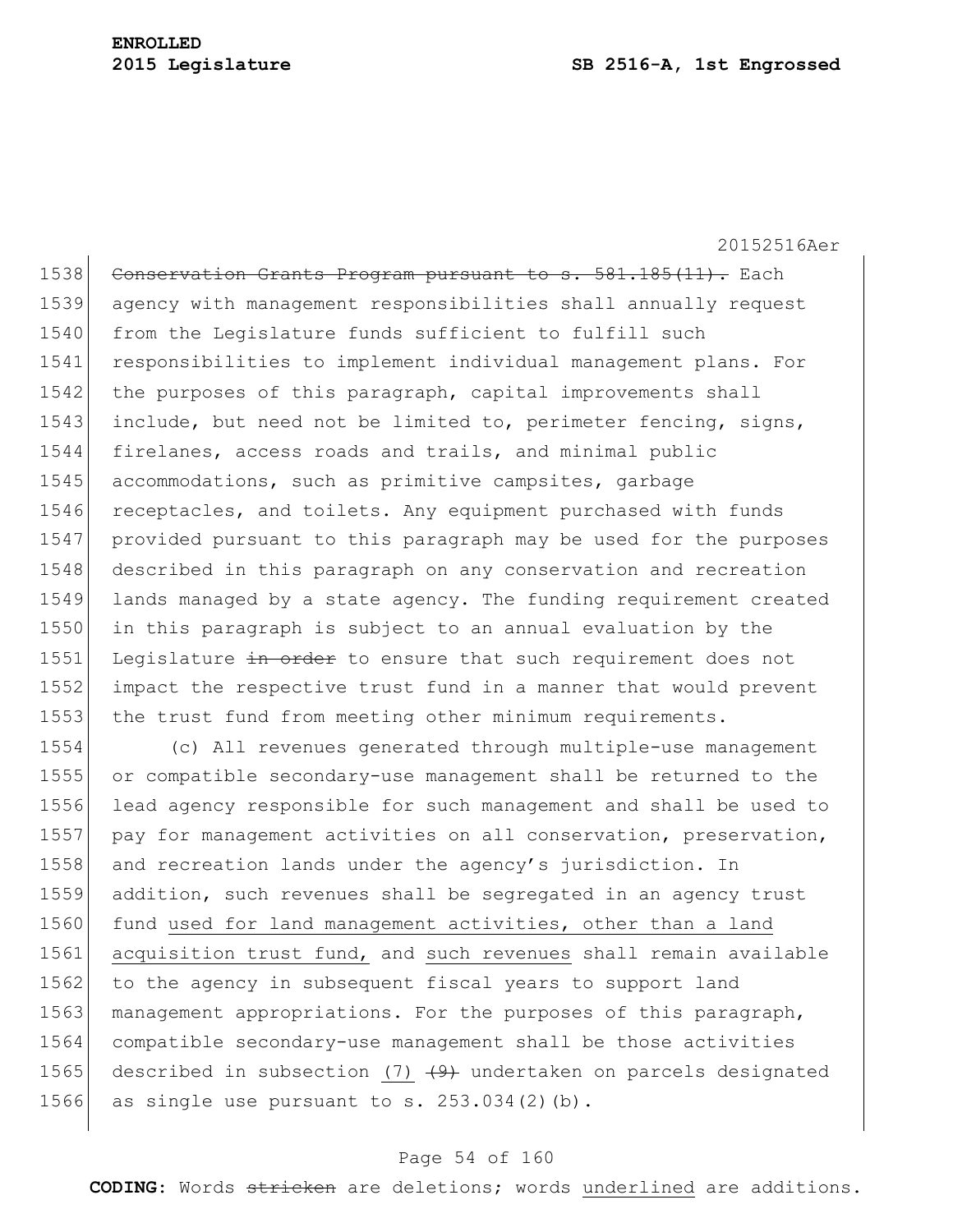~~Conservation Grants Program pursuant to s. 581.185(11).~~ Each agency with management responsibilities shall annually request from the Legislature funds sufficient to fulfill such responsibilities to implement individual management plans. For the purposes of this paragraph, capital improvements shall include, but need not be limited to, perimeter fencing, signs, firelanes, access roads and trails, and minimal public accommodations, such as primitive campsites, garbage receptacles, and toilets. Any equipment purchased with funds provided pursuant to this paragraph may be used for the purposes described in this paragraph on any conservation and recreation lands managed by a state agency. The funding requirement created in this paragraph is subject to an annual evaluation by the Legislature ~~in order~~ to ensure that such requirement does not impact the respective trust fund in a manner that would prevent the trust fund from meeting other minimum requirements.

(c) All revenues generated through multiple-use management or compatible secondary-use management shall be returned to the lead agency responsible for such management and shall be used to pay for management activities on all conservation, preservation, and recreation lands under the agency's jurisdiction. In addition, such revenues shall be segregated in an agency trust fund <u>used for land management activities, other than a land acquisition trust fund,</u> and <u>such revenues</u> shall remain available to the agency in subsequent fiscal years to support land management appropriations. For the purposes of this paragraph, compatible secondary-use management shall be those activities described in subsection <u>(7)</u> ~~(9)~~ undertaken on parcels designated as single use pursuant to s. 253.034(2)(b).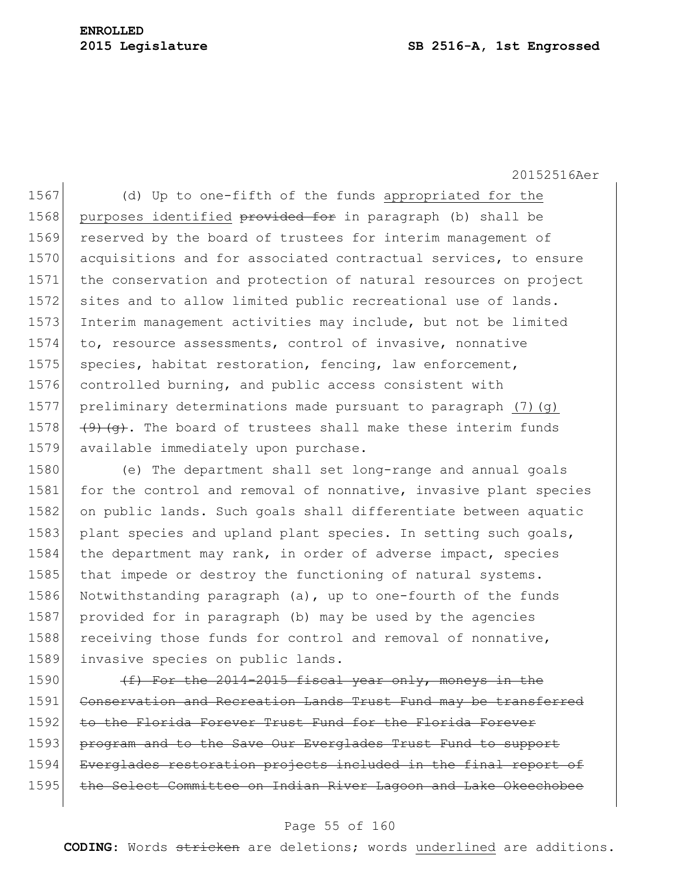(d) Up to one-fifth of the funds <u>appropriated for the purposes identified</u> ~~provided for~~ in paragraph (b) shall be reserved by the board of trustees for interim management of acquisitions and for associated contractual services, to ensure the conservation and protection of natural resources on project sites and to allow limited public recreational use of lands. Interim management activities may include, but not be limited to, resource assessments, control of invasive, nonnative species, habitat restoration, fencing, law enforcement, controlled burning, and public access consistent with preliminary determinations made pursuant to paragraph <u>(7)(g)</u> ~~(9)(g)~~. The board of trustees shall make these interim funds available immediately upon purchase.

(e) The department shall set long-range and annual goals for the control and removal of nonnative, invasive plant species on public lands. Such goals shall differentiate between aquatic plant species and upland plant species. In setting such goals, the department may rank, in order of adverse impact, species that impede or destroy the functioning of natural systems. Notwithstanding paragraph (a), up to one-fourth of the funds provided for in paragraph (b) may be used by the agencies receiving those funds for control and removal of nonnative, invasive species on public lands.

~~(f) For the 2014-2015 fiscal year only, moneys in the Conservation and Recreation Lands Trust Fund may be transferred to the Florida Forever Trust Fund for the Florida Forever program and to the Save Our Everglades Trust Fund to support Everglades restoration projects included in the final report of the Select Committee on Indian River Lagoon and Lake Okeechobee~~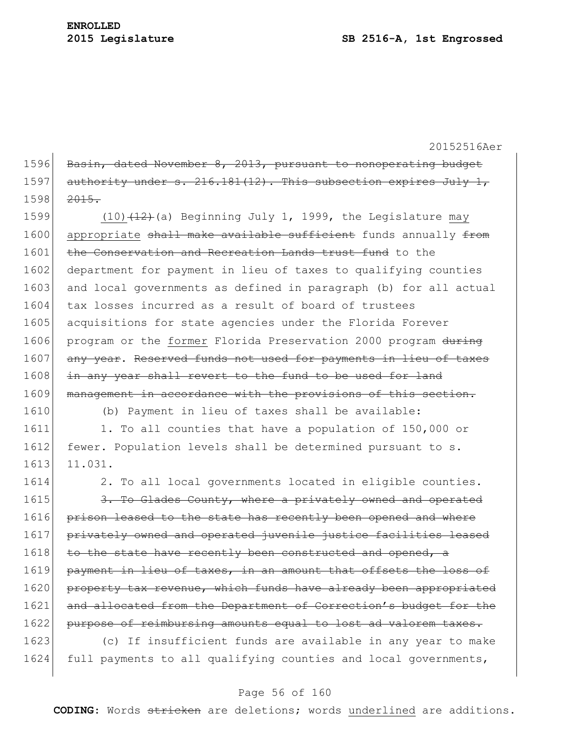~~Basin, dated November 8, 2013, pursuant to nonoperating budget authority under s. 216.181(12). This subsection expires July 1, 2015.~~

(10)~~(12)~~(a) Beginning July 1, 1999, the Legislature <u>may appropriate</u> ~~shall make available sufficient~~ funds annually ~~from the Conservation and Recreation Lands trust fund~~ to the department for payment in lieu of taxes to qualifying counties and local governments as defined in paragraph (b) for all actual tax losses incurred as a result of board of trustees acquisitions for state agencies under the Florida Forever program or the <u>former</u> Florida Preservation 2000 program ~~during any year~~. ~~Reserved funds not used for payments in lieu of taxes in any year shall revert to the fund to be used for land management in accordance with the provisions of this section.~~

(b) Payment in lieu of taxes shall be available:

1. To all counties that have a population of 150,000 or fewer. Population levels shall be determined pursuant to s. 11.031.

2. To all local governments located in eligible counties.

~~3. To Glades County, where a privately owned and operated prison leased to the state has recently been opened and where privately owned and operated juvenile justice facilities leased to the state have recently been constructed and opened, a payment in lieu of taxes, in an amount that offsets the loss of property tax revenue, which funds have already been appropriated and allocated from the Department of Correction's budget for the purpose of reimbursing amounts equal to lost ad valorem taxes.~~

(c) If insufficient funds are available in any year to make full payments to all qualifying counties and local governments,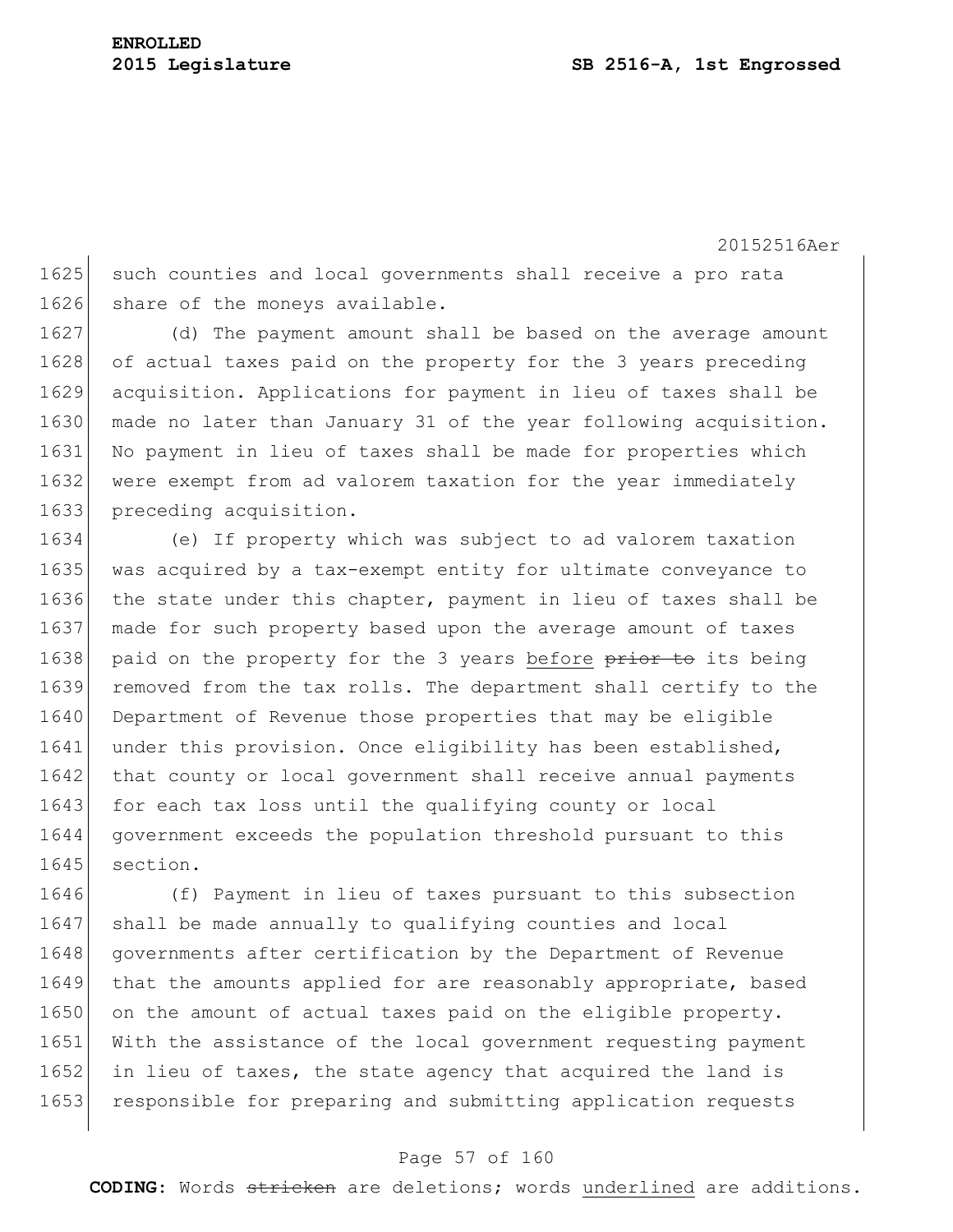such counties and local governments shall receive a pro rata share of the moneys available.

(d) The payment amount shall be based on the average amount of actual taxes paid on the property for the 3 years preceding acquisition. Applications for payment in lieu of taxes shall be made no later than January 31 of the year following acquisition. No payment in lieu of taxes shall be made for properties which were exempt from ad valorem taxation for the year immediately preceding acquisition.

(e) If property which was subject to ad valorem taxation was acquired by a tax-exempt entity for ultimate conveyance to the state under this chapter, payment in lieu of taxes shall be made for such property based upon the average amount of taxes paid on the property for the 3 years <u>before</u> ~~prior to~~ its being removed from the tax rolls. The department shall certify to the Department of Revenue those properties that may be eligible under this provision. Once eligibility has been established, that county or local government shall receive annual payments for each tax loss until the qualifying county or local government exceeds the population threshold pursuant to this section.

(f) Payment in lieu of taxes pursuant to this subsection shall be made annually to qualifying counties and local governments after certification by the Department of Revenue that the amounts applied for are reasonably appropriate, based on the amount of actual taxes paid on the eligible property. With the assistance of the local government requesting payment in lieu of taxes, the state agency that acquired the land is responsible for preparing and submitting application requests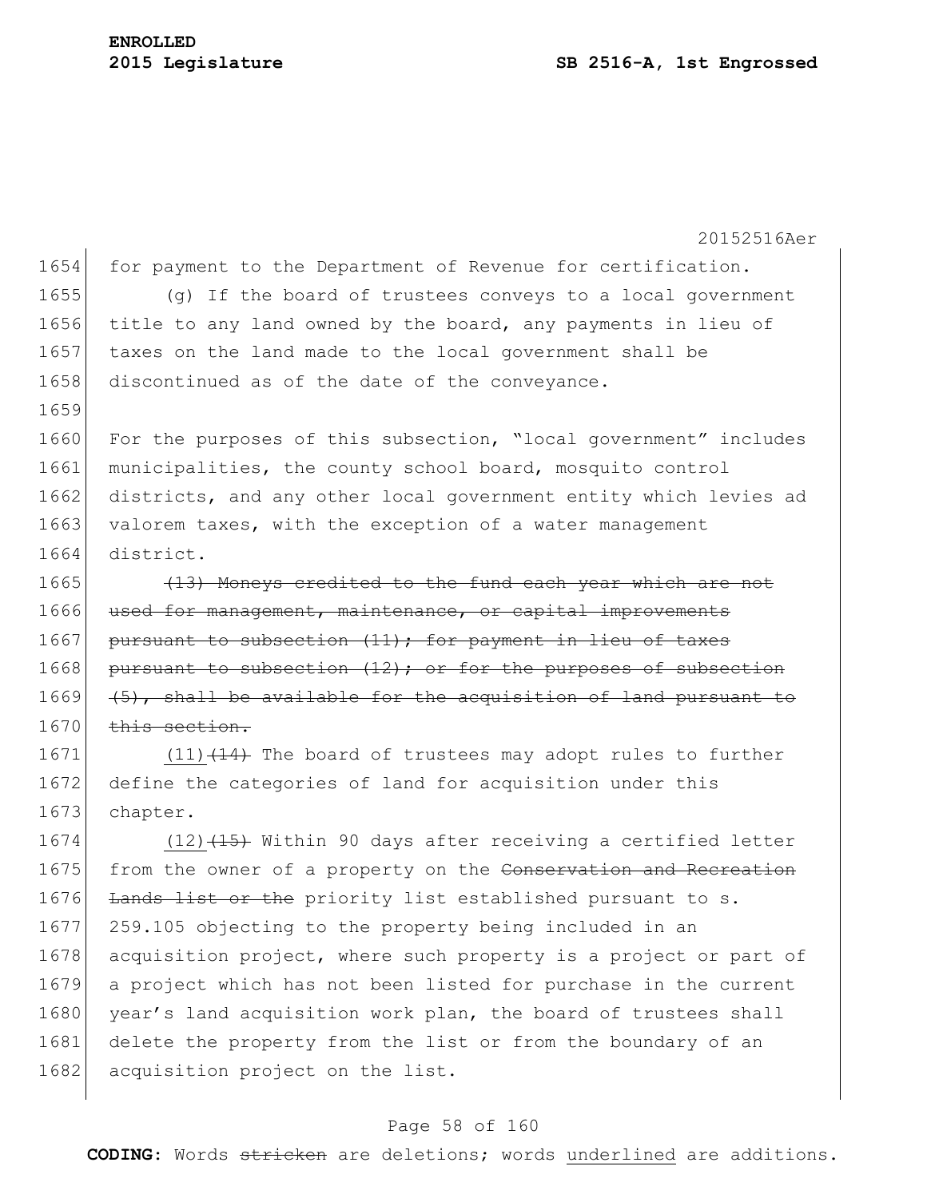for payment to the Department of Revenue for certification.

(g) If the board of trustees conveys to a local government title to any land owned by the board, any payments in lieu of taxes on the land made to the local government shall be discontinued as of the date of the conveyance.

For the purposes of this subsection, "local government" includes municipalities, the county school board, mosquito control districts, and any other local government entity which levies ad valorem taxes, with the exception of a water management district.

~~(13) Moneys credited to the fund each year which are not used for management, maintenance, or capital improvements pursuant to subsection (11); for payment in lieu of taxes pursuant to subsection (12); or for the purposes of subsection (5), shall be available for the acquisition of land pursuant to this section.~~

<u>(11)</u>~~(14)~~ The board of trustees may adopt rules to further define the categories of land for acquisition under this chapter.

<u>(12)</u>~~(15)~~ Within 90 days after receiving a certified letter from the owner of a property on the ~~Conservation and Recreation Lands list or the~~ priority list established pursuant to s. 259.105 objecting to the property being included in an acquisition project, where such property is a project or part of a project which has not been listed for purchase in the current year's land acquisition work plan, the board of trustees shall delete the property from the list or from the boundary of an acquisition project on the list.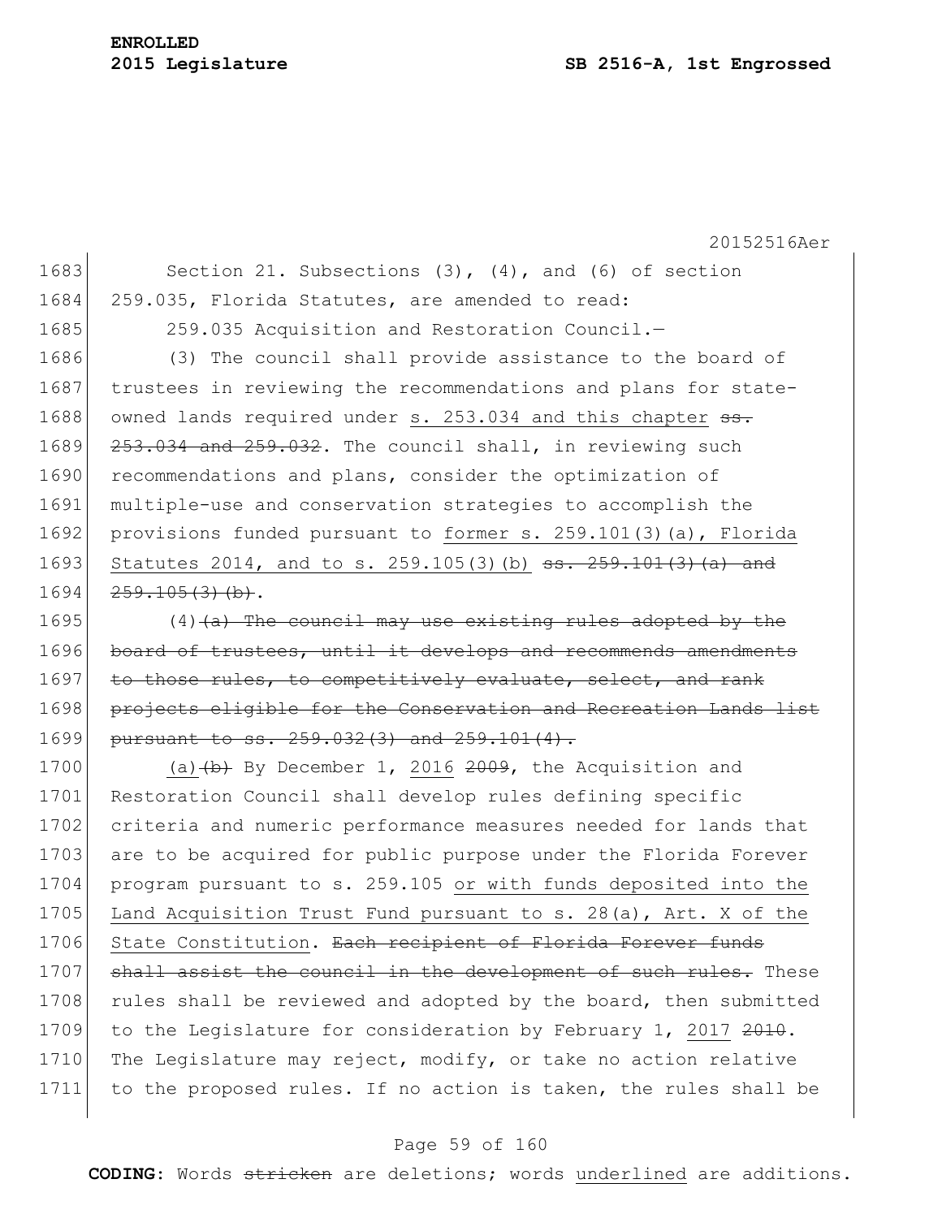Section 21. Subsections (3), (4), and (6) of section 259.035, Florida Statutes, are amended to read:

259.035 Acquisition and Restoration Council.—

(3) The council shall provide assistance to the board of trustees in reviewing the recommendations and plans for state-owned lands required under <u>s. 253.034 and this chapter</u> ~~ss. 253.034 and 259.032~~. The council shall, in reviewing such recommendations and plans, consider the optimization of multiple-use and conservation strategies to accomplish the provisions funded pursuant to <u>former s. 259.101(3)(a), Florida Statutes 2014, and to s. 259.105(3)(b)</u> ~~ss. 259.101(3)(a) and 259.105(3)(b)~~.

(4)~~(a) The council may use existing rules adopted by the board of trustees, until it develops and recommends amendments to those rules, to competitively evaluate, select, and rank projects eligible for the Conservation and Recreation Lands list pursuant to ss. 259.032(3) and 259.101(4).~~

<u>(a)</u>~~(b)~~ By December 1, <u>2016</u> ~~2009~~, the Acquisition and Restoration Council shall develop rules defining specific criteria and numeric performance measures needed for lands that are to be acquired for public purpose under the Florida Forever program pursuant to s. 259.105 <u>or with funds deposited into the Land Acquisition Trust Fund pursuant to s. 28(a), Art. X of the State Constitution</u>. ~~Each recipient of Florida Forever funds shall assist the council in the development of such rules.~~ These rules shall be reviewed and adopted by the board, then submitted to the Legislature for consideration by February 1, <u>2017</u> ~~2010~~. The Legislature may reject, modify, or take no action relative to the proposed rules. If no action is taken, the rules shall be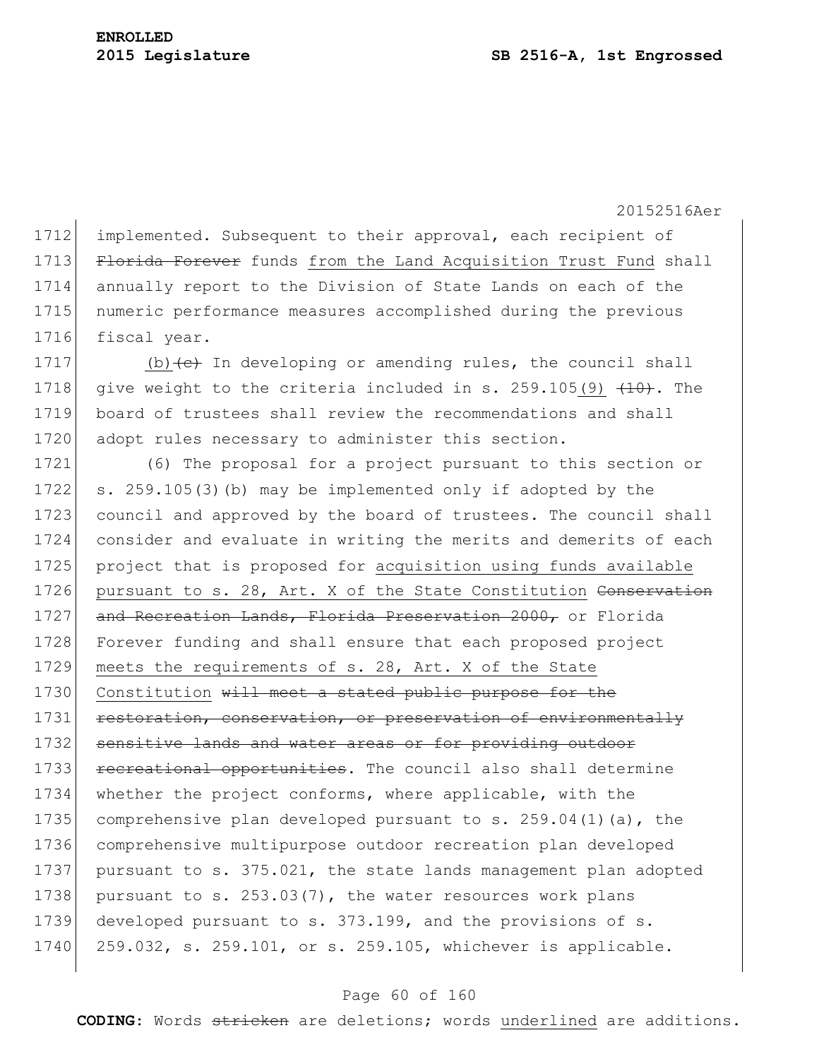implemented. Subsequent to their approval, each recipient of ~~Florida Forever~~ funds from the Land Acquisition Trust Fund shall annually report to the Division of State Lands on each of the numeric performance measures accomplished during the previous fiscal year.

(b)~~(c)~~ In developing or amending rules, the council shall give weight to the criteria included in s. 259.105(9) ~~(10)~~. The board of trustees shall review the recommendations and shall adopt rules necessary to administer this section.

(6) The proposal for a project pursuant to this section or s. 259.105(3)(b) may be implemented only if adopted by the council and approved by the board of trustees. The council shall consider and evaluate in writing the merits and demerits of each project that is proposed for acquisition using funds available pursuant to s. 28, Art. X of the State Constitution ~~Conservation and Recreation Lands, Florida Preservation 2000,~~ or Florida Forever funding and shall ensure that each proposed project meets the requirements of s. 28, Art. X of the State Constitution ~~will meet a stated public purpose for the restoration, conservation, or preservation of environmentally sensitive lands and water areas or for providing outdoor recreational opportunities~~. The council also shall determine whether the project conforms, where applicable, with the comprehensive plan developed pursuant to s. 259.04(1)(a), the comprehensive multipurpose outdoor recreation plan developed pursuant to s. 375.021, the state lands management plan adopted pursuant to s. 253.03(7), the water resources work plans developed pursuant to s. 373.199, and the provisions of s. 259.032, s. 259.101, or s. 259.105, whichever is applicable.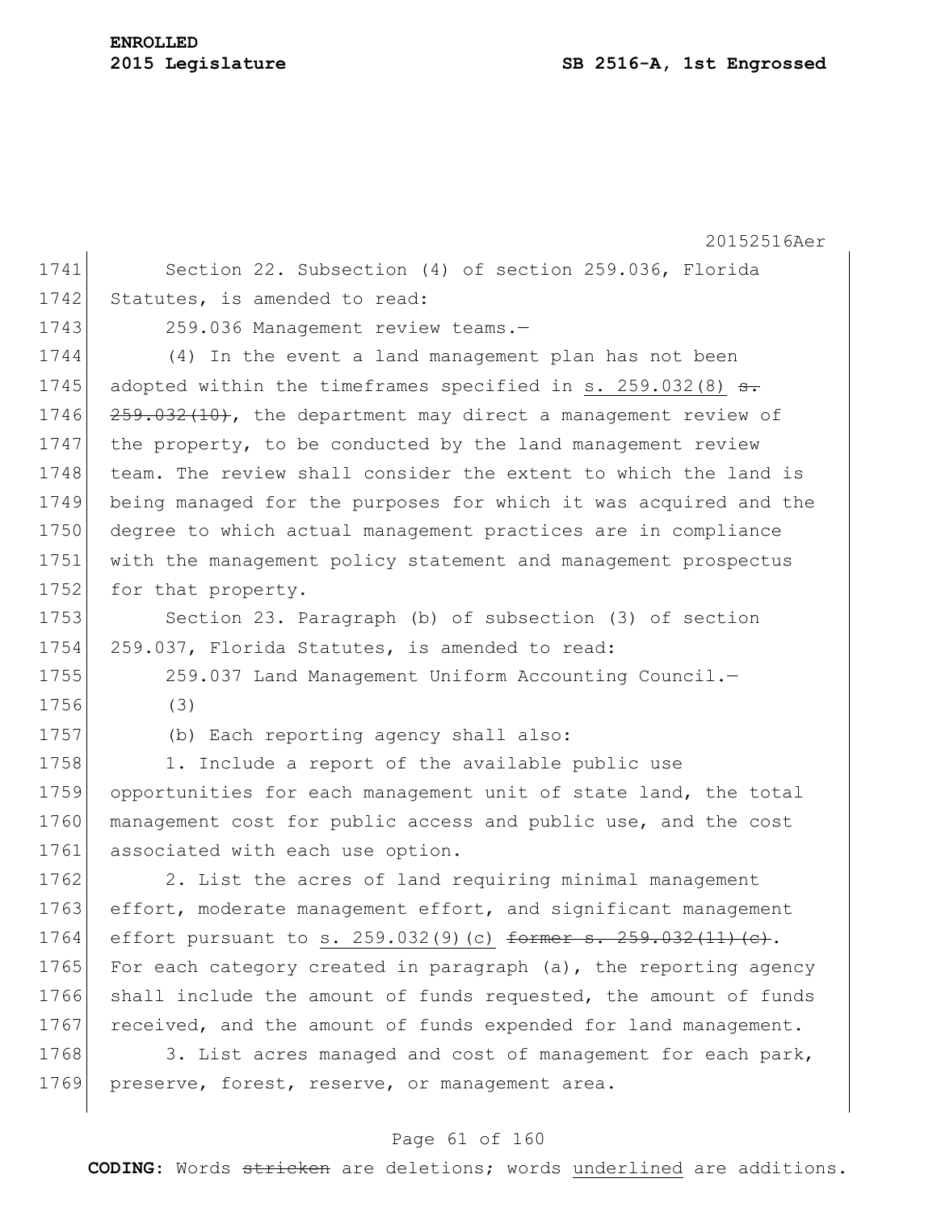Section 22. Subsection (4) of section 259.036, Florida Statutes, is amended to read:

259.036 Management review teams.—

(4) In the event a land management plan has not been adopted within the timeframes specified in s. 259.032(8) ~~s. 259.032(10)~~, the department may direct a management review of the property, to be conducted by the land management review team. The review shall consider the extent to which the land is being managed for the purposes for which it was acquired and the degree to which actual management practices are in compliance with the management policy statement and management prospectus for that property.

Section 23. Paragraph (b) of subsection (3) of section 259.037, Florida Statutes, is amended to read:

259.037 Land Management Uniform Accounting Council.—

(3)

(b) Each reporting agency shall also:

1. Include a report of the available public use opportunities for each management unit of state land, the total management cost for public access and public use, and the cost associated with each use option.

2. List the acres of land requiring minimal management effort, moderate management effort, and significant management effort pursuant to s. 259.032(9)(c) ~~former s. 259.032(11)(c)~~. For each category created in paragraph (a), the reporting agency shall include the amount of funds requested, the amount of funds received, and the amount of funds expended for land management.

3. List acres managed and cost of management for each park, preserve, forest, reserve, or management area.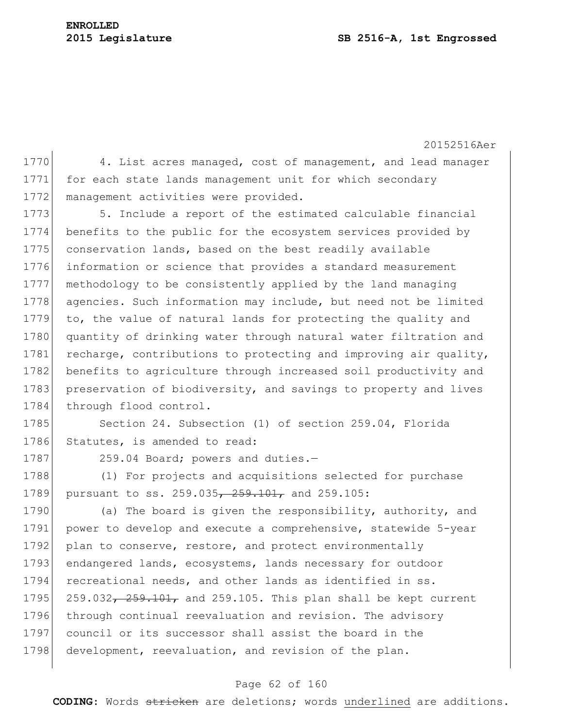4. List acres managed, cost of management, and lead manager for each state lands management unit for which secondary management activities were provided.

5. Include a report of the estimated calculable financial benefits to the public for the ecosystem services provided by conservation lands, based on the best readily available information or science that provides a standard measurement methodology to be consistently applied by the land managing agencies. Such information may include, but need not be limited to, the value of natural lands for protecting the quality and quantity of drinking water through natural water filtration and recharge, contributions to protecting and improving air quality, benefits to agriculture through increased soil productivity and preservation of biodiversity, and savings to property and lives through flood control.

Section 24. Subsection (1) of section 259.04, Florida Statutes, is amended to read:

259.04 Board; powers and duties.—

(1) For projects and acquisitions selected for purchase pursuant to ss. 259.035~~, 259.101,~~ and 259.105:

(a) The board is given the responsibility, authority, and power to develop and execute a comprehensive, statewide 5-year plan to conserve, restore, and protect environmentally endangered lands, ecosystems, lands necessary for outdoor recreational needs, and other lands as identified in ss. 259.032~~, 259.101,~~ and 259.105. This plan shall be kept current through continual reevaluation and revision. The advisory council or its successor shall assist the board in the development, reevaluation, and revision of the plan.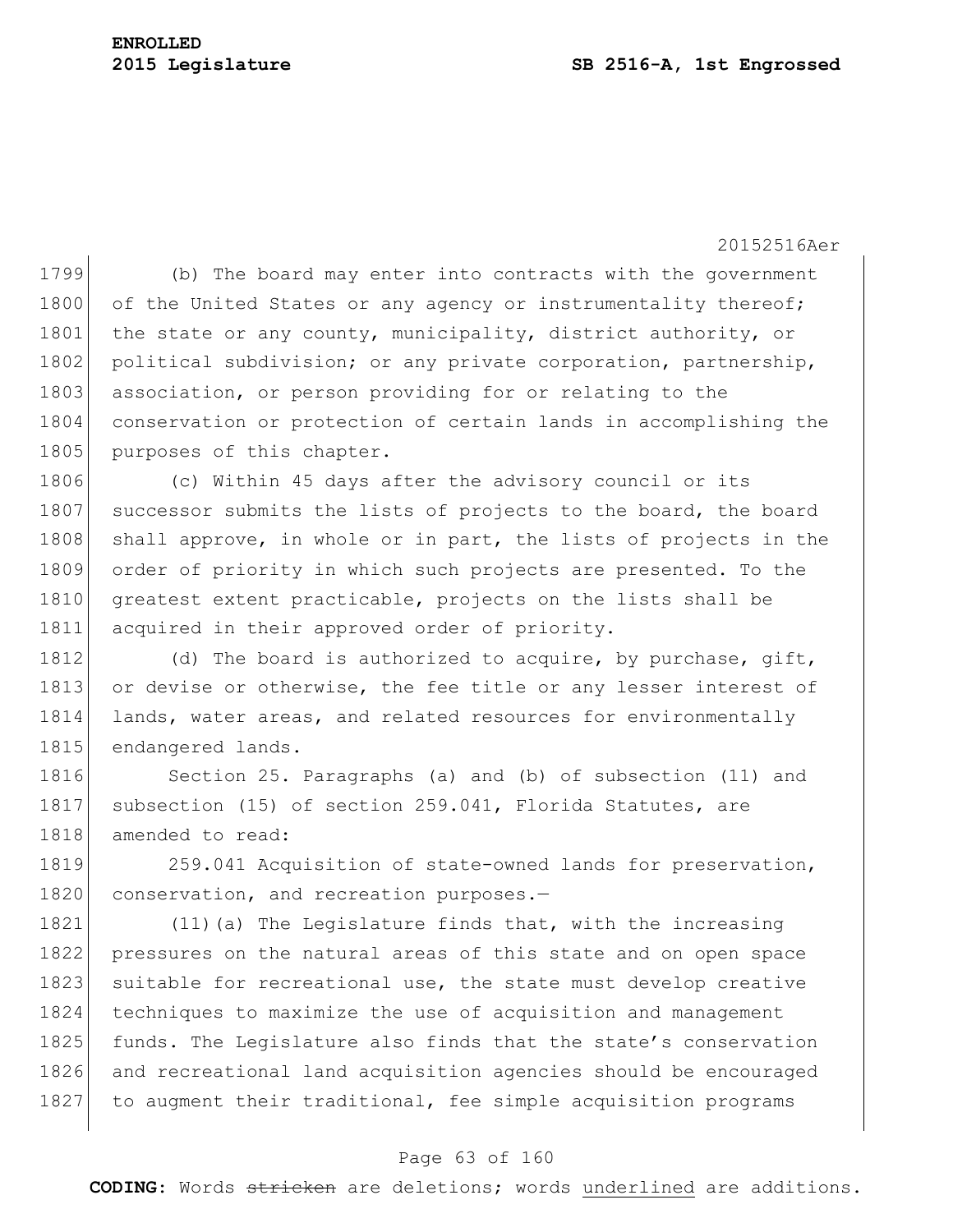(b) The board may enter into contracts with the government of the United States or any agency or instrumentality thereof; the state or any county, municipality, district authority, or political subdivision; or any private corporation, partnership, association, or person providing for or relating to the conservation or protection of certain lands in accomplishing the purposes of this chapter.

(c) Within 45 days after the advisory council or its successor submits the lists of projects to the board, the board shall approve, in whole or in part, the lists of projects in the order of priority in which such projects are presented. To the greatest extent practicable, projects on the lists shall be acquired in their approved order of priority.

(d) The board is authorized to acquire, by purchase, gift, or devise or otherwise, the fee title or any lesser interest of lands, water areas, and related resources for environmentally endangered lands.

Section 25. Paragraphs (a) and (b) of subsection (11) and subsection (15) of section 259.041, Florida Statutes, are amended to read:

259.041 Acquisition of state-owned lands for preservation, conservation, and recreation purposes.—

(11)(a) The Legislature finds that, with the increasing pressures on the natural areas of this state and on open space suitable for recreational use, the state must develop creative techniques to maximize the use of acquisition and management funds. The Legislature also finds that the state's conservation and recreational land acquisition agencies should be encouraged to augment their traditional, fee simple acquisition programs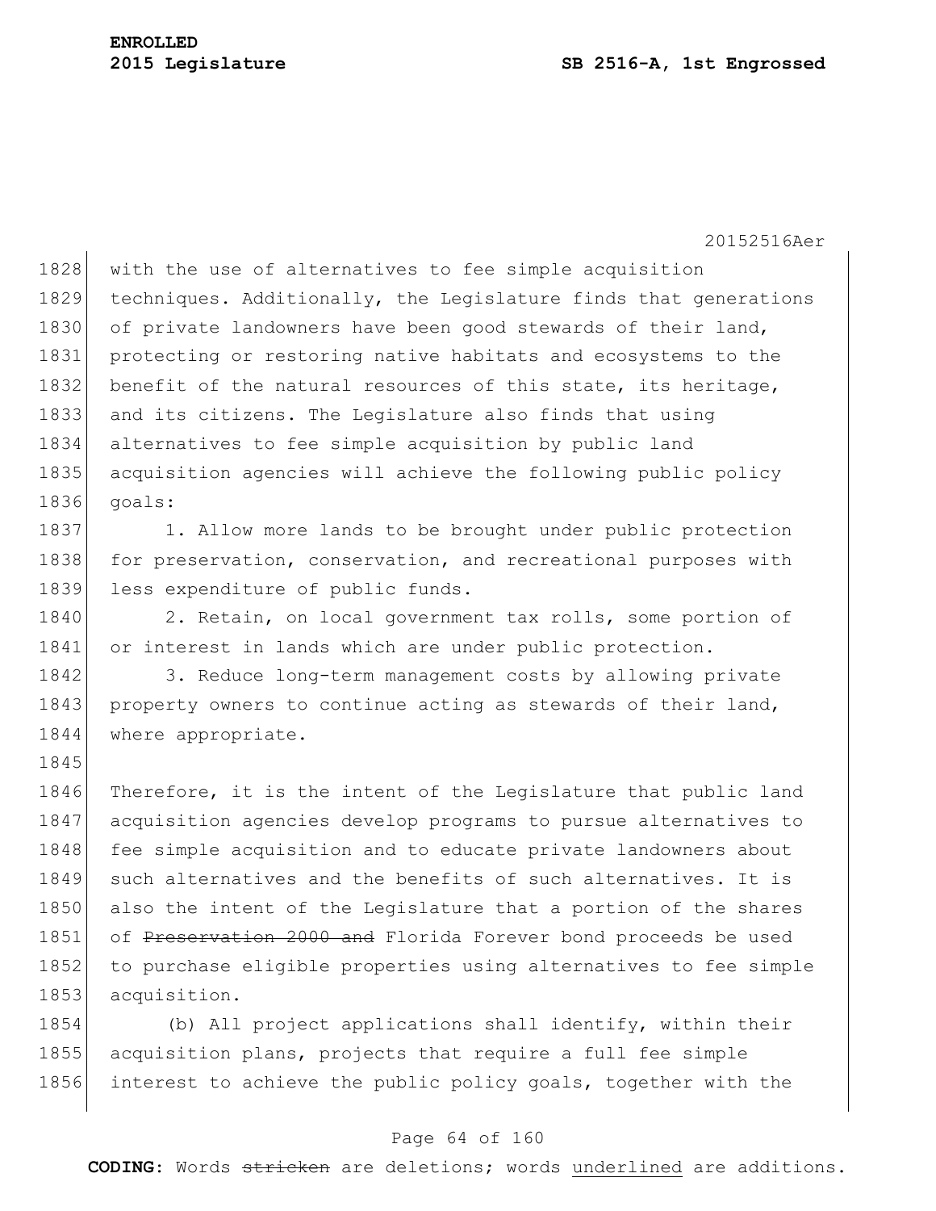with the use of alternatives to fee simple acquisition techniques. Additionally, the Legislature finds that generations of private landowners have been good stewards of their land, protecting or restoring native habitats and ecosystems to the benefit of the natural resources of this state, its heritage, and its citizens. The Legislature also finds that using alternatives to fee simple acquisition by public land acquisition agencies will achieve the following public policy goals:

1. Allow more lands to be brought under public protection for preservation, conservation, and recreational purposes with less expenditure of public funds.

2. Retain, on local government tax rolls, some portion of or interest in lands which are under public protection.

3. Reduce long-term management costs by allowing private property owners to continue acting as stewards of their land, where appropriate.

Therefore, it is the intent of the Legislature that public land acquisition agencies develop programs to pursue alternatives to fee simple acquisition and to educate private landowners about such alternatives and the benefits of such alternatives. It is also the intent of the Legislature that a portion of the shares of ~~Preservation 2000 and~~ Florida Forever bond proceeds be used to purchase eligible properties using alternatives to fee simple acquisition.

(b) All project applications shall identify, within their acquisition plans, projects that require a full fee simple interest to achieve the public policy goals, together with the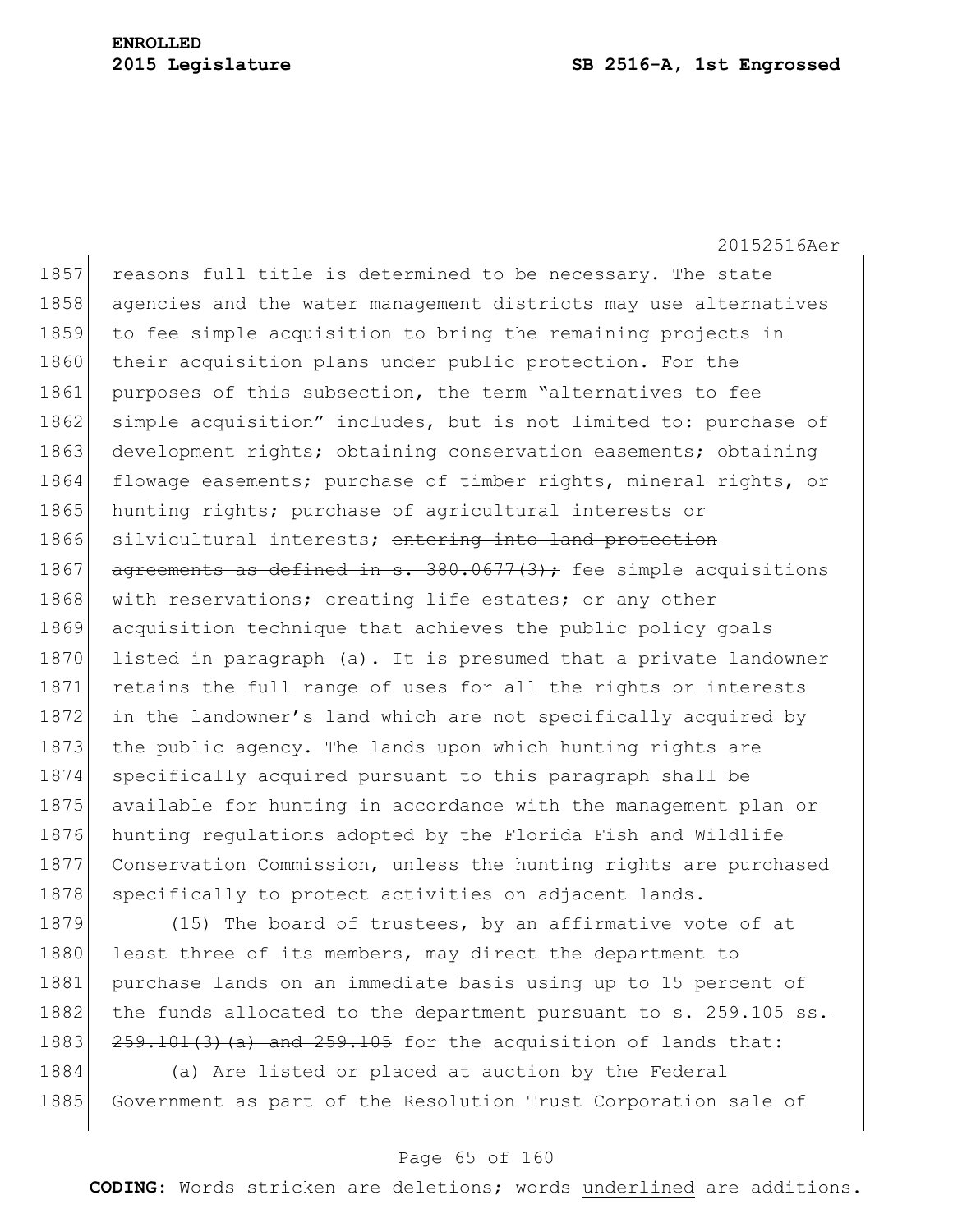reasons full title is determined to be necessary. The state agencies and the water management districts may use alternatives to fee simple acquisition to bring the remaining projects in their acquisition plans under public protection. For the purposes of this subsection, the term "alternatives to fee simple acquisition" includes, but is not limited to: purchase of development rights; obtaining conservation easements; obtaining flowage easements; purchase of timber rights, mineral rights, or hunting rights; purchase of agricultural interests or silvicultural interests; ~~entering into land protection agreements as defined in s. 380.0677(3);~~ fee simple acquisitions with reservations; creating life estates; or any other acquisition technique that achieves the public policy goals listed in paragraph (a). It is presumed that a private landowner retains the full range of uses for all the rights or interests in the landowner's land which are not specifically acquired by the public agency. The lands upon which hunting rights are specifically acquired pursuant to this paragraph shall be available for hunting in accordance with the management plan or hunting regulations adopted by the Florida Fish and Wildlife Conservation Commission, unless the hunting rights are purchased specifically to protect activities on adjacent lands.

(15) The board of trustees, by an affirmative vote of at least three of its members, may direct the department to purchase lands on an immediate basis using up to 15 percent of the funds allocated to the department pursuant to <u>s. 259.105</u> ~~ss. 259.101(3)(a) and 259.105~~ for the acquisition of lands that:

(a) Are listed or placed at auction by the Federal Government as part of the Resolution Trust Corporation sale of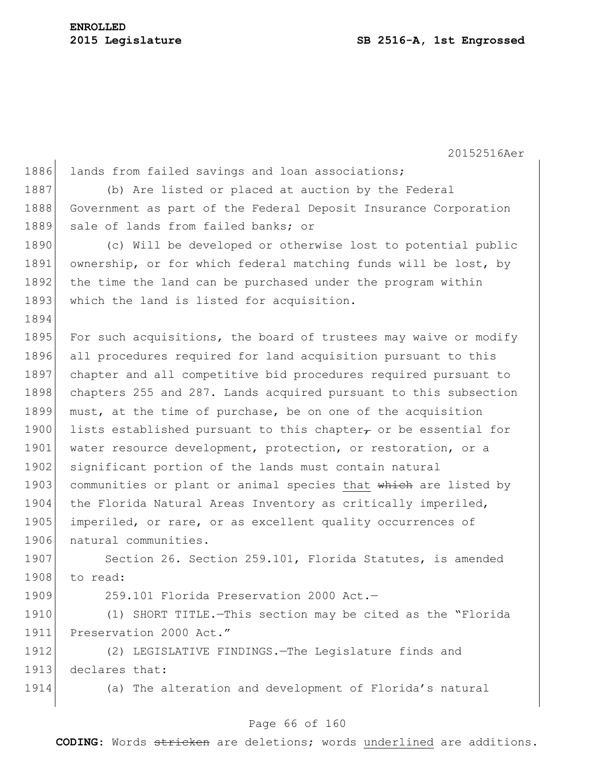lands from failed savings and loan associations;

(b) Are listed or placed at auction by the Federal Government as part of the Federal Deposit Insurance Corporation sale of lands from failed banks; or

(c) Will be developed or otherwise lost to potential public ownership, or for which federal matching funds will be lost, by the time the land can be purchased under the program within which the land is listed for acquisition.

For such acquisitions, the board of trustees may waive or modify all procedures required for land acquisition pursuant to this chapter and all competitive bid procedures required pursuant to chapters 255 and 287. Lands acquired pursuant to this subsection must, at the time of purchase, be on one of the acquisition lists established pursuant to this chapter~~,~~ or be essential for water resource development, protection, or restoration, or a significant portion of the lands must contain natural communities or plant or animal species <u>that</u> ~~which~~ are listed by the Florida Natural Areas Inventory as critically imperiled, imperiled, or rare, or as excellent quality occurrences of natural communities.

Section 26. Section 259.101, Florida Statutes, is amended to read:

259.101 Florida Preservation 2000 Act.—

(1) SHORT TITLE.—This section may be cited as the "Florida Preservation 2000 Act."

(2) LEGISLATIVE FINDINGS.—The Legislature finds and declares that:

(a) The alteration and development of Florida's natural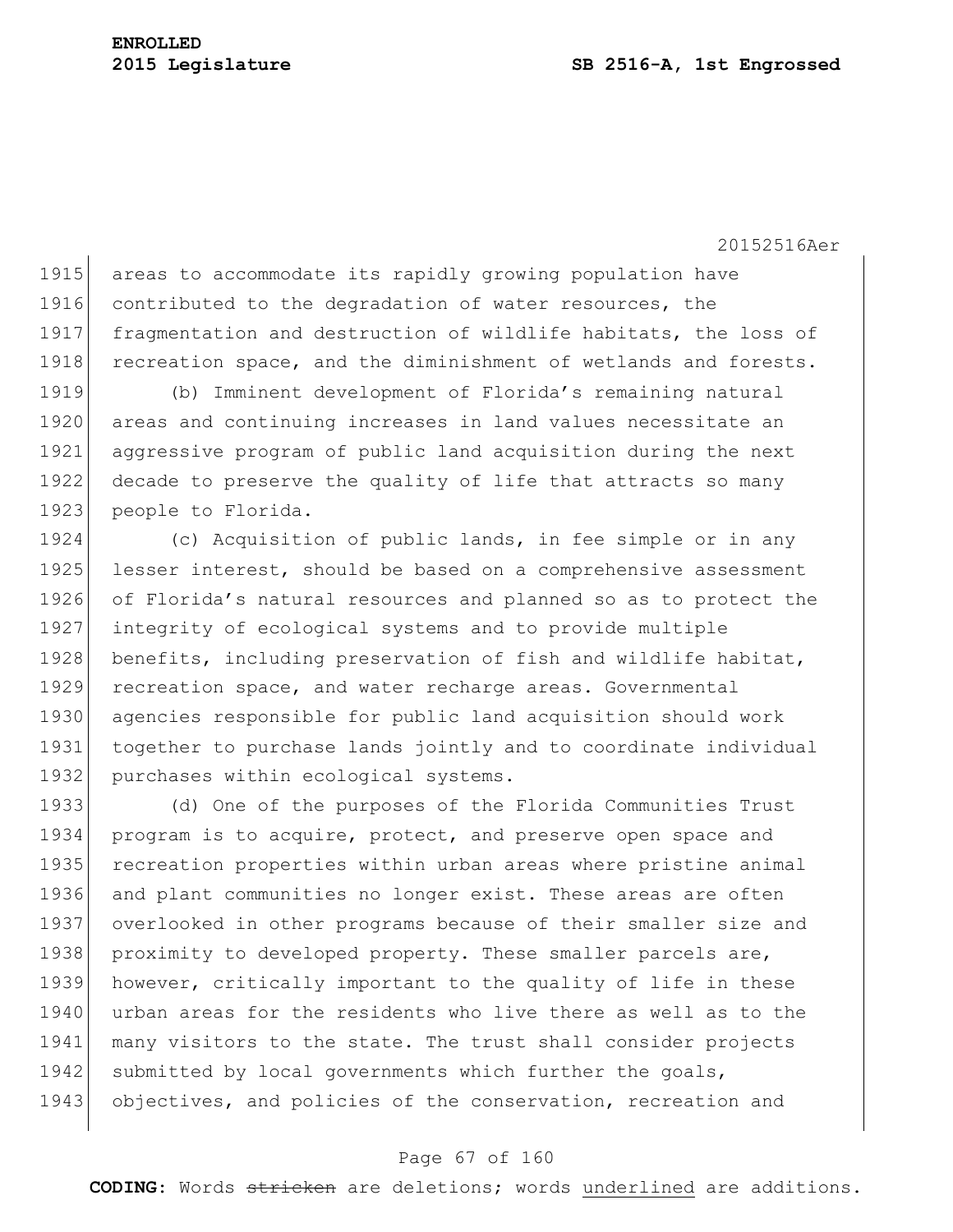areas to accommodate its rapidly growing population have contributed to the degradation of water resources, the fragmentation and destruction of wildlife habitats, the loss of recreation space, and the diminishment of wetlands and forests.

(b) Imminent development of Florida's remaining natural areas and continuing increases in land values necessitate an aggressive program of public land acquisition during the next decade to preserve the quality of life that attracts so many people to Florida.

(c) Acquisition of public lands, in fee simple or in any lesser interest, should be based on a comprehensive assessment of Florida's natural resources and planned so as to protect the integrity of ecological systems and to provide multiple benefits, including preservation of fish and wildlife habitat, recreation space, and water recharge areas. Governmental agencies responsible for public land acquisition should work together to purchase lands jointly and to coordinate individual purchases within ecological systems.

(d) One of the purposes of the Florida Communities Trust program is to acquire, protect, and preserve open space and recreation properties within urban areas where pristine animal and plant communities no longer exist. These areas are often overlooked in other programs because of their smaller size and proximity to developed property. These smaller parcels are, however, critically important to the quality of life in these urban areas for the residents who live there as well as to the many visitors to the state. The trust shall consider projects submitted by local governments which further the goals, objectives, and policies of the conservation, recreation and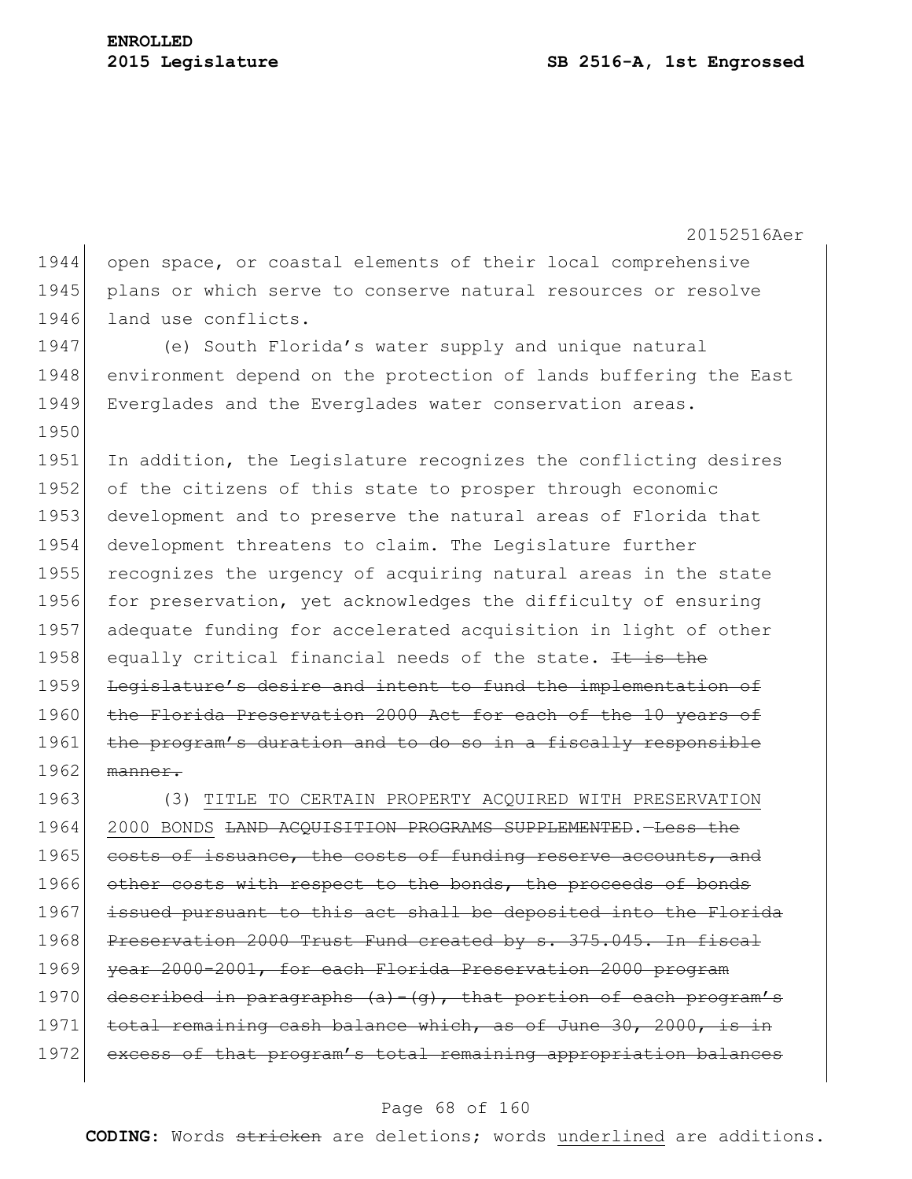open space, or coastal elements of their local comprehensive plans or which serve to conserve natural resources or resolve land use conflicts.

(e) South Florida's water supply and unique natural environment depend on the protection of lands buffering the East Everglades and the Everglades water conservation areas.

In addition, the Legislature recognizes the conflicting desires of the citizens of this state to prosper through economic development and to preserve the natural areas of Florida that development threatens to claim. The Legislature further recognizes the urgency of acquiring natural areas in the state for preservation, yet acknowledges the difficulty of ensuring adequate funding for accelerated acquisition in light of other equally critical financial needs of the state. ~~It is the Legislature's desire and intent to fund the implementation of the Florida Preservation 2000 Act for each of the 10 years of the program's duration and to do so in a fiscally responsible manner.~~

(3) <u>TITLE TO CERTAIN PROPERTY ACQUIRED WITH PRESERVATION 2000 BONDS</u> ~~LAND ACQUISITION PROGRAMS SUPPLEMENTED.—Less the costs of issuance, the costs of funding reserve accounts, and other costs with respect to the bonds, the proceeds of bonds issued pursuant to this act shall be deposited into the Florida Preservation 2000 Trust Fund created by s. 375.045. In fiscal year 2000-2001, for each Florida Preservation 2000 program described in paragraphs (a)-(g), that portion of each program's total remaining cash balance which, as of June 30, 2000, is in excess of that program's total remaining appropriation balances~~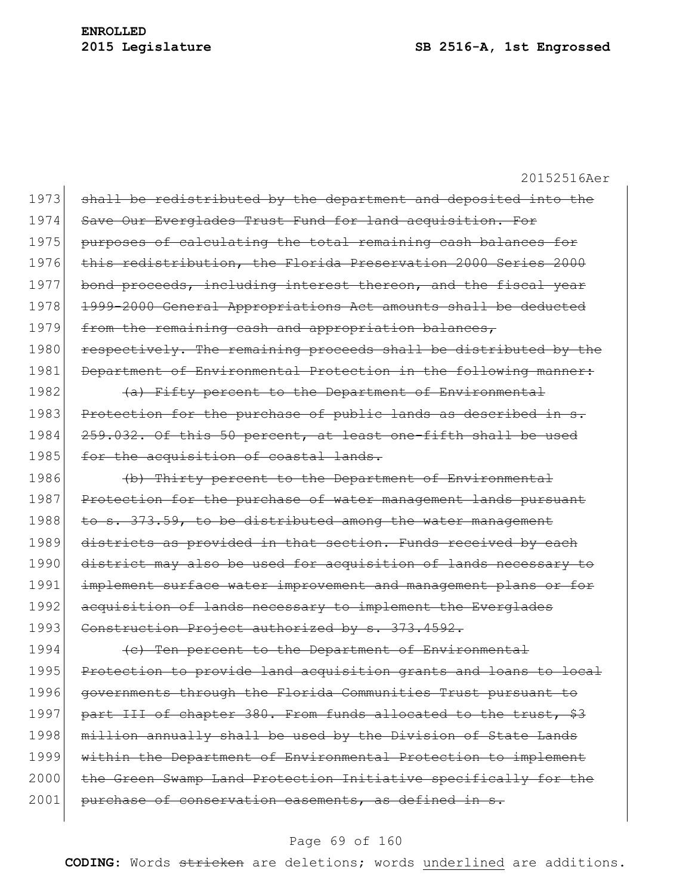shall be redistributed by the department and deposited into the Save Our Everglades Trust Fund for land acquisition. For purposes of calculating the total remaining cash balances for this redistribution, the Florida Preservation 2000 Series 2000 bond proceeds, including interest thereon, and the fiscal year 1999-2000 General Appropriations Act amounts shall be deducted from the remaining cash and appropriation balances, respectively. The remaining proceeds shall be distributed by the Department of Environmental Protection in the following manner:

(a) Fifty percent to the Department of Environmental Protection for the purchase of public lands as described in s. 259.032. Of this 50 percent, at least one-fifth shall be used for the acquisition of coastal lands.

(b) Thirty percent to the Department of Environmental Protection for the purchase of water management lands pursuant to s. 373.59, to be distributed among the water management districts as provided in that section. Funds received by each district may also be used for acquisition of lands necessary to implement surface water improvement and management plans or for acquisition of lands necessary to implement the Everglades Construction Project authorized by s. 373.4592.

(c) Ten percent to the Department of Environmental Protection to provide land acquisition grants and loans to local governments through the Florida Communities Trust pursuant to part III of chapter 380. From funds allocated to the trust, $3 million annually shall be used by the Division of State Lands within the Department of Environmental Protection to implement the Green Swamp Land Protection Initiative specifically for the purchase of conservation easements, as defined in s.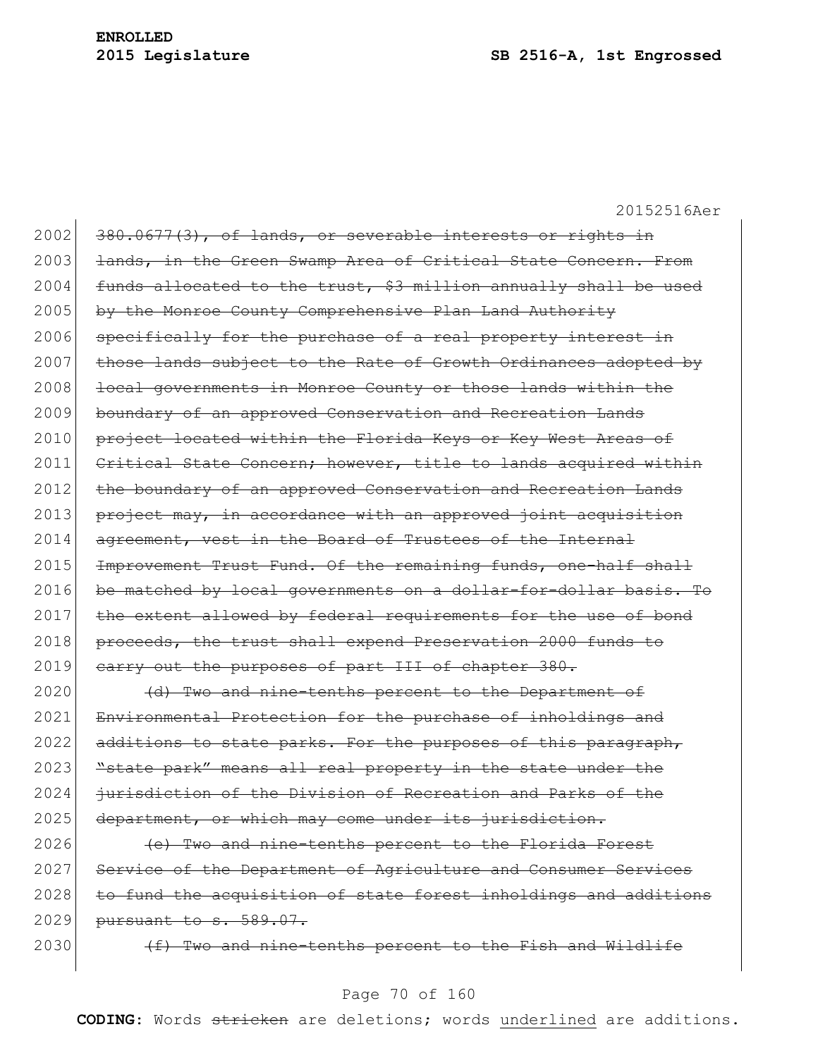2002 ~~380.0677(3), of lands, or severable interests or rights in~~
2003 ~~lands, in the Green Swamp Area of Critical State Concern. From~~
2004 ~~funds allocated to the trust, $3 million annually shall be used~~
2005 ~~by the Monroe County Comprehensive Plan Land Authority~~
2006 ~~specifically for the purchase of a real property interest in~~
2007 ~~those lands subject to the Rate of Growth Ordinances adopted by~~
2008 ~~local governments in Monroe County or those lands within the~~
2009 ~~boundary of an approved Conservation and Recreation Lands~~
2010 ~~project located within the Florida Keys or Key West Areas of~~
2011 ~~Critical State Concern; however, title to lands acquired within~~
2012 ~~the boundary of an approved Conservation and Recreation Lands~~
2013 ~~project may, in accordance with an approved joint acquisition~~
2014 ~~agreement, vest in the Board of Trustees of the Internal~~
2015 ~~Improvement Trust Fund. Of the remaining funds, one-half shall~~
2016 ~~be matched by local governments on a dollar-for-dollar basis. To~~
2017 ~~the extent allowed by federal requirements for the use of bond~~
2018 ~~proceeds, the trust shall expend Preservation 2000 funds to~~
2019 ~~carry out the purposes of part III of chapter 380.~~
2020 ~~(d) Two and nine-tenths percent to the Department of~~
2021 ~~Environmental Protection for the purchase of inholdings and~~
2022 ~~additions to state parks. For the purposes of this paragraph,~~
2023 ~~"state park" means all real property in the state under the~~
2024 ~~jurisdiction of the Division of Recreation and Parks of the~~
2025 ~~department, or which may come under its jurisdiction.~~
2026 ~~(e) Two and nine-tenths percent to the Florida Forest~~
2027 ~~Service of the Department of Agriculture and Consumer Services~~
2028 ~~to fund the acquisition of state forest inholdings and additions~~
2029 ~~pursuant to s. 589.07.~~
2030 ~~(f) Two and nine-tenths percent to the Fish and Wildlife~~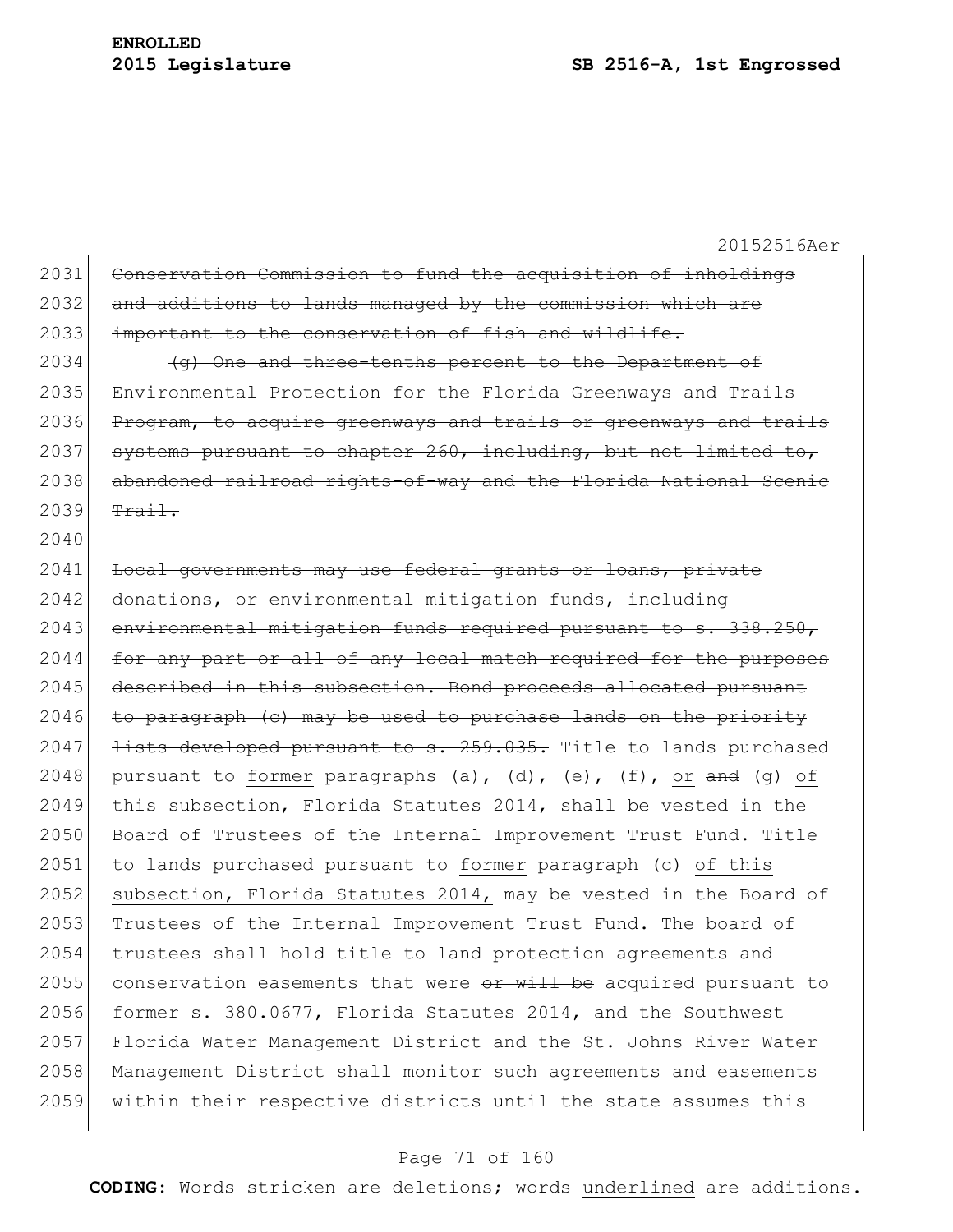~~Conservation Commission to fund the acquisition of inholdings and additions to lands managed by the commission which are important to the conservation of fish and wildlife.~~

~~(g) One and three-tenths percent to the Department of Environmental Protection for the Florida Greenways and Trails Program, to acquire greenways and trails or greenways and trails systems pursuant to chapter 260, including, but not limited to, abandoned railroad rights-of-way and the Florida National Scenic Trail.~~

~~Local governments may use federal grants or loans, private donations, or environmental mitigation funds, including environmental mitigation funds required pursuant to s. 338.250, for any part or all of any local match required for the purposes described in this subsection. Bond proceeds allocated pursuant to paragraph (c) may be used to purchase lands on the priority lists developed pursuant to s. 259.035.~~ Title to lands purchased pursuant to <u>former</u> paragraphs (a), (d), (e), (f), <u>or</u> ~~and~~ (g) <u>of this subsection, Florida Statutes 2014,</u> shall be vested in the Board of Trustees of the Internal Improvement Trust Fund. Title to lands purchased pursuant to <u>former</u> paragraph (c) <u>of this subsection, Florida Statutes 2014,</u> may be vested in the Board of Trustees of the Internal Improvement Trust Fund. The board of trustees shall hold title to land protection agreements and conservation easements that were ~~or will be~~ acquired pursuant to <u>former</u> s. 380.0677, <u>Florida Statutes 2014,</u> and the Southwest Florida Water Management District and the St. Johns River Water Management District shall monitor such agreements and easements within their respective districts until the state assumes this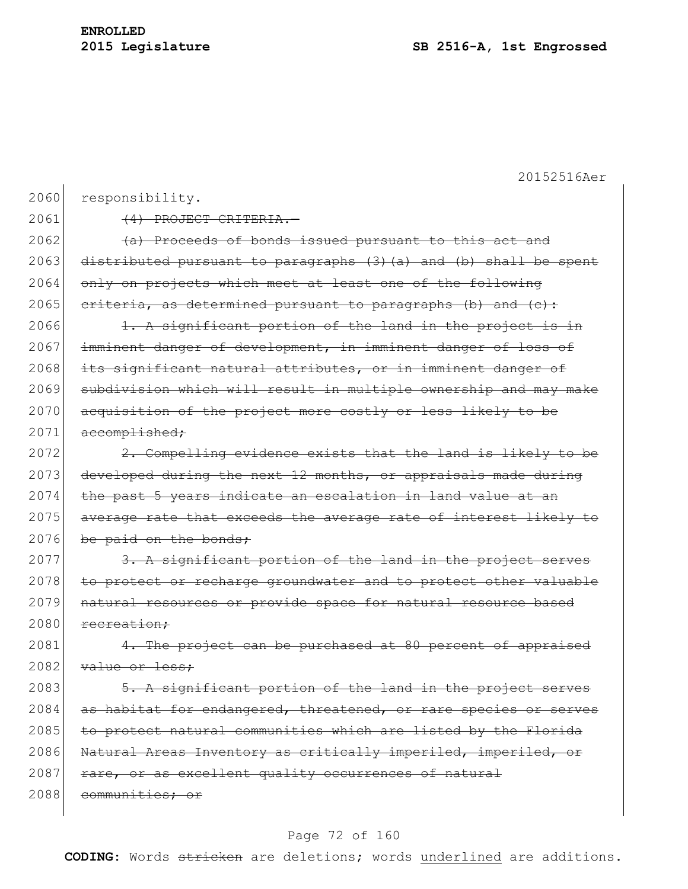responsibility.

~~(4) PROJECT CRITERIA.—~~

~~(a) Proceeds of bonds issued pursuant to this act and distributed pursuant to paragraphs (3)(a) and (b) shall be spent only on projects which meet at least one of the following criteria, as determined pursuant to paragraphs (b) and (c):~~

~~1. A significant portion of the land in the project is in imminent danger of development, in imminent danger of loss of its significant natural attributes, or in imminent danger of subdivision which will result in multiple ownership and may make acquisition of the project more costly or less likely to be accomplished;~~

~~2. Compelling evidence exists that the land is likely to be developed during the next 12 months, or appraisals made during the past 5 years indicate an escalation in land value at an average rate that exceeds the average rate of interest likely to be paid on the bonds;~~

~~3. A significant portion of the land in the project serves to protect or recharge groundwater and to protect other valuable natural resources or provide space for natural resource based recreation;~~

~~4. The project can be purchased at 80 percent of appraised value or less;~~

~~5. A significant portion of the land in the project serves as habitat for endangered, threatened, or rare species or serves to protect natural communities which are listed by the Florida Natural Areas Inventory as critically imperiled, imperiled, or rare, or as excellent quality occurrences of natural communities; or~~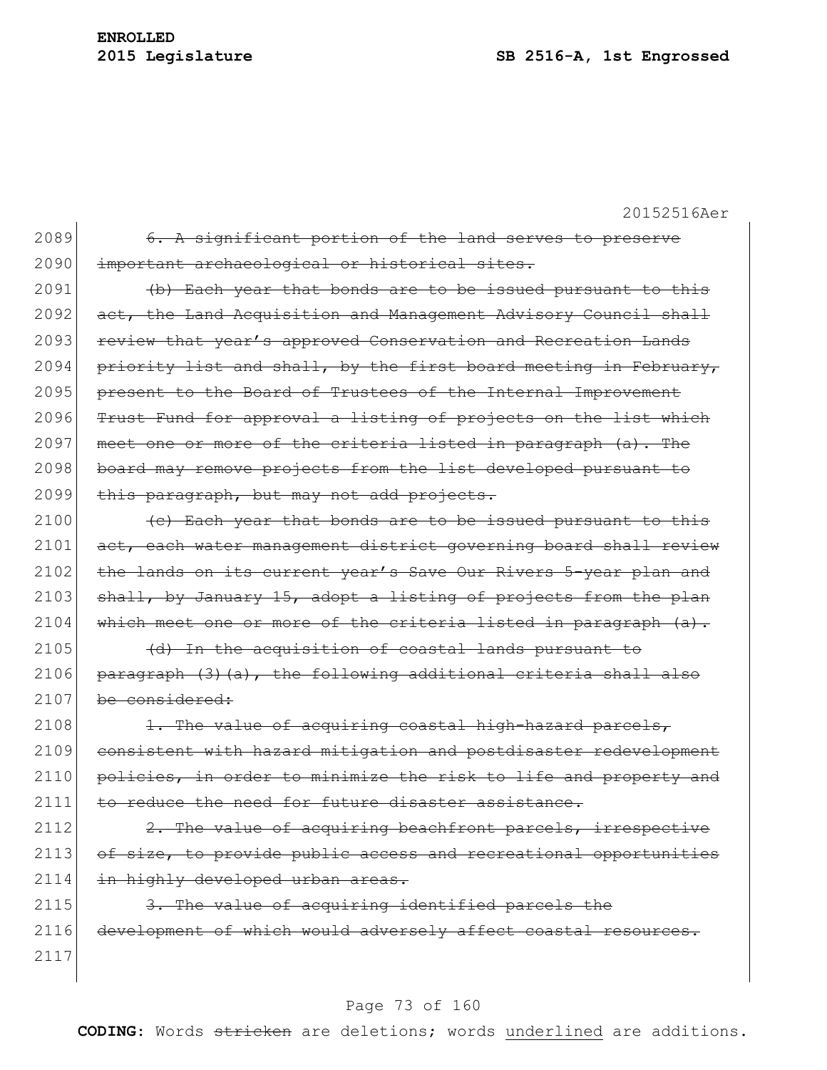2089 ~~6. A significant portion of the land serves to preserve~~
2090 ~~important archaeological or historical sites.~~
2091 ~~(b) Each year that bonds are to be issued pursuant to this~~
2092 ~~act, the Land Acquisition and Management Advisory Council shall~~
2093 ~~review that year's approved Conservation and Recreation Lands~~
2094 ~~priority list and shall, by the first board meeting in February,~~
2095 ~~present to the Board of Trustees of the Internal Improvement~~
2096 ~~Trust Fund for approval a listing of projects on the list which~~
2097 ~~meet one or more of the criteria listed in paragraph (a). The~~
2098 ~~board may remove projects from the list developed pursuant to~~
2099 ~~this paragraph, but may not add projects.~~
2100 ~~(c) Each year that bonds are to be issued pursuant to this~~
2101 ~~act, each water management district governing board shall review~~
2102 ~~the lands on its current year's Save Our Rivers 5-year plan and~~
2103 ~~shall, by January 15, adopt a listing of projects from the plan~~
2104 ~~which meet one or more of the criteria listed in paragraph (a).~~
2105 ~~(d) In the acquisition of coastal lands pursuant to~~
2106 ~~paragraph (3)(a), the following additional criteria shall also~~
2107 ~~be considered:~~
2108 ~~1. The value of acquiring coastal high-hazard parcels,~~
2109 ~~consistent with hazard mitigation and postdisaster redevelopment~~
2110 ~~policies, in order to minimize the risk to life and property and~~
2111 ~~to reduce the need for future disaster assistance.~~
2112 ~~2. The value of acquiring beachfront parcels, irrespective~~
2113 ~~of size, to provide public access and recreational opportunities~~
2114 ~~in highly developed urban areas.~~
2115 ~~3. The value of acquiring identified parcels the~~
2116 ~~development of which would adversely affect coastal resources.~~
2117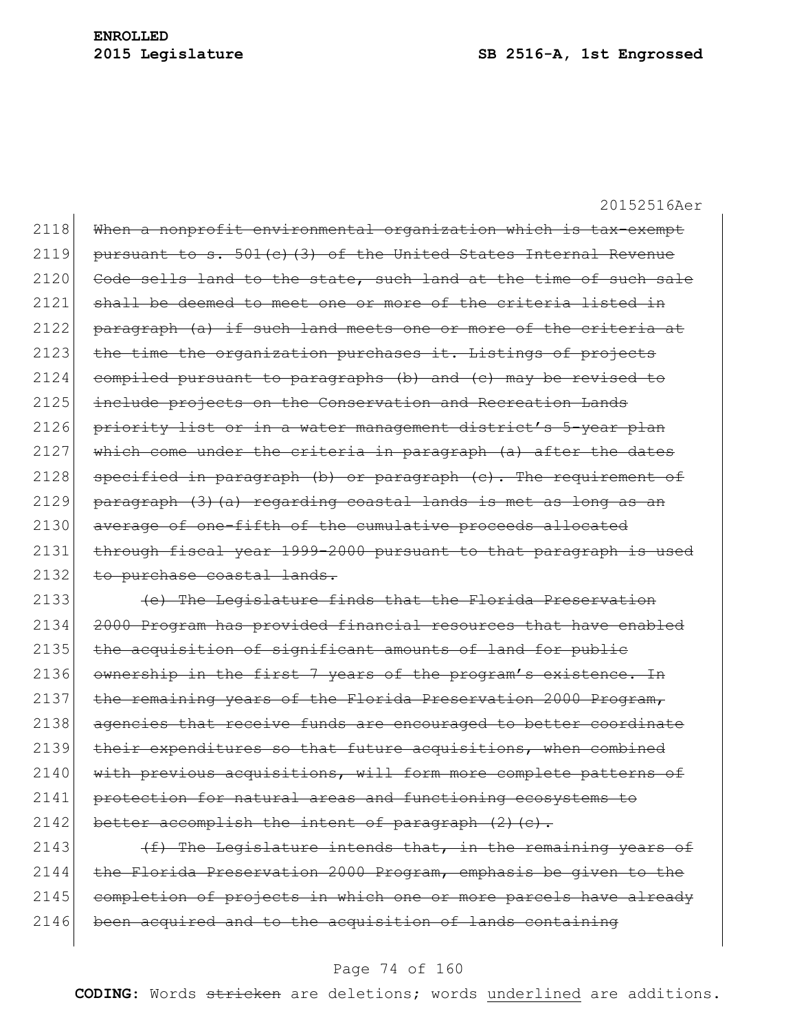~~When a nonprofit environmental organization which is tax-exempt pursuant to s. 501(c)(3) of the United States Internal Revenue Code sells land to the state, such land at the time of such sale shall be deemed to meet one or more of the criteria listed in paragraph (a) if such land meets one or more of the criteria at the time the organization purchases it. Listings of projects compiled pursuant to paragraphs (b) and (c) may be revised to include projects on the Conservation and Recreation Lands priority list or in a water management district's 5-year plan which come under the criteria in paragraph (a) after the dates specified in paragraph (b) or paragraph (c). The requirement of paragraph (3)(a) regarding coastal lands is met as long as an average of one-fifth of the cumulative proceeds allocated through fiscal year 1999-2000 pursuant to that paragraph is used to purchase coastal lands.~~

~~(e) The Legislature finds that the Florida Preservation 2000 Program has provided financial resources that have enabled the acquisition of significant amounts of land for public ownership in the first 7 years of the program's existence. In the remaining years of the Florida Preservation 2000 Program, agencies that receive funds are encouraged to better coordinate their expenditures so that future acquisitions, when combined with previous acquisitions, will form more complete patterns of protection for natural areas and functioning ecosystems to better accomplish the intent of paragraph (2)(c).~~

~~(f) The Legislature intends that, in the remaining years of the Florida Preservation 2000 Program, emphasis be given to the completion of projects in which one or more parcels have already been acquired and to the acquisition of lands containing~~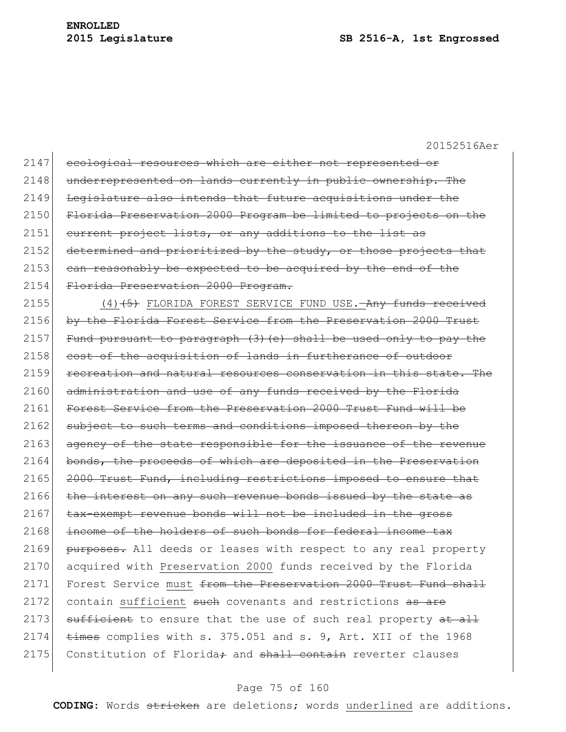2147 ~~ecological resources which are either not represented or~~
2148 ~~underrepresented on lands currently in public ownership. The~~
2149 ~~Legislature also intends that future acquisitions under the~~
2150 ~~Florida Preservation 2000 Program be limited to projects on the~~
2151 ~~current project lists, or any additions to the list as~~
2152 ~~determined and prioritized by the study, or those projects that~~
2153 ~~can reasonably be expected to be acquired by the end of the~~
2154 ~~Florida Preservation 2000 Program.~~

2155 <u>(4)</u>~~(5)~~ FLORIDA FOREST SERVICE FUND USE.~~—Any funds received~~
2156 ~~by the Florida Forest Service from the Preservation 2000 Trust~~
2157 ~~Fund pursuant to paragraph (3)(e) shall be used only to pay the~~
2158 ~~cost of the acquisition of lands in furtherance of outdoor~~
2159 ~~recreation and natural resources conservation in this state. The~~
2160 ~~administration and use of any funds received by the Florida~~
2161 ~~Forest Service from the Preservation 2000 Trust Fund will be~~
2162 ~~subject to such terms and conditions imposed thereon by the~~
2163 ~~agency of the state responsible for the issuance of the revenue~~
2164 ~~bonds, the proceeds of which are deposited in the Preservation~~
2165 ~~2000 Trust Fund, including restrictions imposed to ensure that~~
2166 ~~the interest on any such revenue bonds issued by the state as~~
2167 ~~tax-exempt revenue bonds will not be included in the gross~~
2168 ~~income of the holders of such bonds for federal income tax~~
2169 ~~purposes.~~ All deeds or leases with respect to any real property
2170 acquired with <u>Preservation 2000</u> funds received by the Florida
2171 Forest Service <u>must</u> ~~from the Preservation 2000 Trust Fund shall~~
2172 contain <u>sufficient</u> ~~such~~ covenants and restrictions ~~as are~~
2173 ~~sufficient~~ to ensure that the use of such real property ~~at all~~
2174 ~~times~~ complies with s. 375.051 and s. 9, Art. XII of the 1968
2175 Constitution of Florida~~;~~ and ~~shall contain~~ reverter clauses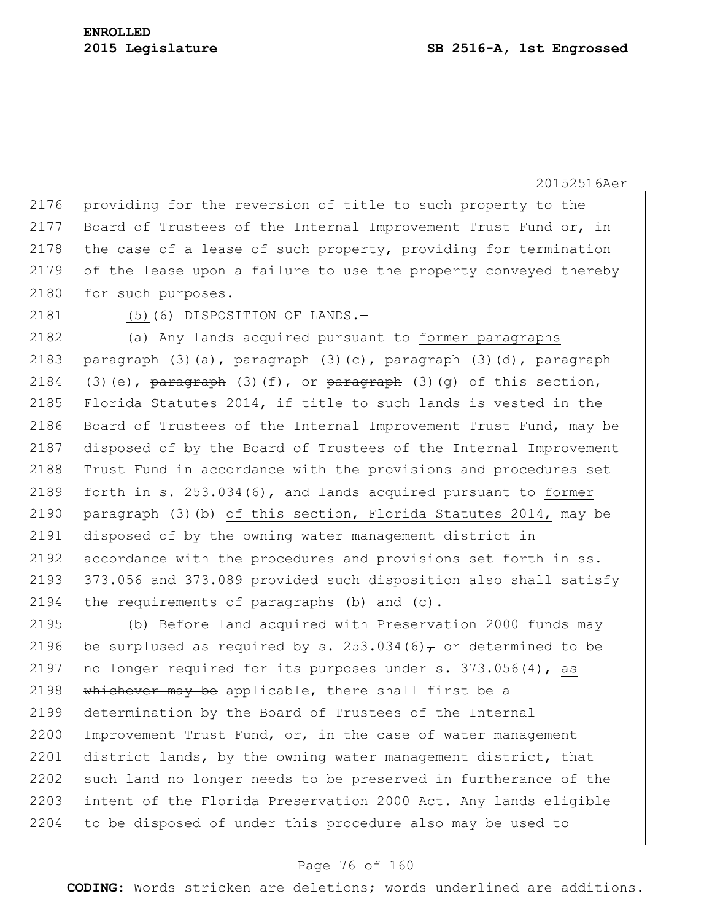providing for the reversion of title to such property to the Board of Trustees of the Internal Improvement Trust Fund or, in the case of a lease of such property, providing for termination of the lease upon a failure to use the property conveyed thereby for such purposes.

(5) ~~(6)~~ DISPOSITION OF LANDS.—

(a) Any lands acquired pursuant to former paragraphs ~~paragraph~~ (3)(a), ~~paragraph~~ (3)(c), ~~paragraph~~ (3)(d), ~~paragraph~~ (3)(e), ~~paragraph~~ (3)(f), or ~~paragraph~~ (3)(g) of this section, Florida Statutes 2014, if title to such lands is vested in the Board of Trustees of the Internal Improvement Trust Fund, may be disposed of by the Board of Trustees of the Internal Improvement Trust Fund in accordance with the provisions and procedures set forth in s. 253.034(6), and lands acquired pursuant to former paragraph (3)(b) of this section, Florida Statutes 2014, may be disposed of by the owning water management district in accordance with the procedures and provisions set forth in ss. 373.056 and 373.089 provided such disposition also shall satisfy the requirements of paragraphs (b) and (c).

(b) Before land acquired with Preservation 2000 funds may be surplused as required by s. 253.034(6)~~,~~ or determined to be no longer required for its purposes under s. 373.056(4), as ~~whichever may be~~ applicable, there shall first be a determination by the Board of Trustees of the Internal Improvement Trust Fund, or, in the case of water management district lands, by the owning water management district, that such land no longer needs to be preserved in furtherance of the intent of the Florida Preservation 2000 Act. Any lands eligible to be disposed of under this procedure also may be used to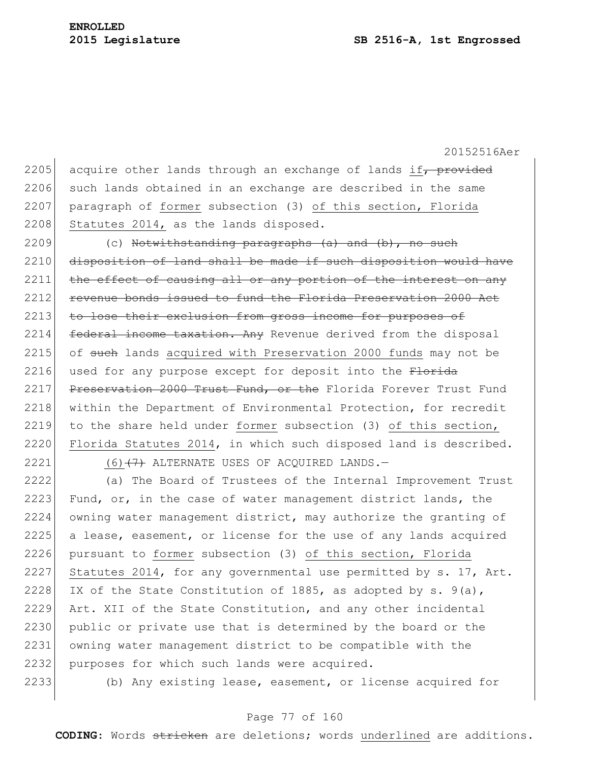acquire other lands through an exchange of lands if~~, provided~~ such lands obtained in an exchange are described in the same paragraph of former subsection (3) of this section, Florida Statutes 2014, as the lands disposed.

(c) ~~Notwithstanding paragraphs (a) and (b), no such disposition of land shall be made if such disposition would have the effect of causing all or any portion of the interest on any revenue bonds issued to fund the Florida Preservation 2000 Act to lose their exclusion from gross income for purposes of federal income taxation. Any~~ Revenue derived from the disposal of ~~such~~ lands acquired with Preservation 2000 funds may not be used for any purpose except for deposit into the ~~Florida Preservation 2000 Trust Fund, or the~~ Florida Forever Trust Fund within the Department of Environmental Protection, for recredit to the share held under former subsection (3) of this section, Florida Statutes 2014, in which such disposed land is described.

(6)~~(7)~~ ALTERNATE USES OF ACQUIRED LANDS.—

(a) The Board of Trustees of the Internal Improvement Trust Fund, or, in the case of water management district lands, the owning water management district, may authorize the granting of a lease, easement, or license for the use of any lands acquired pursuant to former subsection (3) of this section, Florida Statutes 2014, for any governmental use permitted by s. 17, Art. IX of the State Constitution of 1885, as adopted by s. 9(a), Art. XII of the State Constitution, and any other incidental public or private use that is determined by the board or the owning water management district to be compatible with the purposes for which such lands were acquired.

(b) Any existing lease, easement, or license acquired for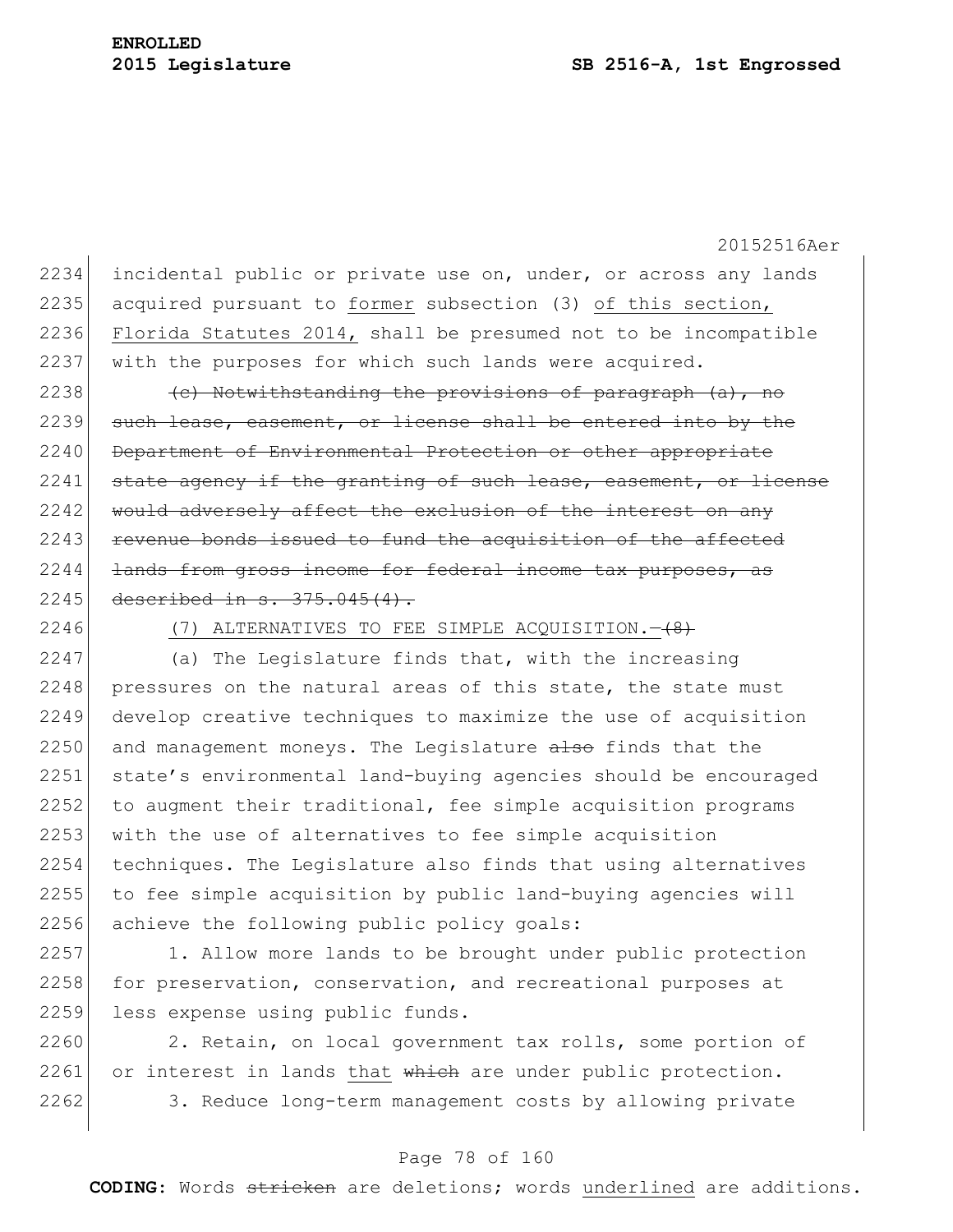incidental public or private use on, under, or across any lands acquired pursuant to former subsection (3) of this section, Florida Statutes 2014, shall be presumed not to be incompatible with the purposes for which such lands were acquired.

~~(c) Notwithstanding the provisions of paragraph (a), no such lease, easement, or license shall be entered into by the Department of Environmental Protection or other appropriate state agency if the granting of such lease, easement, or license would adversely affect the exclusion of the interest on any revenue bonds issued to fund the acquisition of the affected lands from gross income for federal income tax purposes, as described in s. 375.045(4).~~

(7) ALTERNATIVES TO FEE SIMPLE ACQUISITION.—~~(8)~~

(a) The Legislature finds that, with the increasing pressures on the natural areas of this state, the state must develop creative techniques to maximize the use of acquisition and management moneys. The Legislature ~~also~~ finds that the state's environmental land-buying agencies should be encouraged to augment their traditional, fee simple acquisition programs with the use of alternatives to fee simple acquisition techniques. The Legislature also finds that using alternatives to fee simple acquisition by public land-buying agencies will achieve the following public policy goals:

1. Allow more lands to be brought under public protection for preservation, conservation, and recreational purposes at less expense using public funds.

2. Retain, on local government tax rolls, some portion of or interest in lands that ~~which~~ are under public protection.

3. Reduce long-term management costs by allowing private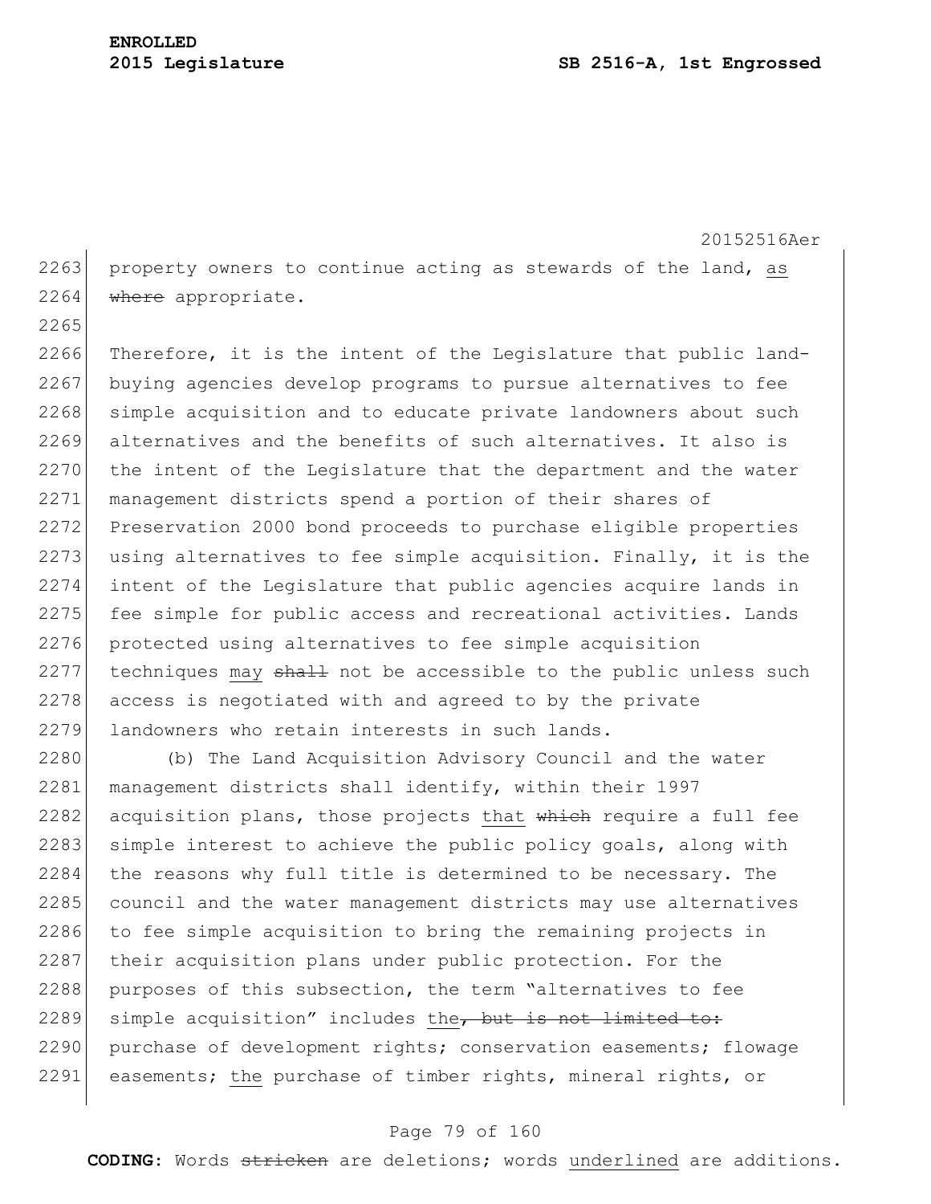property owners to continue acting as stewards of the land, <u>as</u> ~~where~~ appropriate.

Therefore, it is the intent of the Legislature that public land-buying agencies develop programs to pursue alternatives to fee simple acquisition and to educate private landowners about such alternatives and the benefits of such alternatives. It also is the intent of the Legislature that the department and the water management districts spend a portion of their shares of Preservation 2000 bond proceeds to purchase eligible properties using alternatives to fee simple acquisition. Finally, it is the intent of the Legislature that public agencies acquire lands in fee simple for public access and recreational activities. Lands protected using alternatives to fee simple acquisition techniques <u>may</u> ~~shall~~ not be accessible to the public unless such access is negotiated with and agreed to by the private landowners who retain interests in such lands.

(b) The Land Acquisition Advisory Council and the water management districts shall identify, within their 1997 acquisition plans, those projects <u>that</u> ~~which~~ require a full fee simple interest to achieve the public policy goals, along with the reasons why full title is determined to be necessary. The council and the water management districts may use alternatives to fee simple acquisition to bring the remaining projects in their acquisition plans under public protection. For the purposes of this subsection, the term "alternatives to fee simple acquisition" includes <u>the</u>~~, but is not limited to:~~ purchase of development rights; conservation easements; flowage easements; <u>the</u> purchase of timber rights, mineral rights, or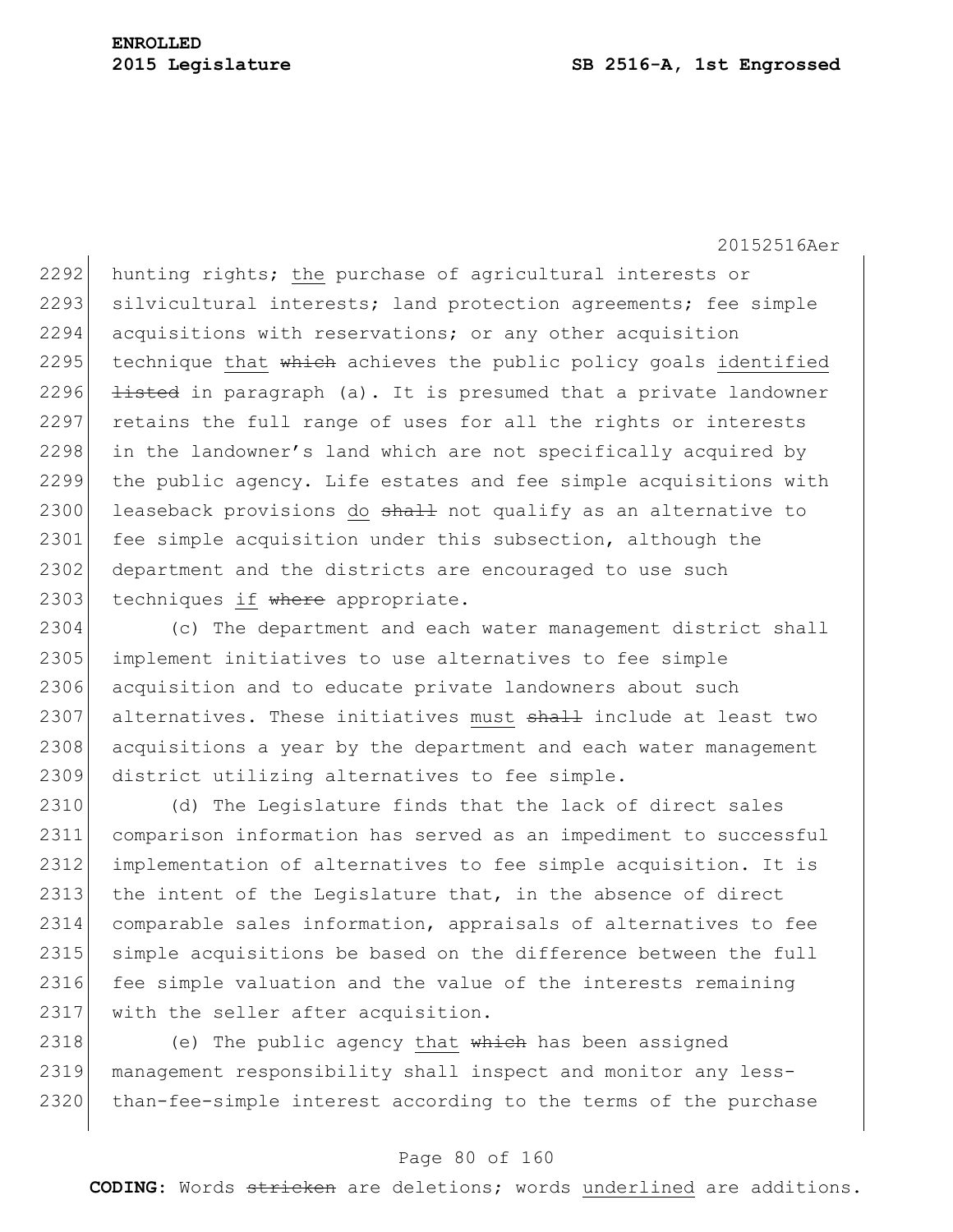hunting rights; <u>the</u> purchase of agricultural interests or silvicultural interests; land protection agreements; fee simple acquisitions with reservations; or any other acquisition technique <u>that</u> ~~which~~ achieves the public policy goals <u>identified</u> ~~listed~~ in paragraph (a). It is presumed that a private landowner retains the full range of uses for all the rights or interests in the landowner's land which are not specifically acquired by the public agency. Life estates and fee simple acquisitions with leaseback provisions <u>do</u> ~~shall~~ not qualify as an alternative to fee simple acquisition under this subsection, although the department and the districts are encouraged to use such techniques <u>if</u> ~~where~~ appropriate.

(c) The department and each water management district shall implement initiatives to use alternatives to fee simple acquisition and to educate private landowners about such alternatives. These initiatives <u>must</u> ~~shall~~ include at least two acquisitions a year by the department and each water management district utilizing alternatives to fee simple.

(d) The Legislature finds that the lack of direct sales comparison information has served as an impediment to successful implementation of alternatives to fee simple acquisition. It is the intent of the Legislature that, in the absence of direct comparable sales information, appraisals of alternatives to fee simple acquisitions be based on the difference between the full fee simple valuation and the value of the interests remaining with the seller after acquisition.

(e) The public agency <u>that</u> ~~which~~ has been assigned management responsibility shall inspect and monitor any less-than-fee-simple interest according to the terms of the purchase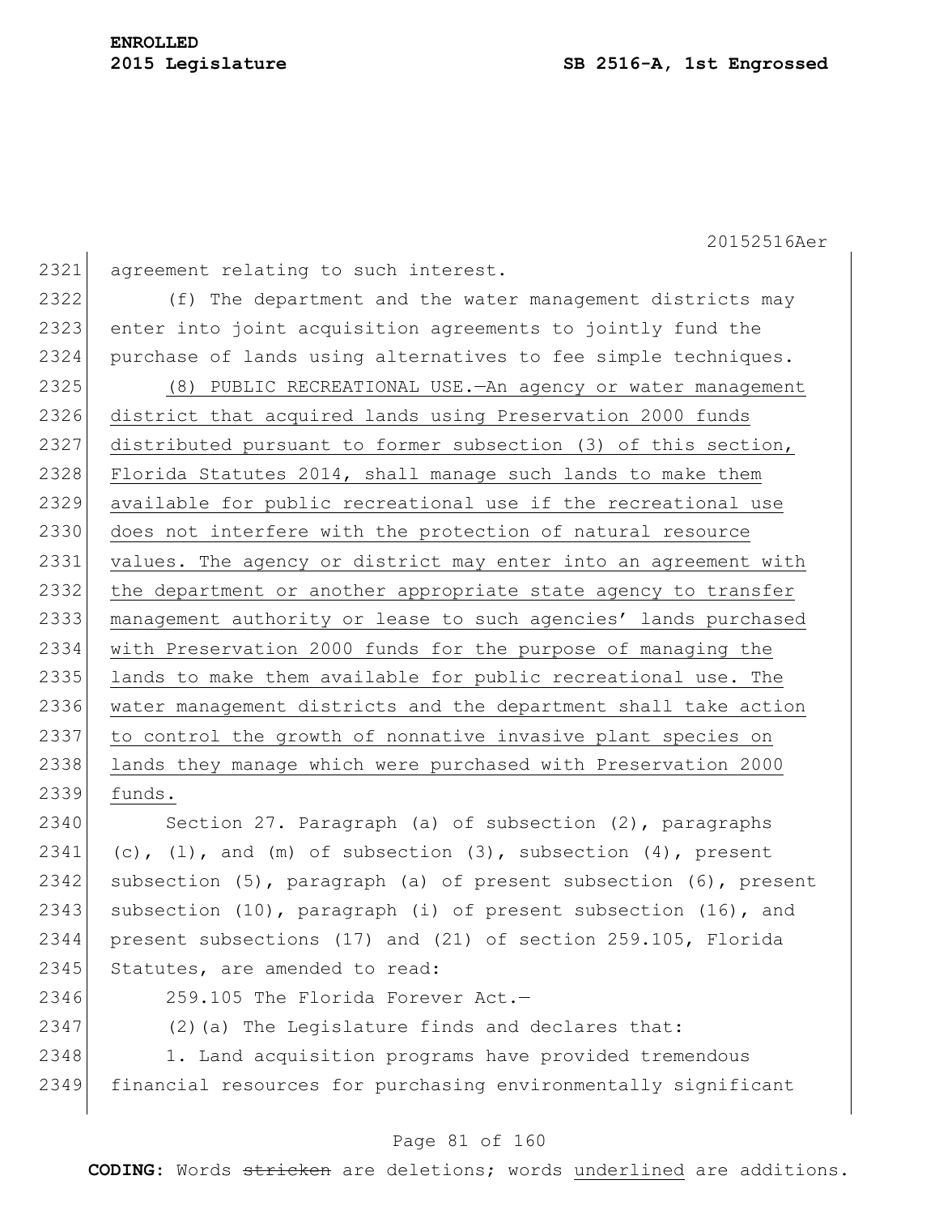agreement relating to such interest.

(f) The department and the water management districts may enter into joint acquisition agreements to jointly fund the purchase of lands using alternatives to fee simple techniques.

<u>(8) PUBLIC RECREATIONAL USE.—An agency or water management district that acquired lands using Preservation 2000 funds distributed pursuant to former subsection (3) of this section, Florida Statutes 2014, shall manage such lands to make them available for public recreational use if the recreational use does not interfere with the protection of natural resource values. The agency or district may enter into an agreement with the department or another appropriate state agency to transfer management authority or lease to such agencies' lands purchased with Preservation 2000 funds for the purpose of managing the lands to make them available for public recreational use. The water management districts and the department shall take action to control the growth of nonnative invasive plant species on lands they manage which were purchased with Preservation 2000 funds.</u>

Section 27. Paragraph (a) of subsection (2), paragraphs (c), (l), and (m) of subsection (3), subsection (4), present subsection (5), paragraph (a) of present subsection (6), present subsection (10), paragraph (i) of present subsection (16), and present subsections (17) and (21) of section 259.105, Florida Statutes, are amended to read:

259.105 The Florida Forever Act.—

(2)(a) The Legislature finds and declares that:

1. Land acquisition programs have provided tremendous financial resources for purchasing environmentally significant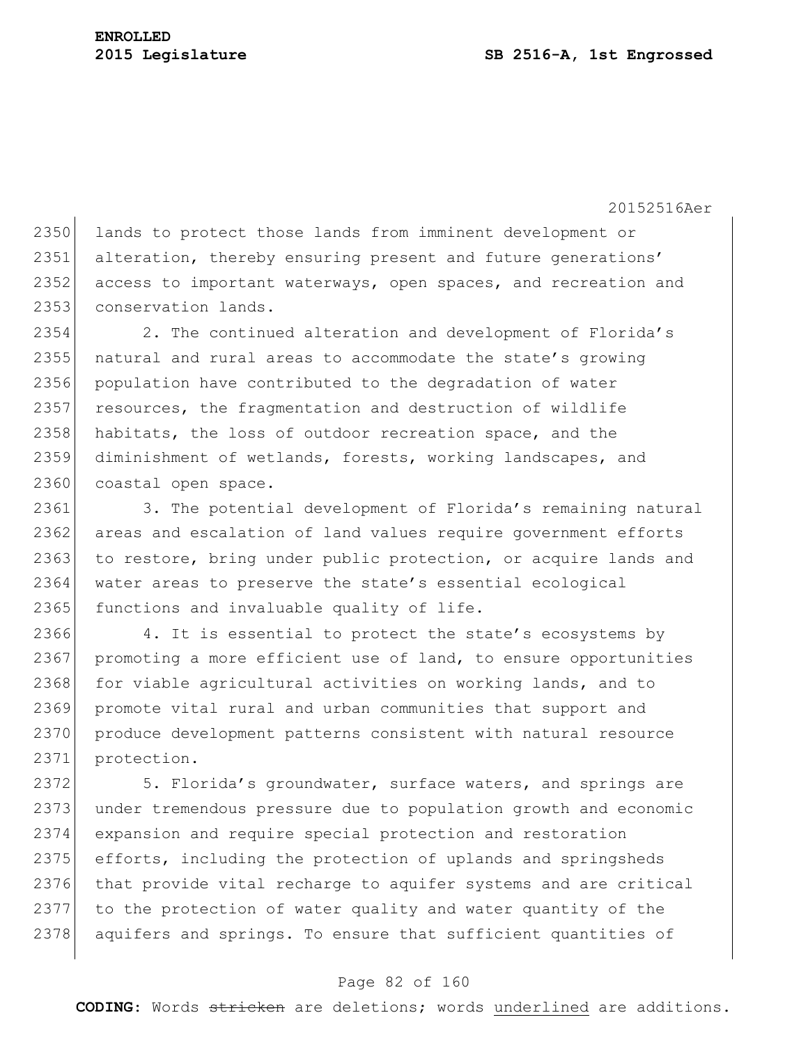lands to protect those lands from imminent development or alteration, thereby ensuring present and future generations' access to important waterways, open spaces, and recreation and conservation lands.

2. The continued alteration and development of Florida's natural and rural areas to accommodate the state's growing population have contributed to the degradation of water resources, the fragmentation and destruction of wildlife habitats, the loss of outdoor recreation space, and the diminishment of wetlands, forests, working landscapes, and coastal open space.

3. The potential development of Florida's remaining natural areas and escalation of land values require government efforts to restore, bring under public protection, or acquire lands and water areas to preserve the state's essential ecological functions and invaluable quality of life.

4. It is essential to protect the state's ecosystems by promoting a more efficient use of land, to ensure opportunities for viable agricultural activities on working lands, and to promote vital rural and urban communities that support and produce development patterns consistent with natural resource protection.

5. Florida's groundwater, surface waters, and springs are under tremendous pressure due to population growth and economic expansion and require special protection and restoration efforts, including the protection of uplands and springsheds that provide vital recharge to aquifer systems and are critical to the protection of water quality and water quantity of the aquifers and springs. To ensure that sufficient quantities of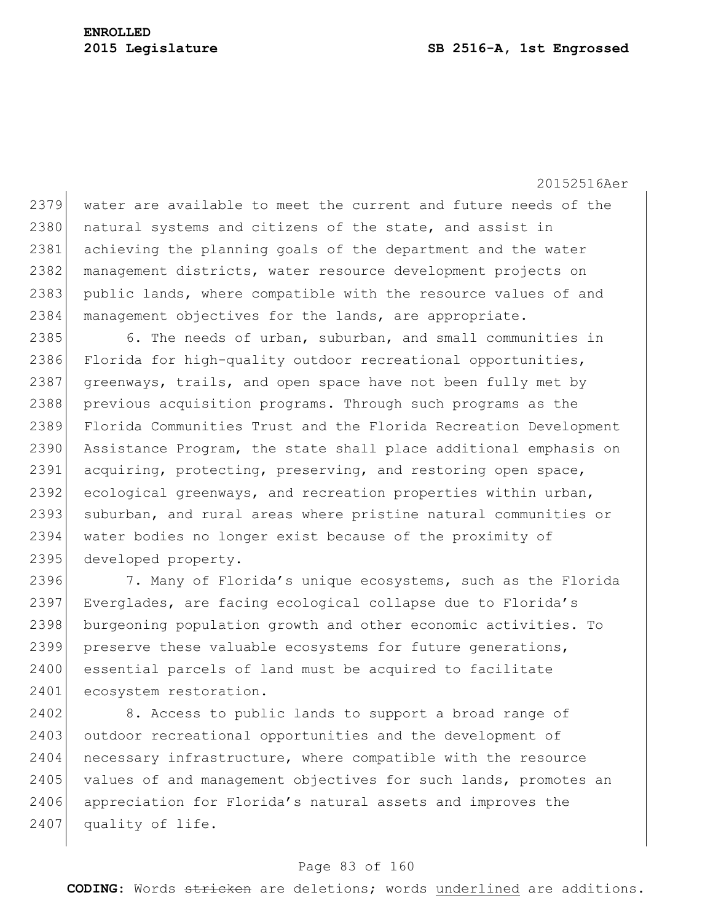water are available to meet the current and future needs of the natural systems and citizens of the state, and assist in achieving the planning goals of the department and the water management districts, water resource development projects on public lands, where compatible with the resource values of and management objectives for the lands, are appropriate.

6. The needs of urban, suburban, and small communities in Florida for high-quality outdoor recreational opportunities, greenways, trails, and open space have not been fully met by previous acquisition programs. Through such programs as the Florida Communities Trust and the Florida Recreation Development Assistance Program, the state shall place additional emphasis on acquiring, protecting, preserving, and restoring open space, ecological greenways, and recreation properties within urban, suburban, and rural areas where pristine natural communities or water bodies no longer exist because of the proximity of developed property.

7. Many of Florida's unique ecosystems, such as the Florida Everglades, are facing ecological collapse due to Florida's burgeoning population growth and other economic activities. To preserve these valuable ecosystems for future generations, essential parcels of land must be acquired to facilitate ecosystem restoration.

8. Access to public lands to support a broad range of outdoor recreational opportunities and the development of necessary infrastructure, where compatible with the resource values of and management objectives for such lands, promotes an appreciation for Florida's natural assets and improves the quality of life.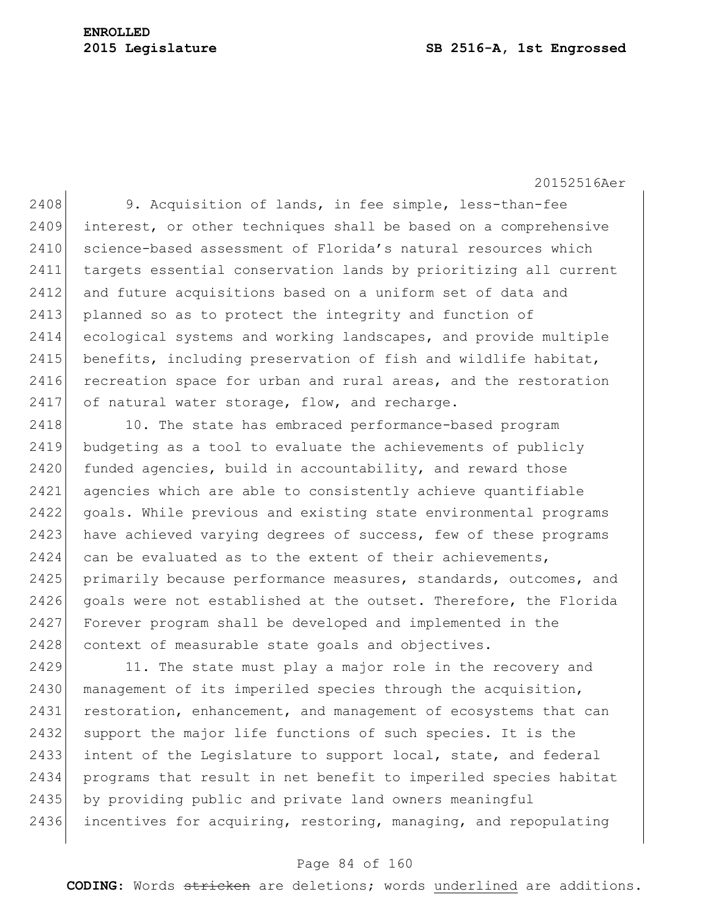9. Acquisition of lands, in fee simple, less-than-fee interest, or other techniques shall be based on a comprehensive science-based assessment of Florida's natural resources which targets essential conservation lands by prioritizing all current and future acquisitions based on a uniform set of data and planned so as to protect the integrity and function of ecological systems and working landscapes, and provide multiple benefits, including preservation of fish and wildlife habitat, recreation space for urban and rural areas, and the restoration of natural water storage, flow, and recharge.

10. The state has embraced performance-based program budgeting as a tool to evaluate the achievements of publicly funded agencies, build in accountability, and reward those agencies which are able to consistently achieve quantifiable goals. While previous and existing state environmental programs have achieved varying degrees of success, few of these programs can be evaluated as to the extent of their achievements, primarily because performance measures, standards, outcomes, and goals were not established at the outset. Therefore, the Florida Forever program shall be developed and implemented in the context of measurable state goals and objectives.

11. The state must play a major role in the recovery and management of its imperiled species through the acquisition, restoration, enhancement, and management of ecosystems that can support the major life functions of such species. It is the intent of the Legislature to support local, state, and federal programs that result in net benefit to imperiled species habitat by providing public and private land owners meaningful incentives for acquiring, restoring, managing, and repopulating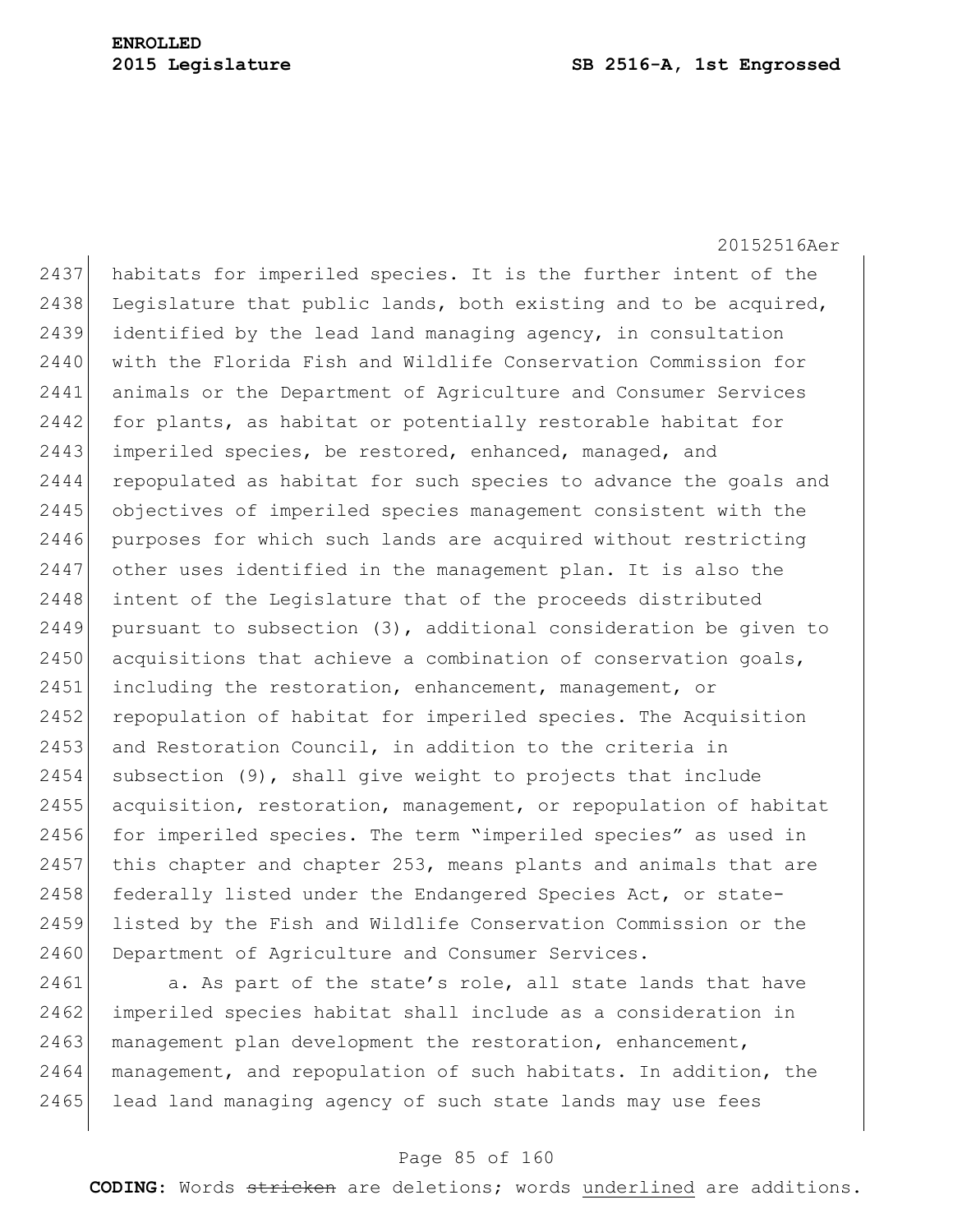habitats for imperiled species. It is the further intent of the Legislature that public lands, both existing and to be acquired, identified by the lead land managing agency, in consultation with the Florida Fish and Wildlife Conservation Commission for animals or the Department of Agriculture and Consumer Services for plants, as habitat or potentially restorable habitat for imperiled species, be restored, enhanced, managed, and repopulated as habitat for such species to advance the goals and objectives of imperiled species management consistent with the purposes for which such lands are acquired without restricting other uses identified in the management plan. It is also the intent of the Legislature that of the proceeds distributed pursuant to subsection (3), additional consideration be given to acquisitions that achieve a combination of conservation goals, including the restoration, enhancement, management, or repopulation of habitat for imperiled species. The Acquisition and Restoration Council, in addition to the criteria in subsection (9), shall give weight to projects that include acquisition, restoration, management, or repopulation of habitat for imperiled species. The term "imperiled species" as used in this chapter and chapter 253, means plants and animals that are federally listed under the Endangered Species Act, or state-listed by the Fish and Wildlife Conservation Commission or the Department of Agriculture and Consumer Services.

a. As part of the state's role, all state lands that have imperiled species habitat shall include as a consideration in management plan development the restoration, enhancement, management, and repopulation of such habitats. In addition, the lead land managing agency of such state lands may use fees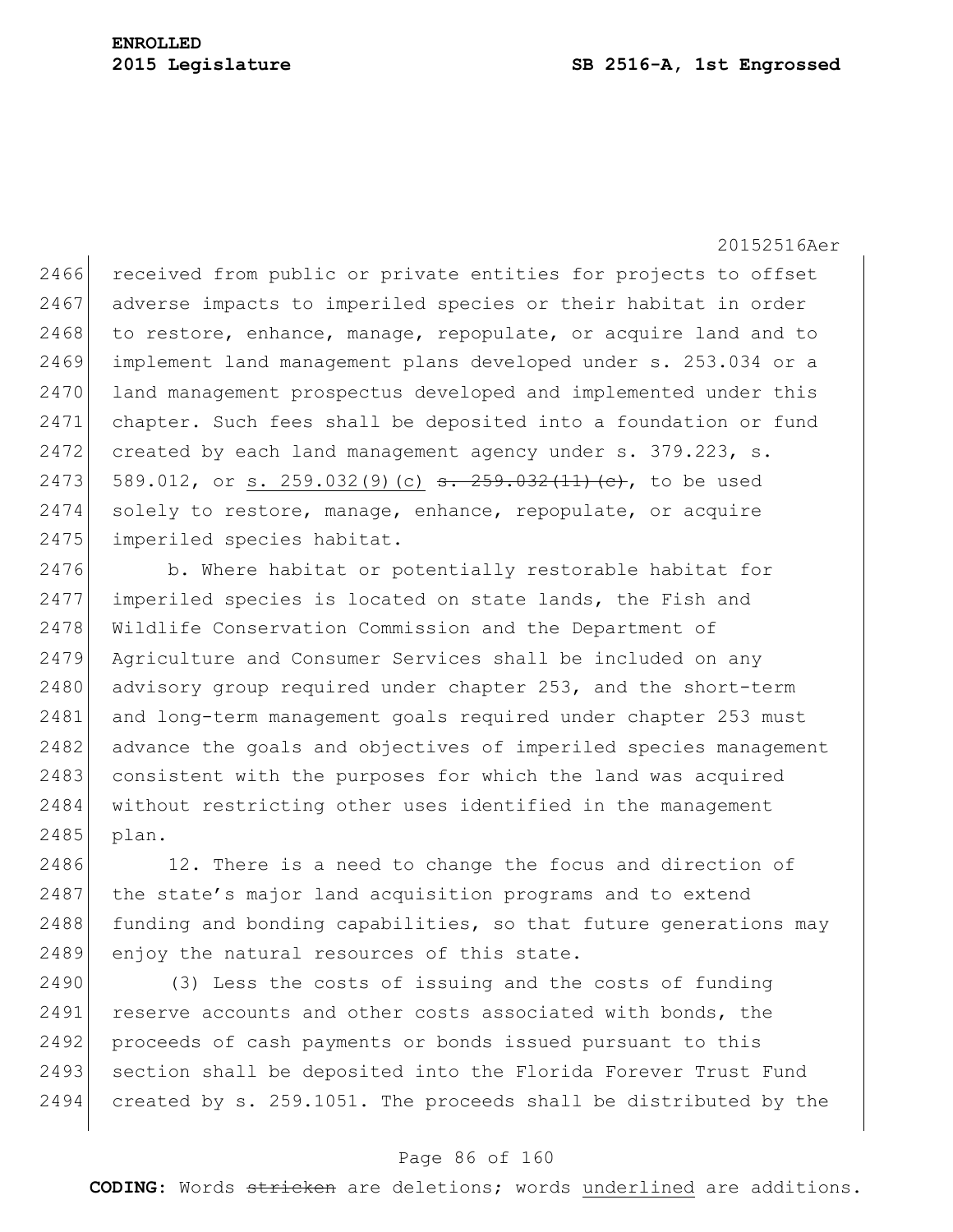received from public or private entities for projects to offset adverse impacts to imperiled species or their habitat in order to restore, enhance, manage, repopulate, or acquire land and to implement land management plans developed under s. 253.034 or a land management prospectus developed and implemented under this chapter. Such fees shall be deposited into a foundation or fund created by each land management agency under s. 379.223, s. 589.012, or s. 259.032(9)(c) ~~s. 259.032(11)(c)~~, to be used solely to restore, manage, enhance, repopulate, or acquire imperiled species habitat.

b. Where habitat or potentially restorable habitat for imperiled species is located on state lands, the Fish and Wildlife Conservation Commission and the Department of Agriculture and Consumer Services shall be included on any advisory group required under chapter 253, and the short-term and long-term management goals required under chapter 253 must advance the goals and objectives of imperiled species management consistent with the purposes for which the land was acquired without restricting other uses identified in the management plan.

12. There is a need to change the focus and direction of the state's major land acquisition programs and to extend funding and bonding capabilities, so that future generations may enjoy the natural resources of this state.

(3) Less the costs of issuing and the costs of funding reserve accounts and other costs associated with bonds, the proceeds of cash payments or bonds issued pursuant to this section shall be deposited into the Florida Forever Trust Fund created by s. 259.1051. The proceeds shall be distributed by the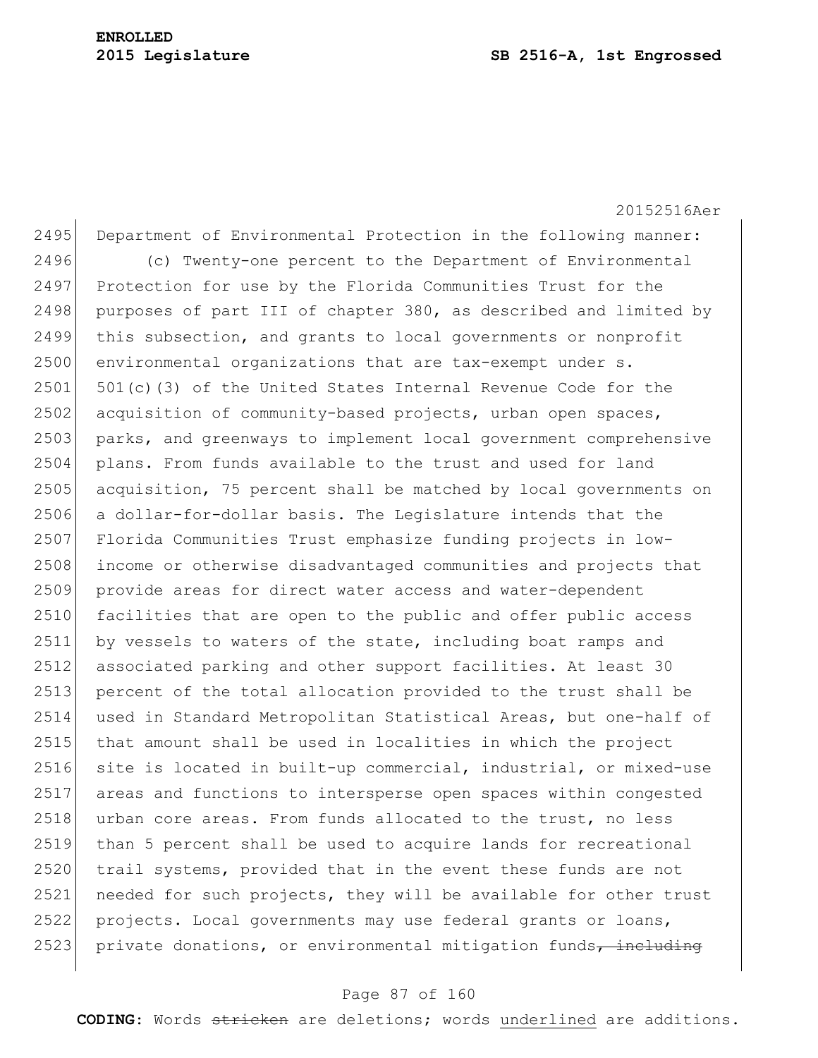Department of Environmental Protection in the following manner:

(c) Twenty-one percent to the Department of Environmental Protection for use by the Florida Communities Trust for the purposes of part III of chapter 380, as described and limited by this subsection, and grants to local governments or nonprofit environmental organizations that are tax-exempt under s. 501(c)(3) of the United States Internal Revenue Code for the acquisition of community-based projects, urban open spaces, parks, and greenways to implement local government comprehensive plans. From funds available to the trust and used for land acquisition, 75 percent shall be matched by local governments on a dollar-for-dollar basis. The Legislature intends that the Florida Communities Trust emphasize funding projects in low-income or otherwise disadvantaged communities and projects that provide areas for direct water access and water-dependent facilities that are open to the public and offer public access by vessels to waters of the state, including boat ramps and associated parking and other support facilities. At least 30 percent of the total allocation provided to the trust shall be used in Standard Metropolitan Statistical Areas, but one-half of that amount shall be used in localities in which the project site is located in built-up commercial, industrial, or mixed-use areas and functions to intersperse open spaces within congested urban core areas. From funds allocated to the trust, no less than 5 percent shall be used to acquire lands for recreational trail systems, provided that in the event these funds are not needed for such projects, they will be available for other trust projects. Local governments may use federal grants or loans, private donations, or environmental mitigation funds~~, including~~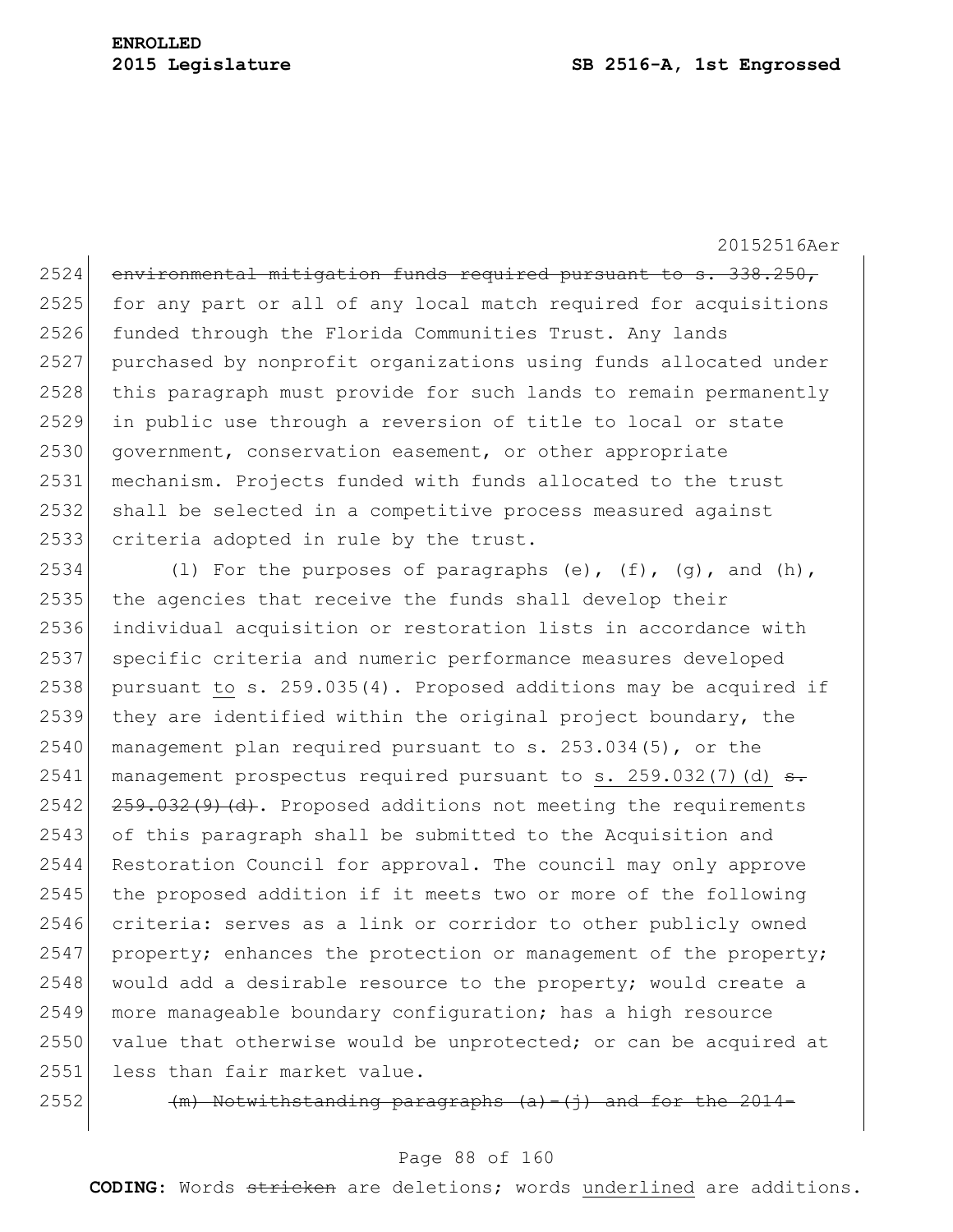2524 ~~environmental mitigation funds required pursuant to s. 338.250,~~
2525 for any part or all of any local match required for acquisitions
2526 funded through the Florida Communities Trust. Any lands
2527 purchased by nonprofit organizations using funds allocated under
2528 this paragraph must provide for such lands to remain permanently
2529 in public use through a reversion of title to local or state
2530 government, conservation easement, or other appropriate
2531 mechanism. Projects funded with funds allocated to the trust
2532 shall be selected in a competitive process measured against
2533 criteria adopted in rule by the trust.

2534 (l) For the purposes of paragraphs (e), (f), (g), and (h),
2535 the agencies that receive the funds shall develop their
2536 individual acquisition or restoration lists in accordance with
2537 specific criteria and numeric performance measures developed
2538 pursuant <u>to</u> s. 259.035(4). Proposed additions may be acquired if
2539 they are identified within the original project boundary, the
2540 management plan required pursuant to s. 253.034(5), or the
2541 management prospectus required pursuant to <u>s. 259.032(7)(d)</u> ~~s.~~
2542 ~~259.032(9)(d)~~. Proposed additions not meeting the requirements
2543 of this paragraph shall be submitted to the Acquisition and
2544 Restoration Council for approval. The council may only approve
2545 the proposed addition if it meets two or more of the following
2546 criteria: serves as a link or corridor to other publicly owned
2547 property; enhances the protection or management of the property;
2548 would add a desirable resource to the property; would create a
2549 more manageable boundary configuration; has a high resource
2550 value that otherwise would be unprotected; or can be acquired at
2551 less than fair market value.

2552 ~~(m) Notwithstanding paragraphs (a)-(j) and for the 2014-~~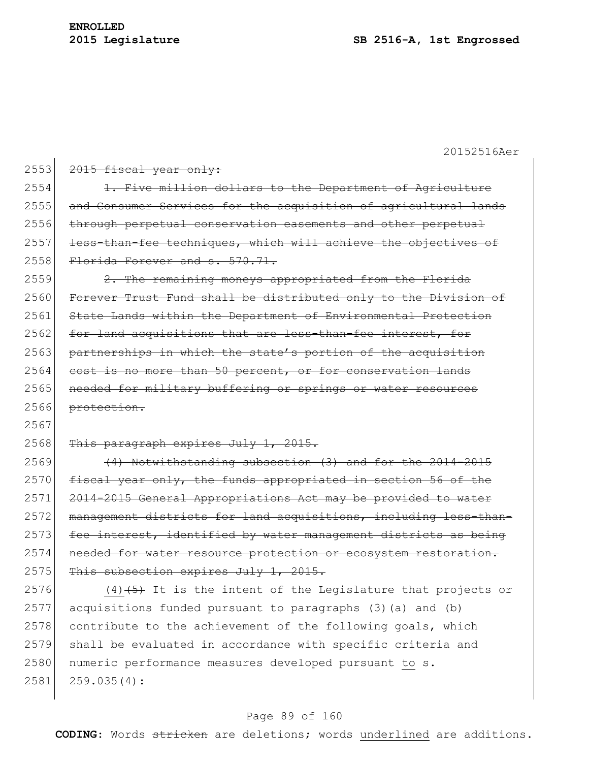~~2015 fiscal year only:~~

~~1. Five million dollars to the Department of Agriculture and Consumer Services for the acquisition of agricultural lands through perpetual conservation easements and other perpetual less-than-fee techniques, which will achieve the objectives of Florida Forever and s. 570.71.~~

~~2. The remaining moneys appropriated from the Florida Forever Trust Fund shall be distributed only to the Division of State Lands within the Department of Environmental Protection for land acquisitions that are less-than-fee interest, for partnerships in which the state's portion of the acquisition cost is no more than 50 percent, or for conservation lands needed for military buffering or springs or water resources protection.~~

~~This paragraph expires July 1, 2015.~~

~~(4) Notwithstanding subsection (3) and for the 2014-2015 fiscal year only, the funds appropriated in section 56 of the 2014-2015 General Appropriations Act may be provided to water management districts for land acquisitions, including less-than-fee interest, identified by water management districts as being needed for water resource protection or ecosystem restoration. This subsection expires July 1, 2015.~~

<u>(4)</u>~~(5)~~ It is the intent of the Legislature that projects or acquisitions funded pursuant to paragraphs (3)(a) and (b) contribute to the achievement of the following goals, which shall be evaluated in accordance with specific criteria and numeric performance measures developed pursuant <u>to</u> s. 259.035(4):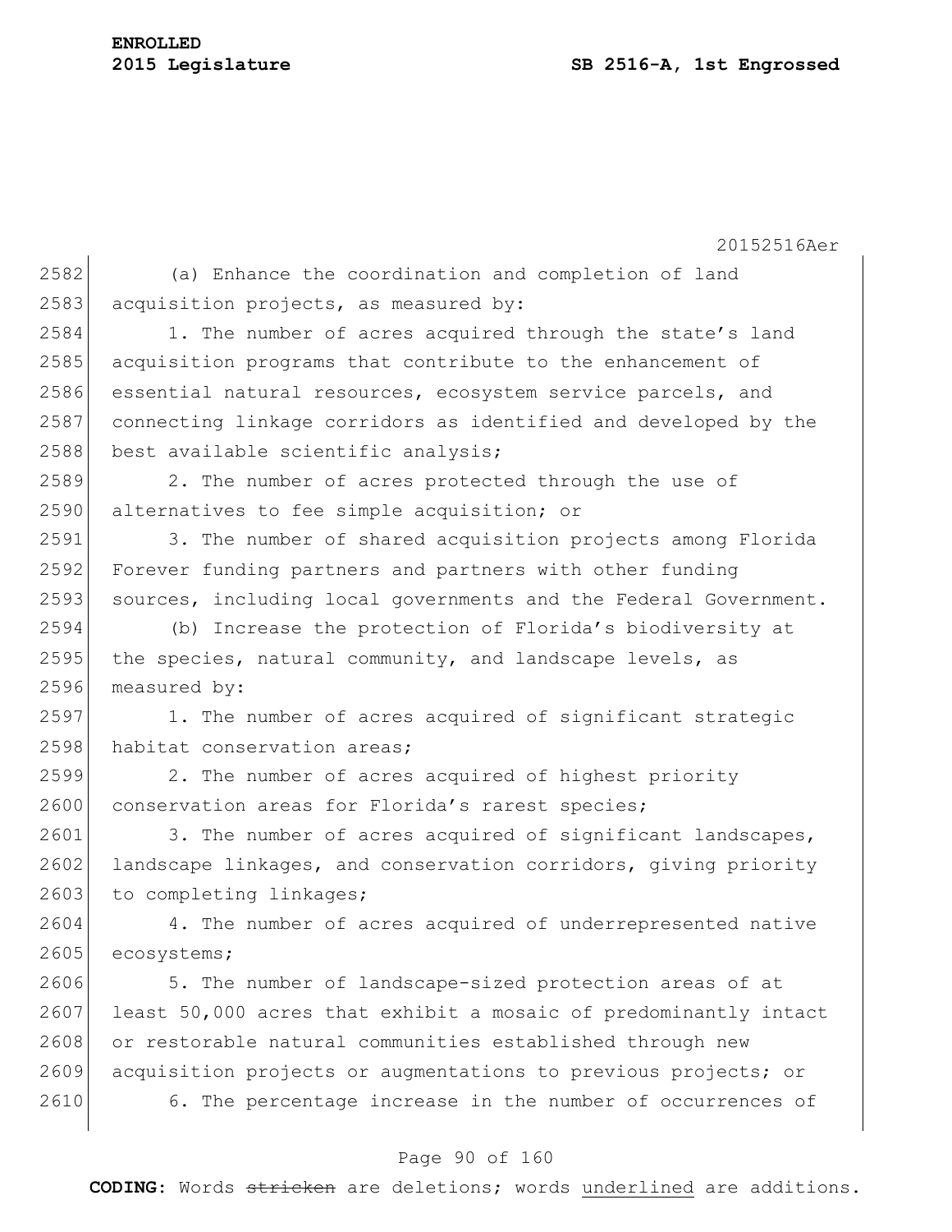(a) Enhance the coordination and completion of land acquisition projects, as measured by:

1. The number of acres acquired through the state's land acquisition programs that contribute to the enhancement of essential natural resources, ecosystem service parcels, and connecting linkage corridors as identified and developed by the best available scientific analysis;

2. The number of acres protected through the use of alternatives to fee simple acquisition; or

3. The number of shared acquisition projects among Florida Forever funding partners and partners with other funding sources, including local governments and the Federal Government.

(b) Increase the protection of Florida's biodiversity at the species, natural community, and landscape levels, as measured by:

1. The number of acres acquired of significant strategic habitat conservation areas;

2. The number of acres acquired of highest priority conservation areas for Florida's rarest species;

3. The number of acres acquired of significant landscapes, landscape linkages, and conservation corridors, giving priority to completing linkages;

4. The number of acres acquired of underrepresented native ecosystems;

5. The number of landscape-sized protection areas of at least 50,000 acres that exhibit a mosaic of predominantly intact or restorable natural communities established through new acquisition projects or augmentations to previous projects; or

6. The percentage increase in the number of occurrences of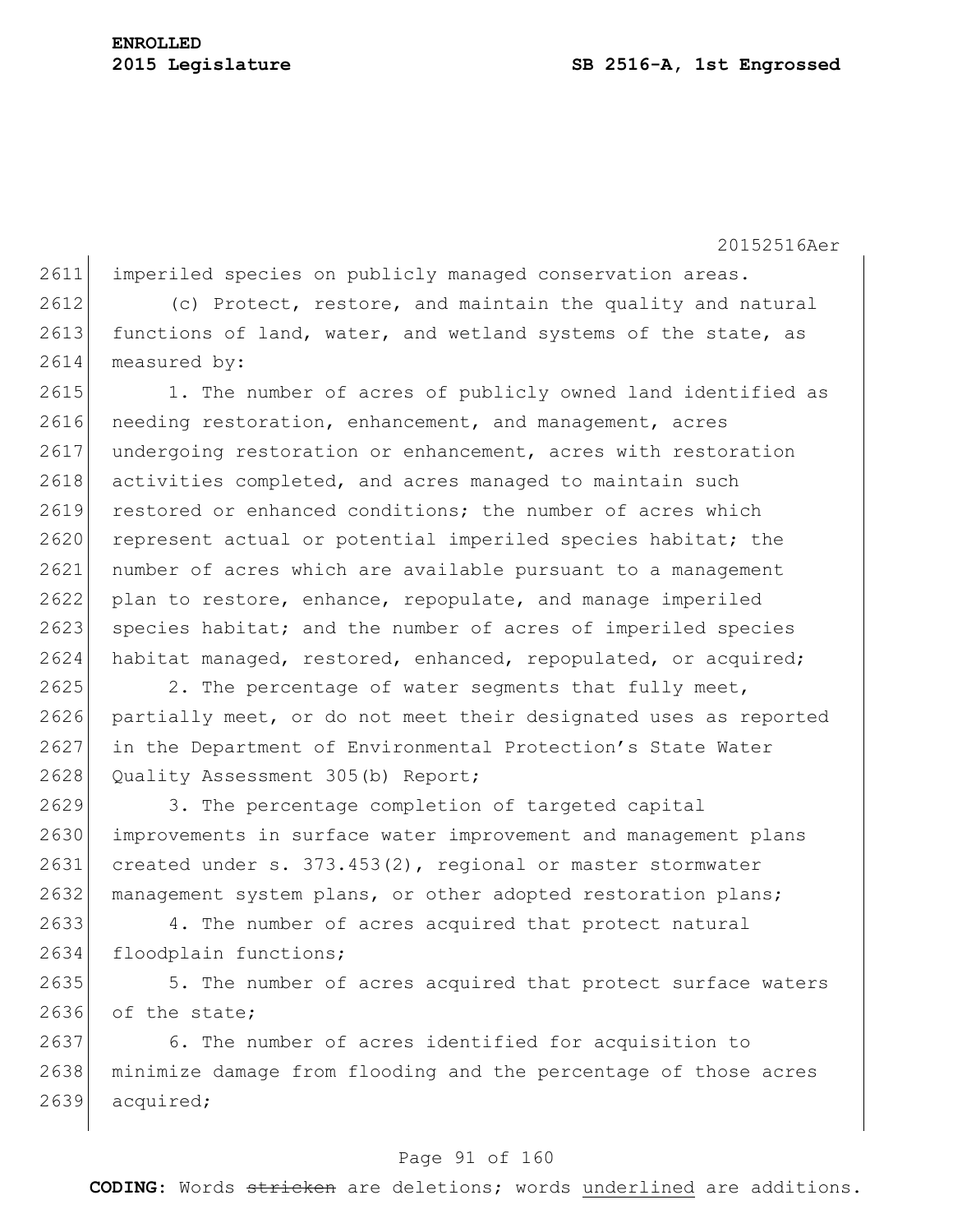imperiled species on publicly managed conservation areas.

(c) Protect, restore, and maintain the quality and natural functions of land, water, and wetland systems of the state, as measured by:

1. The number of acres of publicly owned land identified as needing restoration, enhancement, and management, acres undergoing restoration or enhancement, acres with restoration activities completed, and acres managed to maintain such restored or enhanced conditions; the number of acres which represent actual or potential imperiled species habitat; the number of acres which are available pursuant to a management plan to restore, enhance, repopulate, and manage imperiled species habitat; and the number of acres of imperiled species habitat managed, restored, enhanced, repopulated, or acquired;

2. The percentage of water segments that fully meet, partially meet, or do not meet their designated uses as reported in the Department of Environmental Protection's State Water Quality Assessment 305(b) Report;

3. The percentage completion of targeted capital improvements in surface water improvement and management plans created under s. 373.453(2), regional or master stormwater management system plans, or other adopted restoration plans;

4. The number of acres acquired that protect natural floodplain functions;

5. The number of acres acquired that protect surface waters of the state;

6. The number of acres identified for acquisition to minimize damage from flooding and the percentage of those acres acquired;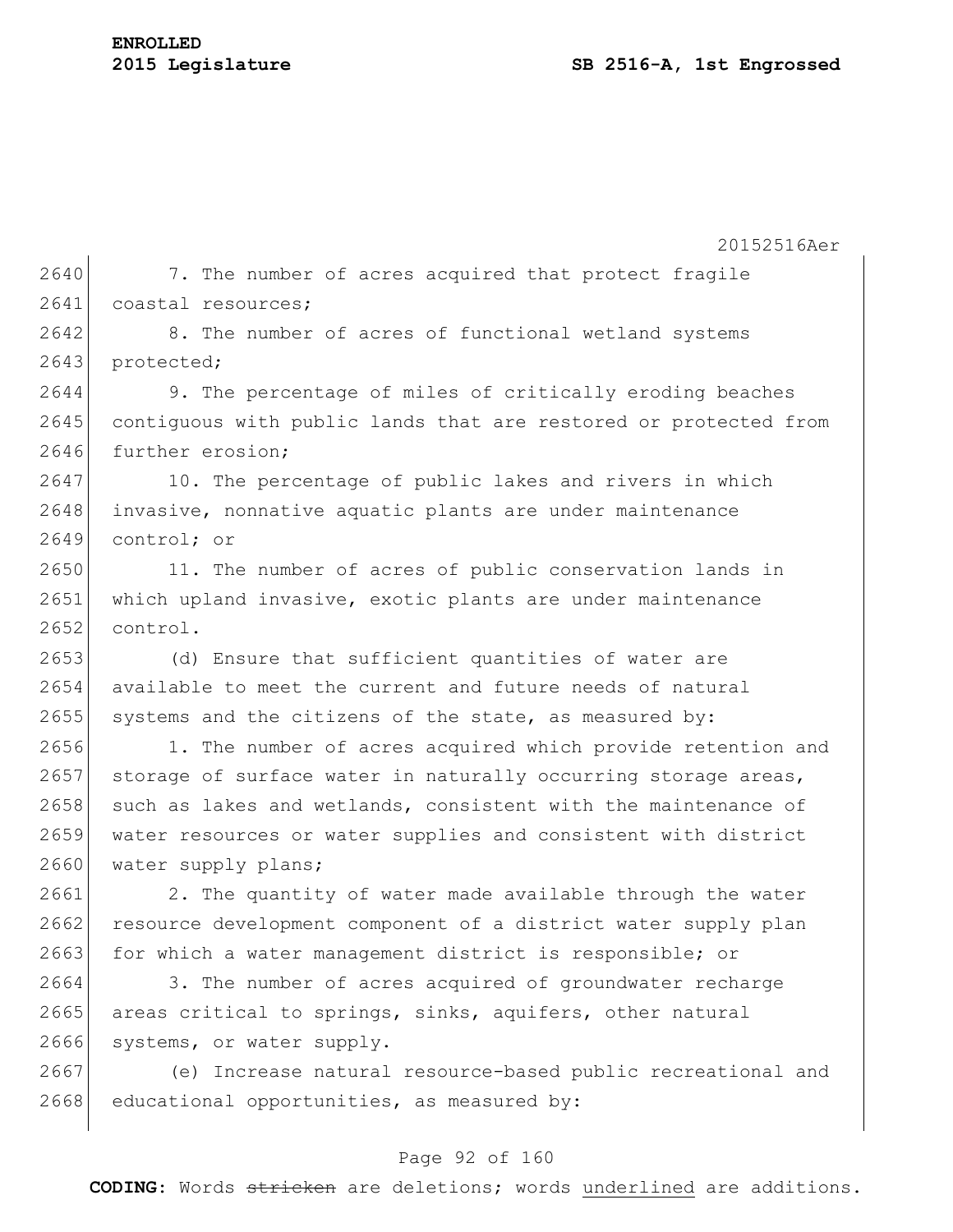7. The number of acres acquired that protect fragile coastal resources;

8. The number of acres of functional wetland systems protected;

9. The percentage of miles of critically eroding beaches contiguous with public lands that are restored or protected from further erosion;

10. The percentage of public lakes and rivers in which invasive, nonnative aquatic plants are under maintenance control; or

11. The number of acres of public conservation lands in which upland invasive, exotic plants are under maintenance control.

(d) Ensure that sufficient quantities of water are available to meet the current and future needs of natural systems and the citizens of the state, as measured by:

1. The number of acres acquired which provide retention and storage of surface water in naturally occurring storage areas, such as lakes and wetlands, consistent with the maintenance of water resources or water supplies and consistent with district water supply plans;

2. The quantity of water made available through the water resource development component of a district water supply plan for which a water management district is responsible; or

3. The number of acres acquired of groundwater recharge areas critical to springs, sinks, aquifers, other natural systems, or water supply.

(e) Increase natural resource-based public recreational and educational opportunities, as measured by: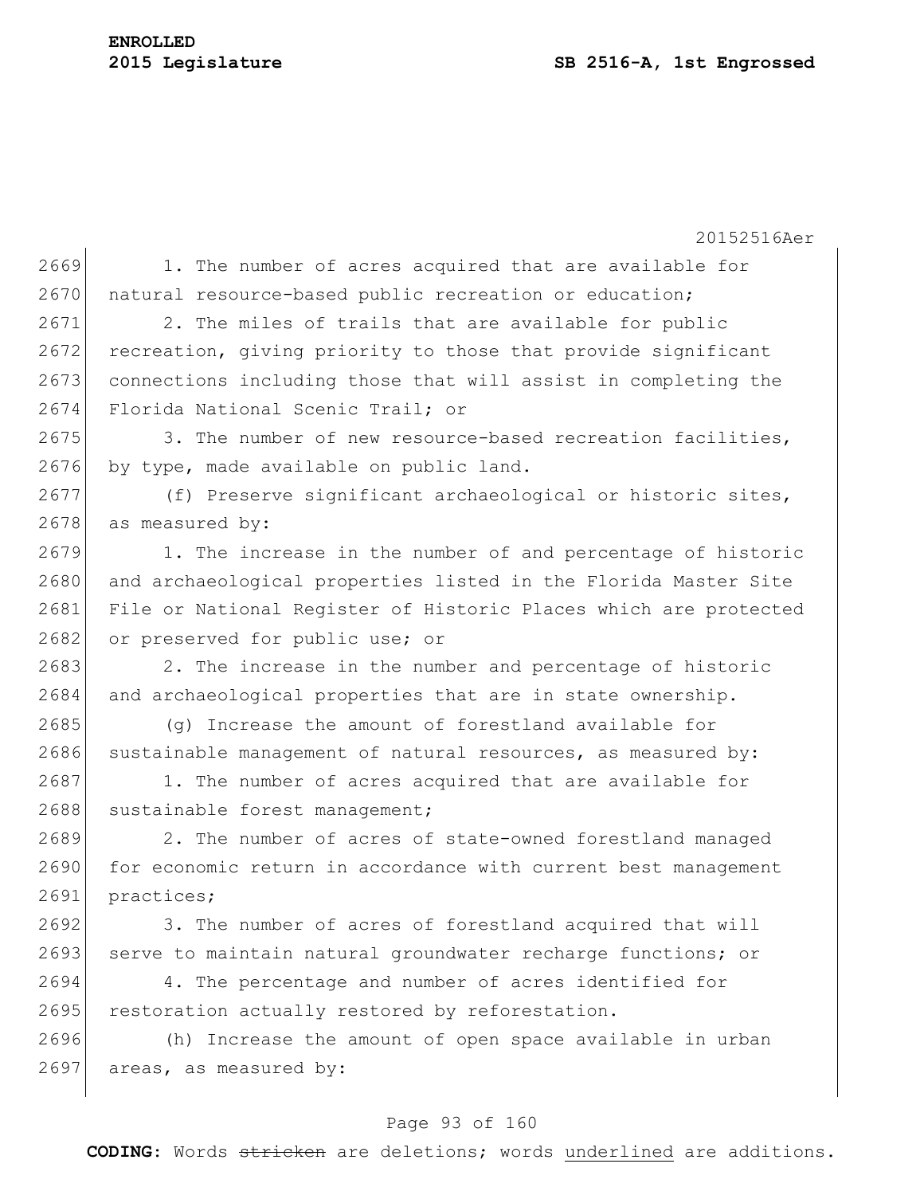1. The number of acres acquired that are available for natural resource-based public recreation or education;

2. The miles of trails that are available for public recreation, giving priority to those that provide significant connections including those that will assist in completing the Florida National Scenic Trail; or

3. The number of new resource-based recreation facilities, by type, made available on public land.

(f) Preserve significant archaeological or historic sites, as measured by:

1. The increase in the number of and percentage of historic and archaeological properties listed in the Florida Master Site File or National Register of Historic Places which are protected or preserved for public use; or

2. The increase in the number and percentage of historic and archaeological properties that are in state ownership.

(g) Increase the amount of forestland available for sustainable management of natural resources, as measured by:

1. The number of acres acquired that are available for sustainable forest management;

2. The number of acres of state-owned forestland managed for economic return in accordance with current best management practices;

3. The number of acres of forestland acquired that will serve to maintain natural groundwater recharge functions; or

4. The percentage and number of acres identified for restoration actually restored by reforestation.

(h) Increase the amount of open space available in urban areas, as measured by: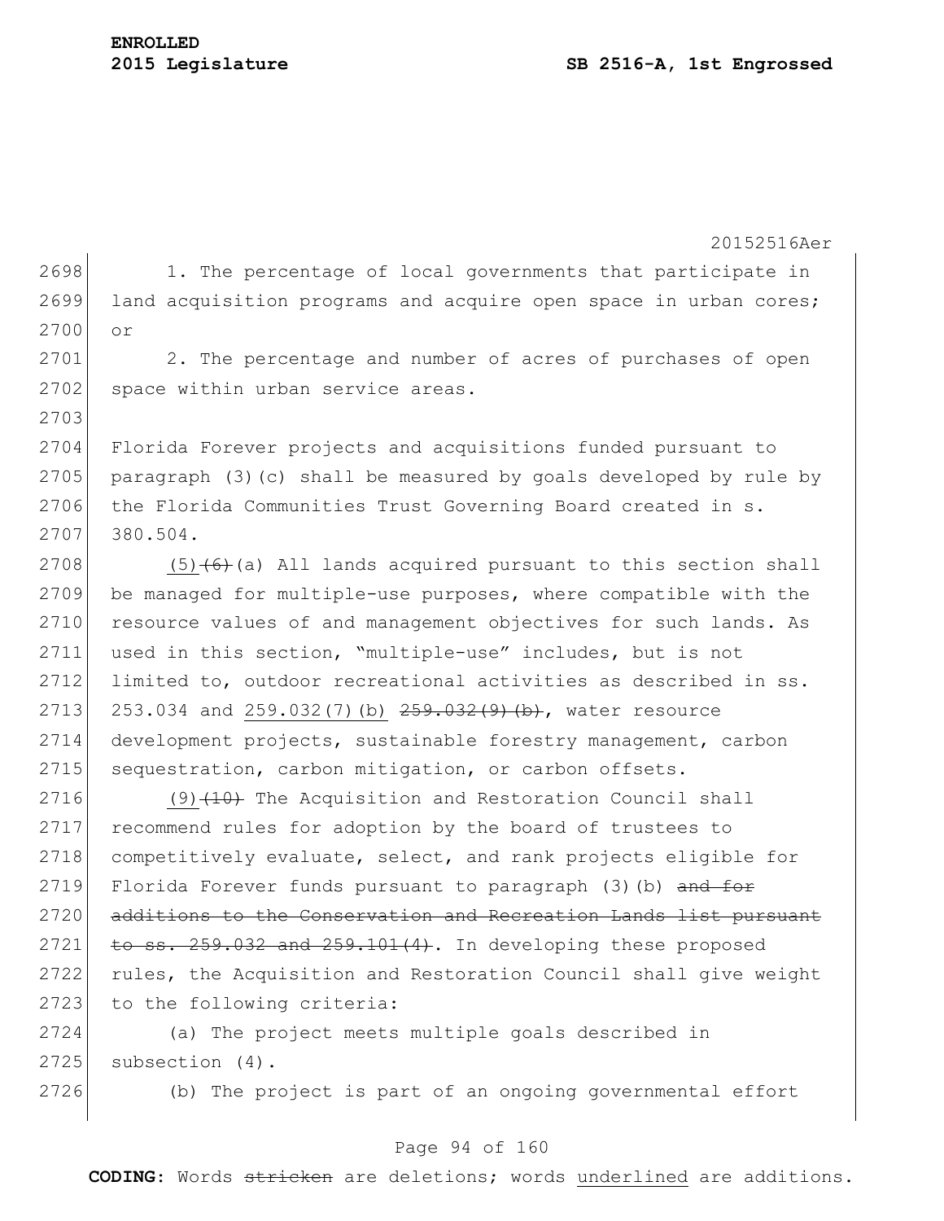1. The percentage of local governments that participate in land acquisition programs and acquire open space in urban cores; or

2. The percentage and number of acres of purchases of open space within urban service areas.

Florida Forever projects and acquisitions funded pursuant to paragraph (3)(c) shall be measured by goals developed by rule by the Florida Communities Trust Governing Board created in s. 380.504.

<u>(5)</u>~~(6)~~(a) All lands acquired pursuant to this section shall be managed for multiple-use purposes, where compatible with the resource values of and management objectives for such lands. As used in this section, "multiple-use" includes, but is not limited to, outdoor recreational activities as described in ss. 253.034 and <u>259.032(7)(b)</u> ~~259.032(9)(b)~~, water resource development projects, sustainable forestry management, carbon sequestration, carbon mitigation, or carbon offsets.

<u>(9)</u>~~(10)~~ The Acquisition and Restoration Council shall recommend rules for adoption by the board of trustees to competitively evaluate, select, and rank projects eligible for Florida Forever funds pursuant to paragraph (3)(b) ~~and for additions to the Conservation and Recreation Lands list pursuant to ss. 259.032 and 259.101(4)~~. In developing these proposed rules, the Acquisition and Restoration Council shall give weight to the following criteria:

(a) The project meets multiple goals described in subsection (4).

(b) The project is part of an ongoing governmental effort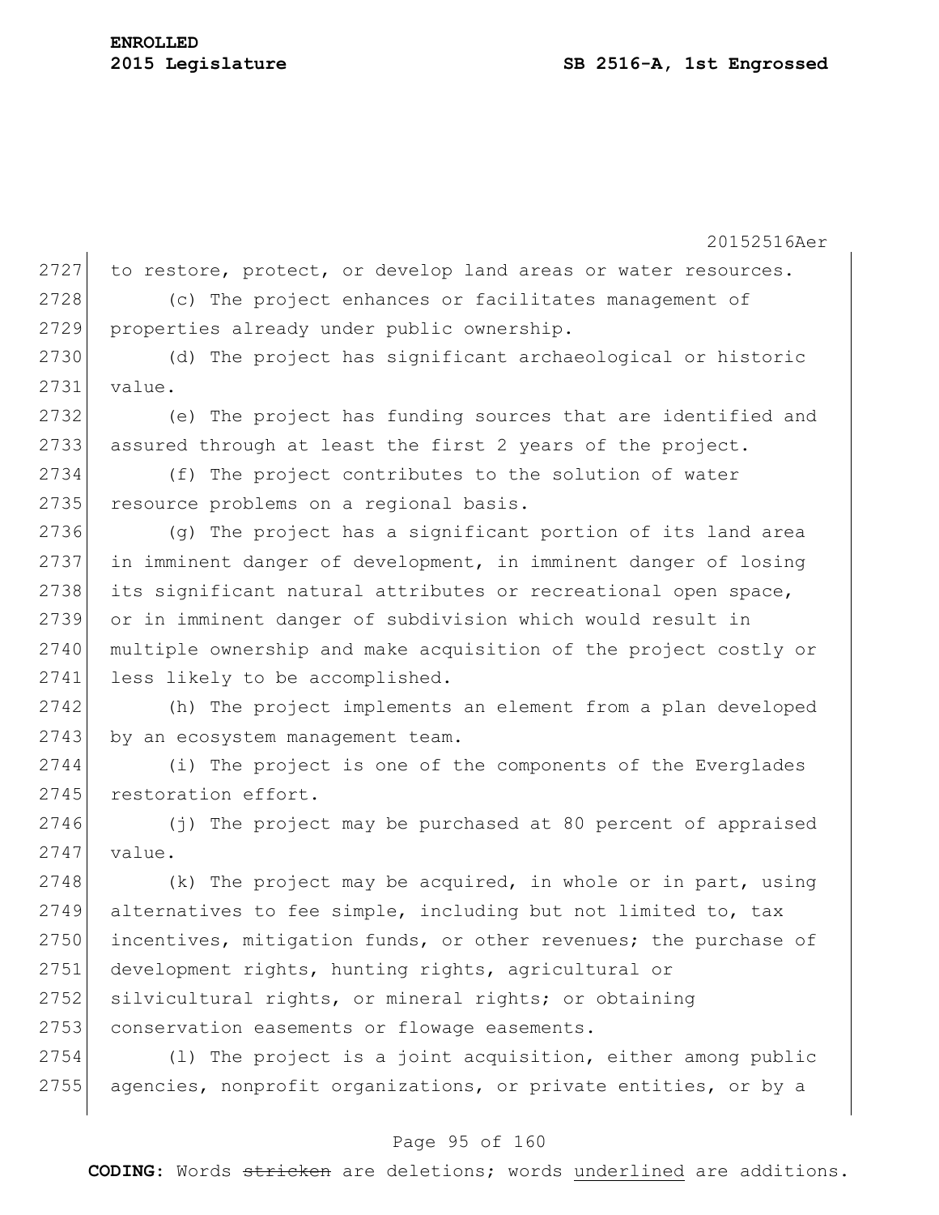to restore, protect, or develop land areas or water resources.

(c) The project enhances or facilitates management of properties already under public ownership.

(d) The project has significant archaeological or historic value.

(e) The project has funding sources that are identified and assured through at least the first 2 years of the project.

(f) The project contributes to the solution of water resource problems on a regional basis.

(g) The project has a significant portion of its land area in imminent danger of development, in imminent danger of losing its significant natural attributes or recreational open space, or in imminent danger of subdivision which would result in multiple ownership and make acquisition of the project costly or less likely to be accomplished.

(h) The project implements an element from a plan developed by an ecosystem management team.

(i) The project is one of the components of the Everglades restoration effort.

(j) The project may be purchased at 80 percent of appraised value.

(k) The project may be acquired, in whole or in part, using alternatives to fee simple, including but not limited to, tax incentives, mitigation funds, or other revenues; the purchase of development rights, hunting rights, agricultural or silvicultural rights, or mineral rights; or obtaining conservation easements or flowage easements.

(l) The project is a joint acquisition, either among public agencies, nonprofit organizations, or private entities, or by a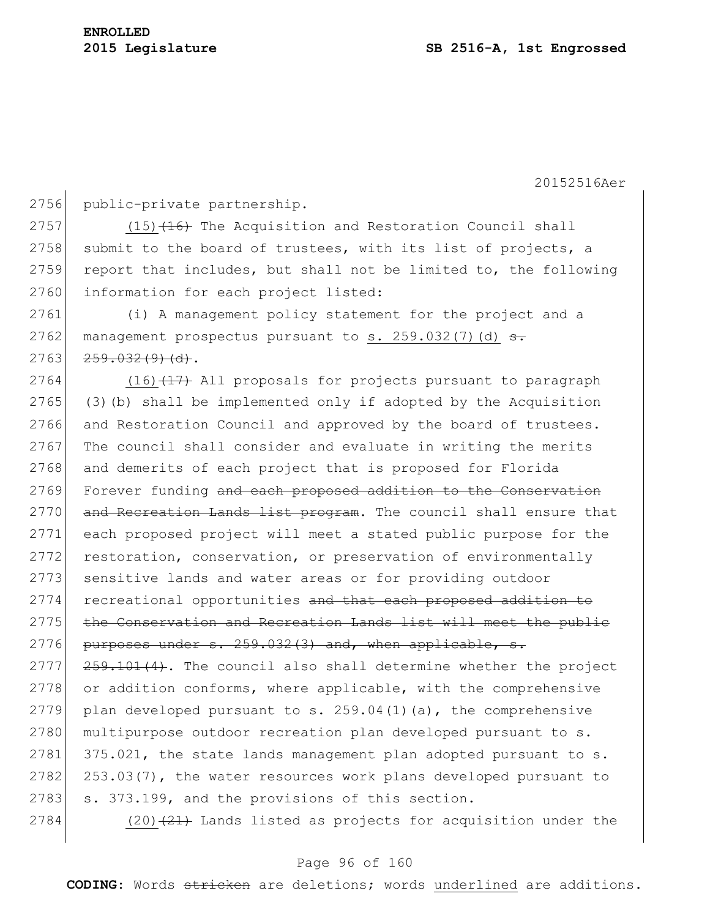public-private partnership.

(15)~~(16)~~ The Acquisition and Restoration Council shall submit to the board of trustees, with its list of projects, a report that includes, but shall not be limited to, the following information for each project listed:

(i) A management policy statement for the project and a management prospectus pursuant to s. 259.032(7)(d) ~~s. 259.032(9)(d)~~.

(16)~~(17)~~ All proposals for projects pursuant to paragraph (3)(b) shall be implemented only if adopted by the Acquisition and Restoration Council and approved by the board of trustees. The council shall consider and evaluate in writing the merits and demerits of each project that is proposed for Florida Forever funding ~~and each proposed addition to the Conservation and Recreation Lands list program~~. The council shall ensure that each proposed project will meet a stated public purpose for the restoration, conservation, or preservation of environmentally sensitive lands and water areas or for providing outdoor recreational opportunities ~~and that each proposed addition to the Conservation and Recreation Lands list will meet the public purposes under s. 259.032(3) and, when applicable, s. 259.101(4)~~. The council also shall determine whether the project or addition conforms, where applicable, with the comprehensive plan developed pursuant to s. 259.04(1)(a), the comprehensive multipurpose outdoor recreation plan developed pursuant to s. 375.021, the state lands management plan adopted pursuant to s. 253.03(7), the water resources work plans developed pursuant to s. 373.199, and the provisions of this section.

(20)~~(21)~~ Lands listed as projects for acquisition under the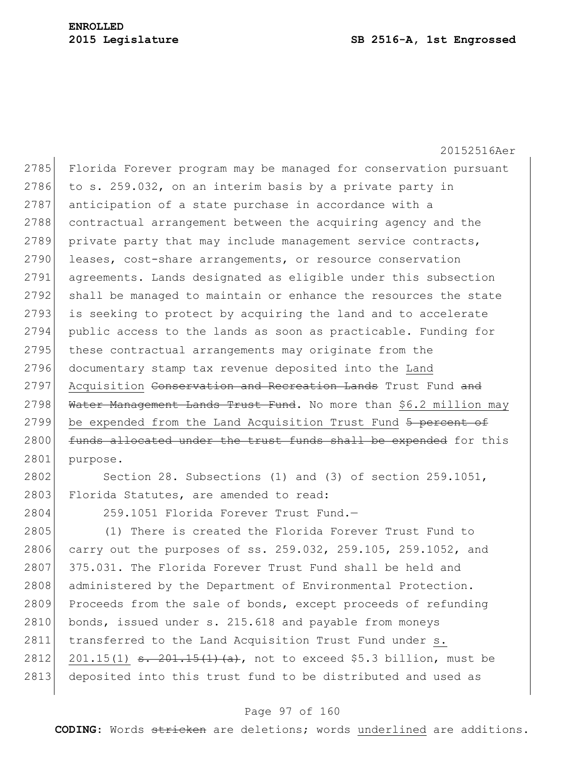Florida Forever program may be managed for conservation pursuant to s. 259.032, on an interim basis by a private party in anticipation of a state purchase in accordance with a contractual arrangement between the acquiring agency and the private party that may include management service contracts, leases, cost-share arrangements, or resource conservation agreements. Lands designated as eligible under this subsection shall be managed to maintain or enhance the resources the state is seeking to protect by acquiring the land and to accelerate public access to the lands as soon as practicable. Funding for these contractual arrangements may originate from the documentary stamp tax revenue deposited into the <u>Land Acquisition</u> ~~Conservation and Recreation Lands~~ Trust Fund ~~and Water Management Lands Trust Fund~~. <u>No more than $6.2 million may be expended from the Land Acquisition Trust Fund</u> ~~5 percent of funds allocated under the trust funds shall be expended~~ for this purpose.

Section 28. Subsections (1) and (3) of section 259.1051, Florida Statutes, are amended to read:

259.1051 Florida Forever Trust Fund.—

(1) There is created the Florida Forever Trust Fund to carry out the purposes of ss. 259.032, 259.105, 259.1052, and 375.031. The Florida Forever Trust Fund shall be held and administered by the Department of Environmental Protection. Proceeds from the sale of bonds, except proceeds of refunding bonds, issued under s. 215.618 and payable from moneys transferred to the Land Acquisition Trust Fund under <u>s. 201.15(1)</u> ~~s. 201.15(1)(a)~~, not to exceed $5.3 billion, must be deposited into this trust fund to be distributed and used as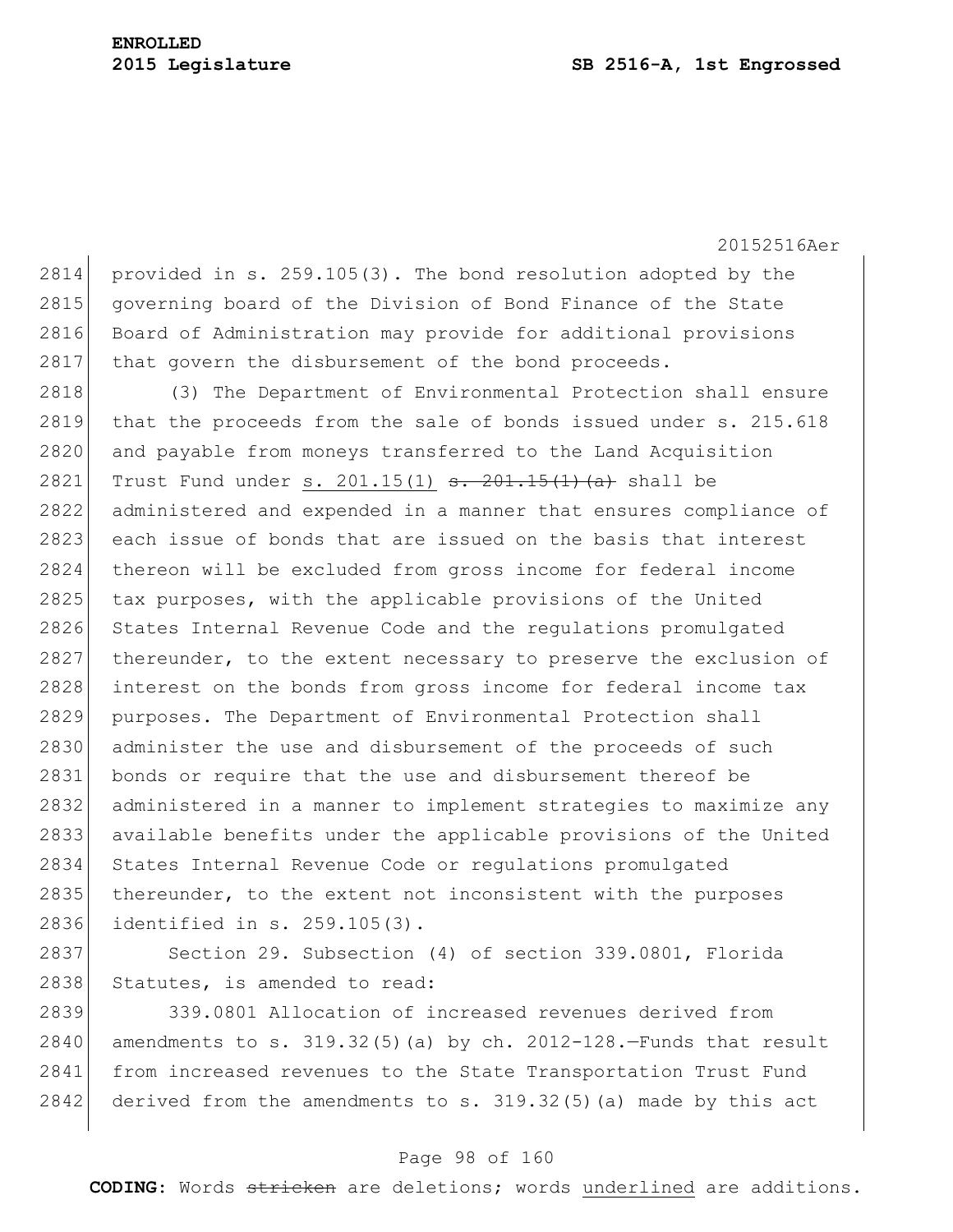provided in s. 259.105(3). The bond resolution adopted by the governing board of the Division of Bond Finance of the State Board of Administration may provide for additional provisions that govern the disbursement of the bond proceeds.

(3) The Department of Environmental Protection shall ensure that the proceeds from the sale of bonds issued under s. 215.618 and payable from moneys transferred to the Land Acquisition Trust Fund under <u>s. 201.15(1)</u> ~~s. 201.15(1)(a)~~ shall be administered and expended in a manner that ensures compliance of each issue of bonds that are issued on the basis that interest thereon will be excluded from gross income for federal income tax purposes, with the applicable provisions of the United States Internal Revenue Code and the regulations promulgated thereunder, to the extent necessary to preserve the exclusion of interest on the bonds from gross income for federal income tax purposes. The Department of Environmental Protection shall administer the use and disbursement of the proceeds of such bonds or require that the use and disbursement thereof be administered in a manner to implement strategies to maximize any available benefits under the applicable provisions of the United States Internal Revenue Code or regulations promulgated thereunder, to the extent not inconsistent with the purposes identified in s. 259.105(3).

Section 29. Subsection (4) of section 339.0801, Florida Statutes, is amended to read:

339.0801 Allocation of increased revenues derived from amendments to s. 319.32(5)(a) by ch. 2012-128.—Funds that result from increased revenues to the State Transportation Trust Fund derived from the amendments to s. 319.32(5)(a) made by this act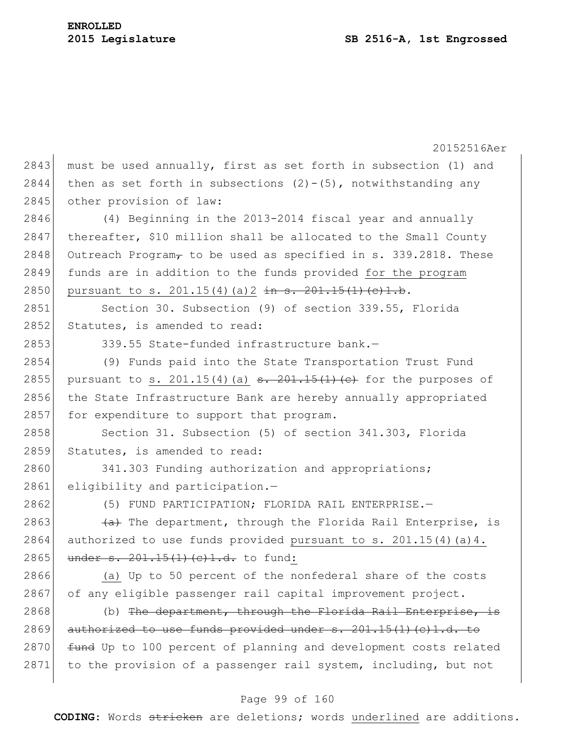must be used annually, first as set forth in subsection (1) and then as set forth in subsections (2)-(5), notwithstanding any other provision of law:

(4) Beginning in the 2013-2014 fiscal year and annually thereafter, $10 million shall be allocated to the Small County Outreach Program~~,~~ to be used as specified in s. 339.2818. These funds are in addition to the funds provided <u>for the program pursuant to s. 201.15(4)(a)2</u> ~~in s. 201.15(1)(c)1.b~~.

Section 30. Subsection (9) of section 339.55, Florida Statutes, is amended to read:

339.55 State-funded infrastructure bank.—

(9) Funds paid into the State Transportation Trust Fund pursuant to <u>s. 201.15(4)(a)</u> ~~s. 201.15(1)(c)~~ for the purposes of the State Infrastructure Bank are hereby annually appropriated for expenditure to support that program.

Section 31. Subsection (5) of section 341.303, Florida Statutes, is amended to read:

341.303 Funding authorization and appropriations; eligibility and participation.—

(5) FUND PARTICIPATION; FLORIDA RAIL ENTERPRISE.—

~~(a)~~ The department, through the Florida Rail Enterprise, is authorized to use funds provided <u>pursuant to s. 201.15(4)(a)4.</u> ~~under s. 201.15(1)(c)1.d.~~ to fund<u>:</u>

<u>(a)</u> Up to 50 percent of the nonfederal share of the costs of any eligible passenger rail capital improvement project.

(b) ~~The department, through the Florida Rail Enterprise, is authorized to use funds provided under s. 201.15(1)(c)1.d. to fund~~ Up to 100 percent of planning and development costs related to the provision of a passenger rail system, including, but not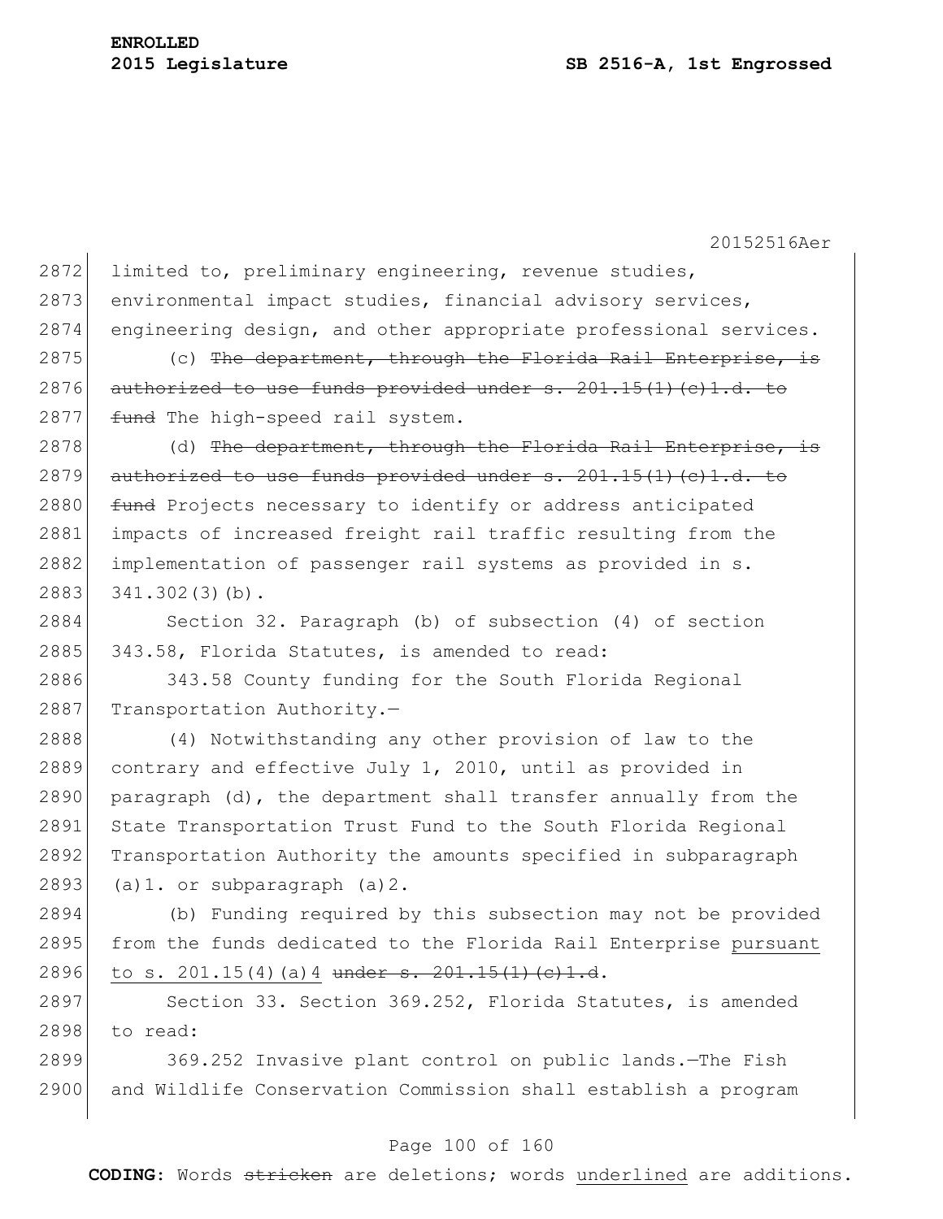limited to, preliminary engineering, revenue studies, environmental impact studies, financial advisory services, engineering design, and other appropriate professional services.

(c) ~~The department, through the Florida Rail Enterprise, is authorized to use funds provided under s. 201.15(1)(c)1.d. to fund~~ The high-speed rail system.

(d) ~~The department, through the Florida Rail Enterprise, is authorized to use funds provided under s. 201.15(1)(c)1.d. to fund~~ Projects necessary to identify or address anticipated impacts of increased freight rail traffic resulting from the implementation of passenger rail systems as provided in s. 341.302(3)(b).

Section 32. Paragraph (b) of subsection (4) of section 343.58, Florida Statutes, is amended to read:

343.58 County funding for the South Florida Regional Transportation Authority.—

(4) Notwithstanding any other provision of law to the contrary and effective July 1, 2010, until as provided in paragraph (d), the department shall transfer annually from the State Transportation Trust Fund to the South Florida Regional Transportation Authority the amounts specified in subparagraph (a)1. or subparagraph (a)2.

(b) Funding required by this subsection may not be provided from the funds dedicated to the Florida Rail Enterprise <u>pursuant to s. 201.15(4)(a)4</u> ~~under s. 201.15(1)(c)1.d~~.

Section 33. Section 369.252, Florida Statutes, is amended to read:

369.252 Invasive plant control on public lands.—The Fish and Wildlife Conservation Commission shall establish a program

**CODING:** Words ~~stricken~~ are deletions; words <u>underlined</u> are additions.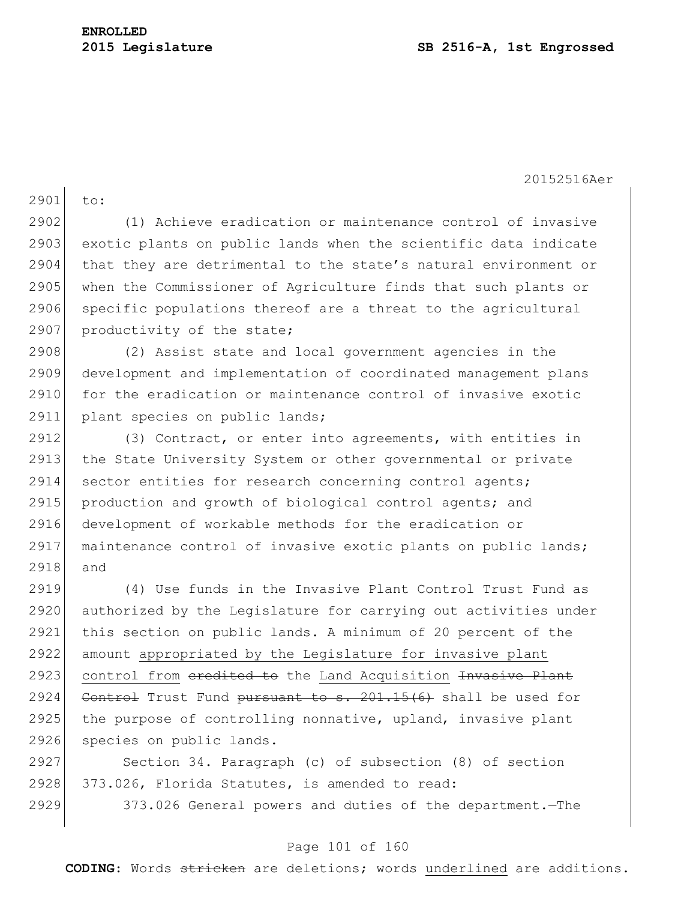to:

(1) Achieve eradication or maintenance control of invasive exotic plants on public lands when the scientific data indicate that they are detrimental to the state's natural environment or when the Commissioner of Agriculture finds that such plants or specific populations thereof are a threat to the agricultural productivity of the state;

(2) Assist state and local government agencies in the development and implementation of coordinated management plans for the eradication or maintenance control of invasive exotic plant species on public lands;

(3) Contract, or enter into agreements, with entities in the State University System or other governmental or private sector entities for research concerning control agents; production and growth of biological control agents; and development of workable methods for the eradication or maintenance control of invasive exotic plants on public lands; and

(4) Use funds in the Invasive Plant Control Trust Fund as authorized by the Legislature for carrying out activities under this section on public lands. A minimum of 20 percent of the amount <u>appropriated by the Legislature for invasive plant control from</u> ~~credited to~~ the <u>Land Acquisition</u> ~~Invasive Plant Control~~ Trust Fund ~~pursuant to s. 201.15(6)~~ shall be used for the purpose of controlling nonnative, upland, invasive plant species on public lands.

Section 34. Paragraph (c) of subsection (8) of section 373.026, Florida Statutes, is amended to read:

373.026 General powers and duties of the department.—The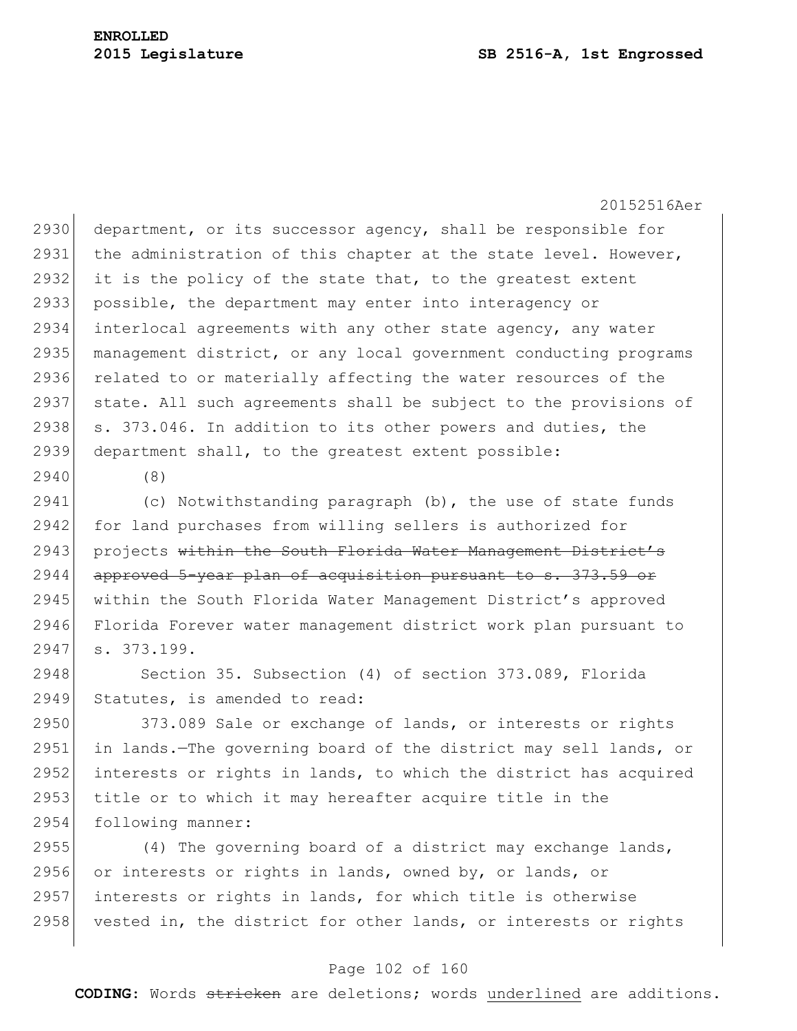department, or its successor agency, shall be responsible for the administration of this chapter at the state level. However, it is the policy of the state that, to the greatest extent possible, the department may enter into interagency or interlocal agreements with any other state agency, any water management district, or any local government conducting programs related to or materially affecting the water resources of the state. All such agreements shall be subject to the provisions of s. 373.046. In addition to its other powers and duties, the department shall, to the greatest extent possible:

(8)

(c) Notwithstanding paragraph (b), the use of state funds for land purchases from willing sellers is authorized for projects ~~within the South Florida Water Management District's approved 5-year plan of acquisition pursuant to s. 373.59 or~~ within the South Florida Water Management District's approved Florida Forever water management district work plan pursuant to s. 373.199.

Section 35. Subsection (4) of section 373.089, Florida Statutes, is amended to read:

373.089 Sale or exchange of lands, or interests or rights in lands.—The governing board of the district may sell lands, or interests or rights in lands, to which the district has acquired title or to which it may hereafter acquire title in the following manner:

(4) The governing board of a district may exchange lands, or interests or rights in lands, owned by, or lands, or interests or rights in lands, for which title is otherwise vested in, the district for other lands, or interests or rights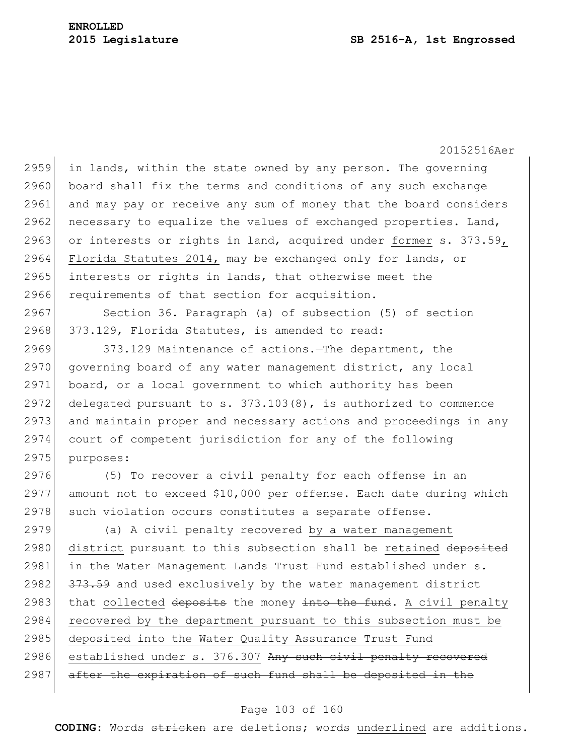in lands, within the state owned by any person. The governing board shall fix the terms and conditions of any such exchange and may pay or receive any sum of money that the board considers necessary to equalize the values of exchanged properties. Land, or interests or rights in land, acquired under <u>former</u> s. 373.59<u>, Florida Statutes 2014,</u> may be exchanged only for lands, or interests or rights in lands, that otherwise meet the requirements of that section for acquisition.

Section 36. Paragraph (a) of subsection (5) of section 373.129, Florida Statutes, is amended to read:

373.129 Maintenance of actions.—The department, the governing board of any water management district, any local board, or a local government to which authority has been delegated pursuant to s. 373.103(8), is authorized to commence and maintain proper and necessary actions and proceedings in any court of competent jurisdiction for any of the following purposes:

(5) To recover a civil penalty for each offense in an amount not to exceed $10,000 per offense. Each date during which such violation occurs constitutes a separate offense.

(a) A civil penalty recovered <u>by a water management district</u> pursuant to this subsection shall be <u>retained</u> ~~deposited in the Water Management Lands Trust Fund established under s. 373.59~~ and used exclusively by the water management district that <u>collected</u> ~~deposits~~ the money ~~into the fund~~. <u>A civil penalty recovered by the department pursuant to this subsection must be deposited into the Water Quality Assurance Trust Fund established under s. 376.307</u> ~~Any such civil penalty recovered after the expiration of such fund shall be deposited in the~~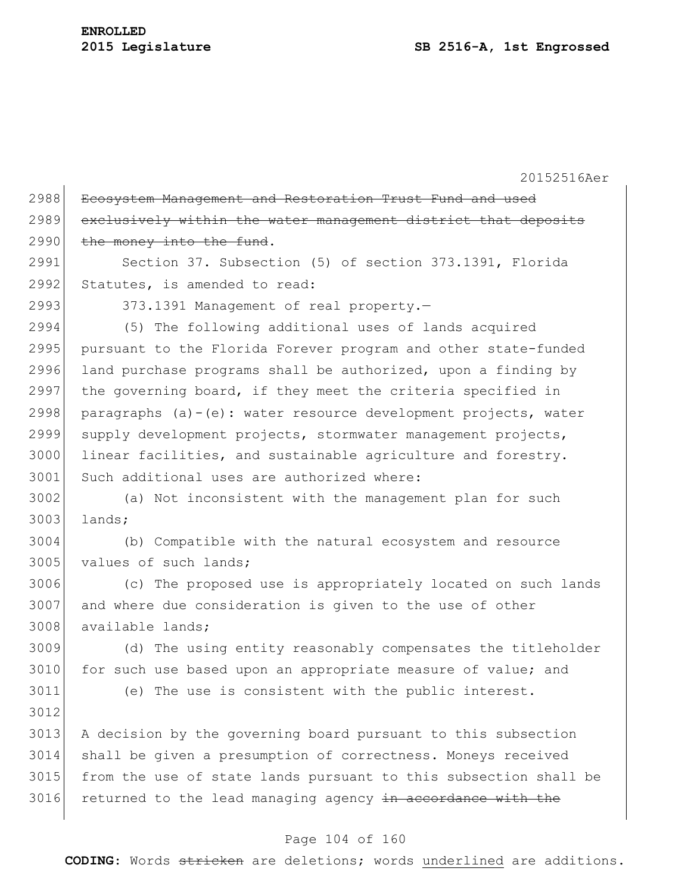~~Ecosystem Management and Restoration Trust Fund and used exclusively within the water management district that deposits the money into the fund~~.

Section 37. Subsection (5) of section 373.1391, Florida Statutes, is amended to read:

373.1391 Management of real property.—

(5) The following additional uses of lands acquired pursuant to the Florida Forever program and other state-funded land purchase programs shall be authorized, upon a finding by the governing board, if they meet the criteria specified in paragraphs (a)-(e): water resource development projects, water supply development projects, stormwater management projects, linear facilities, and sustainable agriculture and forestry. Such additional uses are authorized where:

(a) Not inconsistent with the management plan for such lands;

(b) Compatible with the natural ecosystem and resource values of such lands;

(c) The proposed use is appropriately located on such lands and where due consideration is given to the use of other available lands;

(d) The using entity reasonably compensates the titleholder for such use based upon an appropriate measure of value; and

(e) The use is consistent with the public interest.

A decision by the governing board pursuant to this subsection shall be given a presumption of correctness. Moneys received from the use of state lands pursuant to this subsection shall be returned to the lead managing agency ~~in accordance with the~~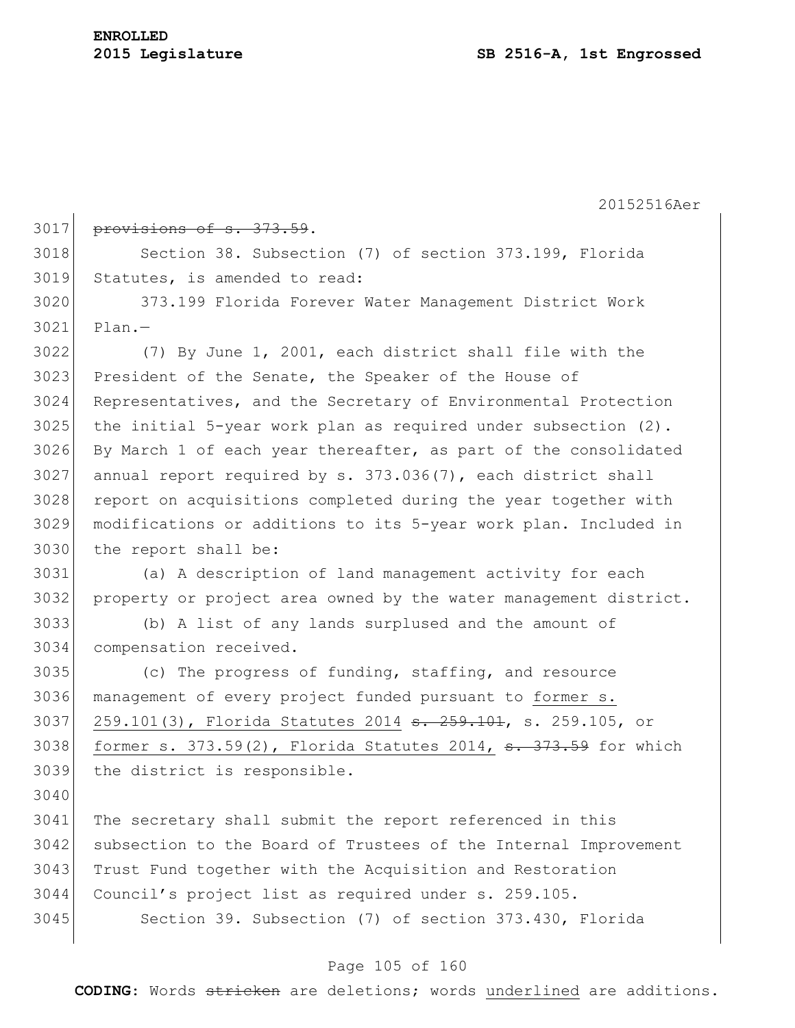~~provisions of s. 373.59~~.

Section 38. Subsection (7) of section 373.199, Florida Statutes, is amended to read:

373.199 Florida Forever Water Management District Work Plan.—

(7) By June 1, 2001, each district shall file with the President of the Senate, the Speaker of the House of Representatives, and the Secretary of Environmental Protection the initial 5-year work plan as required under subsection (2). By March 1 of each year thereafter, as part of the consolidated annual report required by s. 373.036(7), each district shall report on acquisitions completed during the year together with modifications or additions to its 5-year work plan. Included in the report shall be:

(a) A description of land management activity for each property or project area owned by the water management district.

(b) A list of any lands surplused and the amount of compensation received.

(c) The progress of funding, staffing, and resource management of every project funded pursuant to <u>former s. 259.101(3), Florida Statutes 2014</u> ~~s. 259.101~~, s. 259.105, or <u>former s. 373.59(2), Florida Statutes 2014,</u> ~~s. 373.59~~ for which the district is responsible.

The secretary shall submit the report referenced in this subsection to the Board of Trustees of the Internal Improvement Trust Fund together with the Acquisition and Restoration Council's project list as required under s. 259.105.

Section 39. Subsection (7) of section 373.430, Florida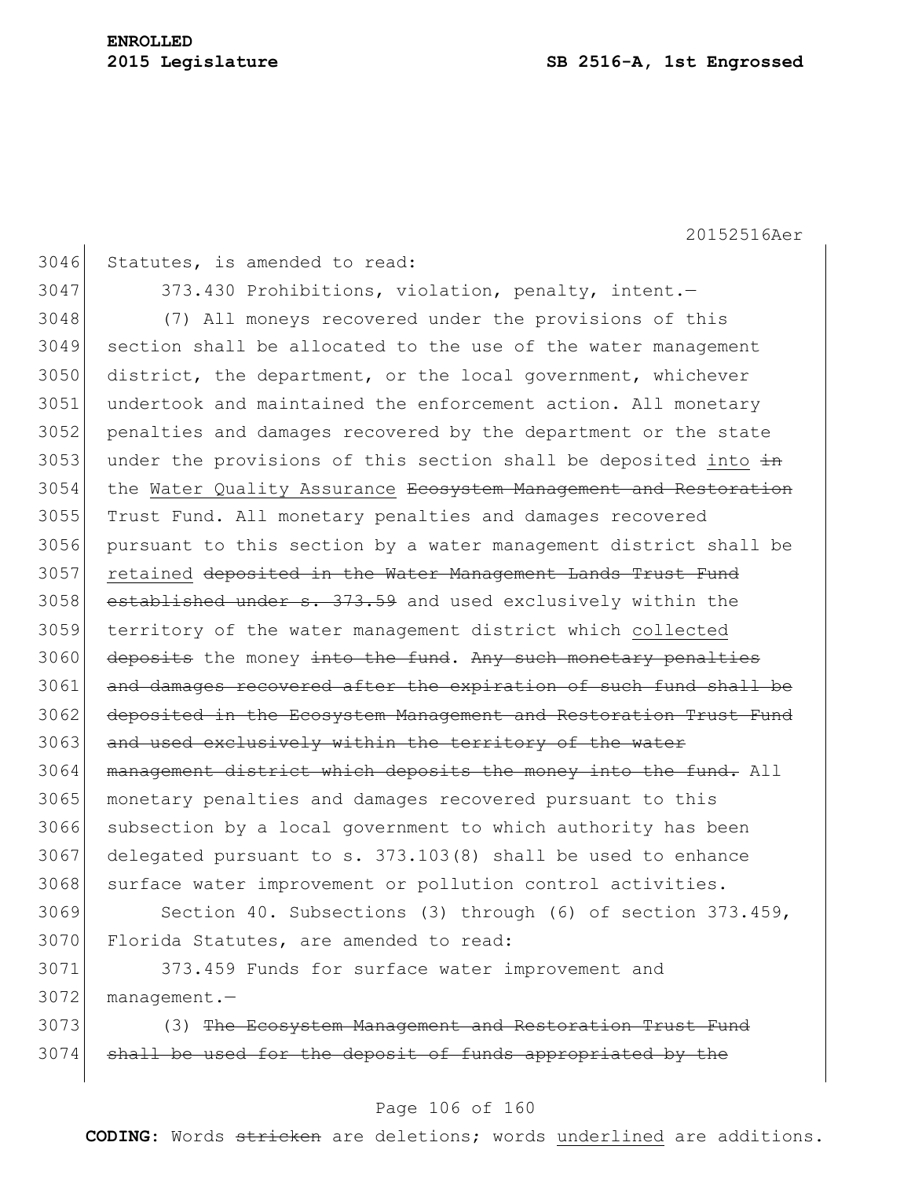Statutes, is amended to read:

373.430 Prohibitions, violation, penalty, intent.—

(7) All moneys recovered under the provisions of this section shall be allocated to the use of the water management district, the department, or the local government, whichever undertook and maintained the enforcement action. All monetary penalties and damages recovered by the department or the state under the provisions of this section shall be deposited <u>into</u> ~~in~~ the <u>Water Quality Assurance</u> ~~Ecosystem Management and Restoration~~ Trust Fund. All monetary penalties and damages recovered pursuant to this section by a water management district shall be <u>retained</u> ~~deposited in the Water Management Lands Trust Fund established under s. 373.59~~ and used exclusively within the territory of the water management district which <u>collected</u> ~~deposits~~ the money ~~into the fund~~. ~~Any such monetary penalties and damages recovered after the expiration of such fund shall be deposited in the Ecosystem Management and Restoration Trust Fund and used exclusively within the territory of the water management district which deposits the money into the fund.~~ All monetary penalties and damages recovered pursuant to this subsection by a local government to which authority has been delegated pursuant to s. 373.103(8) shall be used to enhance surface water improvement or pollution control activities.

Section 40. Subsections (3) through (6) of section 373.459, Florida Statutes, are amended to read:

373.459 Funds for surface water improvement and management.—

(3) ~~The Ecosystem Management and Restoration Trust Fund shall be used for the deposit of funds appropriated by the~~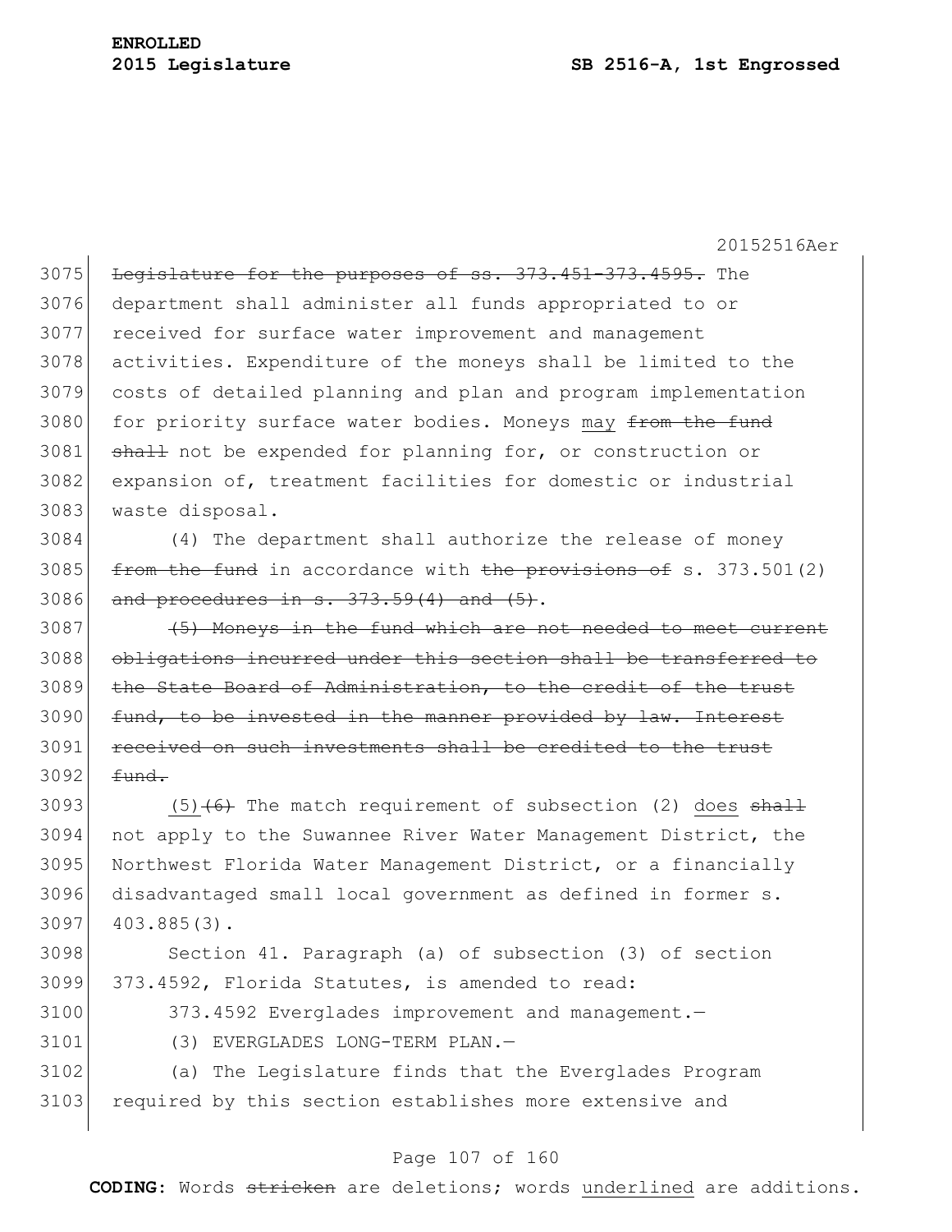~~Legislature for the purposes of ss. 373.451-373.4595.~~ The department shall administer all funds appropriated to or received for surface water improvement and management activities. Expenditure of the moneys shall be limited to the costs of detailed planning and plan and program implementation for priority surface water bodies. Moneys <u>may</u> ~~from the fund shall~~ not be expended for planning for, or construction or expansion of, treatment facilities for domestic or industrial waste disposal.

(4) The department shall authorize the release of money ~~from the fund~~ in accordance with ~~the provisions of~~ s. 373.501(2) ~~and procedures in s. 373.59(4) and (5)~~.

~~(5) Moneys in the fund which are not needed to meet current obligations incurred under this section shall be transferred to the State Board of Administration, to the credit of the trust fund, to be invested in the manner provided by law. Interest received on such investments shall be credited to the trust fund.~~

<u>(5)</u>~~(6)~~ The match requirement of subsection (2) <u>does</u> ~~shall~~ not apply to the Suwannee River Water Management District, the Northwest Florida Water Management District, or a financially disadvantaged small local government as defined in former s. 403.885(3).

Section 41. Paragraph (a) of subsection (3) of section 373.4592, Florida Statutes, is amended to read:

373.4592 Everglades improvement and management.—

(3) EVERGLADES LONG-TERM PLAN.—

(a) The Legislature finds that the Everglades Program required by this section establishes more extensive and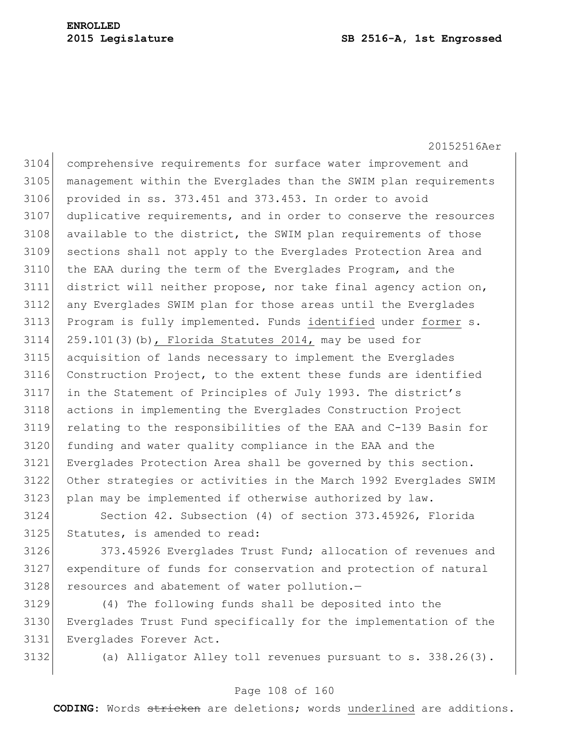comprehensive requirements for surface water improvement and management within the Everglades than the SWIM plan requirements provided in ss. 373.451 and 373.453. In order to avoid duplicative requirements, and in order to conserve the resources available to the district, the SWIM plan requirements of those sections shall not apply to the Everglades Protection Area and the EAA during the term of the Everglades Program, and the district will neither propose, nor take final agency action on, any Everglades SWIM plan for those areas until the Everglades Program is fully implemented. Funds <u>identified</u> under <u>former</u> s. 259.101(3)(b)<u>, Florida Statutes 2014,</u> may be used for acquisition of lands necessary to implement the Everglades Construction Project, to the extent these funds are identified in the Statement of Principles of July 1993. The district's actions in implementing the Everglades Construction Project relating to the responsibilities of the EAA and C-139 Basin for funding and water quality compliance in the EAA and the Everglades Protection Area shall be governed by this section. Other strategies or activities in the March 1992 Everglades SWIM plan may be implemented if otherwise authorized by law.

Section 42. Subsection (4) of section 373.45926, Florida Statutes, is amended to read:

373.45926 Everglades Trust Fund; allocation of revenues and expenditure of funds for conservation and protection of natural resources and abatement of water pollution.—

(4) The following funds shall be deposited into the Everglades Trust Fund specifically for the implementation of the Everglades Forever Act.

(a) Alligator Alley toll revenues pursuant to s. 338.26(3).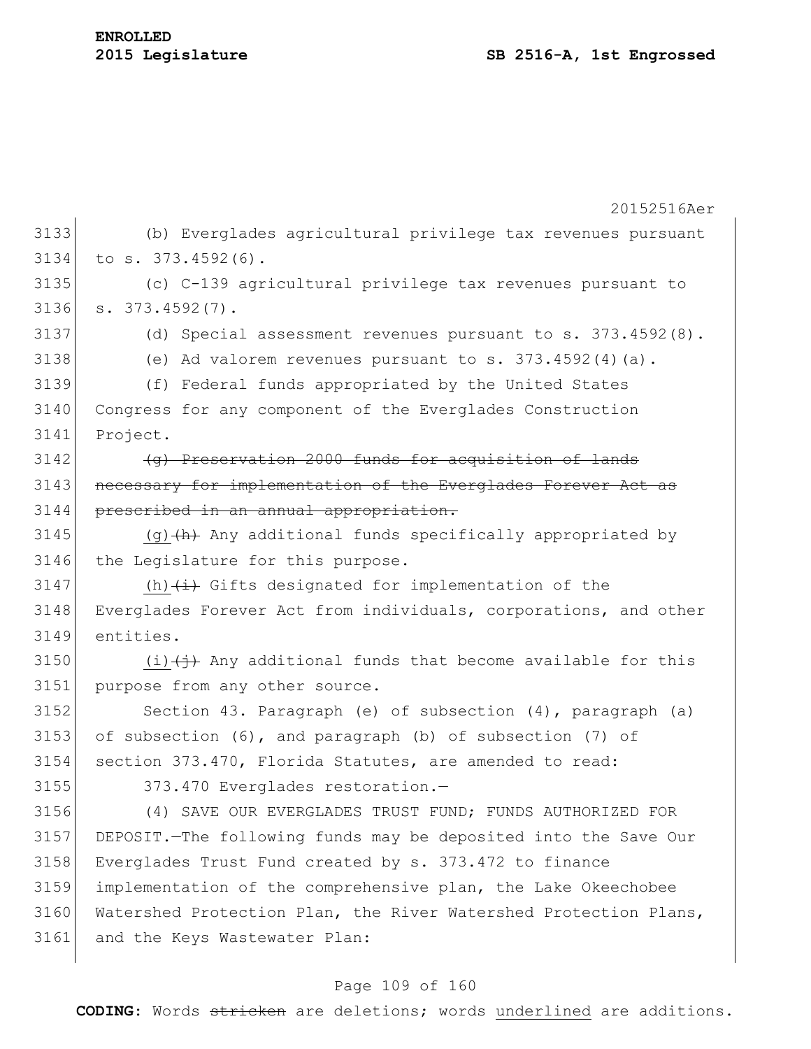(b) Everglades agricultural privilege tax revenues pursuant to s. 373.4592(6).

(c) C-139 agricultural privilege tax revenues pursuant to s. 373.4592(7).

(d) Special assessment revenues pursuant to s. 373.4592(8).

(e) Ad valorem revenues pursuant to s. 373.4592(4)(a).

(f) Federal funds appropriated by the United States Congress for any component of the Everglades Construction Project.

~~(g) Preservation 2000 funds for acquisition of lands necessary for implementation of the Everglades Forever Act as prescribed in an annual appropriation.~~

<u>(g)</u>~~(h)~~ Any additional funds specifically appropriated by the Legislature for this purpose.

<u>(h)</u>~~(i)~~ Gifts designated for implementation of the Everglades Forever Act from individuals, corporations, and other entities.

<u>(i)</u>~~(j)~~ Any additional funds that become available for this purpose from any other source.

Section 43. Paragraph (e) of subsection (4), paragraph (a) of subsection (6), and paragraph (b) of subsection (7) of section 373.470, Florida Statutes, are amended to read:

373.470 Everglades restoration.—

(4) SAVE OUR EVERGLADES TRUST FUND; FUNDS AUTHORIZED FOR DEPOSIT.—The following funds may be deposited into the Save Our Everglades Trust Fund created by s. 373.472 to finance implementation of the comprehensive plan, the Lake Okeechobee Watershed Protection Plan, the River Watershed Protection Plans, and the Keys Wastewater Plan: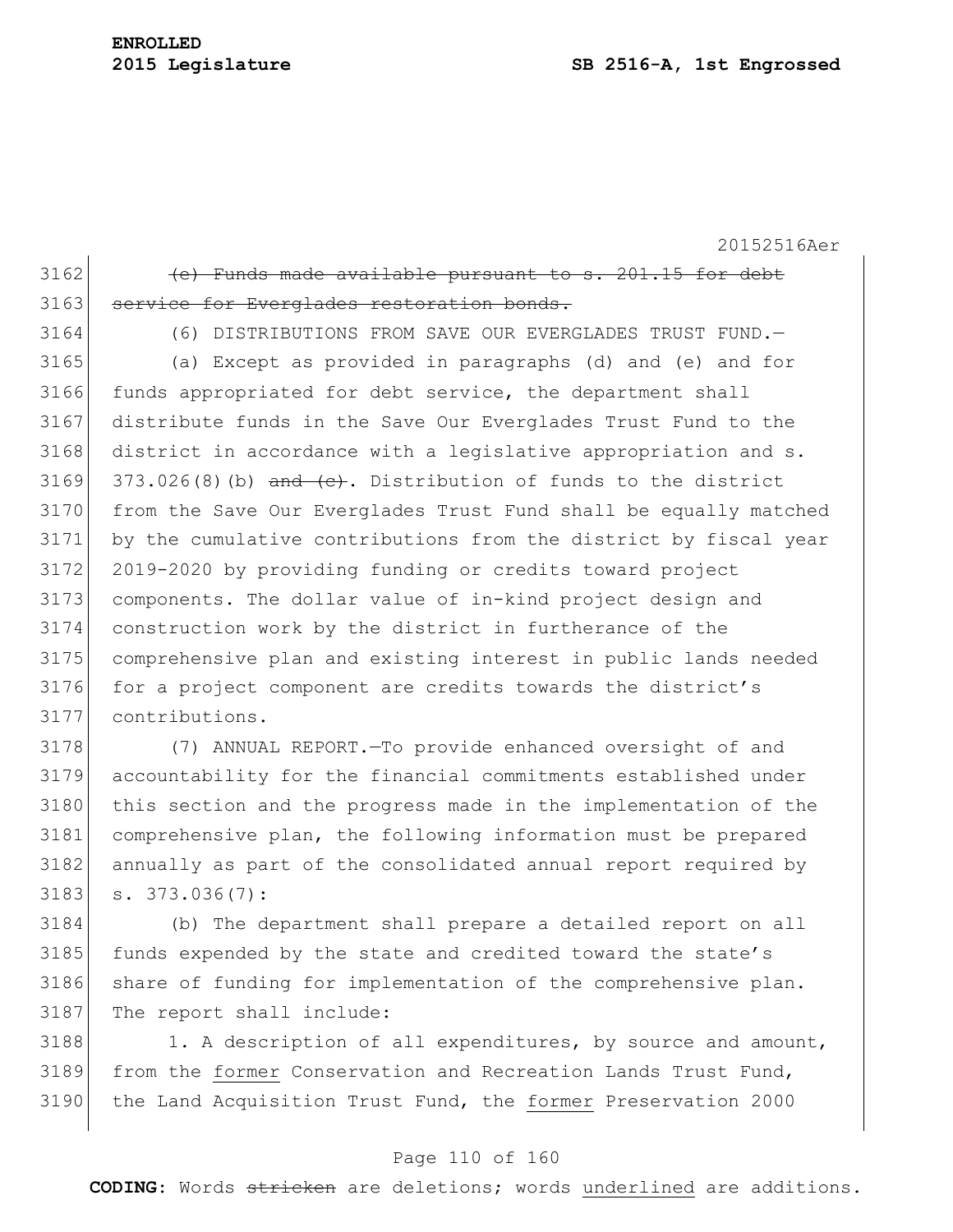~~(e) Funds made available pursuant to s. 201.15 for debt service for Everglades restoration bonds.~~

(6) DISTRIBUTIONS FROM SAVE OUR EVERGLADES TRUST FUND.—

(a) Except as provided in paragraphs (d) and (e) and for funds appropriated for debt service, the department shall distribute funds in the Save Our Everglades Trust Fund to the district in accordance with a legislative appropriation and s. 373.026(8)(b) ~~and (c)~~. Distribution of funds to the district from the Save Our Everglades Trust Fund shall be equally matched by the cumulative contributions from the district by fiscal year 2019-2020 by providing funding or credits toward project components. The dollar value of in-kind project design and construction work by the district in furtherance of the comprehensive plan and existing interest in public lands needed for a project component are credits towards the district's contributions.

(7) ANNUAL REPORT.—To provide enhanced oversight of and accountability for the financial commitments established under this section and the progress made in the implementation of the comprehensive plan, the following information must be prepared annually as part of the consolidated annual report required by s. 373.036(7):

(b) The department shall prepare a detailed report on all funds expended by the state and credited toward the state's share of funding for implementation of the comprehensive plan. The report shall include:

1. A description of all expenditures, by source and amount, from the <u>former</u> Conservation and Recreation Lands Trust Fund, the Land Acquisition Trust Fund, the <u>former</u> Preservation 2000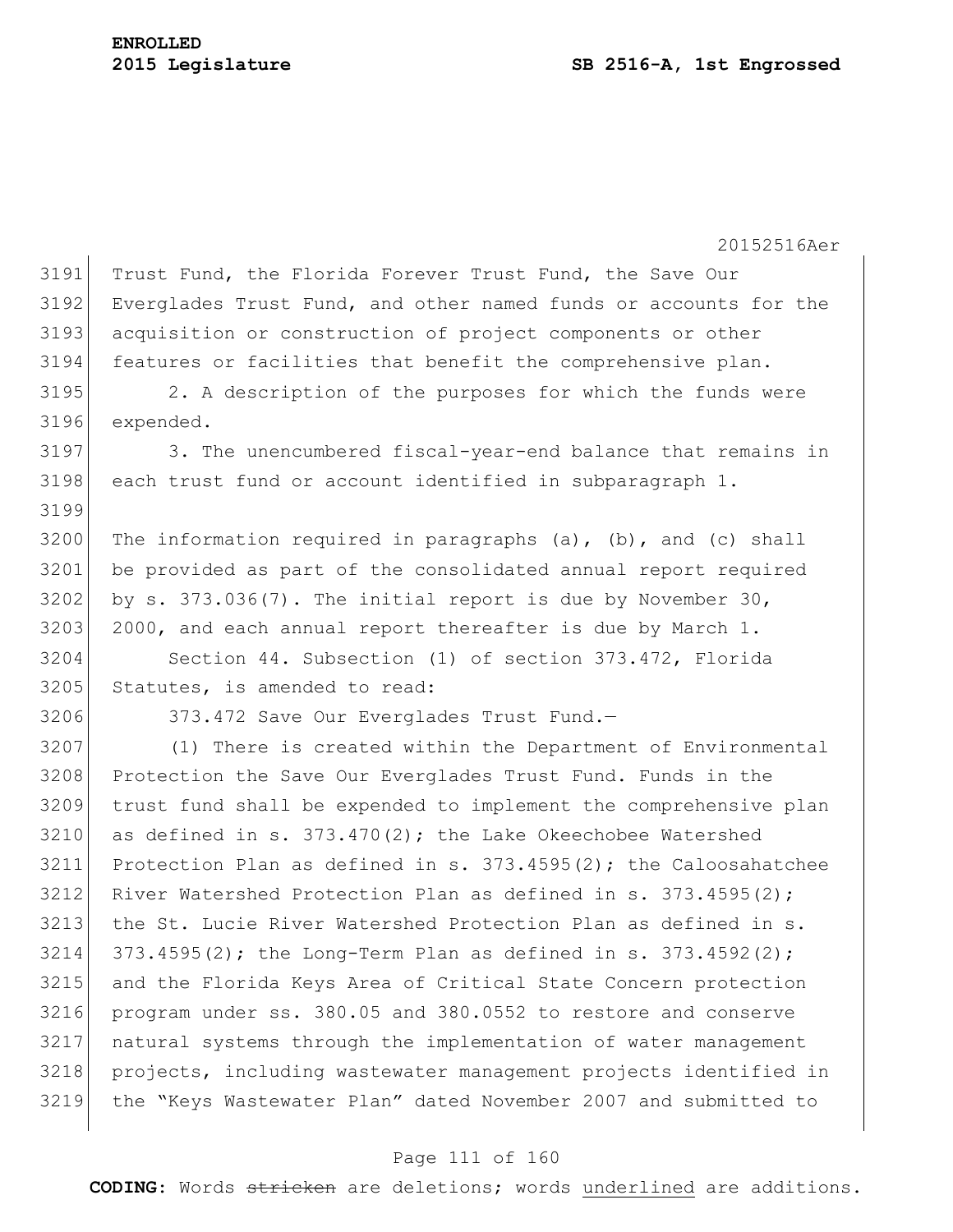Trust Fund, the Florida Forever Trust Fund, the Save Our Everglades Trust Fund, and other named funds or accounts for the acquisition or construction of project components or other features or facilities that benefit the comprehensive plan.

2. A description of the purposes for which the funds were expended.

3. The unencumbered fiscal-year-end balance that remains in each trust fund or account identified in subparagraph 1.

The information required in paragraphs (a), (b), and (c) shall be provided as part of the consolidated annual report required by s. 373.036(7). The initial report is due by November 30, 2000, and each annual report thereafter is due by March 1.

Section 44. Subsection (1) of section 373.472, Florida Statutes, is amended to read:

373.472 Save Our Everglades Trust Fund.—

(1) There is created within the Department of Environmental Protection the Save Our Everglades Trust Fund. Funds in the trust fund shall be expended to implement the comprehensive plan as defined in s. 373.470(2); the Lake Okeechobee Watershed Protection Plan as defined in s. 373.4595(2); the Caloosahatchee River Watershed Protection Plan as defined in s. 373.4595(2); the St. Lucie River Watershed Protection Plan as defined in s. 373.4595(2); the Long-Term Plan as defined in s. 373.4592(2); and the Florida Keys Area of Critical State Concern protection program under ss. 380.05 and 380.0552 to restore and conserve natural systems through the implementation of water management projects, including wastewater management projects identified in the "Keys Wastewater Plan" dated November 2007 and submitted to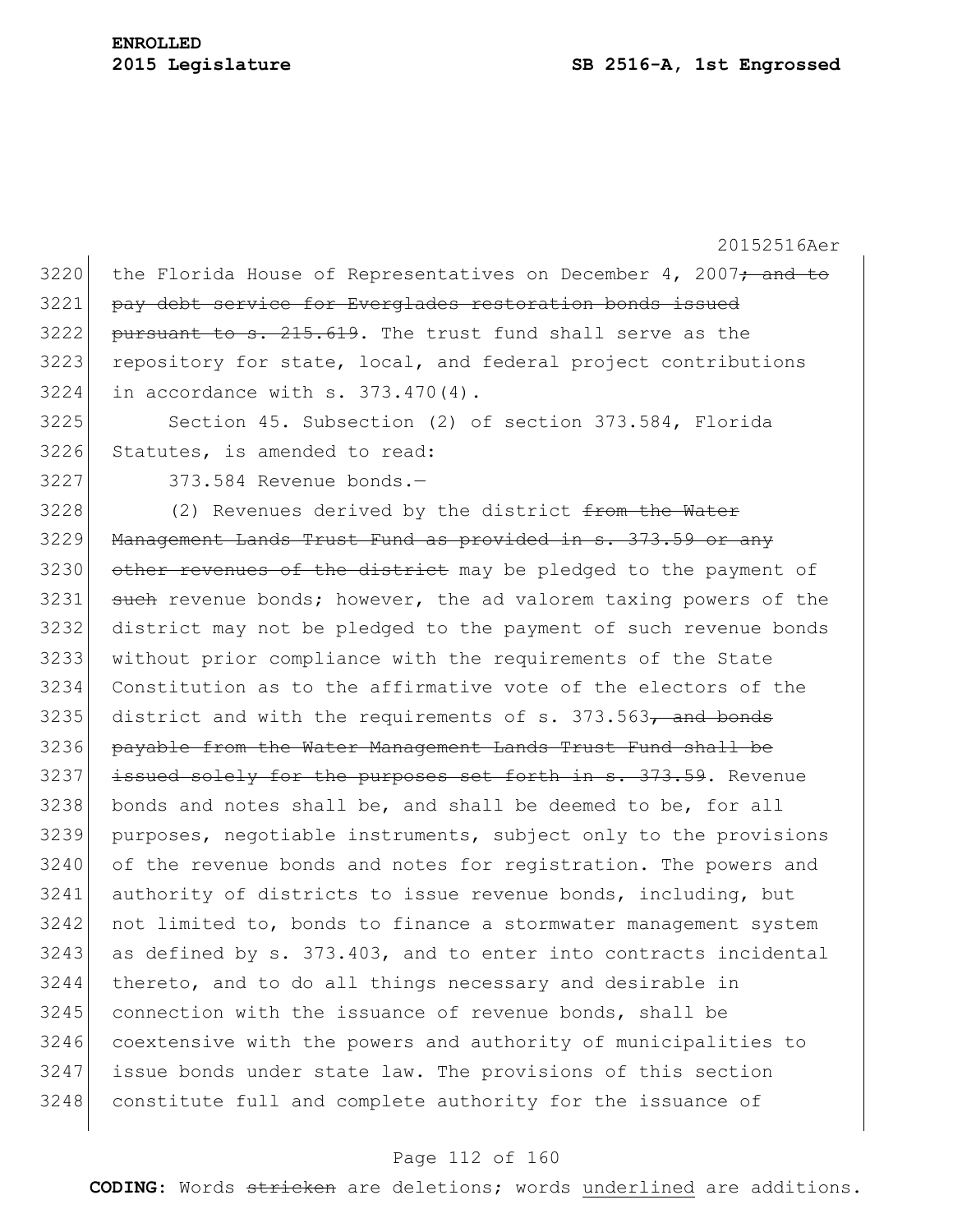the Florida House of Representatives on December 4, 2007~~; and to pay debt service for Everglades restoration bonds issued pursuant to s. 215.619~~. The trust fund shall serve as the repository for state, local, and federal project contributions in accordance with s. 373.470(4).

Section 45. Subsection (2) of section 373.584, Florida Statutes, is amended to read:

373.584 Revenue bonds.—

(2) Revenues derived by the district ~~from the Water Management Lands Trust Fund as provided in s. 373.59 or any other revenues of the district~~ may be pledged to the payment of ~~such~~ revenue bonds; however, the ad valorem taxing powers of the district may not be pledged to the payment of such revenue bonds without prior compliance with the requirements of the State Constitution as to the affirmative vote of the electors of the district and with the requirements of s. 373.563~~, and bonds payable from the Water Management Lands Trust Fund shall be issued solely for the purposes set forth in s. 373.59~~. Revenue bonds and notes shall be, and shall be deemed to be, for all purposes, negotiable instruments, subject only to the provisions of the revenue bonds and notes for registration. The powers and authority of districts to issue revenue bonds, including, but not limited to, bonds to finance a stormwater management system as defined by s. 373.403, and to enter into contracts incidental thereto, and to do all things necessary and desirable in connection with the issuance of revenue bonds, shall be coextensive with the powers and authority of municipalities to issue bonds under state law. The provisions of this section constitute full and complete authority for the issuance of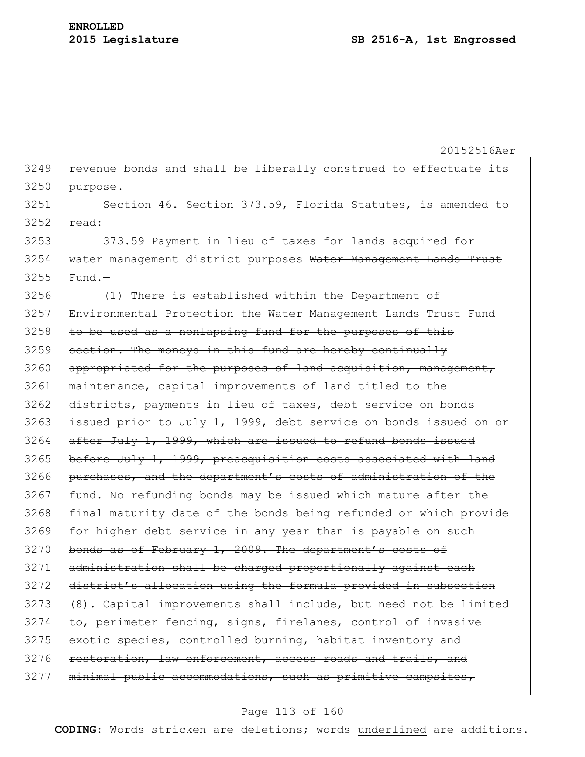revenue bonds and shall be liberally construed to effectuate its purpose.

Section 46. Section 373.59, Florida Statutes, is amended to read:

373.59 <u>Payment in lieu of taxes for lands acquired for water management district purposes</u> ~~Water Management Lands Trust Fund~~.—

(1) ~~There is established within the Department of Environmental Protection the Water Management Lands Trust Fund to be used as a nonlapsing fund for the purposes of this section. The moneys in this fund are hereby continually appropriated for the purposes of land acquisition, management, maintenance, capital improvements of land titled to the districts, payments in lieu of taxes, debt service on bonds issued prior to July 1, 1999, debt service on bonds issued on or after July 1, 1999, which are issued to refund bonds issued before July 1, 1999, preacquisition costs associated with land purchases, and the department's costs of administration of the fund. No refunding bonds may be issued which mature after the final maturity date of the bonds being refunded or which provide for higher debt service in any year than is payable on such bonds as of February 1, 2009. The department's costs of administration shall be charged proportionally against each district's allocation using the formula provided in subsection (8). Capital improvements shall include, but need not be limited to, perimeter fencing, signs, firelanes, control of invasive exotic species, controlled burning, habitat inventory and restoration, law enforcement, access roads and trails, and minimal public accommodations, such as primitive campsites,~~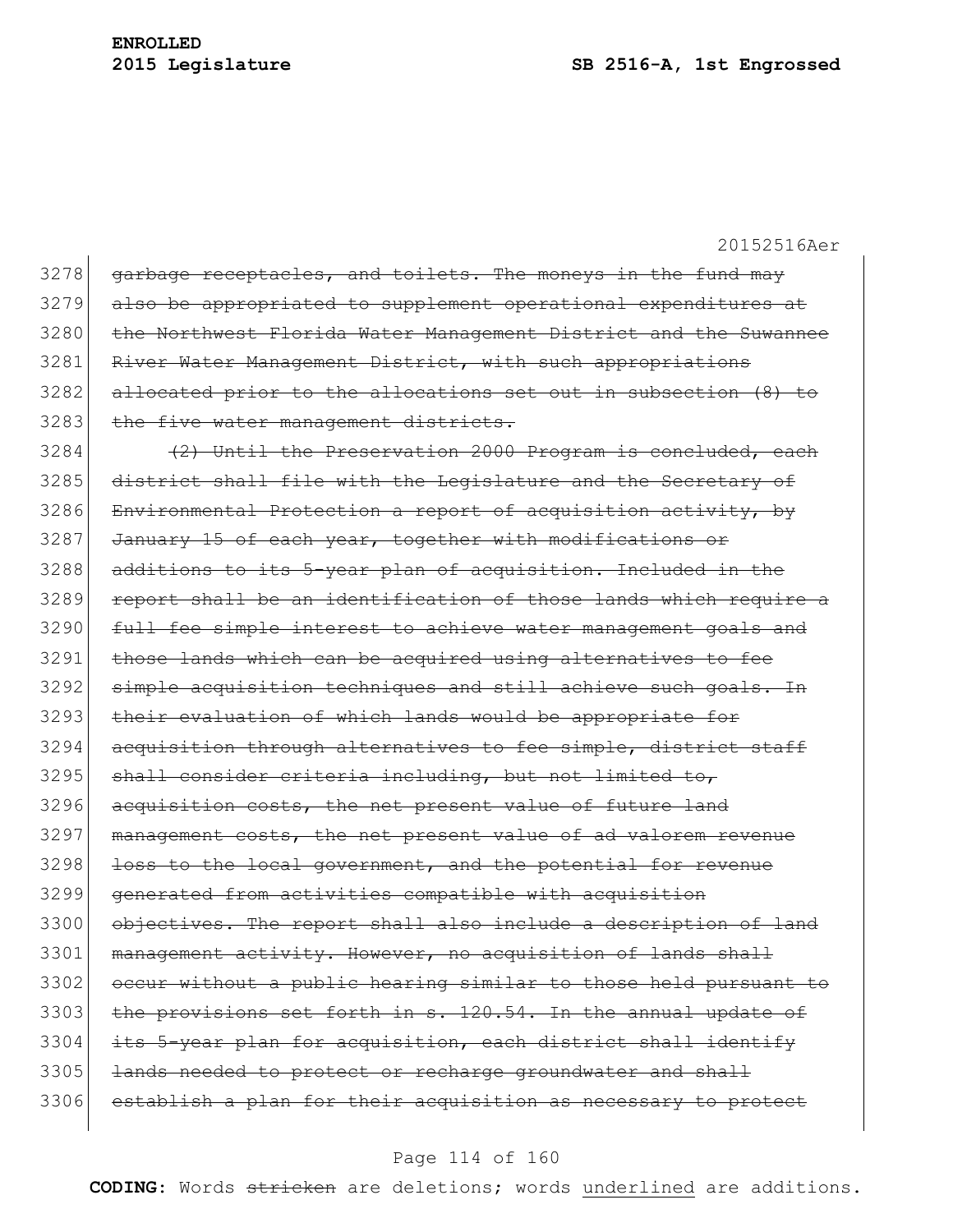3278 ~~garbage receptacles, and toilets. The moneys in the fund may~~
3279 ~~also be appropriated to supplement operational expenditures at~~
3280 ~~the Northwest Florida Water Management District and the Suwannee~~
3281 ~~River Water Management District, with such appropriations~~
3282 ~~allocated prior to the allocations set out in subsection (8) to~~
3283 ~~the five water management districts.~~

3284 ~~(2) Until the Preservation 2000 Program is concluded, each~~
3285 ~~district shall file with the Legislature and the Secretary of~~
3286 ~~Environmental Protection a report of acquisition activity, by~~
3287 ~~January 15 of each year, together with modifications or~~
3288 ~~additions to its 5-year plan of acquisition. Included in the~~
3289 ~~report shall be an identification of those lands which require a~~
3290 ~~full fee simple interest to achieve water management goals and~~
3291 ~~those lands which can be acquired using alternatives to fee~~
3292 ~~simple acquisition techniques and still achieve such goals. In~~
3293 ~~their evaluation of which lands would be appropriate for~~
3294 ~~acquisition through alternatives to fee simple, district staff~~
3295 ~~shall consider criteria including, but not limited to,~~
3296 ~~acquisition costs, the net present value of future land~~
3297 ~~management costs, the net present value of ad valorem revenue~~
3298 ~~loss to the local government, and the potential for revenue~~
3299 ~~generated from activities compatible with acquisition~~
3300 ~~objectives. The report shall also include a description of land~~
3301 ~~management activity. However, no acquisition of lands shall~~
3302 ~~occur without a public hearing similar to those held pursuant to~~
3303 ~~the provisions set forth in s. 120.54. In the annual update of~~
3304 ~~its 5-year plan for acquisition, each district shall identify~~
3305 ~~lands needed to protect or recharge groundwater and shall~~
3306 ~~establish a plan for their acquisition as necessary to protect~~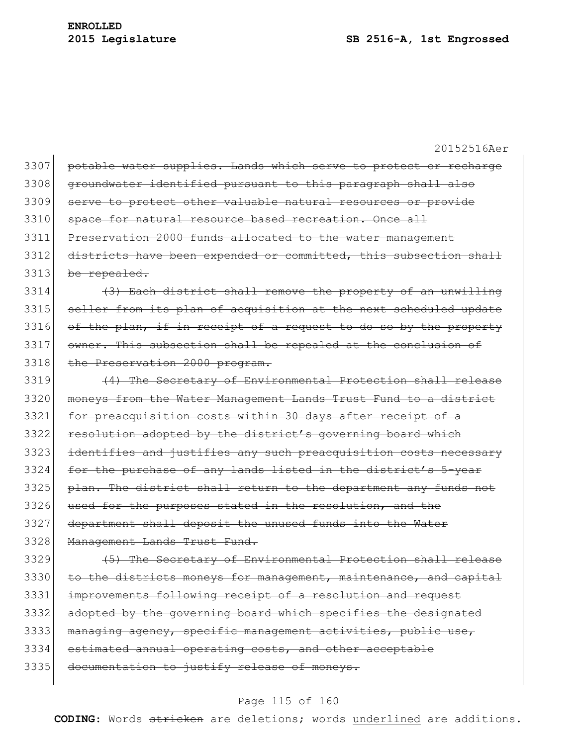20152516Aer

3307 ~~potable water supplies. Lands which serve to protect or recharge~~
3308 ~~groundwater identified pursuant to this paragraph shall also~~
3309 ~~serve to protect other valuable natural resources or provide~~
3310 ~~space for natural resource based recreation. Once all~~
3311 ~~Preservation 2000 funds allocated to the water management~~
3312 ~~districts have been expended or committed, this subsection shall~~
3313 ~~be repealed.~~
3314 ~~(3) Each district shall remove the property of an unwilling~~
3315 ~~seller from its plan of acquisition at the next scheduled update~~
3316 ~~of the plan, if in receipt of a request to do so by the property~~
3317 ~~owner. This subsection shall be repealed at the conclusion of~~
3318 ~~the Preservation 2000 program.~~
3319 ~~(4) The Secretary of Environmental Protection shall release~~
3320 ~~moneys from the Water Management Lands Trust Fund to a district~~
3321 ~~for preacquisition costs within 30 days after receipt of a~~
3322 ~~resolution adopted by the district's governing board which~~
3323 ~~identifies and justifies any such preacquisition costs necessary~~
3324 ~~for the purchase of any lands listed in the district's 5-year~~
3325 ~~plan. The district shall return to the department any funds not~~
3326 ~~used for the purposes stated in the resolution, and the~~
3327 ~~department shall deposit the unused funds into the Water~~
3328 ~~Management Lands Trust Fund.~~
3329 ~~(5) The Secretary of Environmental Protection shall release~~
3330 ~~to the districts moneys for management, maintenance, and capital~~
3331 ~~improvements following receipt of a resolution and request~~
3332 ~~adopted by the governing board which specifies the designated~~
3333 ~~managing agency, specific management activities, public use,~~
3334 ~~estimated annual operating costs, and other acceptable~~
3335 ~~documentation to justify release of moneys.~~

**CODING:** Words ~~stricken~~ are deletions; words <u>underlined</u> are additions.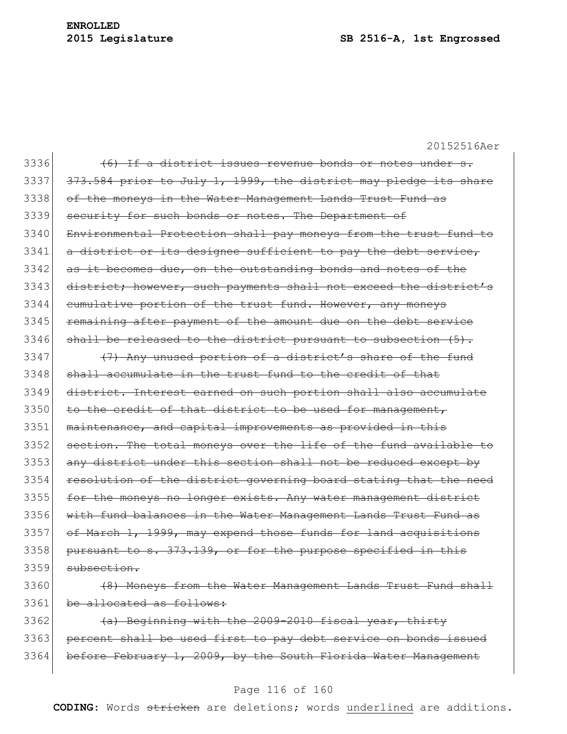20152516Aer

3336 ~~(6) If a district issues revenue bonds or notes under s.~~
3337 ~~373.584 prior to July 1, 1999, the district may pledge its share~~
3338 ~~of the moneys in the Water Management Lands Trust Fund as~~
3339 ~~security for such bonds or notes. The Department of~~
3340 ~~Environmental Protection shall pay moneys from the trust fund to~~
3341 ~~a district or its designee sufficient to pay the debt service,~~
3342 ~~as it becomes due, on the outstanding bonds and notes of the~~
3343 ~~district; however, such payments shall not exceed the district's~~
3344 ~~cumulative portion of the trust fund. However, any moneys~~
3345 ~~remaining after payment of the amount due on the debt service~~
3346 ~~shall be released to the district pursuant to subsection (5).~~
3347 ~~(7) Any unused portion of a district's share of the fund~~
3348 ~~shall accumulate in the trust fund to the credit of that~~
3349 ~~district. Interest earned on such portion shall also accumulate~~
3350 ~~to the credit of that district to be used for management,~~
3351 ~~maintenance, and capital improvements as provided in this~~
3352 ~~section. The total moneys over the life of the fund available to~~
3353 ~~any district under this section shall not be reduced except by~~
3354 ~~resolution of the district governing board stating that the need~~
3355 ~~for the moneys no longer exists. Any water management district~~
3356 ~~with fund balances in the Water Management Lands Trust Fund as~~
3357 ~~of March 1, 1999, may expend those funds for land acquisitions~~
3358 ~~pursuant to s. 373.139, or for the purpose specified in this~~
3359 ~~subsection.~~
3360 ~~(8) Moneys from the Water Management Lands Trust Fund shall~~
3361 ~~be allocated as follows:~~
3362 ~~(a) Beginning with the 2009-2010 fiscal year, thirty~~
3363 ~~percent shall be used first to pay debt service on bonds issued~~
3364 ~~before February 1, 2009, by the South Florida Water Management~~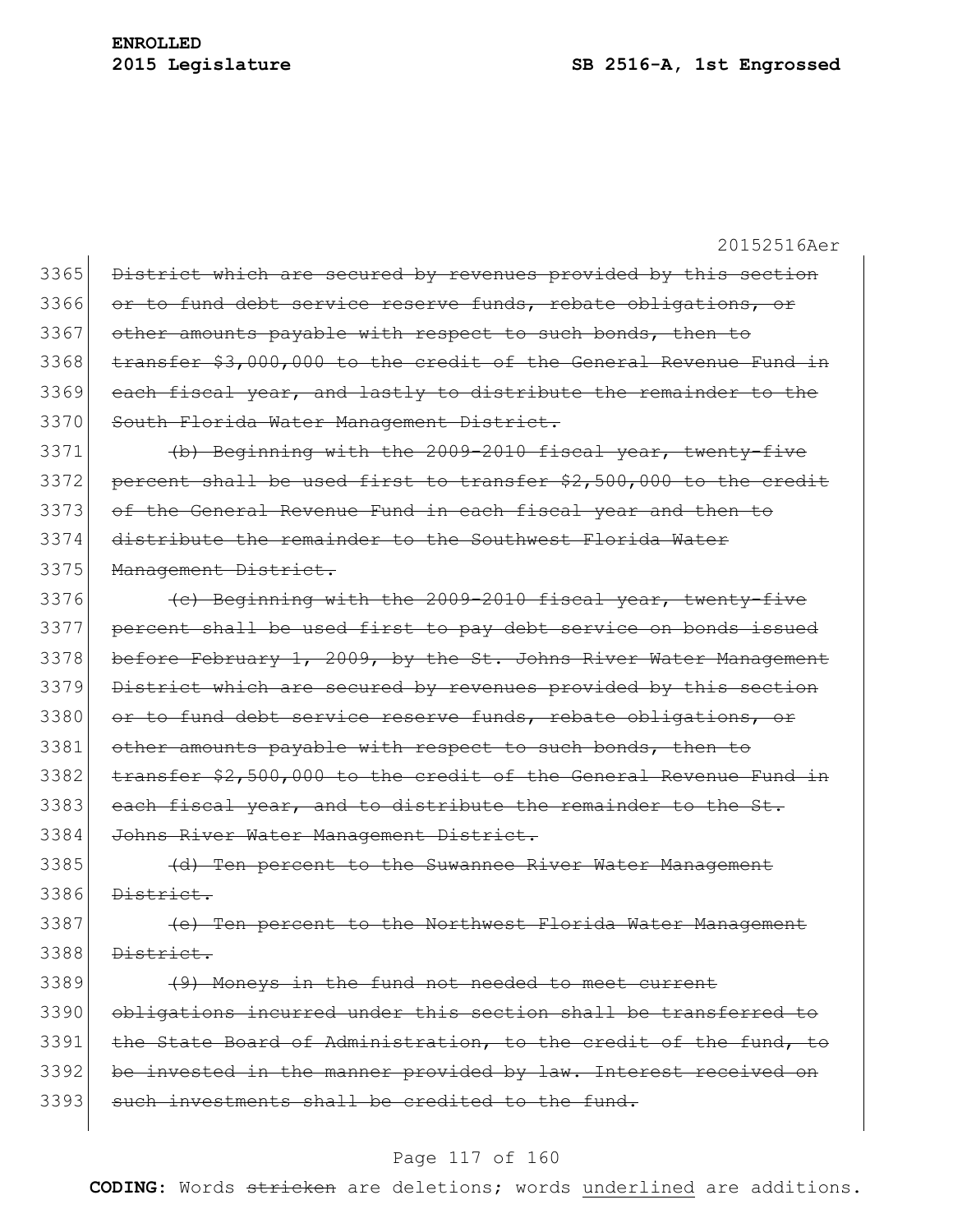~~District which are secured by revenues provided by this section or to fund debt service reserve funds, rebate obligations, or other amounts payable with respect to such bonds, then to transfer $3,000,000 to the credit of the General Revenue Fund in each fiscal year, and lastly to distribute the remainder to the South Florida Water Management District.~~

~~(b) Beginning with the 2009-2010 fiscal year, twenty-five percent shall be used first to transfer $2,500,000 to the credit of the General Revenue Fund in each fiscal year and then to distribute the remainder to the Southwest Florida Water Management District.~~

~~(c) Beginning with the 2009-2010 fiscal year, twenty-five percent shall be used first to pay debt service on bonds issued before February 1, 2009, by the St. Johns River Water Management District which are secured by revenues provided by this section or to fund debt service reserve funds, rebate obligations, or other amounts payable with respect to such bonds, then to transfer $2,500,000 to the credit of the General Revenue Fund in each fiscal year, and to distribute the remainder to the St. Johns River Water Management District.~~

~~(d) Ten percent to the Suwannee River Water Management District.~~

~~(e) Ten percent to the Northwest Florida Water Management District.~~

~~(9) Moneys in the fund not needed to meet current obligations incurred under this section shall be transferred to the State Board of Administration, to the credit of the fund, to be invested in the manner provided by law. Interest received on such investments shall be credited to the fund.~~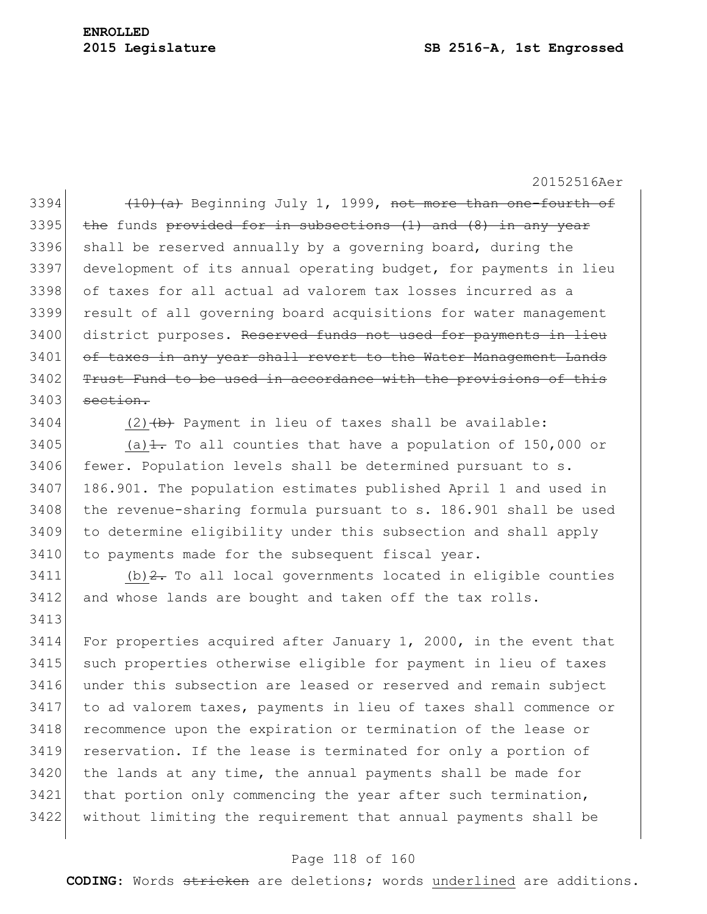~~(10)(a)~~ Beginning July 1, 1999, ~~not more than one-fourth of the~~ funds ~~provided for in subsections (1) and (8) in any year~~ shall be reserved annually by a governing board, during the development of its annual operating budget, for payments in lieu of taxes for all actual ad valorem tax losses incurred as a result of all governing board acquisitions for water management district purposes. ~~Reserved funds not used for payments in lieu of taxes in any year shall revert to the Water Management Lands Trust Fund to be used in accordance with the provisions of this section.~~

<u>(2)</u>~~(b)~~ Payment in lieu of taxes shall be available:

<u>(a)</u>~~1.~~ To all counties that have a population of 150,000 or fewer. Population levels shall be determined pursuant to s. 186.901. The population estimates published April 1 and used in the revenue-sharing formula pursuant to s. 186.901 shall be used to determine eligibility under this subsection and shall apply to payments made for the subsequent fiscal year.

<u>(b)</u>~~2.~~ To all local governments located in eligible counties and whose lands are bought and taken off the tax rolls.

For properties acquired after January 1, 2000, in the event that such properties otherwise eligible for payment in lieu of taxes under this subsection are leased or reserved and remain subject to ad valorem taxes, payments in lieu of taxes shall commence or recommence upon the expiration or termination of the lease or reservation. If the lease is terminated for only a portion of the lands at any time, the annual payments shall be made for that portion only commencing the year after such termination, without limiting the requirement that annual payments shall be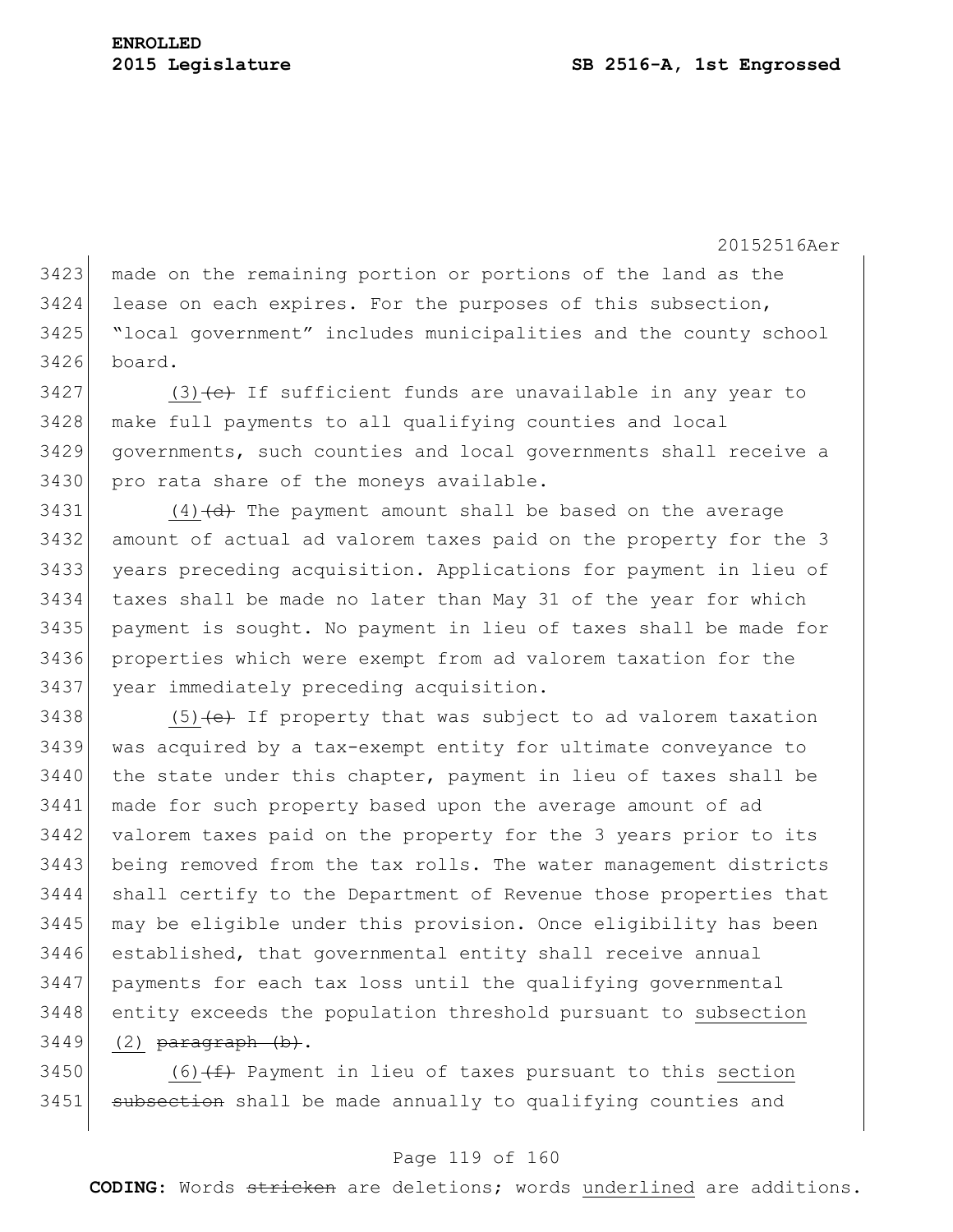made on the remaining portion or portions of the land as the lease on each expires. For the purposes of this subsection, "local government" includes municipalities and the county school board.

(3) ~~(c)~~ If sufficient funds are unavailable in any year to make full payments to all qualifying counties and local governments, such counties and local governments shall receive a pro rata share of the moneys available.

(4) ~~(d)~~ The payment amount shall be based on the average amount of actual ad valorem taxes paid on the property for the 3 years preceding acquisition. Applications for payment in lieu of taxes shall be made no later than May 31 of the year for which payment is sought. No payment in lieu of taxes shall be made for properties which were exempt from ad valorem taxation for the year immediately preceding acquisition.

(5) ~~(e)~~ If property that was subject to ad valorem taxation was acquired by a tax-exempt entity for ultimate conveyance to the state under this chapter, payment in lieu of taxes shall be made for such property based upon the average amount of ad valorem taxes paid on the property for the 3 years prior to its being removed from the tax rolls. The water management districts shall certify to the Department of Revenue those properties that may be eligible under this provision. Once eligibility has been established, that governmental entity shall receive annual payments for each tax loss until the qualifying governmental entity exceeds the population threshold pursuant to subsection (2) ~~paragraph (b)~~.

(6) ~~(f)~~ Payment in lieu of taxes pursuant to this section ~~subsection~~ shall be made annually to qualifying counties and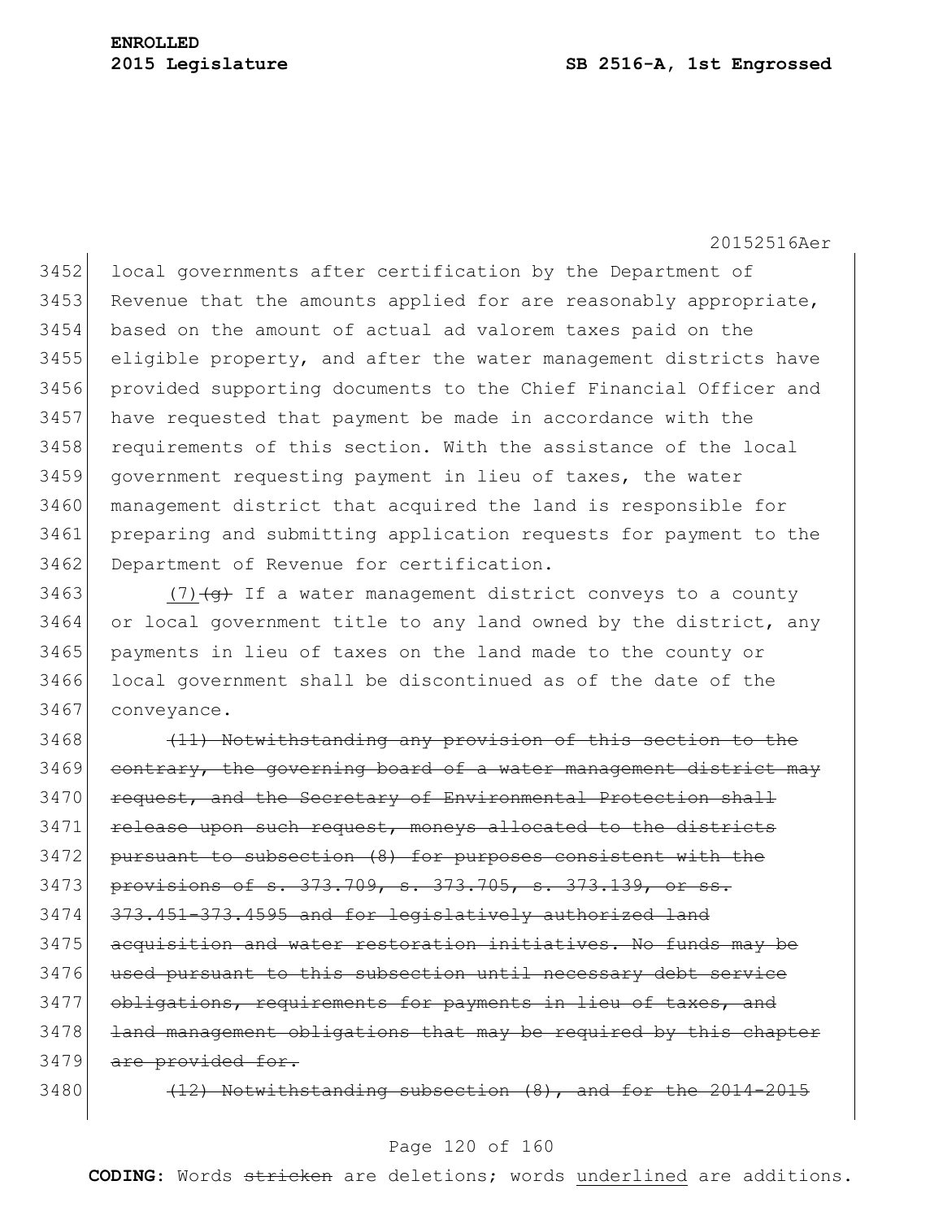local governments after certification by the Department of Revenue that the amounts applied for are reasonably appropriate, based on the amount of actual ad valorem taxes paid on the eligible property, and after the water management districts have provided supporting documents to the Chief Financial Officer and have requested that payment be made in accordance with the requirements of this section. With the assistance of the local government requesting payment in lieu of taxes, the water management district that acquired the land is responsible for preparing and submitting application requests for payment to the Department of Revenue for certification.

(7) ~~(g)~~ If a water management district conveys to a county or local government title to any land owned by the district, any payments in lieu of taxes on the land made to the county or local government shall be discontinued as of the date of the conveyance.

~~(11) Notwithstanding any provision of this section to the contrary, the governing board of a water management district may request, and the Secretary of Environmental Protection shall release upon such request, moneys allocated to the districts pursuant to subsection (8) for purposes consistent with the provisions of s. 373.709, s. 373.705, s. 373.139, or ss. 373.451-373.4595 and for legislatively authorized land acquisition and water restoration initiatives. No funds may be used pursuant to this subsection until necessary debt service obligations, requirements for payments in lieu of taxes, and land management obligations that may be required by this chapter are provided for.~~

~~(12) Notwithstanding subsection (8), and for the 2014-2015~~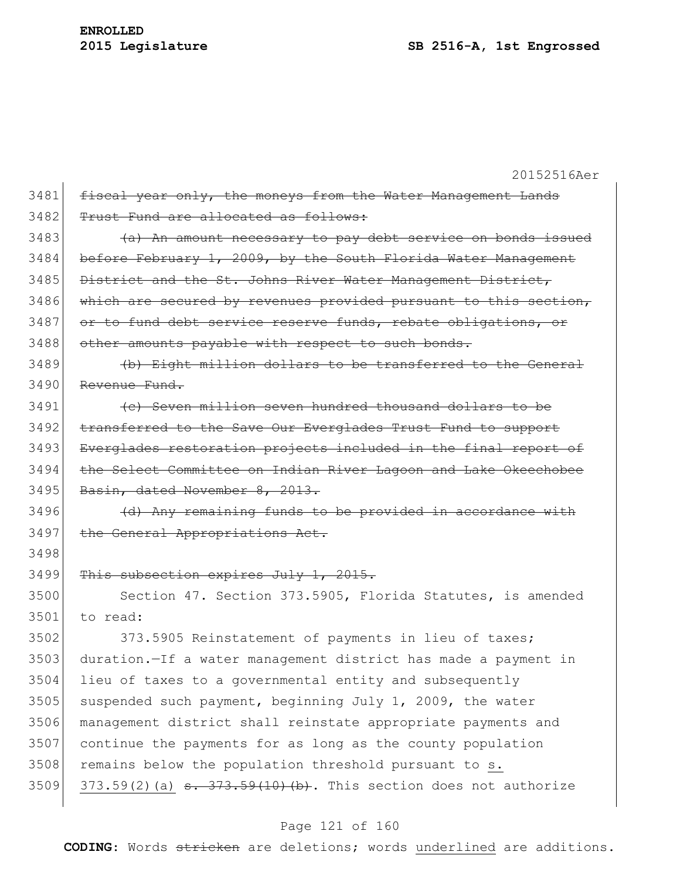~~fiscal year only, the moneys from the Water Management Lands Trust Fund are allocated as follows:~~

~~(a) An amount necessary to pay debt service on bonds issued before February 1, 2009, by the South Florida Water Management District and the St. Johns River Water Management District, which are secured by revenues provided pursuant to this section, or to fund debt service reserve funds, rebate obligations, or other amounts payable with respect to such bonds.~~

~~(b) Eight million dollars to be transferred to the General Revenue Fund.~~

~~(c) Seven million seven hundred thousand dollars to be transferred to the Save Our Everglades Trust Fund to support Everglades restoration projects included in the final report of the Select Committee on Indian River Lagoon and Lake Okeechobee Basin, dated November 8, 2013.~~

~~(d) Any remaining funds to be provided in accordance with the General Appropriations Act.~~

~~This subsection expires July 1, 2015.~~

Section 47. Section 373.5905, Florida Statutes, is amended to read:

373.5905 Reinstatement of payments in lieu of taxes; duration.—If a water management district has made a payment in lieu of taxes to a governmental entity and subsequently suspended such payment, beginning July 1, 2009, the water management district shall reinstate appropriate payments and continue the payments for as long as the county population remains below the population threshold pursuant to <u>s. 373.59(2)(a)</u> ~~s. 373.59(10)(b)~~. This section does not authorize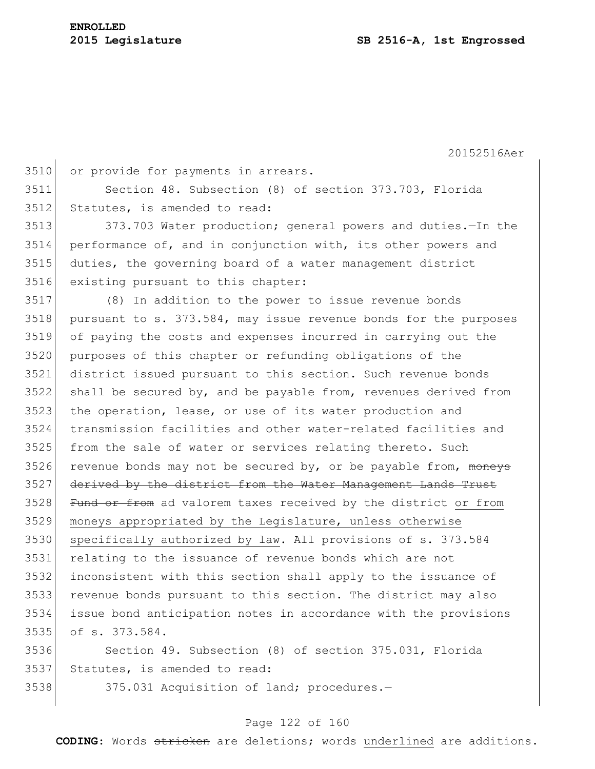or provide for payments in arrears.

Section 48. Subsection (8) of section 373.703, Florida Statutes, is amended to read:

373.703 Water production; general powers and duties.—In the performance of, and in conjunction with, its other powers and duties, the governing board of a water management district existing pursuant to this chapter:

(8) In addition to the power to issue revenue bonds pursuant to s. 373.584, may issue revenue bonds for the purposes of paying the costs and expenses incurred in carrying out the purposes of this chapter or refunding obligations of the district issued pursuant to this section. Such revenue bonds shall be secured by, and be payable from, revenues derived from the operation, lease, or use of its water production and transmission facilities and other water-related facilities and from the sale of water or services relating thereto. Such revenue bonds may not be secured by, or be payable from, ~~moneys derived by the district from the Water Management Lands Trust Fund or from~~ ad valorem taxes received by the district <u>or from moneys appropriated by the Legislature, unless otherwise specifically authorized by law</u>. All provisions of s. 373.584 relating to the issuance of revenue bonds which are not inconsistent with this section shall apply to the issuance of revenue bonds pursuant to this section. The district may also issue bond anticipation notes in accordance with the provisions of s. 373.584.

Section 49. Subsection (8) of section 375.031, Florida Statutes, is amended to read:

375.031 Acquisition of land; procedures.—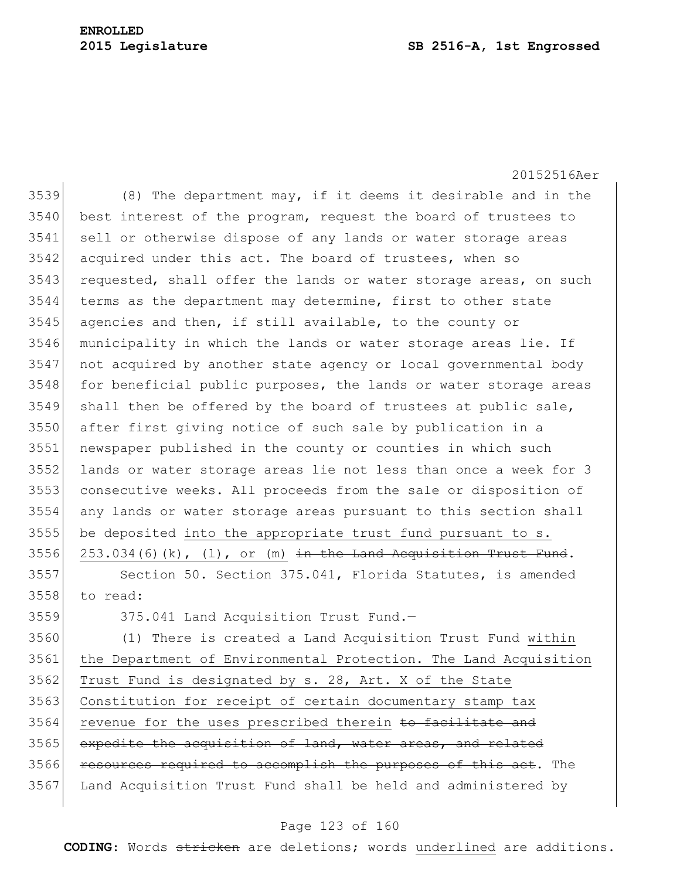(8) The department may, if it deems it desirable and in the best interest of the program, request the board of trustees to sell or otherwise dispose of any lands or water storage areas acquired under this act. The board of trustees, when so requested, shall offer the lands or water storage areas, on such terms as the department may determine, first to other state agencies and then, if still available, to the county or municipality in which the lands or water storage areas lie. If not acquired by another state agency or local governmental body for beneficial public purposes, the lands or water storage areas shall then be offered by the board of trustees at public sale, after first giving notice of such sale by publication in a newspaper published in the county or counties in which such lands or water storage areas lie not less than once a week for 3 consecutive weeks. All proceeds from the sale or disposition of any lands or water storage areas pursuant to this section shall be deposited <u>into the appropriate trust fund pursuant to s. 253.034(6)(k), (l), or (m)</u> ~~in the Land Acquisition Trust Fund~~.

Section 50. Section 375.041, Florida Statutes, is amended to read:

375.041 Land Acquisition Trust Fund.—

(1) There is created a Land Acquisition Trust Fund <u>within the Department of Environmental Protection. The Land Acquisition Trust Fund is designated by s. 28, Art. X of the State Constitution for receipt of certain documentary stamp tax revenue for the uses prescribed therein</u> ~~to facilitate and expedite the acquisition of land, water areas, and related resources required to accomplish the purposes of this act~~. The Land Acquisition Trust Fund shall be held and administered by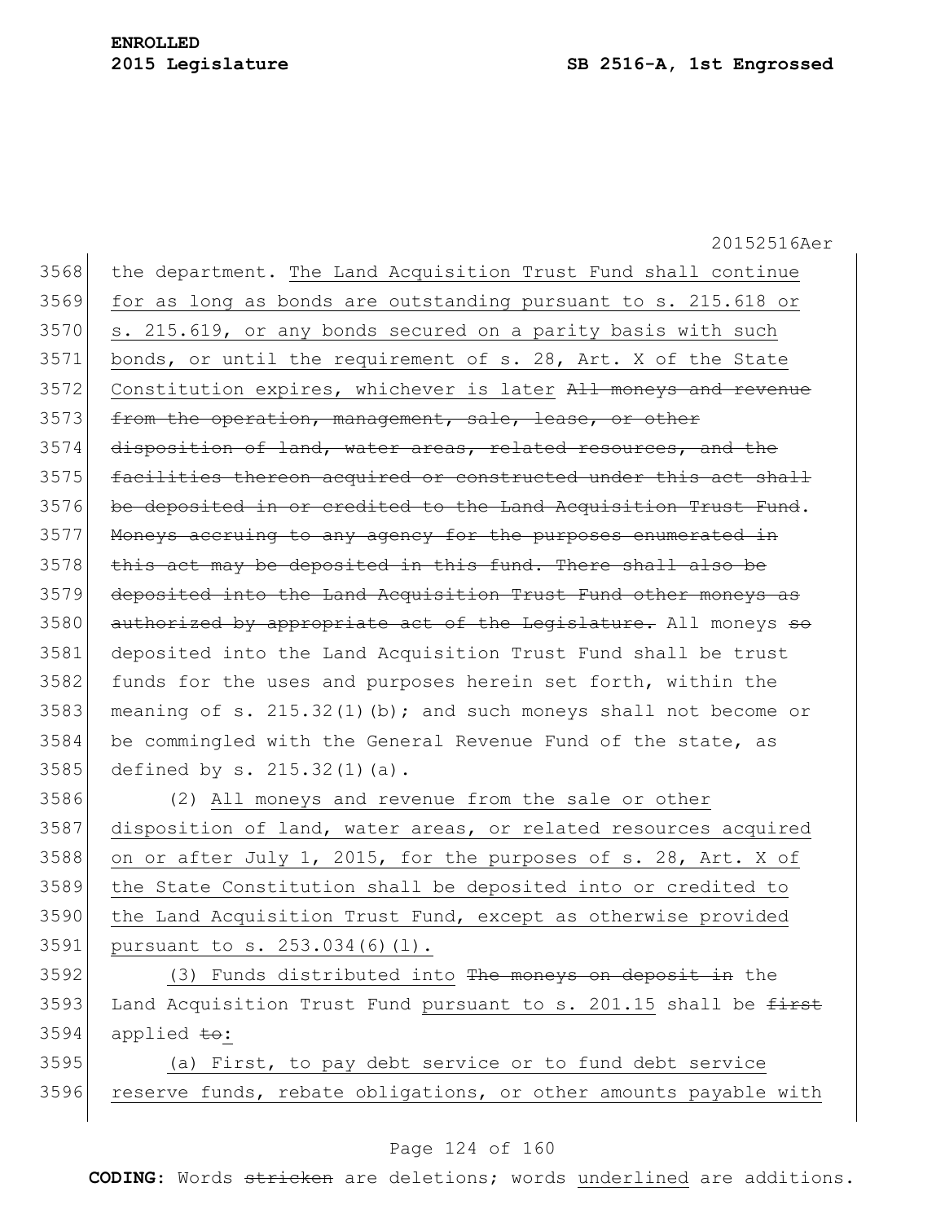the department. <u>The Land Acquisition Trust Fund shall continue for as long as bonds are outstanding pursuant to s. 215.618 or s. 215.619, or any bonds secured on a parity basis with such bonds, or until the requirement of s. 28, Art. X of the State Constitution expires, whichever is later</u> ~~All moneys and revenue from the operation, management, sale, lease, or other disposition of land, water areas, related resources, and the facilities thereon acquired or constructed under this act shall be deposited in or credited to the Land Acquisition Trust Fund~~. ~~Moneys accruing to any agency for the purposes enumerated in this act may be deposited in this fund. There shall also be deposited into the Land Acquisition Trust Fund other moneys as authorized by appropriate act of the Legislature.~~ All moneys ~~so~~ deposited into the Land Acquisition Trust Fund shall be trust funds for the uses and purposes herein set forth, within the meaning of s. 215.32(1)(b); and such moneys shall not become or be commingled with the General Revenue Fund of the state, as defined by s. 215.32(1)(a).

(2) <u>All moneys and revenue from the sale or other disposition of land, water areas, or related resources acquired on or after July 1, 2015, for the purposes of s. 28, Art. X of the State Constitution shall be deposited into or credited to the Land Acquisition Trust Fund, except as otherwise provided pursuant to s. 253.034(6)(l).</u>

(3) <u>Funds distributed into</u> ~~The moneys on deposit in~~ the Land Acquisition Trust Fund <u>pursuant to s. 201.15</u> shall be ~~first~~ applied ~~to~~<u>:</u>

<u>(a) First, to pay debt service or to fund debt service reserve funds, rebate obligations, or other amounts payable with</u>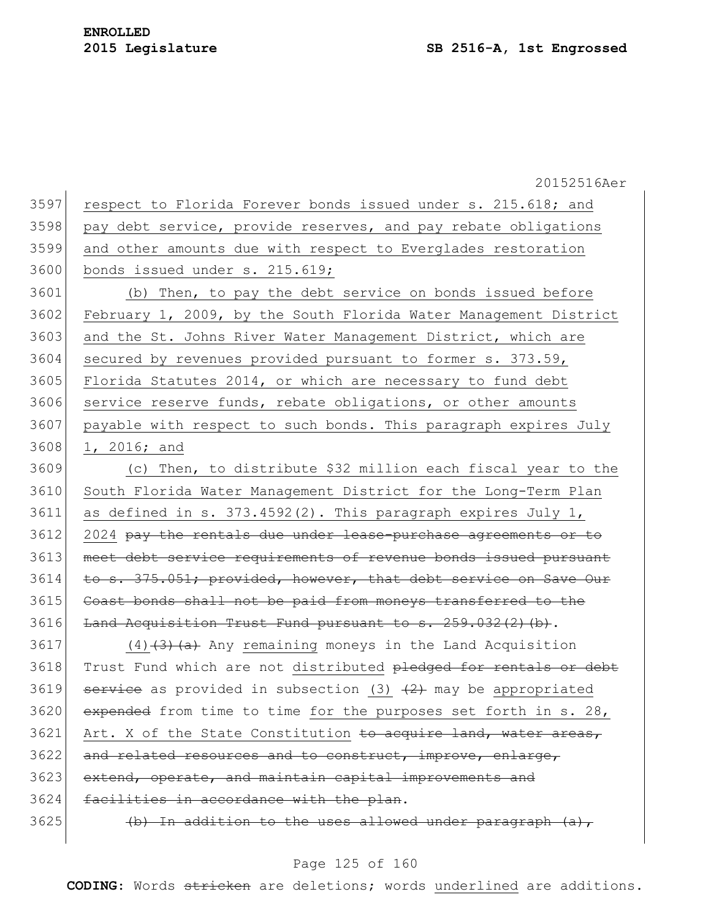respect to Florida Forever bonds issued under s. 215.618; and pay debt service, provide reserves, and pay rebate obligations and other amounts due with respect to Everglades restoration bonds issued under s. 215.619;

(b) Then, to pay the debt service on bonds issued before February 1, 2009, by the South Florida Water Management District and the St. Johns River Water Management District, which are secured by revenues provided pursuant to former s. 373.59, Florida Statutes 2014, or which are necessary to fund debt service reserve funds, rebate obligations, or other amounts payable with respect to such bonds. This paragraph expires July 1, 2016; and

(c) Then, to distribute $32 million each fiscal year to the South Florida Water Management District for the Long-Term Plan as defined in s. 373.4592(2). This paragraph expires July 1, 2024 ~~pay the rentals due under lease-purchase agreements or to meet debt service requirements of revenue bonds issued pursuant to s. 375.051; provided, however, that debt service on Save Our Coast bonds shall not be paid from moneys transferred to the Land Acquisition Trust Fund pursuant to s. 259.032(2)(b)~~.

(4) ~~(3)(a)~~ Any remaining moneys in the Land Acquisition Trust Fund which are not distributed ~~pledged for rentals or debt service~~ as provided in subsection (3) ~~(2)~~ may be appropriated ~~expended~~ from time to time for the purposes set forth in s. 28, Art. X of the State Constitution ~~to acquire land, water areas, and related resources and to construct, improve, enlarge, extend, operate, and maintain capital improvements and facilities in accordance with the plan~~.

~~(b) In addition to the uses allowed under paragraph (a),~~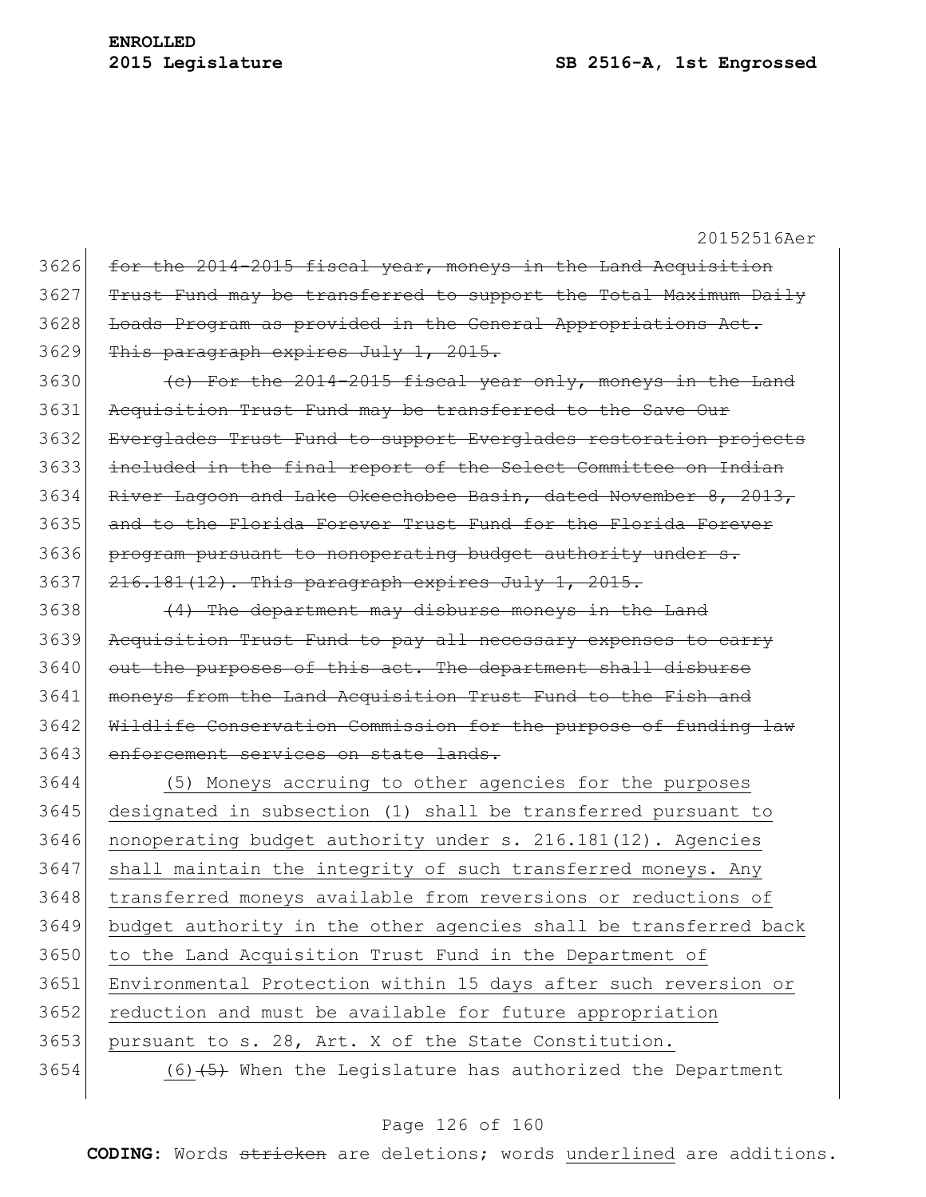~~for the 2014-2015 fiscal year, moneys in the Land Acquisition Trust Fund may be transferred to support the Total Maximum Daily Loads Program as provided in the General Appropriations Act. This paragraph expires July 1, 2015.~~

~~(c) For the 2014-2015 fiscal year only, moneys in the Land Acquisition Trust Fund may be transferred to the Save Our Everglades Trust Fund to support Everglades restoration projects included in the final report of the Select Committee on Indian River Lagoon and Lake Okeechobee Basin, dated November 8, 2013, and to the Florida Forever Trust Fund for the Florida Forever program pursuant to nonoperating budget authority under s. 216.181(12). This paragraph expires July 1, 2015.~~

~~(4) The department may disburse moneys in the Land Acquisition Trust Fund to pay all necessary expenses to carry out the purposes of this act. The department shall disburse moneys from the Land Acquisition Trust Fund to the Fish and Wildlife Conservation Commission for the purpose of funding law enforcement services on state lands.~~

<u>(5) Moneys accruing to other agencies for the purposes designated in subsection (1) shall be transferred pursuant to nonoperating budget authority under s. 216.181(12). Agencies shall maintain the integrity of such transferred moneys. Any transferred moneys available from reversions or reductions of budget authority in the other agencies shall be transferred back to the Land Acquisition Trust Fund in the Department of Environmental Protection within 15 days after such reversion or reduction and must be available for future appropriation pursuant to s. 28, Art. X of the State Constitution.</u>

<u>(6)</u>~~(5)~~ When the Legislature has authorized the Department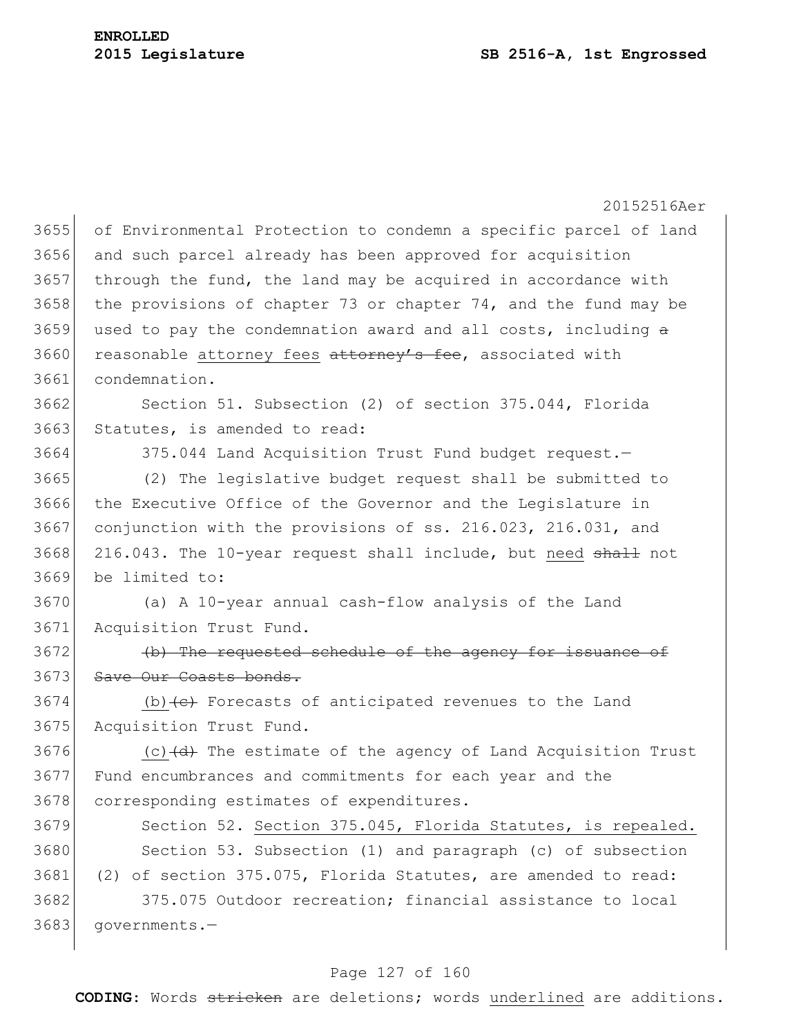of Environmental Protection to condemn a specific parcel of land and such parcel already has been approved for acquisition through the fund, the land may be acquired in accordance with the provisions of chapter 73 or chapter 74, and the fund may be used to pay the condemnation award and all costs, including ~~a~~ reasonable <u>attorney fees</u> ~~attorney's fee~~, associated with condemnation.

Section 51. Subsection (2) of section 375.044, Florida Statutes, is amended to read:

375.044 Land Acquisition Trust Fund budget request.—

(2) The legislative budget request shall be submitted to the Executive Office of the Governor and the Legislature in conjunction with the provisions of ss. 216.023, 216.031, and 216.043. The 10-year request shall include, but <u>need</u> ~~shall~~ not be limited to:

(a) A 10-year annual cash-flow analysis of the Land Acquisition Trust Fund.

~~(b) The requested schedule of the agency for issuance of Save Our Coasts bonds.~~

<u>(b)</u>~~(c)~~ Forecasts of anticipated revenues to the Land Acquisition Trust Fund.

<u>(c)</u>~~(d)~~ The estimate of the agency of Land Acquisition Trust Fund encumbrances and commitments for each year and the corresponding estimates of expenditures.

Section 52. <u>Section 375.045, Florida Statutes, is repealed.</u>

Section 53. Subsection (1) and paragraph (c) of subsection (2) of section 375.075, Florida Statutes, are amended to read:

375.075 Outdoor recreation; financial assistance to local governments.—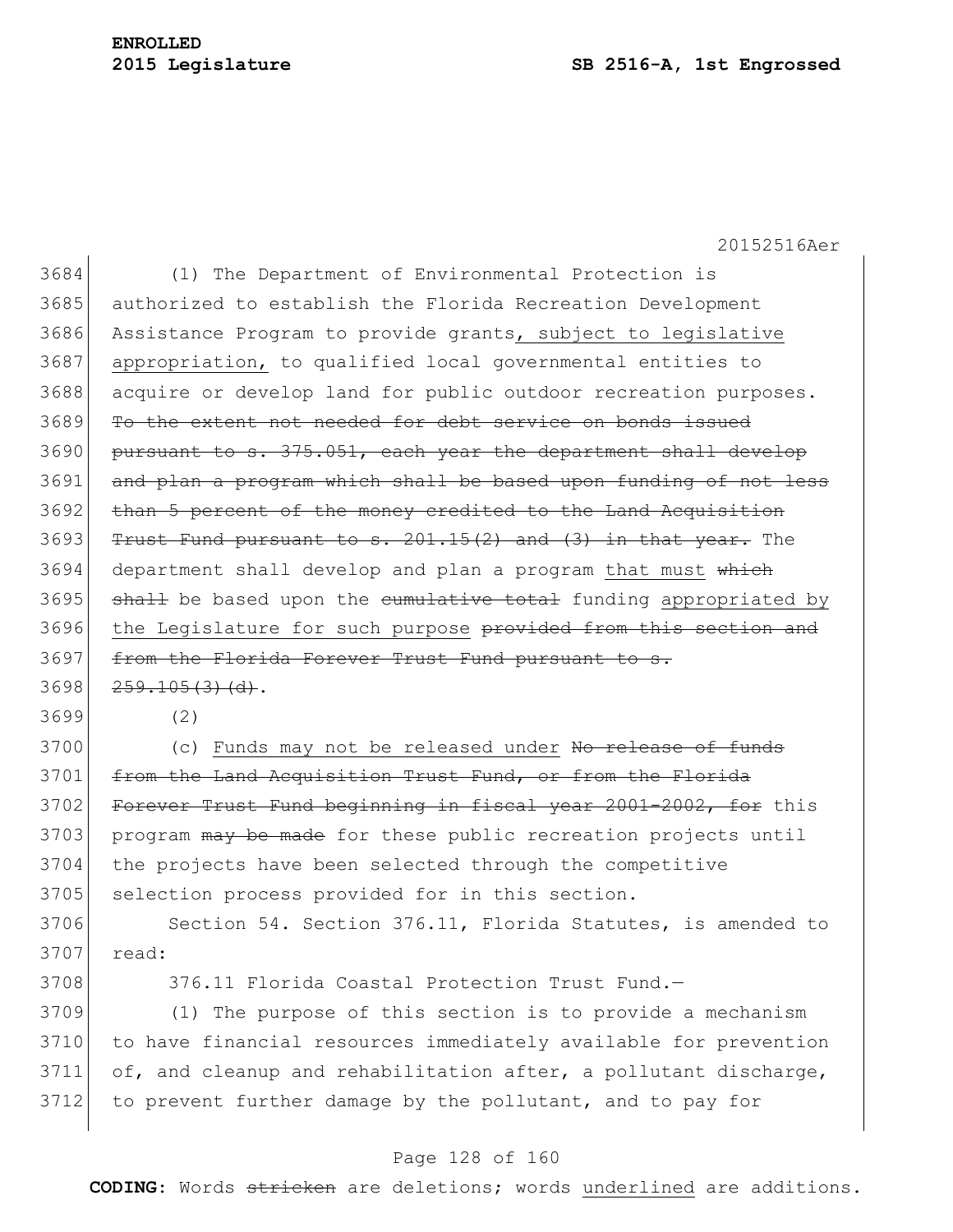(1) The Department of Environmental Protection is authorized to establish the Florida Recreation Development Assistance Program to provide grants, subject to legislative appropriation, to qualified local governmental entities to acquire or develop land for public outdoor recreation purposes. ~~To the extent not needed for debt service on bonds issued pursuant to s. 375.051, each year the department shall develop and plan a program which shall be based upon funding of not less than 5 percent of the money credited to the Land Acquisition Trust Fund pursuant to s. 201.15(2) and (3) in that year.~~ The department shall develop and plan a program that must ~~which shall~~ be based upon the ~~cumulative total~~ funding appropriated by the Legislature for such purpose ~~provided from this section and from the Florida Forever Trust Fund pursuant to s. 259.105(3)(d)~~.

(2)

(c) Funds may not be released under ~~No release of funds from the Land Acquisition Trust Fund, or from the Florida Forever Trust Fund beginning in fiscal year 2001-2002, for~~ this program ~~may be made~~ for these public recreation projects until the projects have been selected through the competitive selection process provided for in this section.

Section 54. Section 376.11, Florida Statutes, is amended to read:

376.11 Florida Coastal Protection Trust Fund.—

(1) The purpose of this section is to provide a mechanism to have financial resources immediately available for prevention of, and cleanup and rehabilitation after, a pollutant discharge, to prevent further damage by the pollutant, and to pay for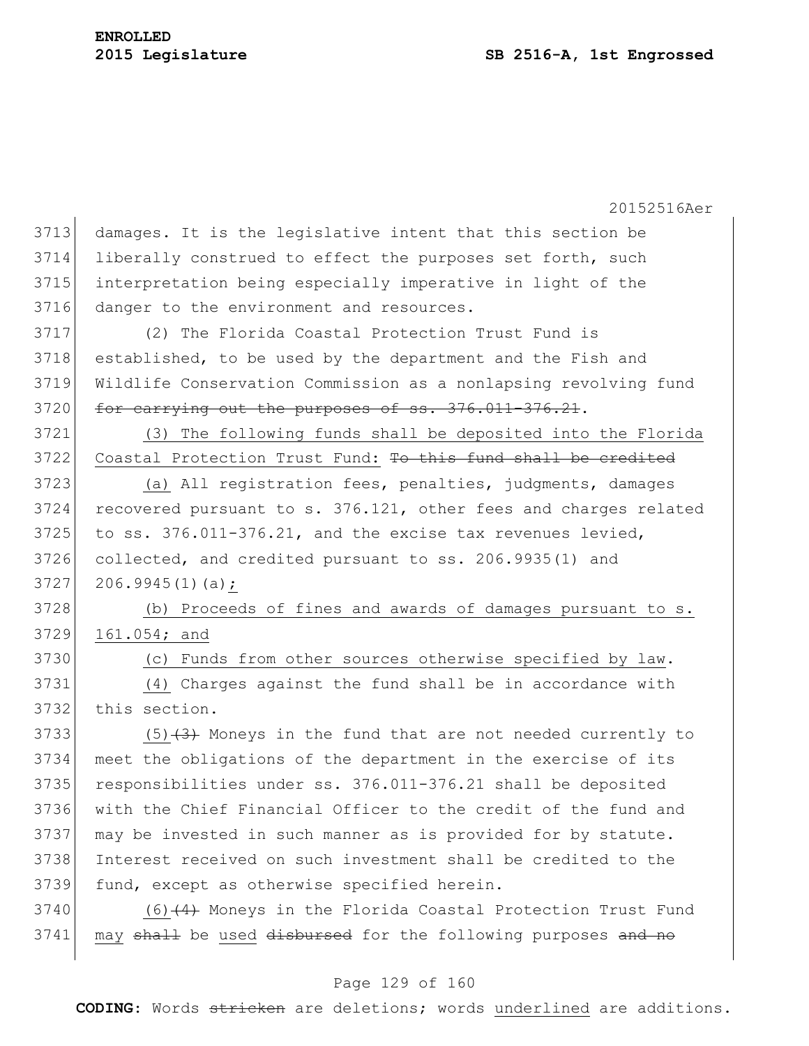damages. It is the legislative intent that this section be liberally construed to effect the purposes set forth, such interpretation being especially imperative in light of the danger to the environment and resources.

(2) The Florida Coastal Protection Trust Fund is established, to be used by the department and the Fish and Wildlife Conservation Commission as a nonlapsing revolving fund ~~for carrying out the purposes of ss. 376.011-376.21~~.

(3) The following funds shall be deposited into the Florida Coastal Protection Trust Fund: ~~To this fund shall be credited~~

(a) All registration fees, penalties, judgments, damages recovered pursuant to s. 376.121, other fees and charges related to ss. 376.011-376.21, and the excise tax revenues levied, collected, and credited pursuant to ss. 206.9935(1) and 206.9945(1)(a);

(b) Proceeds of fines and awards of damages pursuant to s. 161.054; and

(c) Funds from other sources otherwise specified by law.

(4) Charges against the fund shall be in accordance with this section.

(5)~~(3)~~ Moneys in the fund that are not needed currently to meet the obligations of the department in the exercise of its responsibilities under ss. 376.011-376.21 shall be deposited with the Chief Financial Officer to the credit of the fund and may be invested in such manner as is provided for by statute. Interest received on such investment shall be credited to the fund, except as otherwise specified herein.

(6)~~(4)~~ Moneys in the Florida Coastal Protection Trust Fund may ~~shall~~ be used ~~disbursed~~ for the following purposes ~~and no~~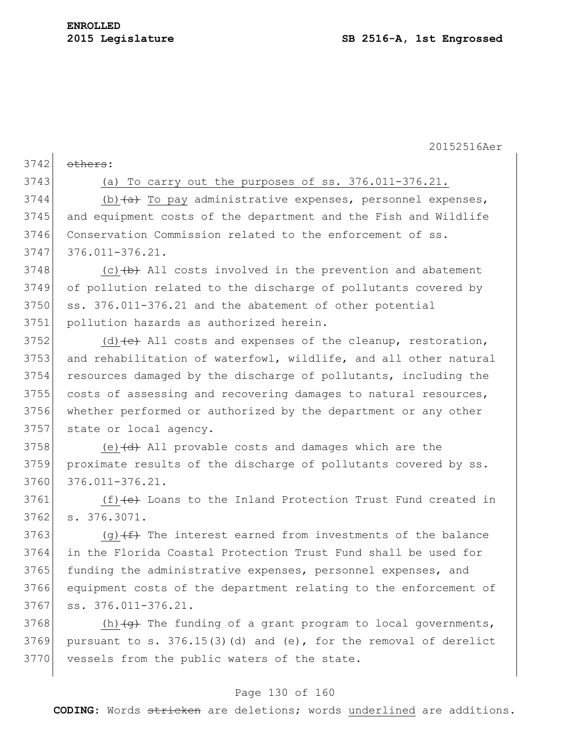~~others~~:

<u>(a) To carry out the purposes of ss. 376.011-376.21.</u>

<u>(b)</u>~~(a)~~ <u>To pay</u> administrative expenses, personnel expenses, and equipment costs of the department and the Fish and Wildlife Conservation Commission related to the enforcement of ss. 376.011-376.21.

<u>(c)</u>~~(b)~~ All costs involved in the prevention and abatement of pollution related to the discharge of pollutants covered by ss. 376.011-376.21 and the abatement of other potential pollution hazards as authorized herein.

<u>(d)</u>~~(c)~~ All costs and expenses of the cleanup, restoration, and rehabilitation of waterfowl, wildlife, and all other natural resources damaged by the discharge of pollutants, including the costs of assessing and recovering damages to natural resources, whether performed or authorized by the department or any other state or local agency.

<u>(e)</u>~~(d)~~ All provable costs and damages which are the proximate results of the discharge of pollutants covered by ss. 376.011-376.21.

<u>(f)</u>~~(e)~~ Loans to the Inland Protection Trust Fund created in s. 376.3071.

<u>(g)</u>~~(f)~~ The interest earned from investments of the balance in the Florida Coastal Protection Trust Fund shall be used for funding the administrative expenses, personnel expenses, and equipment costs of the department relating to the enforcement of ss. 376.011-376.21.

<u>(h)</u>~~(g)~~ The funding of a grant program to local governments, pursuant to s. 376.15(3)(d) and (e), for the removal of derelict vessels from the public waters of the state.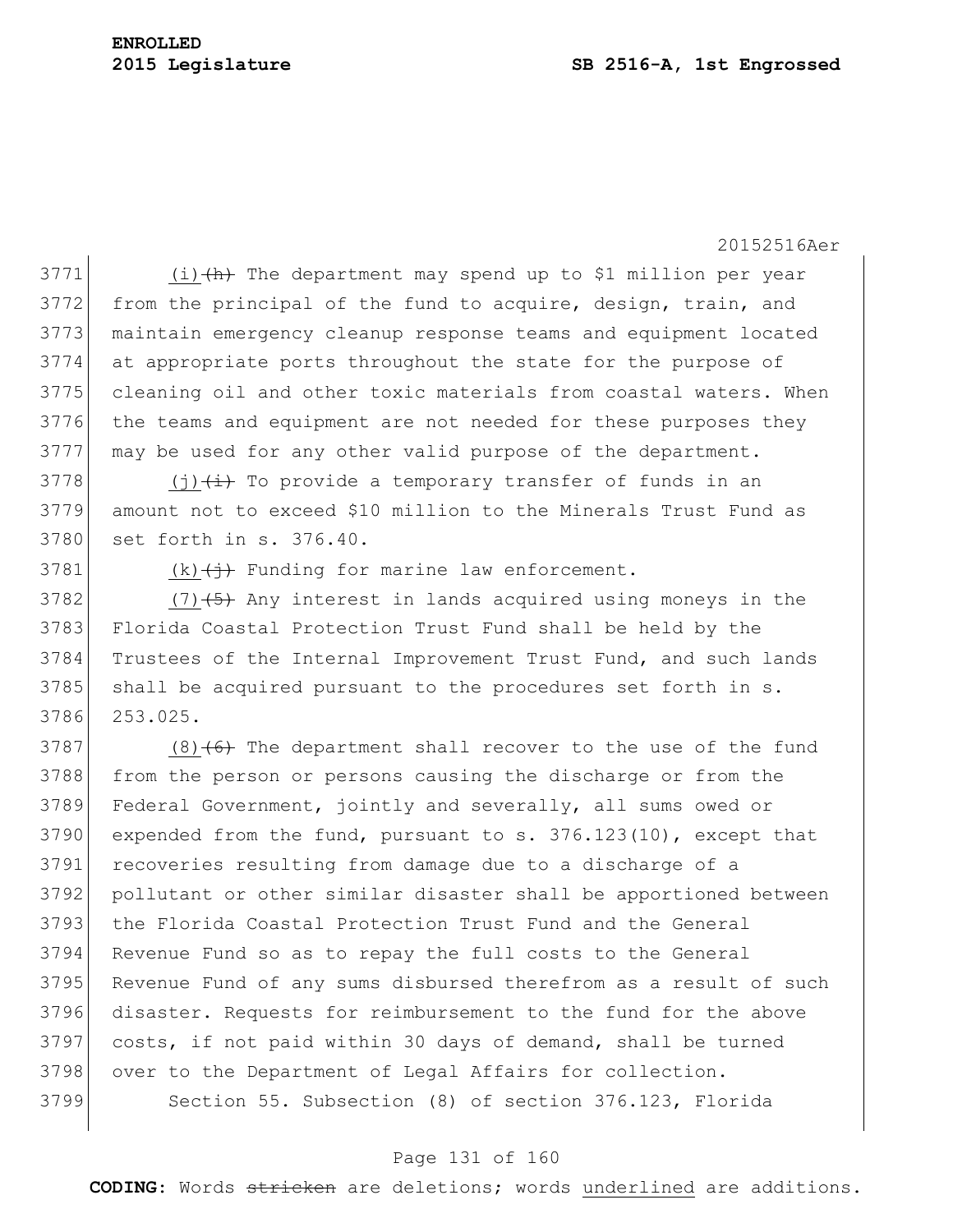(i) ~~(h)~~ The department may spend up to $1 million per year from the principal of the fund to acquire, design, train, and maintain emergency cleanup response teams and equipment located at appropriate ports throughout the state for the purpose of cleaning oil and other toxic materials from coastal waters. When the teams and equipment are not needed for these purposes they may be used for any other valid purpose of the department.

(j) ~~(i)~~ To provide a temporary transfer of funds in an amount not to exceed $10 million to the Minerals Trust Fund as set forth in s. 376.40.

(k) ~~(j)~~ Funding for marine law enforcement.

(7) ~~(5)~~ Any interest in lands acquired using moneys in the Florida Coastal Protection Trust Fund shall be held by the Trustees of the Internal Improvement Trust Fund, and such lands shall be acquired pursuant to the procedures set forth in s. 253.025.

(8) ~~(6)~~ The department shall recover to the use of the fund from the person or persons causing the discharge or from the Federal Government, jointly and severally, all sums owed or expended from the fund, pursuant to s. 376.123(10), except that recoveries resulting from damage due to a discharge of a pollutant or other similar disaster shall be apportioned between the Florida Coastal Protection Trust Fund and the General Revenue Fund so as to repay the full costs to the General Revenue Fund of any sums disbursed therefrom as a result of such disaster. Requests for reimbursement to the fund for the above costs, if not paid within 30 days of demand, shall be turned over to the Department of Legal Affairs for collection.

Section 55. Subsection (8) of section 376.123, Florida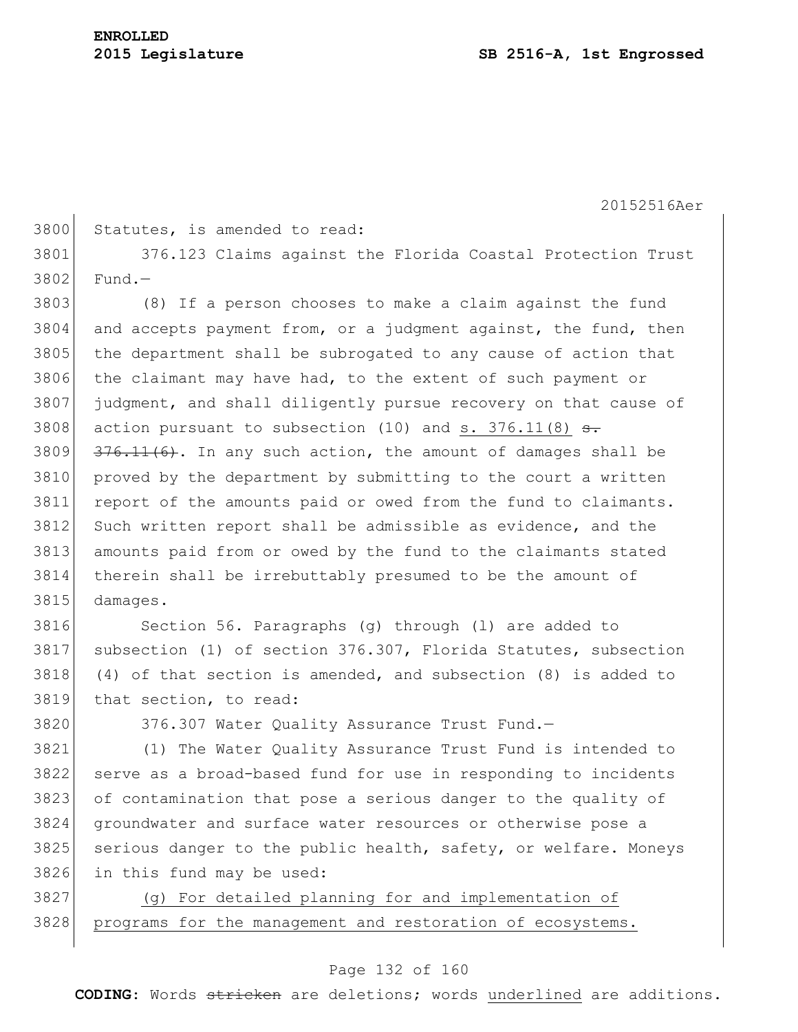Statutes, is amended to read:

376.123 Claims against the Florida Coastal Protection Trust Fund.—

(8) If a person chooses to make a claim against the fund and accepts payment from, or a judgment against, the fund, then the department shall be subrogated to any cause of action that the claimant may have had, to the extent of such payment or judgment, and shall diligently pursue recovery on that cause of action pursuant to subsection (10) and <u>s. 376.11(8)</u> ~~s. 376.11(6)~~. In any such action, the amount of damages shall be proved by the department by submitting to the court a written report of the amounts paid or owed from the fund to claimants. Such written report shall be admissible as evidence, and the amounts paid from or owed by the fund to the claimants stated therein shall be irrebuttably presumed to be the amount of damages.

Section 56. Paragraphs (g) through (l) are added to subsection (1) of section 376.307, Florida Statutes, subsection (4) of that section is amended, and subsection (8) is added to that section, to read:

376.307 Water Quality Assurance Trust Fund.—

(1) The Water Quality Assurance Trust Fund is intended to serve as a broad-based fund for use in responding to incidents of contamination that pose a serious danger to the quality of groundwater and surface water resources or otherwise pose a serious danger to the public health, safety, or welfare. Moneys in this fund may be used:

<u>(g) For detailed planning for and implementation of programs for the management and restoration of ecosystems.</u>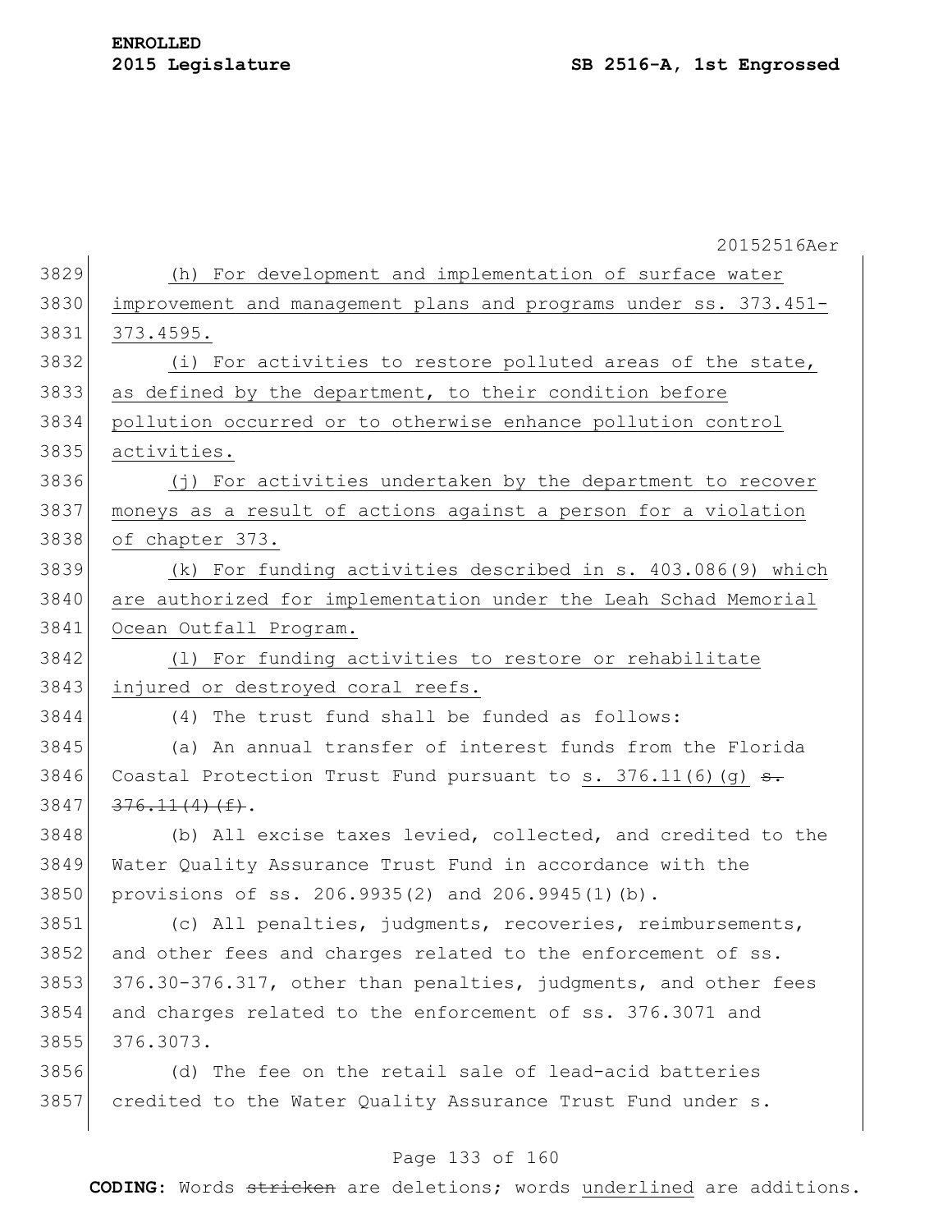(h) For development and implementation of surface water improvement and management plans and programs under ss. 373.451-373.4595.

(i) For activities to restore polluted areas of the state, as defined by the department, to their condition before pollution occurred or to otherwise enhance pollution control activities.

(j) For activities undertaken by the department to recover moneys as a result of actions against a person for a violation of chapter 373.

(k) For funding activities described in s. 403.086(9) which are authorized for implementation under the Leah Schad Memorial Ocean Outfall Program.

(l) For funding activities to restore or rehabilitate injured or destroyed coral reefs.

(4) The trust fund shall be funded as follows:

(a) An annual transfer of interest funds from the Florida Coastal Protection Trust Fund pursuant to s. 376.11(6)(g) ~~s. 376.11(4)(f)~~.

(b) All excise taxes levied, collected, and credited to the Water Quality Assurance Trust Fund in accordance with the provisions of ss. 206.9935(2) and 206.9945(1)(b).

(c) All penalties, judgments, recoveries, reimbursements, and other fees and charges related to the enforcement of ss. 376.30-376.317, other than penalties, judgments, and other fees and charges related to the enforcement of ss. 376.3071 and 376.3073.

(d) The fee on the retail sale of lead-acid batteries credited to the Water Quality Assurance Trust Fund under s.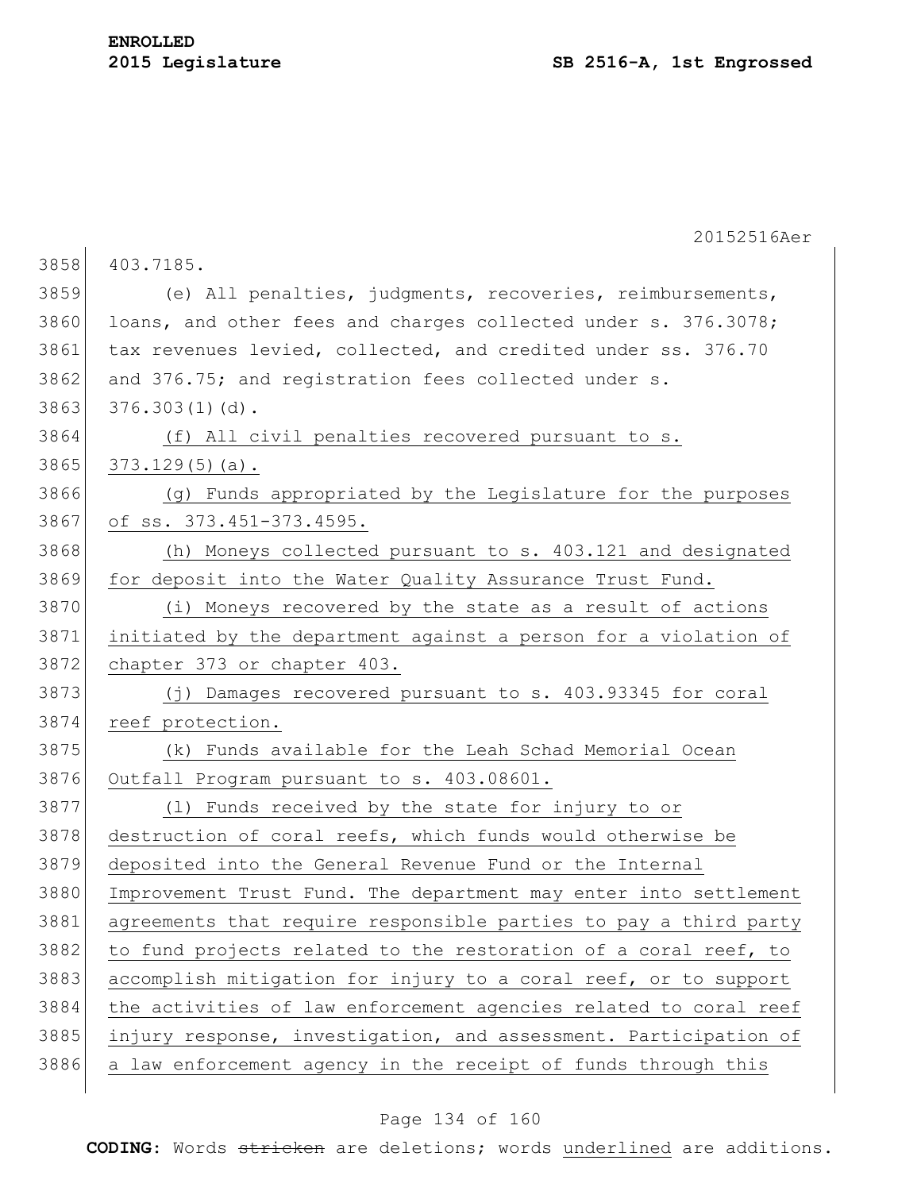403.7185.

(e) All penalties, judgments, recoveries, reimbursements, loans, and other fees and charges collected under s. 376.3078; tax revenues levied, collected, and credited under ss. 376.70 and 376.75; and registration fees collected under s. 376.303(1)(d).

<u>(f) All civil penalties recovered pursuant to s. 373.129(5)(a).</u>

<u>(g) Funds appropriated by the Legislature for the purposes of ss. 373.451-373.4595.</u>

<u>(h) Moneys collected pursuant to s. 403.121 and designated for deposit into the Water Quality Assurance Trust Fund.</u>

<u>(i) Moneys recovered by the state as a result of actions initiated by the department against a person for a violation of chapter 373 or chapter 403.</u>

<u>(j) Damages recovered pursuant to s. 403.93345 for coral reef protection.</u>

<u>(k) Funds available for the Leah Schad Memorial Ocean Outfall Program pursuant to s. 403.08601.</u>

<u>(l) Funds received by the state for injury to or destruction of coral reefs, which funds would otherwise be deposited into the General Revenue Fund or the Internal Improvement Trust Fund. The department may enter into settlement agreements that require responsible parties to pay a third party to fund projects related to the restoration of a coral reef, to accomplish mitigation for injury to a coral reef, or to support the activities of law enforcement agencies related to coral reef injury response, investigation, and assessment. Participation of a law enforcement agency in the receipt of funds through this</u>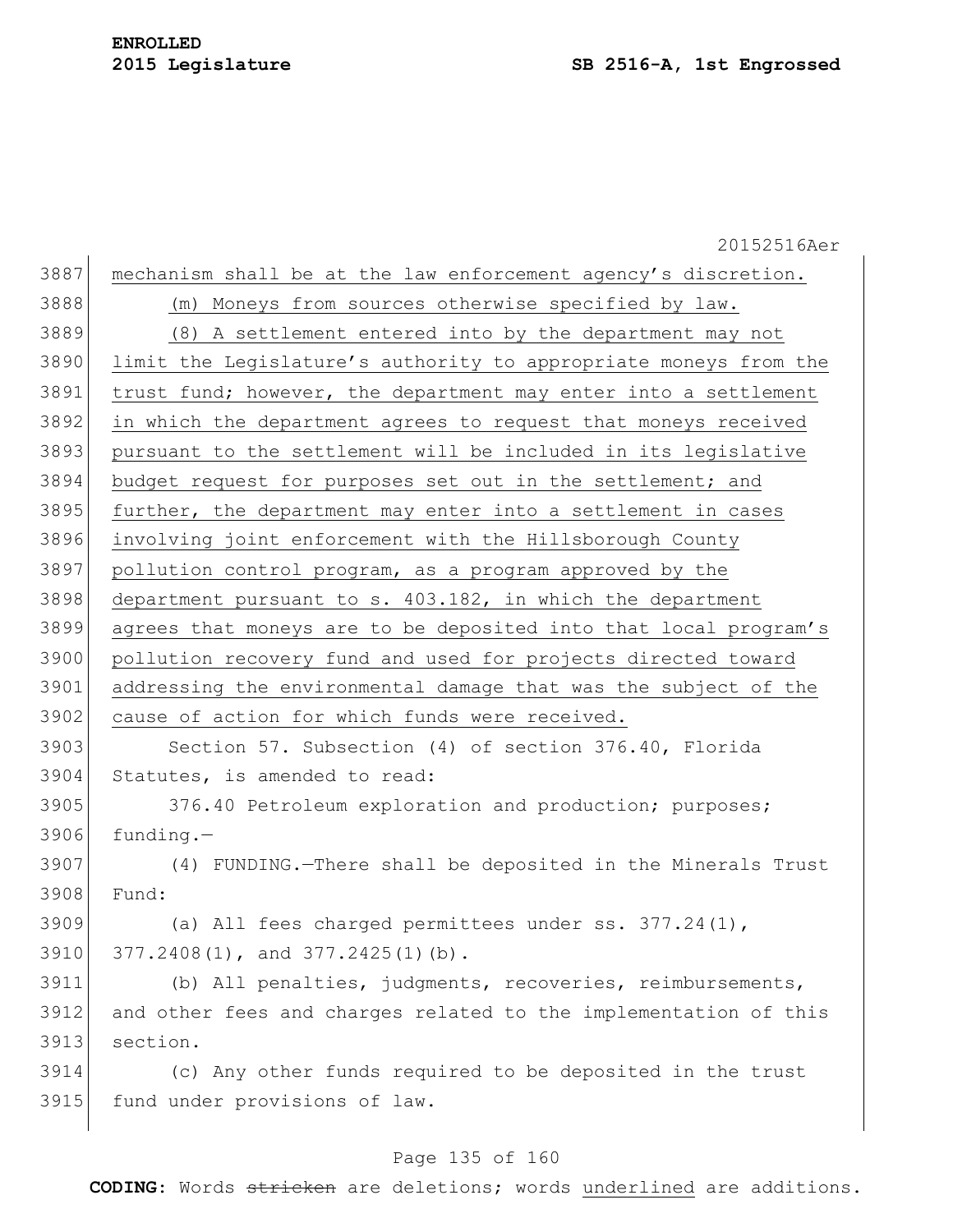mechanism shall be at the law enforcement agency's discretion.

(m) Moneys from sources otherwise specified by law.

(8) A settlement entered into by the department may not limit the Legislature's authority to appropriate moneys from the trust fund; however, the department may enter into a settlement in which the department agrees to request that moneys received pursuant to the settlement will be included in its legislative budget request for purposes set out in the settlement; and further, the department may enter into a settlement in cases involving joint enforcement with the Hillsborough County pollution control program, as a program approved by the department pursuant to s. 403.182, in which the department agrees that moneys are to be deposited into that local program's pollution recovery fund and used for projects directed toward addressing the environmental damage that was the subject of the cause of action for which funds were received.

Section 57. Subsection (4) of section 376.40, Florida Statutes, is amended to read:

376.40 Petroleum exploration and production; purposes; funding.—

(4) FUNDING.—There shall be deposited in the Minerals Trust Fund:

(a) All fees charged permittees under ss. 377.24(1), 377.2408(1), and 377.2425(1)(b).

(b) All penalties, judgments, recoveries, reimbursements, and other fees and charges related to the implementation of this section.

(c) Any other funds required to be deposited in the trust fund under provisions of law.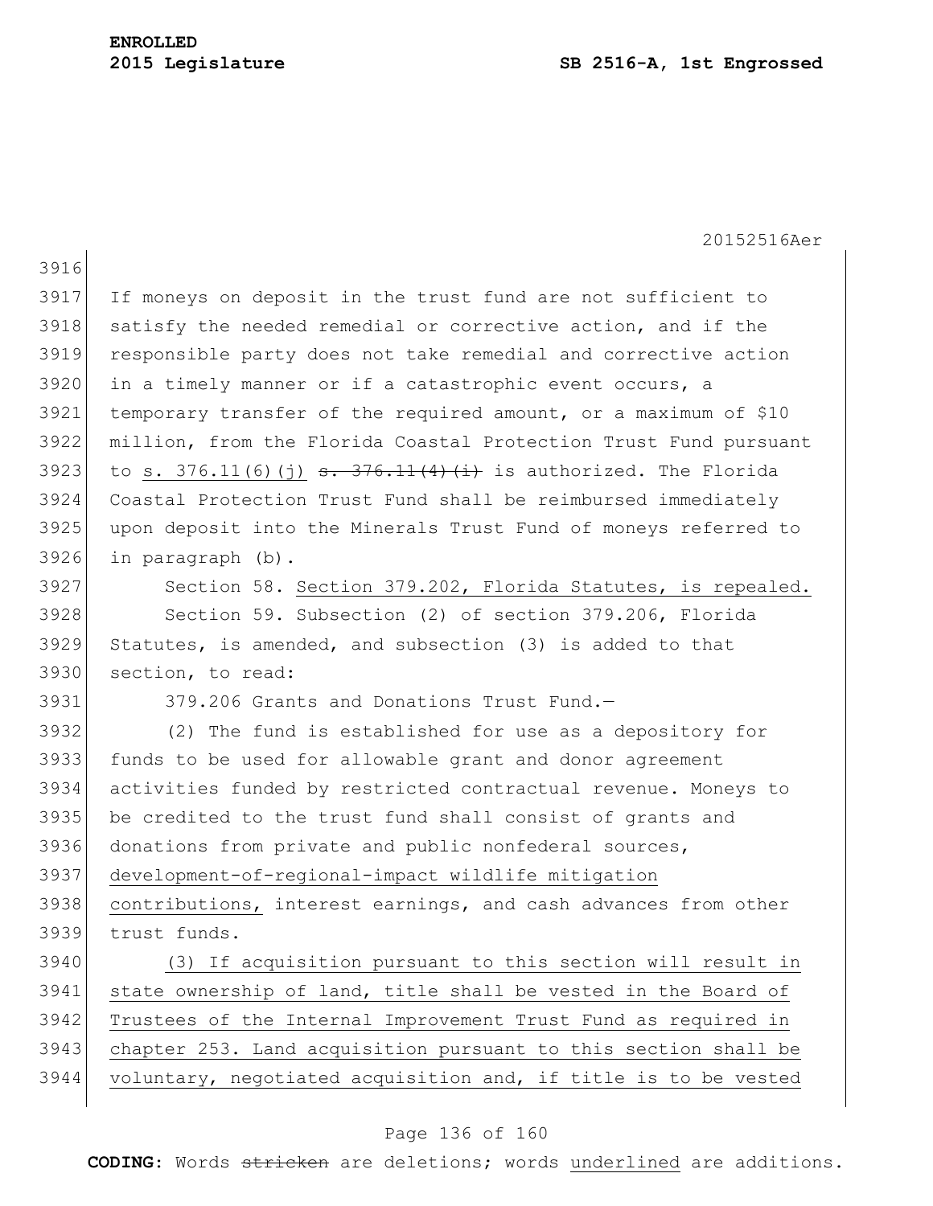If moneys on deposit in the trust fund are not sufficient to satisfy the needed remedial or corrective action, and if the responsible party does not take remedial and corrective action in a timely manner or if a catastrophic event occurs, a temporary transfer of the required amount, or a maximum of $10 million, from the Florida Coastal Protection Trust Fund pursuant to <u>s. 376.11(6)(j)</u> ~~s. 376.11(4)(i)~~ is authorized. The Florida Coastal Protection Trust Fund shall be reimbursed immediately upon deposit into the Minerals Trust Fund of moneys referred to in paragraph (b).

Section 58. <u>Section 379.202, Florida Statutes, is repealed.</u>

Section 59. Subsection (2) of section 379.206, Florida Statutes, is amended, and subsection (3) is added to that section, to read:

379.206 Grants and Donations Trust Fund.—

(2) The fund is established for use as a depository for funds to be used for allowable grant and donor agreement activities funded by restricted contractual revenue. Moneys to be credited to the trust fund shall consist of grants and donations from private and public nonfederal sources, <u>development-of-regional-impact wildlife mitigation contributions,</u> interest earnings, and cash advances from other trust funds.

<u>(3) If acquisition pursuant to this section will result in state ownership of land, title shall be vested in the Board of Trustees of the Internal Improvement Trust Fund as required in chapter 253. Land acquisition pursuant to this section shall be voluntary, negotiated acquisition and, if title is to be vested</u>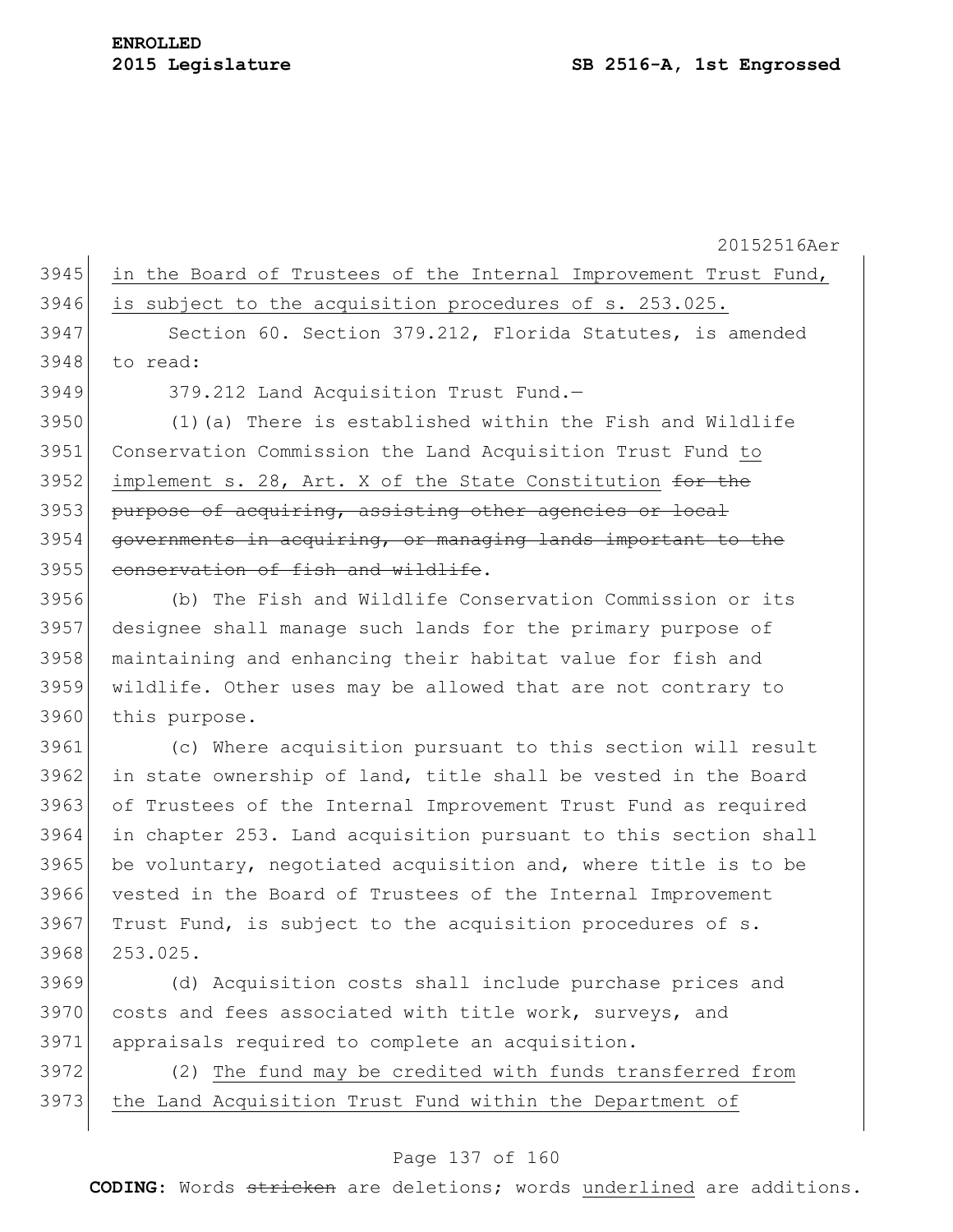in the Board of Trustees of the Internal Improvement Trust Fund, is subject to the acquisition procedures of s. 253.025.

Section 60. Section 379.212, Florida Statutes, is amended to read:

379.212 Land Acquisition Trust Fund.—

(1)(a) There is established within the Fish and Wildlife Conservation Commission the Land Acquisition Trust Fund to implement s. 28, Art. X of the State Constitution ~~for the purpose of acquiring, assisting other agencies or local governments in acquiring, or managing lands important to the conservation of fish and wildlife~~.

(b) The Fish and Wildlife Conservation Commission or its designee shall manage such lands for the primary purpose of maintaining and enhancing their habitat value for fish and wildlife. Other uses may be allowed that are not contrary to this purpose.

(c) Where acquisition pursuant to this section will result in state ownership of land, title shall be vested in the Board of Trustees of the Internal Improvement Trust Fund as required in chapter 253. Land acquisition pursuant to this section shall be voluntary, negotiated acquisition and, where title is to be vested in the Board of Trustees of the Internal Improvement Trust Fund, is subject to the acquisition procedures of s. 253.025.

(d) Acquisition costs shall include purchase prices and costs and fees associated with title work, surveys, and appraisals required to complete an acquisition.

(2) The fund may be credited with funds transferred from the Land Acquisition Trust Fund within the Department of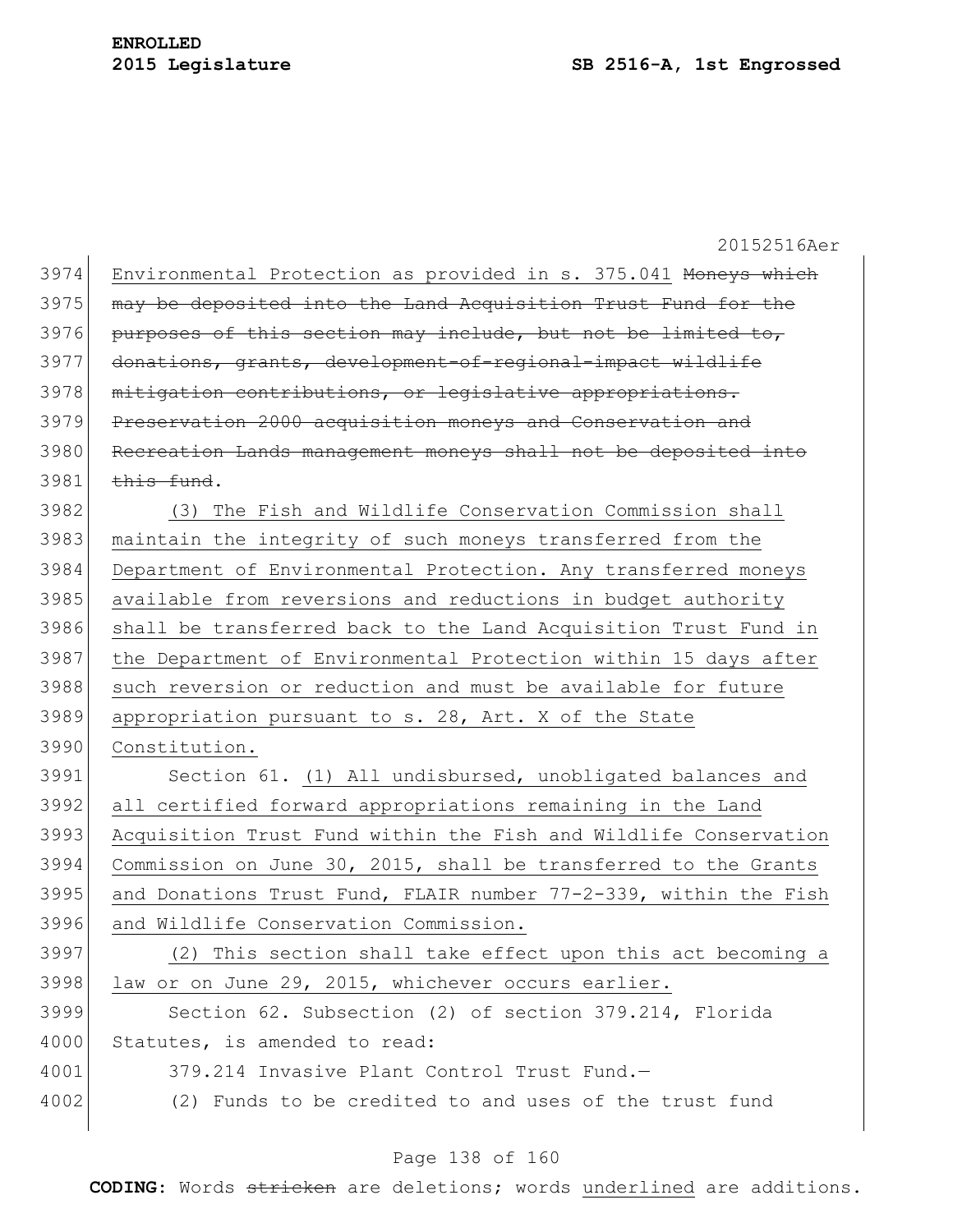Environmental Protection as provided in s. 375.041 ~~Moneys which may be deposited into the Land Acquisition Trust Fund for the purposes of this section may include, but not be limited to, donations, grants, development-of-regional-impact wildlife mitigation contributions, or legislative appropriations. Preservation 2000 acquisition moneys and Conservation and Recreation Lands management moneys shall not be deposited into this fund~~.

<u>(3) The Fish and Wildlife Conservation Commission shall maintain the integrity of such moneys transferred from the Department of Environmental Protection. Any transferred moneys available from reversions and reductions in budget authority shall be transferred back to the Land Acquisition Trust Fund in the Department of Environmental Protection within 15 days after such reversion or reduction and must be available for future appropriation pursuant to s. 28, Art. X of the State Constitution.</u>

Section 61. <u>(1) All undisbursed, unobligated balances and all certified forward appropriations remaining in the Land Acquisition Trust Fund within the Fish and Wildlife Conservation Commission on June 30, 2015, shall be transferred to the Grants and Donations Trust Fund, FLAIR number 77-2-339, within the Fish and Wildlife Conservation Commission.</u>

<u>(2) This section shall take effect upon this act becoming a law or on June 29, 2015, whichever occurs earlier.</u>

Section 62. Subsection (2) of section 379.214, Florida Statutes, is amended to read:

379.214 Invasive Plant Control Trust Fund.—

(2) Funds to be credited to and uses of the trust fund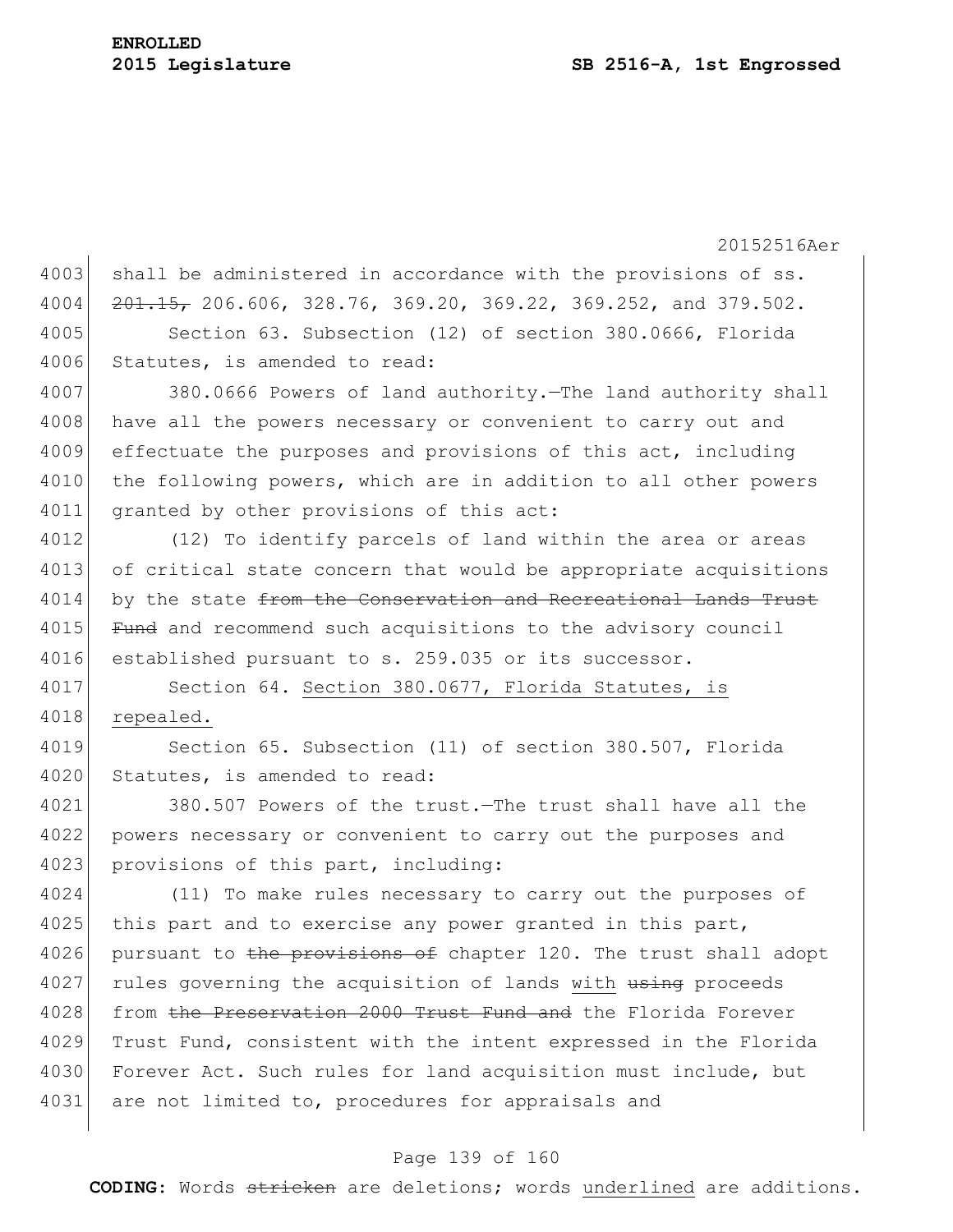shall be administered in accordance with the provisions of ss. ~~201.15,~~ 206.606, 328.76, 369.20, 369.22, 369.252, and 379.502.

Section 63. Subsection (12) of section 380.0666, Florida Statutes, is amended to read:

380.0666 Powers of land authority.—The land authority shall have all the powers necessary or convenient to carry out and effectuate the purposes and provisions of this act, including the following powers, which are in addition to all other powers granted by other provisions of this act:

(12) To identify parcels of land within the area or areas of critical state concern that would be appropriate acquisitions by the state ~~from the Conservation and Recreational Lands Trust Fund~~ and recommend such acquisitions to the advisory council established pursuant to s. 259.035 or its successor.

Section 64. <u>Section 380.0677, Florida Statutes, is repealed.</u>

Section 65. Subsection (11) of section 380.507, Florida Statutes, is amended to read:

380.507 Powers of the trust.—The trust shall have all the powers necessary or convenient to carry out the purposes and provisions of this part, including:

(11) To make rules necessary to carry out the purposes of this part and to exercise any power granted in this part, pursuant to ~~the provisions of~~ chapter 120. The trust shall adopt rules governing the acquisition of lands <u>with</u> ~~using~~ proceeds from ~~the Preservation 2000 Trust Fund and~~ the Florida Forever Trust Fund, consistent with the intent expressed in the Florida Forever Act. Such rules for land acquisition must include, but are not limited to, procedures for appraisals and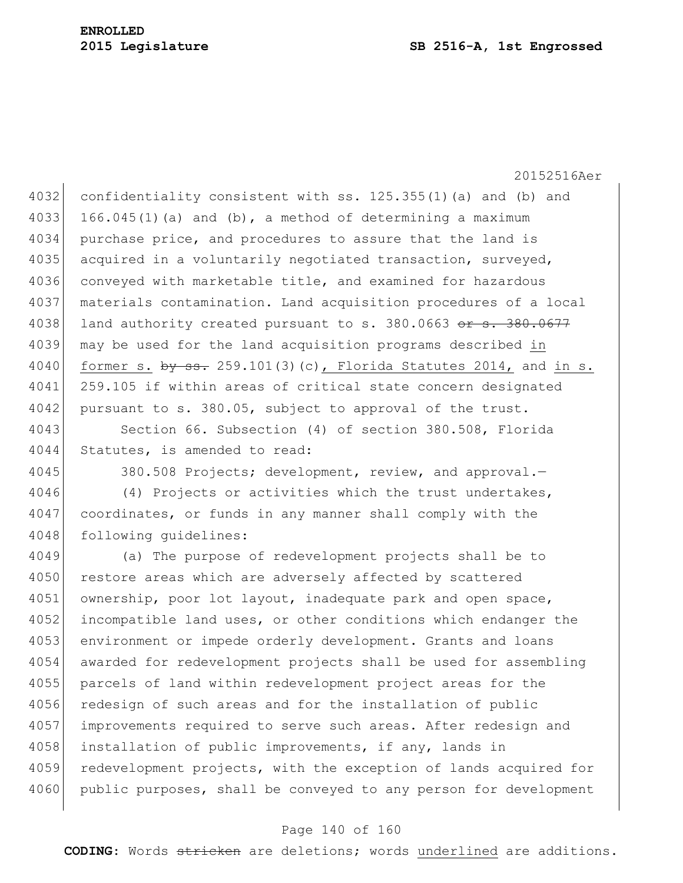confidentiality consistent with ss. 125.355(1)(a) and (b) and 166.045(1)(a) and (b), a method of determining a maximum purchase price, and procedures to assure that the land is acquired in a voluntarily negotiated transaction, surveyed, conveyed with marketable title, and examined for hazardous materials contamination. Land acquisition procedures of a local land authority created pursuant to s. 380.0663 ~~or s. 380.0677~~ may be used for the land acquisition programs described in former s. ~~by ss.~~ 259.101(3)(c), Florida Statutes 2014, and in s. 259.105 if within areas of critical state concern designated pursuant to s. 380.05, subject to approval of the trust.

Section 66. Subsection (4) of section 380.508, Florida Statutes, is amended to read:

380.508 Projects; development, review, and approval.—

(4) Projects or activities which the trust undertakes, coordinates, or funds in any manner shall comply with the following guidelines:

(a) The purpose of redevelopment projects shall be to restore areas which are adversely affected by scattered ownership, poor lot layout, inadequate park and open space, incompatible land uses, or other conditions which endanger the environment or impede orderly development. Grants and loans awarded for redevelopment projects shall be used for assembling parcels of land within redevelopment project areas for the redesign of such areas and for the installation of public improvements required to serve such areas. After redesign and installation of public improvements, if any, lands in redevelopment projects, with the exception of lands acquired for public purposes, shall be conveyed to any person for development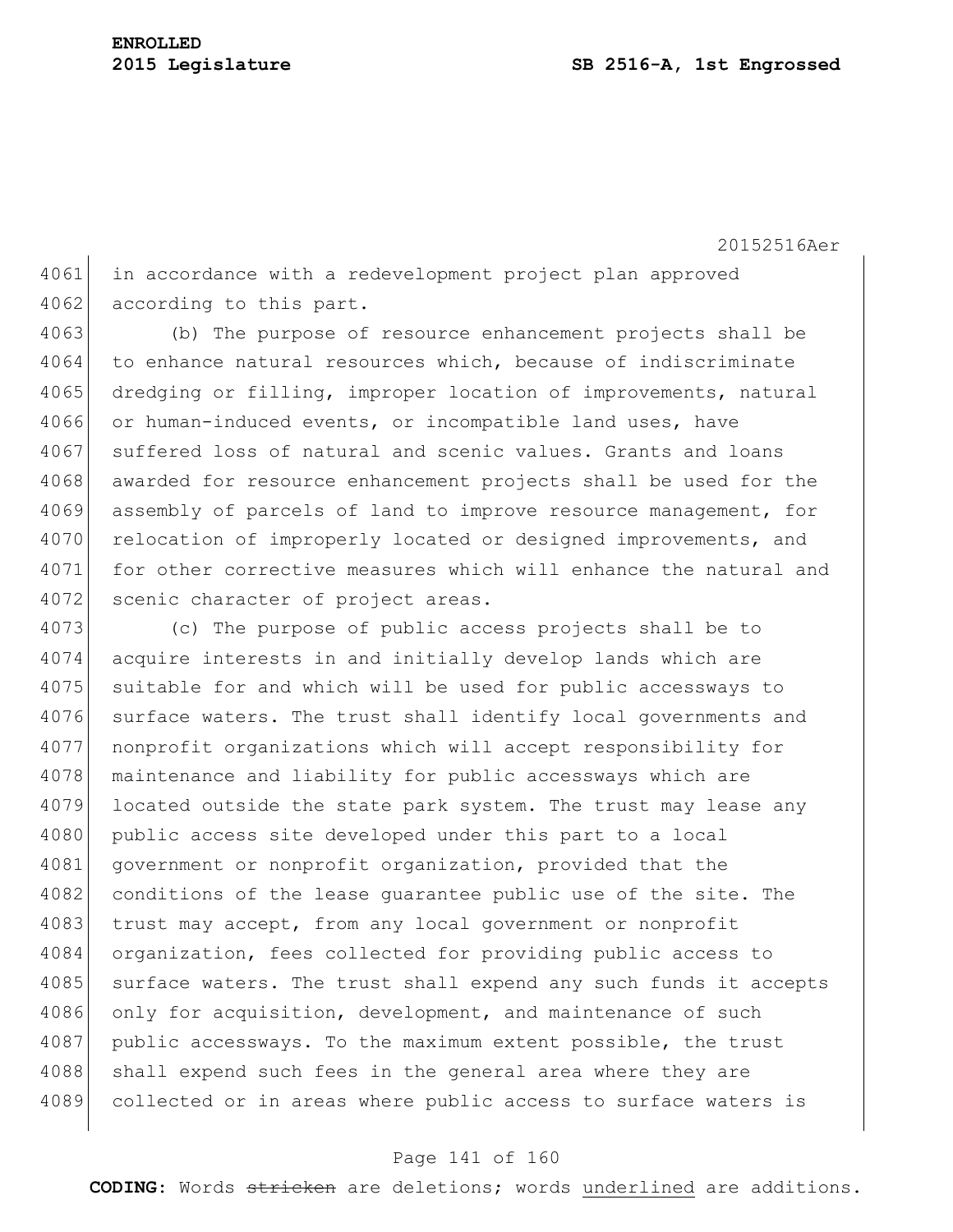in accordance with a redevelopment project plan approved according to this part.

(b) The purpose of resource enhancement projects shall be to enhance natural resources which, because of indiscriminate dredging or filling, improper location of improvements, natural or human-induced events, or incompatible land uses, have suffered loss of natural and scenic values. Grants and loans awarded for resource enhancement projects shall be used for the assembly of parcels of land to improve resource management, for relocation of improperly located or designed improvements, and for other corrective measures which will enhance the natural and scenic character of project areas.

(c) The purpose of public access projects shall be to acquire interests in and initially develop lands which are suitable for and which will be used for public accessways to surface waters. The trust shall identify local governments and nonprofit organizations which will accept responsibility for maintenance and liability for public accessways which are located outside the state park system. The trust may lease any public access site developed under this part to a local government or nonprofit organization, provided that the conditions of the lease guarantee public use of the site. The trust may accept, from any local government or nonprofit organization, fees collected for providing public access to surface waters. The trust shall expend any such funds it accepts only for acquisition, development, and maintenance of such public accessways. To the maximum extent possible, the trust shall expend such fees in the general area where they are collected or in areas where public access to surface waters is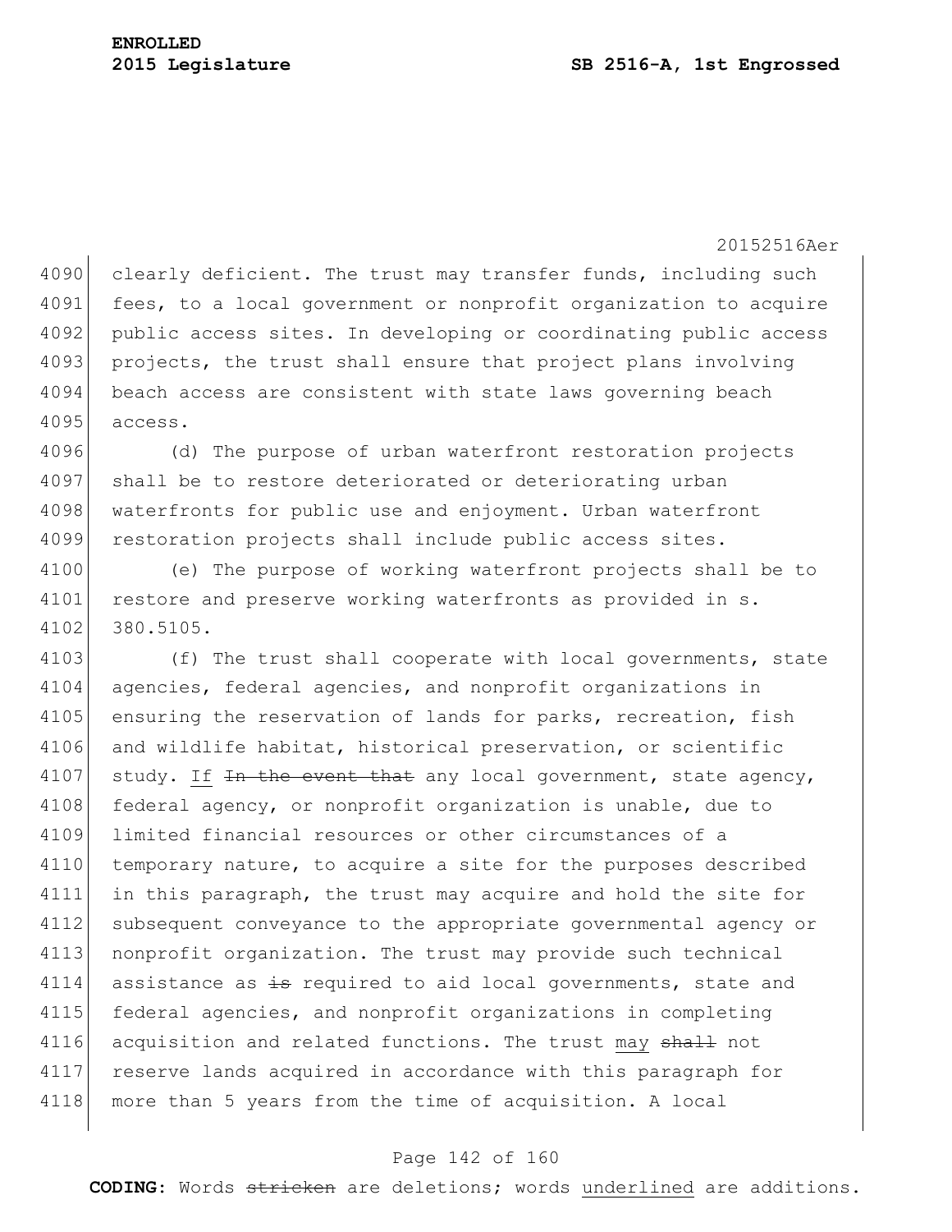clearly deficient. The trust may transfer funds, including such fees, to a local government or nonprofit organization to acquire public access sites. In developing or coordinating public access projects, the trust shall ensure that project plans involving beach access are consistent with state laws governing beach access.

(d) The purpose of urban waterfront restoration projects shall be to restore deteriorated or deteriorating urban waterfronts for public use and enjoyment. Urban waterfront restoration projects shall include public access sites.

(e) The purpose of working waterfront projects shall be to restore and preserve working waterfronts as provided in s. 380.5105.

(f) The trust shall cooperate with local governments, state agencies, federal agencies, and nonprofit organizations in ensuring the reservation of lands for parks, recreation, fish and wildlife habitat, historical preservation, or scientific study. <u>If</u> ~~In the event that~~ any local government, state agency, federal agency, or nonprofit organization is unable, due to limited financial resources or other circumstances of a temporary nature, to acquire a site for the purposes described in this paragraph, the trust may acquire and hold the site for subsequent conveyance to the appropriate governmental agency or nonprofit organization. The trust may provide such technical assistance as ~~is~~ required to aid local governments, state and federal agencies, and nonprofit organizations in completing acquisition and related functions. The trust <u>may</u> ~~shall~~ not reserve lands acquired in accordance with this paragraph for more than 5 years from the time of acquisition. A local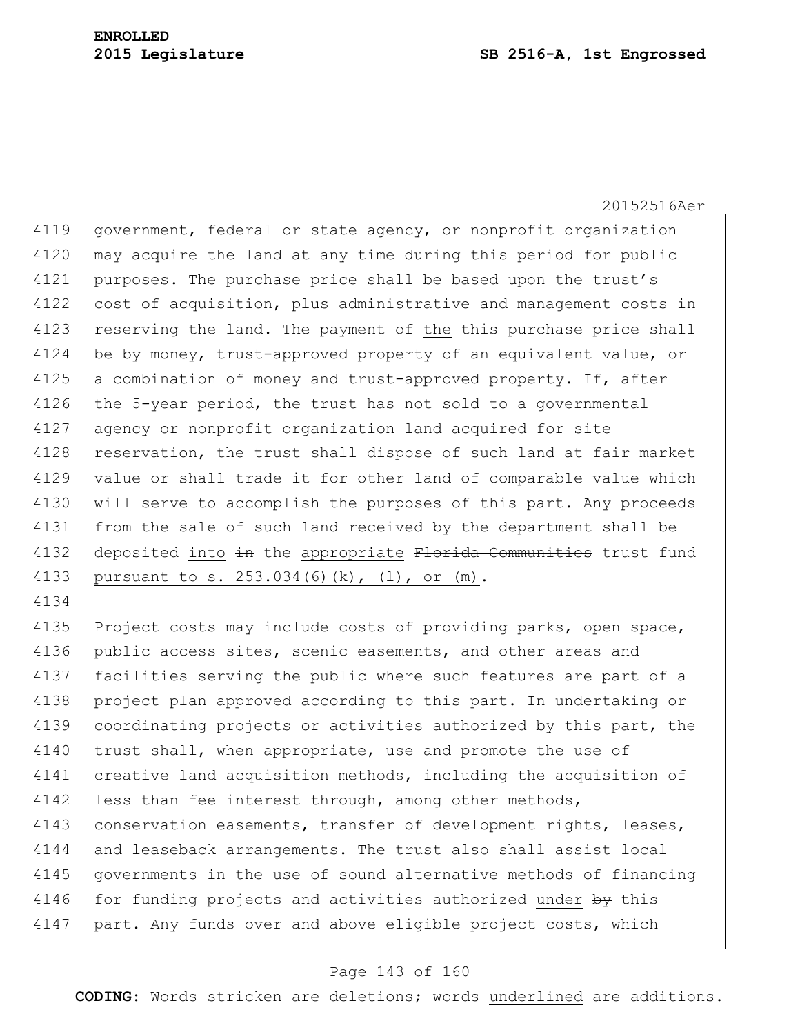government, federal or state agency, or nonprofit organization may acquire the land at any time during this period for public purposes. The purchase price shall be based upon the trust's cost of acquisition, plus administrative and management costs in reserving the land. The payment of <u>the</u> ~~this~~ purchase price shall be by money, trust-approved property of an equivalent value, or a combination of money and trust-approved property. If, after the 5-year period, the trust has not sold to a governmental agency or nonprofit organization land acquired for site reservation, the trust shall dispose of such land at fair market value or shall trade it for other land of comparable value which will serve to accomplish the purposes of this part. Any proceeds from the sale of such land <u>received by the department</u> shall be deposited <u>into</u> ~~in~~ the <u>appropriate</u> ~~Florida Communities~~ trust fund <u>pursuant to s. 253.034(6)(k), (l), or (m)</u>.

Project costs may include costs of providing parks, open space, public access sites, scenic easements, and other areas and facilities serving the public where such features are part of a project plan approved according to this part. In undertaking or coordinating projects or activities authorized by this part, the trust shall, when appropriate, use and promote the use of creative land acquisition methods, including the acquisition of less than fee interest through, among other methods, conservation easements, transfer of development rights, leases, and leaseback arrangements. The trust ~~also~~ shall assist local governments in the use of sound alternative methods of financing for funding projects and activities authorized <u>under</u> ~~by~~ this part. Any funds over and above eligible project costs, which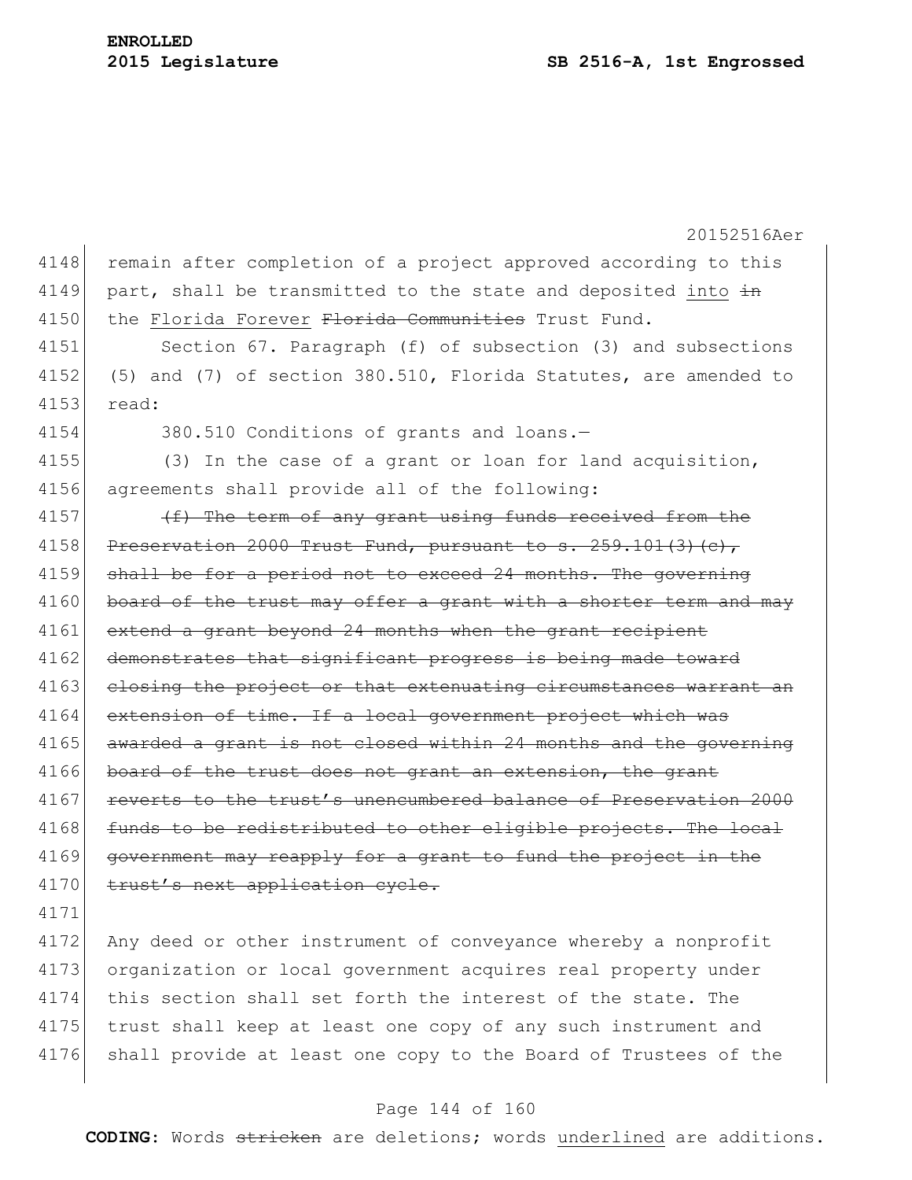remain after completion of a project approved according to this part, shall be transmitted to the state and deposited <u>into</u> ~~in~~ the <u>Florida Forever</u> ~~Florida Communities~~ Trust Fund.

Section 67. Paragraph (f) of subsection (3) and subsections (5) and (7) of section 380.510, Florida Statutes, are amended to read:

380.510 Conditions of grants and loans.—

(3) In the case of a grant or loan for land acquisition, agreements shall provide all of the following:

~~(f) The term of any grant using funds received from the Preservation 2000 Trust Fund, pursuant to s. 259.101(3)(c), shall be for a period not to exceed 24 months. The governing board of the trust may offer a grant with a shorter term and may extend a grant beyond 24 months when the grant recipient demonstrates that significant progress is being made toward closing the project or that extenuating circumstances warrant an extension of time. If a local government project which was awarded a grant is not closed within 24 months and the governing board of the trust does not grant an extension, the grant reverts to the trust's unencumbered balance of Preservation 2000 funds to be redistributed to other eligible projects. The local government may reapply for a grant to fund the project in the trust's next application cycle.~~

Any deed or other instrument of conveyance whereby a nonprofit organization or local government acquires real property under this section shall set forth the interest of the state. The trust shall keep at least one copy of any such instrument and shall provide at least one copy to the Board of Trustees of the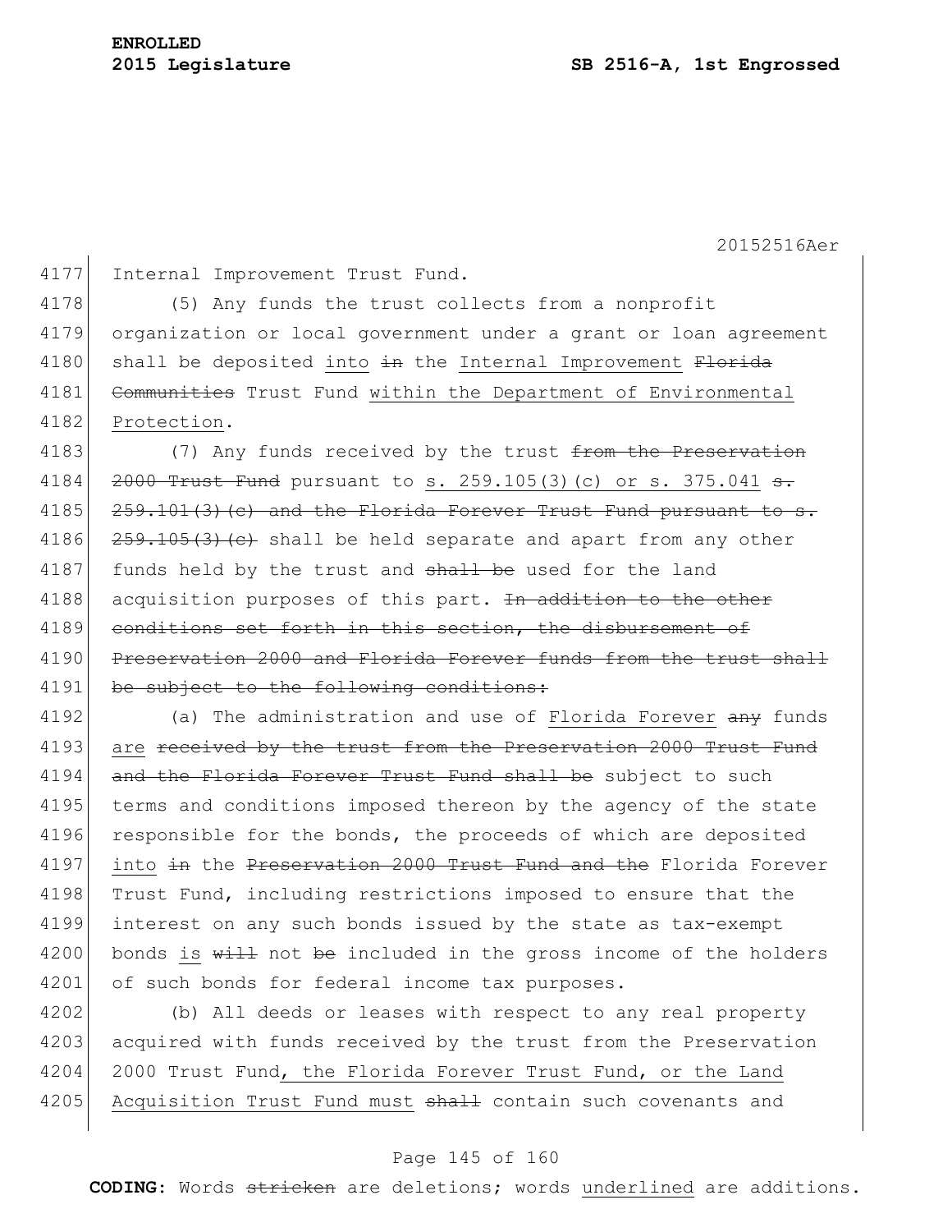Internal Improvement Trust Fund.

(5) Any funds the trust collects from a nonprofit organization or local government under a grant or loan agreement shall be deposited into ~~in~~ the Internal Improvement ~~Florida Communities~~ Trust Fund within the Department of Environmental Protection.

(7) Any funds received by the trust ~~from the Preservation 2000 Trust Fund~~ pursuant to s. 259.105(3)(c) or s. 375.041 ~~s. 259.101(3)(c) and the Florida Forever Trust Fund pursuant to s. 259.105(3)(c)~~ shall be held separate and apart from any other funds held by the trust and ~~shall be~~ used for the land acquisition purposes of this part. ~~In addition to the other conditions set forth in this section, the disbursement of Preservation 2000 and Florida Forever funds from the trust shall be subject to the following conditions:~~

(a) The administration and use of Florida Forever ~~any~~ funds are ~~received by the trust from the Preservation 2000 Trust Fund and the Florida Forever Trust Fund shall be~~ subject to such terms and conditions imposed thereon by the agency of the state responsible for the bonds, the proceeds of which are deposited into ~~in~~ the ~~Preservation 2000 Trust Fund and the~~ Florida Forever Trust Fund, including restrictions imposed to ensure that the interest on any such bonds issued by the state as tax-exempt bonds is ~~will~~ not ~~be~~ included in the gross income of the holders of such bonds for federal income tax purposes.

(b) All deeds or leases with respect to any real property acquired with funds received by the trust from the Preservation 2000 Trust Fund, the Florida Forever Trust Fund, or the Land Acquisition Trust Fund must ~~shall~~ contain such covenants and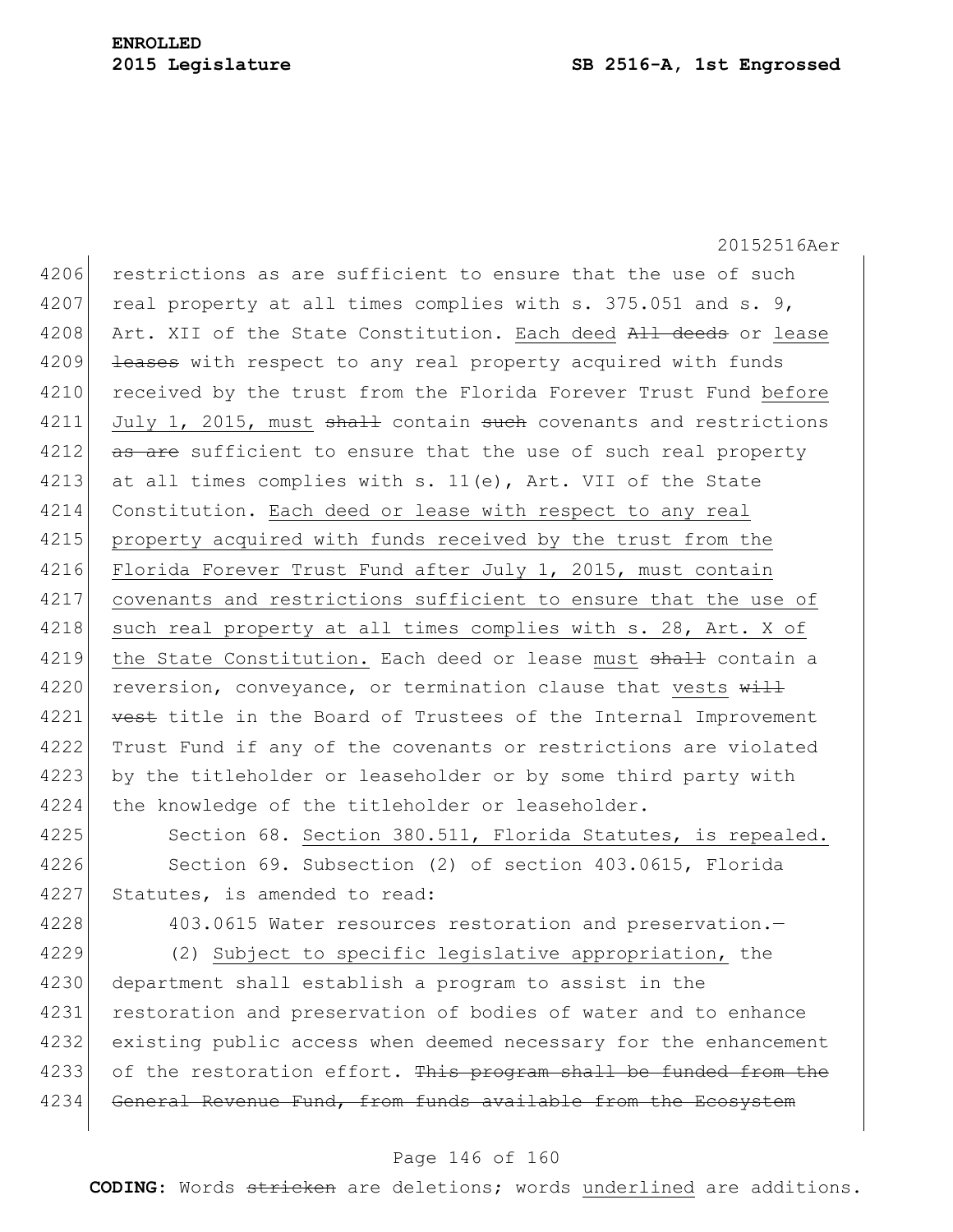restrictions as are sufficient to ensure that the use of such real property at all times complies with s. 375.051 and s. 9, Art. XII of the State Constitution. Each deed ~~All deeds~~ or lease ~~leases~~ with respect to any real property acquired with funds received by the trust from the Florida Forever Trust Fund before July 1, 2015, must ~~shall~~ contain ~~such~~ covenants and restrictions ~~as are~~ sufficient to ensure that the use of such real property at all times complies with s. 11(e), Art. VII of the State Constitution. Each deed or lease with respect to any real property acquired with funds received by the trust from the Florida Forever Trust Fund after July 1, 2015, must contain covenants and restrictions sufficient to ensure that the use of such real property at all times complies with s. 28, Art. X of the State Constitution. Each deed or lease must ~~shall~~ contain a reversion, conveyance, or termination clause that vests ~~will vest~~ title in the Board of Trustees of the Internal Improvement Trust Fund if any of the covenants or restrictions are violated by the titleholder or leaseholder or by some third party with the knowledge of the titleholder or leaseholder.

Section 68. Section 380.511, Florida Statutes, is repealed.

Section 69. Subsection (2) of section 403.0615, Florida Statutes, is amended to read:

403.0615 Water resources restoration and preservation.—

(2) Subject to specific legislative appropriation, the department shall establish a program to assist in the restoration and preservation of bodies of water and to enhance existing public access when deemed necessary for the enhancement of the restoration effort. ~~This program shall be funded from the General Revenue Fund, from funds available from the Ecosystem~~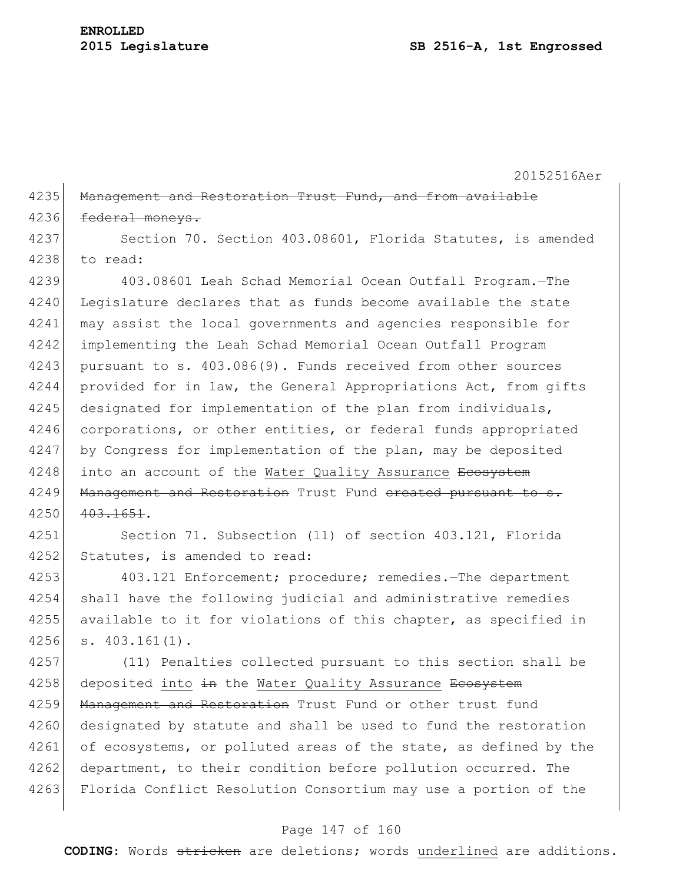~~Management and Restoration Trust Fund, and from available federal moneys.~~

Section 70. Section 403.08601, Florida Statutes, is amended to read:

403.08601 Leah Schad Memorial Ocean Outfall Program.—The Legislature declares that as funds become available the state may assist the local governments and agencies responsible for implementing the Leah Schad Memorial Ocean Outfall Program pursuant to s. 403.086(9). Funds received from other sources provided for in law, the General Appropriations Act, from gifts designated for implementation of the plan from individuals, corporations, or other entities, or federal funds appropriated by Congress for implementation of the plan, may be deposited into an account of the <u>Water Quality Assurance</u> ~~Ecosystem Management and Restoration~~ Trust Fund ~~created pursuant to s. 403.1651~~.

Section 71. Subsection (11) of section 403.121, Florida Statutes, is amended to read:

403.121 Enforcement; procedure; remedies.—The department shall have the following judicial and administrative remedies available to it for violations of this chapter, as specified in s. 403.161(1).

(11) Penalties collected pursuant to this section shall be deposited <u>into</u> ~~in~~ the <u>Water Quality Assurance</u> ~~Ecosystem Management and Restoration~~ Trust Fund or other trust fund designated by statute and shall be used to fund the restoration of ecosystems, or polluted areas of the state, as defined by the department, to their condition before pollution occurred. The Florida Conflict Resolution Consortium may use a portion of the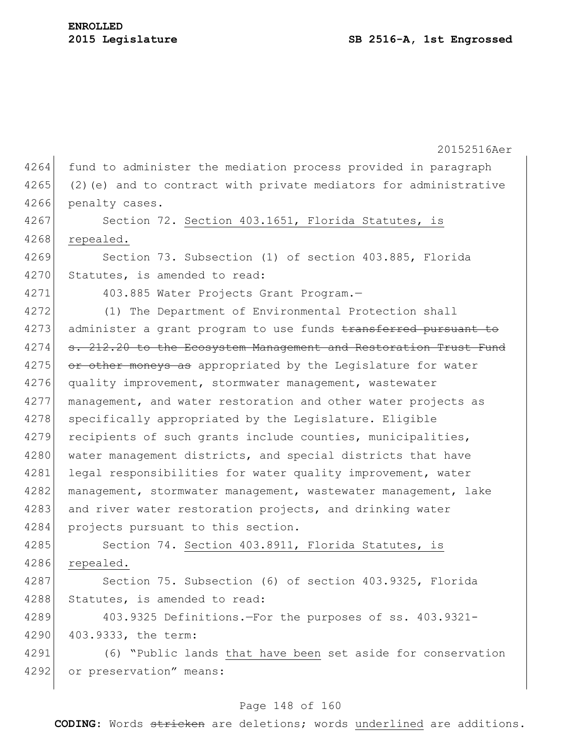fund to administer the mediation process provided in paragraph (2)(e) and to contract with private mediators for administrative penalty cases.

Section 72. Section 403.1651, Florida Statutes, is repealed.

Section 73. Subsection (1) of section 403.885, Florida Statutes, is amended to read:

403.885 Water Projects Grant Program.—

(1) The Department of Environmental Protection shall administer a grant program to use funds ~~transferred pursuant to s. 212.20 to the Ecosystem Management and Restoration Trust Fund or other moneys as~~ appropriated by the Legislature for water quality improvement, stormwater management, wastewater management, and water restoration and other water projects as specifically appropriated by the Legislature. Eligible recipients of such grants include counties, municipalities, water management districts, and special districts that have legal responsibilities for water quality improvement, water management, stormwater management, wastewater management, lake and river water restoration projects, and drinking water projects pursuant to this section.

Section 74. Section 403.8911, Florida Statutes, is repealed.

Section 75. Subsection (6) of section 403.9325, Florida Statutes, is amended to read:

403.9325 Definitions.—For the purposes of ss. 403.9321-403.9333, the term:

(6) "Public lands that have been set aside for conservation or preservation" means: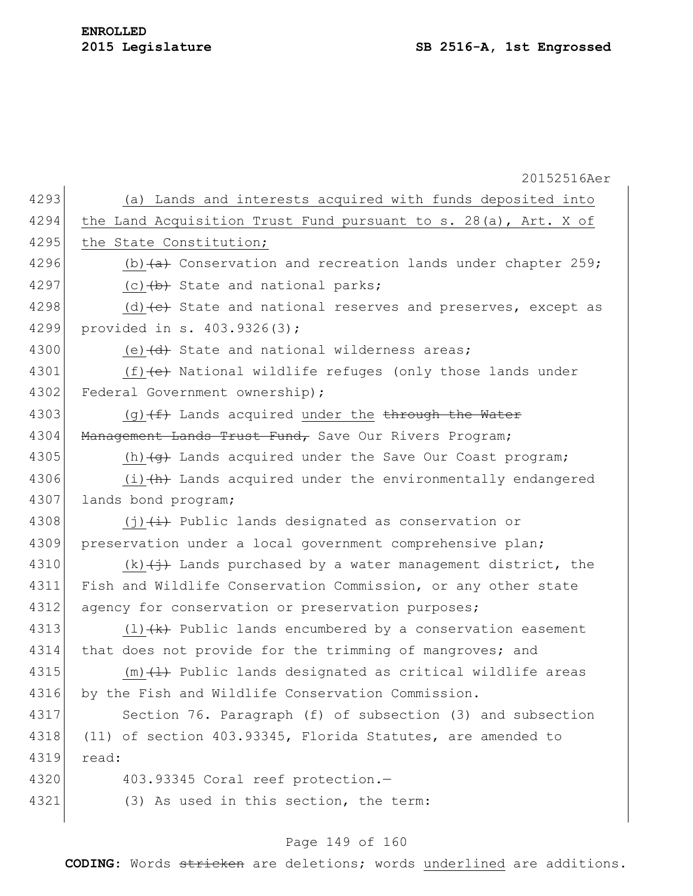(a) Lands and interests acquired with funds deposited into the Land Acquisition Trust Fund pursuant to s. 28(a), Art. X of the State Constitution;

(b) ~~(a)~~ Conservation and recreation lands under chapter 259;

(c) ~~(b)~~ State and national parks;

(d) ~~(c)~~ State and national reserves and preserves, except as provided in s. 403.9326(3);

(e) ~~(d)~~ State and national wilderness areas;

(f) ~~(e)~~ National wildlife refuges (only those lands under Federal Government ownership);

(g) ~~(f)~~ Lands acquired under the ~~through the Water Management Lands Trust Fund,~~ Save Our Rivers Program;

(h) ~~(g)~~ Lands acquired under the Save Our Coast program;

(i) ~~(h)~~ Lands acquired under the environmentally endangered lands bond program;

(j) ~~(i)~~ Public lands designated as conservation or preservation under a local government comprehensive plan;

(k) ~~(j)~~ Lands purchased by a water management district, the Fish and Wildlife Conservation Commission, or any other state agency for conservation or preservation purposes;

(l) ~~(k)~~ Public lands encumbered by a conservation easement that does not provide for the trimming of mangroves; and

(m) ~~(l)~~ Public lands designated as critical wildlife areas by the Fish and Wildlife Conservation Commission.

Section 76. Paragraph (f) of subsection (3) and subsection (11) of section 403.93345, Florida Statutes, are amended to read:

403.93345 Coral reef protection.—

(3) As used in this section, the term: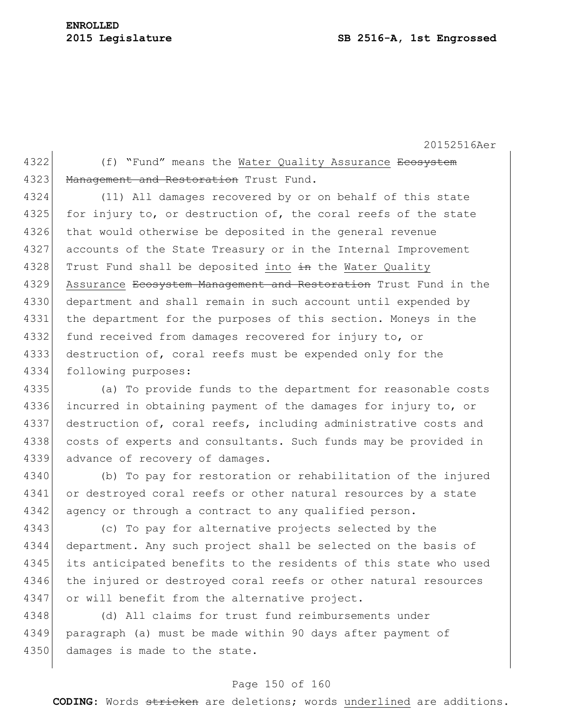(f) "Fund" means the <u>Water Quality Assurance</u> ~~Ecosystem Management and Restoration~~ Trust Fund.

(11) All damages recovered by or on behalf of this state for injury to, or destruction of, the coral reefs of the state that would otherwise be deposited in the general revenue accounts of the State Treasury or in the Internal Improvement Trust Fund shall be deposited <u>into</u> ~~in~~ the <u>Water Quality Assurance</u> ~~Ecosystem Management and Restoration~~ Trust Fund in the department and shall remain in such account until expended by the department for the purposes of this section. Moneys in the fund received from damages recovered for injury to, or destruction of, coral reefs must be expended only for the following purposes:

(a) To provide funds to the department for reasonable costs incurred in obtaining payment of the damages for injury to, or destruction of, coral reefs, including administrative costs and costs of experts and consultants. Such funds may be provided in advance of recovery of damages.

(b) To pay for restoration or rehabilitation of the injured or destroyed coral reefs or other natural resources by a state agency or through a contract to any qualified person.

(c) To pay for alternative projects selected by the department. Any such project shall be selected on the basis of its anticipated benefits to the residents of this state who used the injured or destroyed coral reefs or other natural resources or will benefit from the alternative project.

(d) All claims for trust fund reimbursements under paragraph (a) must be made within 90 days after payment of damages is made to the state.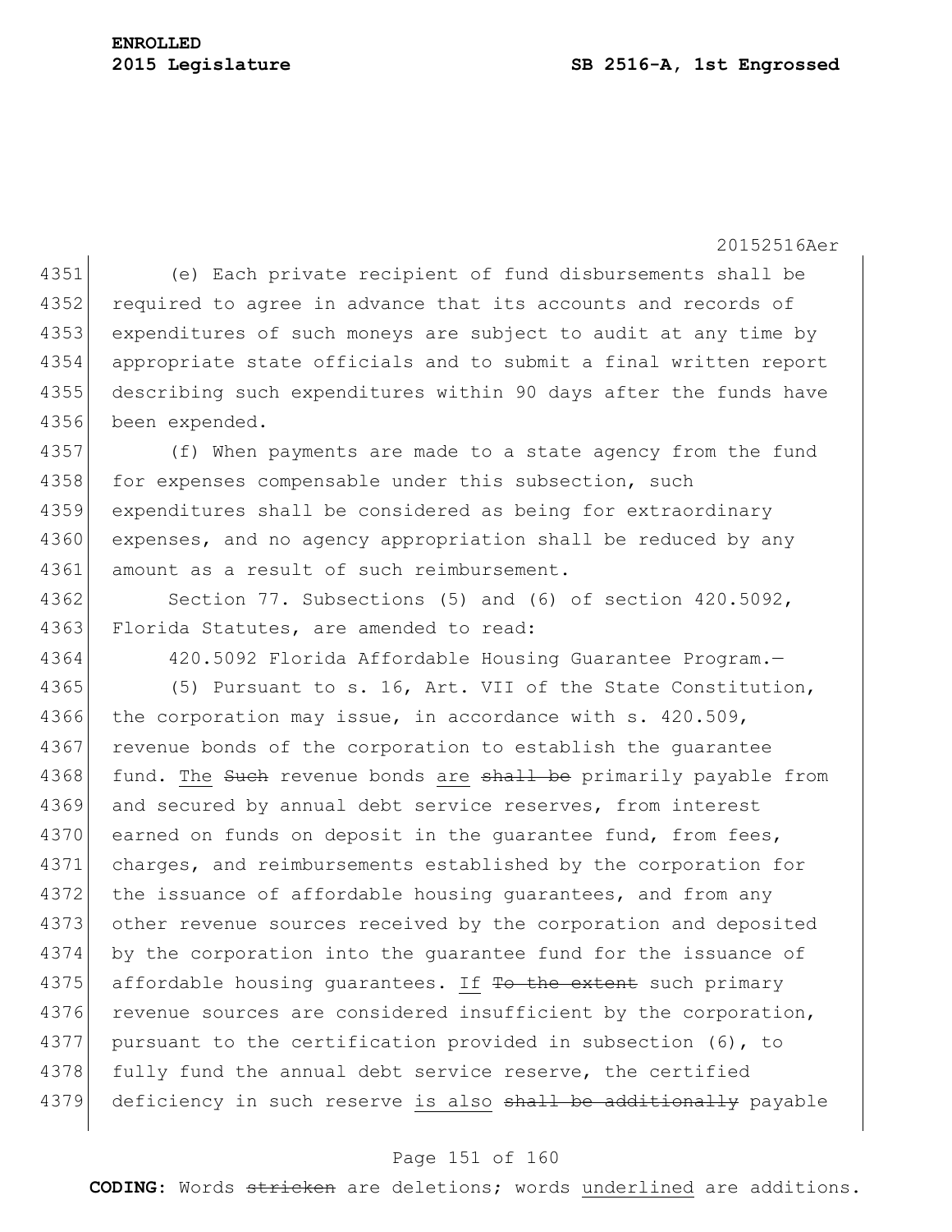(e) Each private recipient of fund disbursements shall be required to agree in advance that its accounts and records of expenditures of such moneys are subject to audit at any time by appropriate state officials and to submit a final written report describing such expenditures within 90 days after the funds have been expended.

(f) When payments are made to a state agency from the fund for expenses compensable under this subsection, such expenditures shall be considered as being for extraordinary expenses, and no agency appropriation shall be reduced by any amount as a result of such reimbursement.

Section 77. Subsections (5) and (6) of section 420.5092, Florida Statutes, are amended to read:

420.5092 Florida Affordable Housing Guarantee Program.—

(5) Pursuant to s. 16, Art. VII of the State Constitution, the corporation may issue, in accordance with s. 420.509, revenue bonds of the corporation to establish the guarantee fund. <u>The</u> ~~Such~~ revenue bonds <u>are</u> ~~shall be~~ primarily payable from and secured by annual debt service reserves, from interest earned on funds on deposit in the guarantee fund, from fees, charges, and reimbursements established by the corporation for the issuance of affordable housing guarantees, and from any other revenue sources received by the corporation and deposited by the corporation into the guarantee fund for the issuance of affordable housing guarantees. <u>If</u> ~~To the extent~~ such primary revenue sources are considered insufficient by the corporation, pursuant to the certification provided in subsection (6), to fully fund the annual debt service reserve, the certified deficiency in such reserve <u>is also</u> ~~shall be additionally~~ payable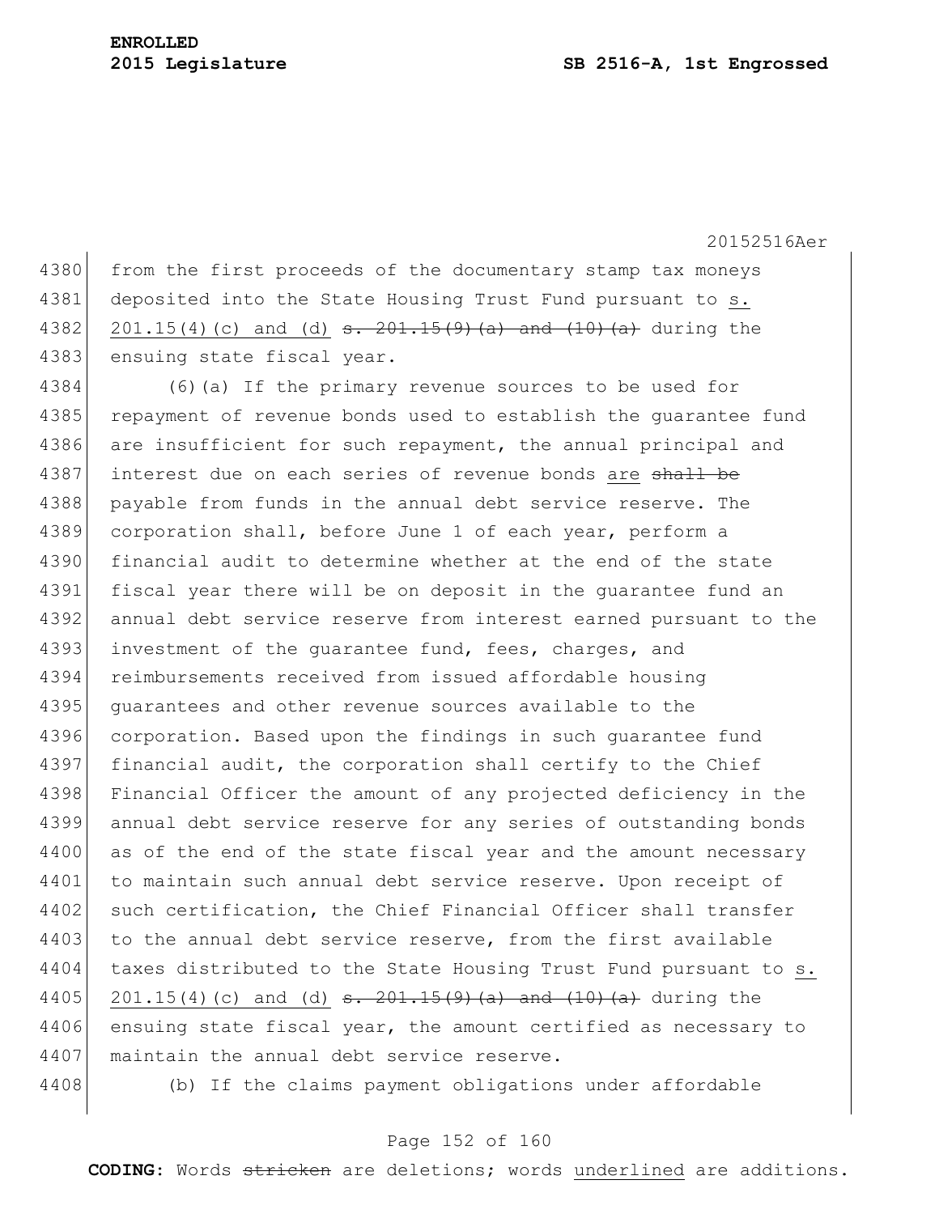from the first proceeds of the documentary stamp tax moneys deposited into the State Housing Trust Fund pursuant to s. 201.15(4)(c) and (d) ~~s. 201.15(9)(a) and (10)(a)~~ during the ensuing state fiscal year.

(6)(a) If the primary revenue sources to be used for repayment of revenue bonds used to establish the guarantee fund are insufficient for such repayment, the annual principal and interest due on each series of revenue bonds are ~~shall be~~ payable from funds in the annual debt service reserve. The corporation shall, before June 1 of each year, perform a financial audit to determine whether at the end of the state fiscal year there will be on deposit in the guarantee fund an annual debt service reserve from interest earned pursuant to the investment of the guarantee fund, fees, charges, and reimbursements received from issued affordable housing guarantees and other revenue sources available to the corporation. Based upon the findings in such guarantee fund financial audit, the corporation shall certify to the Chief Financial Officer the amount of any projected deficiency in the annual debt service reserve for any series of outstanding bonds as of the end of the state fiscal year and the amount necessary to maintain such annual debt service reserve. Upon receipt of such certification, the Chief Financial Officer shall transfer to the annual debt service reserve, from the first available taxes distributed to the State Housing Trust Fund pursuant to s. 201.15(4)(c) and (d) ~~s. 201.15(9)(a) and (10)(a)~~ during the ensuing state fiscal year, the amount certified as necessary to maintain the annual debt service reserve.

(b) If the claims payment obligations under affordable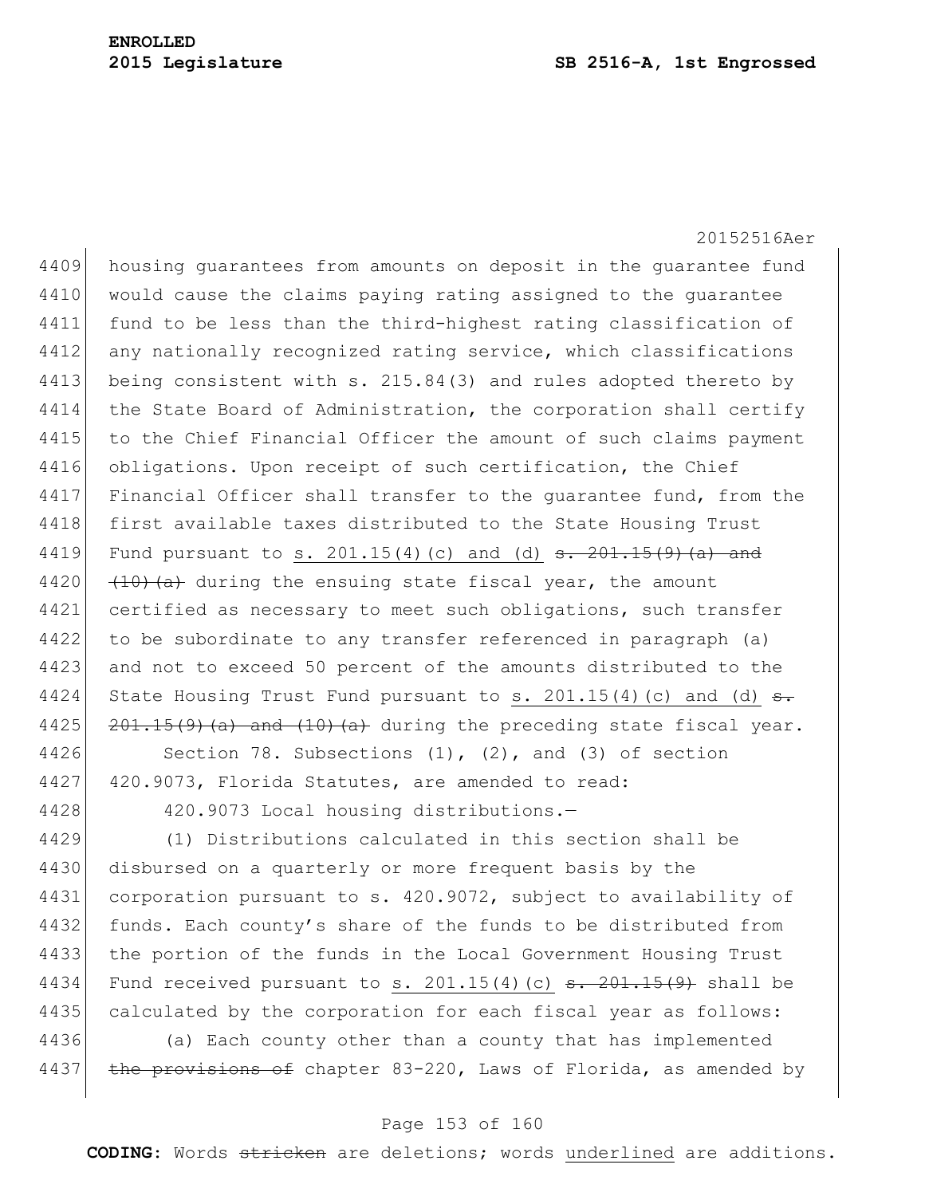housing guarantees from amounts on deposit in the guarantee fund would cause the claims paying rating assigned to the guarantee fund to be less than the third-highest rating classification of any nationally recognized rating service, which classifications being consistent with s. 215.84(3) and rules adopted thereto by the State Board of Administration, the corporation shall certify to the Chief Financial Officer the amount of such claims payment obligations. Upon receipt of such certification, the Chief Financial Officer shall transfer to the guarantee fund, from the first available taxes distributed to the State Housing Trust Fund pursuant to s. 201.15(4)(c) and (d) ~~s. 201.15(9)(a) and (10)(a)~~ during the ensuing state fiscal year, the amount certified as necessary to meet such obligations, such transfer to be subordinate to any transfer referenced in paragraph (a) and not to exceed 50 percent of the amounts distributed to the State Housing Trust Fund pursuant to s. 201.15(4)(c) and (d) ~~s. 201.15(9)(a) and (10)(a)~~ during the preceding state fiscal year.

Section 78. Subsections (1), (2), and (3) of section 420.9073, Florida Statutes, are amended to read:

420.9073 Local housing distributions.—

(1) Distributions calculated in this section shall be disbursed on a quarterly or more frequent basis by the corporation pursuant to s. 420.9072, subject to availability of funds. Each county's share of the funds to be distributed from the portion of the funds in the Local Government Housing Trust Fund received pursuant to s. 201.15(4)(c) ~~s. 201.15(9)~~ shall be calculated by the corporation for each fiscal year as follows:

(a) Each county other than a county that has implemented ~~the provisions of~~ chapter 83-220, Laws of Florida, as amended by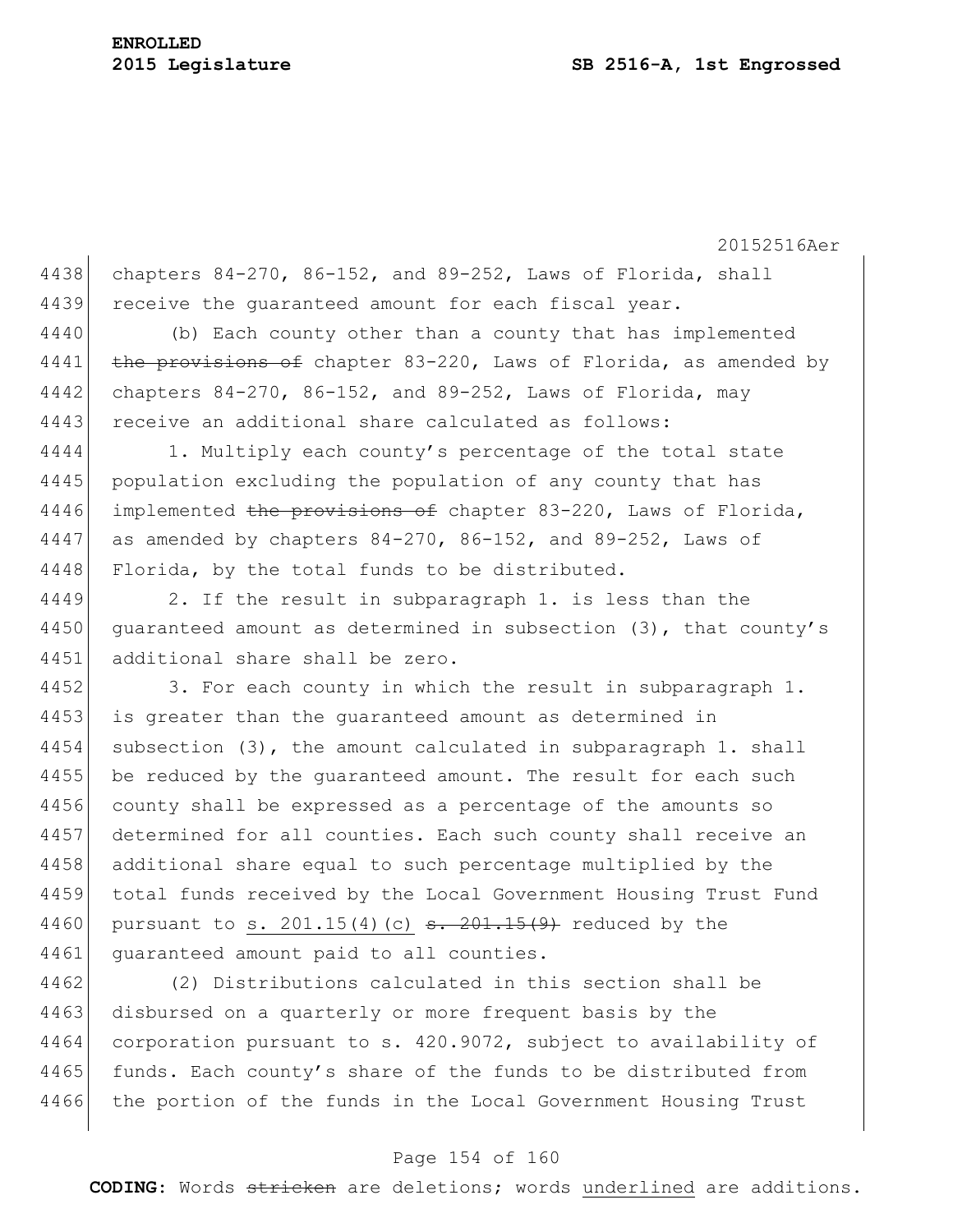chapters 84-270, 86-152, and 89-252, Laws of Florida, shall receive the guaranteed amount for each fiscal year.

(b) Each county other than a county that has implemented ~~the provisions of~~ chapter 83-220, Laws of Florida, as amended by chapters 84-270, 86-152, and 89-252, Laws of Florida, may receive an additional share calculated as follows:

1. Multiply each county's percentage of the total state population excluding the population of any county that has implemented ~~the provisions of~~ chapter 83-220, Laws of Florida, as amended by chapters 84-270, 86-152, and 89-252, Laws of Florida, by the total funds to be distributed.

2. If the result in subparagraph 1. is less than the guaranteed amount as determined in subsection (3), that county's additional share shall be zero.

3. For each county in which the result in subparagraph 1. is greater than the guaranteed amount as determined in subsection (3), the amount calculated in subparagraph 1. shall be reduced by the guaranteed amount. The result for each such county shall be expressed as a percentage of the amounts so determined for all counties. Each such county shall receive an additional share equal to such percentage multiplied by the total funds received by the Local Government Housing Trust Fund pursuant to <u>s. 201.15(4)(c)</u> ~~s. 201.15(9)~~ reduced by the guaranteed amount paid to all counties.

(2) Distributions calculated in this section shall be disbursed on a quarterly or more frequent basis by the corporation pursuant to s. 420.9072, subject to availability of funds. Each county's share of the funds to be distributed from the portion of the funds in the Local Government Housing Trust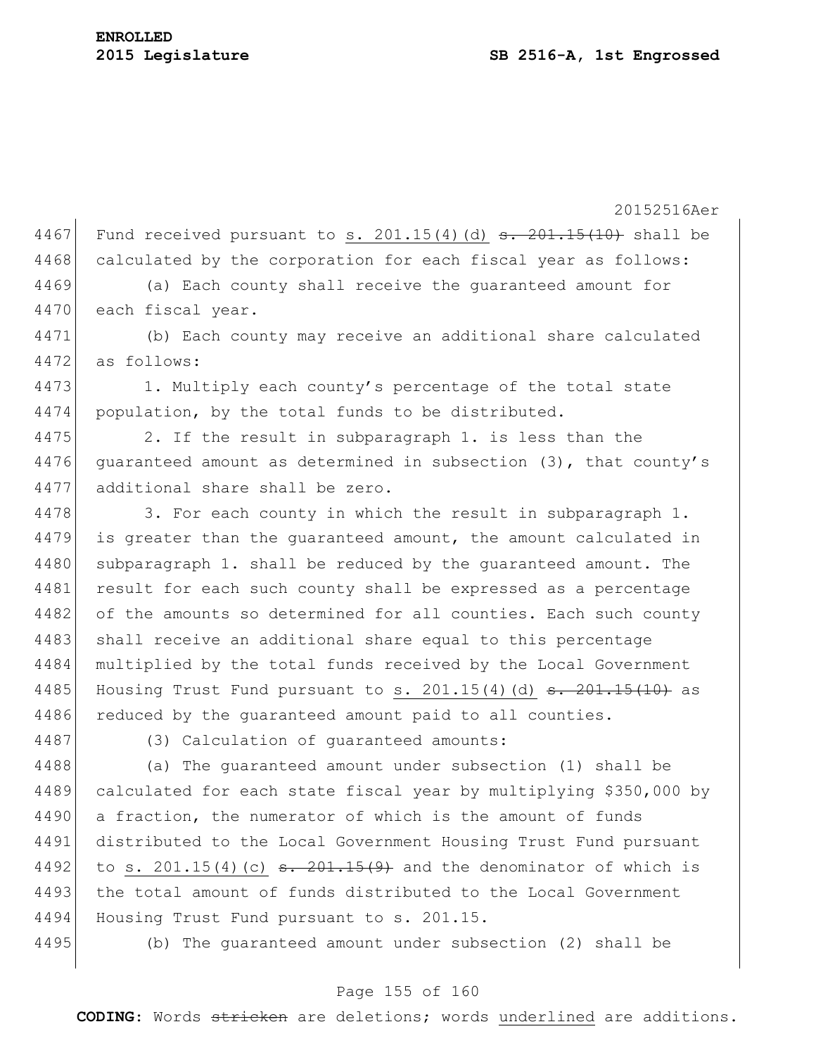Fund received pursuant to <u>s. 201.15(4)(d)</u> ~~s. 201.15(10)~~ shall be calculated by the corporation for each fiscal year as follows:

(a) Each county shall receive the guaranteed amount for each fiscal year.

(b) Each county may receive an additional share calculated as follows:

1. Multiply each county's percentage of the total state population, by the total funds to be distributed.

2. If the result in subparagraph 1. is less than the guaranteed amount as determined in subsection (3), that county's additional share shall be zero.

3. For each county in which the result in subparagraph 1. is greater than the guaranteed amount, the amount calculated in subparagraph 1. shall be reduced by the guaranteed amount. The result for each such county shall be expressed as a percentage of the amounts so determined for all counties. Each such county shall receive an additional share equal to this percentage multiplied by the total funds received by the Local Government Housing Trust Fund pursuant to <u>s. 201.15(4)(d)</u> ~~s. 201.15(10)~~ as reduced by the guaranteed amount paid to all counties.

(3) Calculation of guaranteed amounts:

(a) The guaranteed amount under subsection (1) shall be calculated for each state fiscal year by multiplying $350,000 by a fraction, the numerator of which is the amount of funds distributed to the Local Government Housing Trust Fund pursuant to <u>s. 201.15(4)(c)</u> ~~s. 201.15(9)~~ and the denominator of which is the total amount of funds distributed to the Local Government Housing Trust Fund pursuant to s. 201.15.

(b) The guaranteed amount under subsection (2) shall be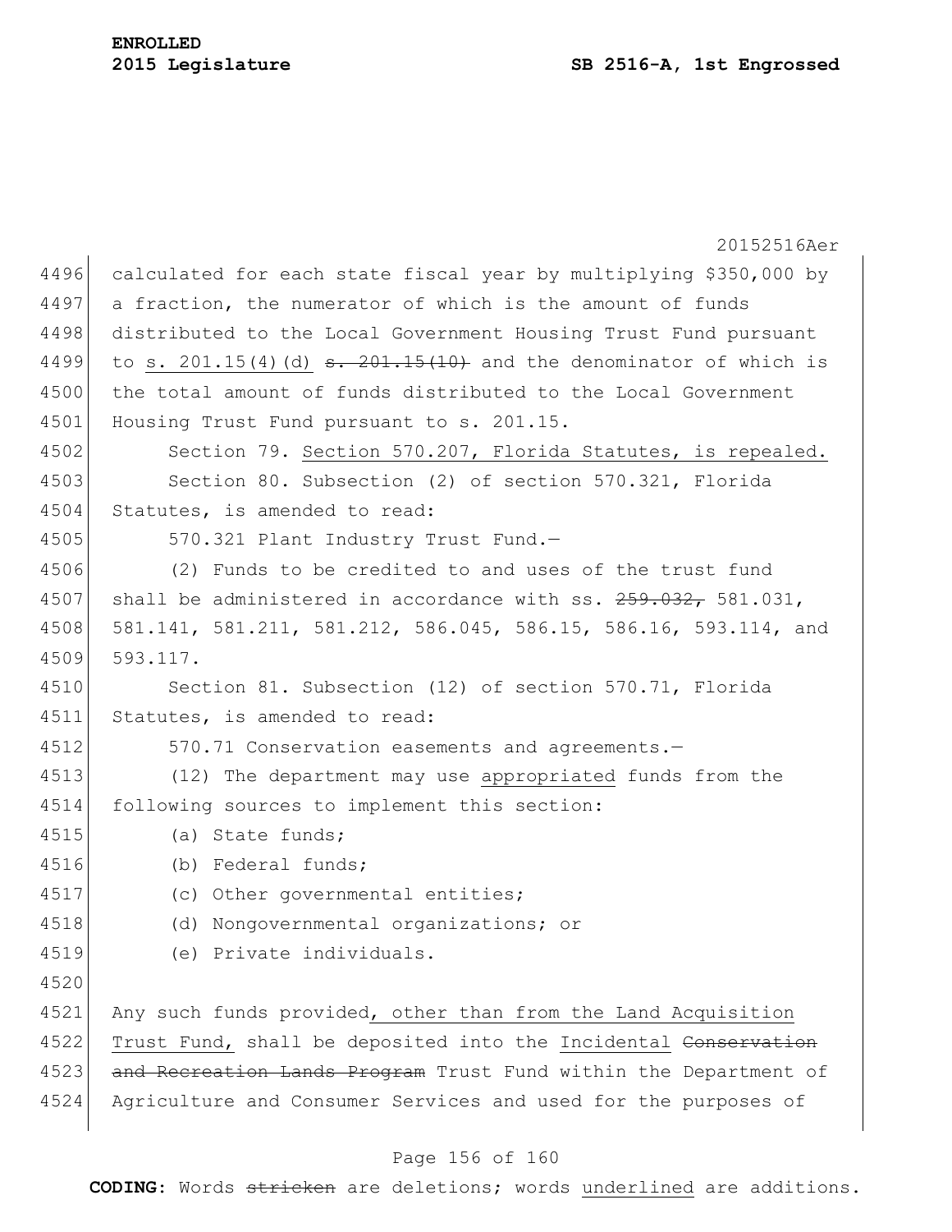calculated for each state fiscal year by multiplying $350,000 by a fraction, the numerator of which is the amount of funds distributed to the Local Government Housing Trust Fund pursuant to <u>s. 201.15(4)(d)</u> ~~s. 201.15(10)~~ and the denominator of which is the total amount of funds distributed to the Local Government Housing Trust Fund pursuant to s. 201.15.

Section 79. <u>Section 570.207, Florida Statutes, is repealed.</u>

Section 80. Subsection (2) of section 570.321, Florida Statutes, is amended to read:

570.321 Plant Industry Trust Fund.—

(2) Funds to be credited to and uses of the trust fund shall be administered in accordance with ss. ~~259.032,~~ 581.031, 581.141, 581.211, 581.212, 586.045, 586.15, 586.16, 593.114, and 593.117.

Section 81. Subsection (12) of section 570.71, Florida Statutes, is amended to read:

570.71 Conservation easements and agreements.—

(12) The department may use <u>appropriated</u> funds from the following sources to implement this section:

(a) State funds;

(b) Federal funds;

(c) Other governmental entities;

(d) Nongovernmental organizations; or

(e) Private individuals.

Any such funds provided<u>, other than from the Land Acquisition Trust Fund,</u> shall be deposited into the <u>Incidental</u> ~~Conservation and Recreation Lands Program~~ Trust Fund within the Department of Agriculture and Consumer Services and used for the purposes of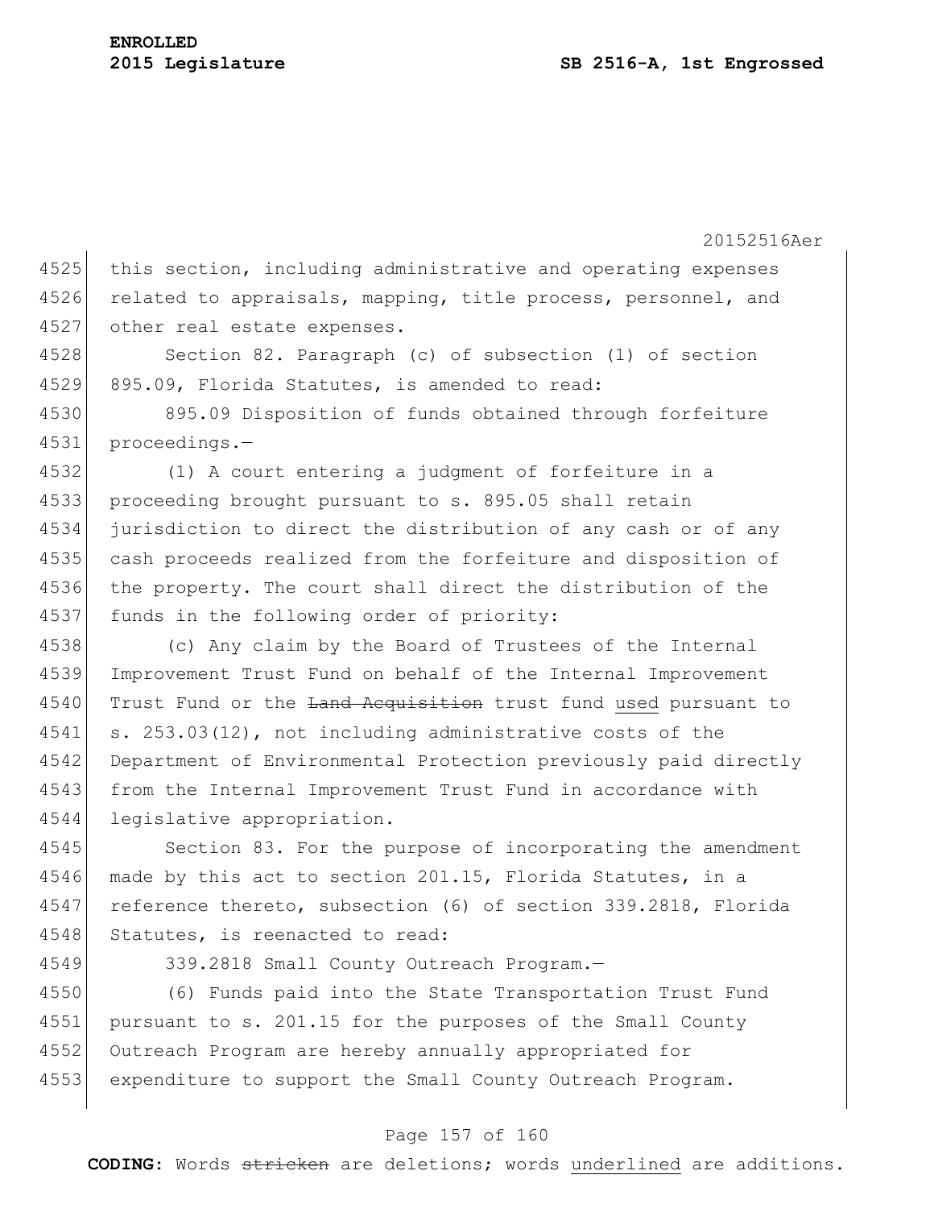this section, including administrative and operating expenses related to appraisals, mapping, title process, personnel, and other real estate expenses.

Section 82. Paragraph (c) of subsection (1) of section 895.09, Florida Statutes, is amended to read:

895.09 Disposition of funds obtained through forfeiture proceedings.—

(1) A court entering a judgment of forfeiture in a proceeding brought pursuant to s. 895.05 shall retain jurisdiction to direct the distribution of any cash or of any cash proceeds realized from the forfeiture and disposition of the property. The court shall direct the distribution of the funds in the following order of priority:

(c) Any claim by the Board of Trustees of the Internal Improvement Trust Fund on behalf of the Internal Improvement Trust Fund or the ~~Land Acquisition~~ trust fund <u>used</u> pursuant to s. 253.03(12), not including administrative costs of the Department of Environmental Protection previously paid directly from the Internal Improvement Trust Fund in accordance with legislative appropriation.

Section 83. For the purpose of incorporating the amendment made by this act to section 201.15, Florida Statutes, in a reference thereto, subsection (6) of section 339.2818, Florida Statutes, is reenacted to read:

339.2818 Small County Outreach Program.—

(6) Funds paid into the State Transportation Trust Fund pursuant to s. 201.15 for the purposes of the Small County Outreach Program are hereby annually appropriated for expenditure to support the Small County Outreach Program.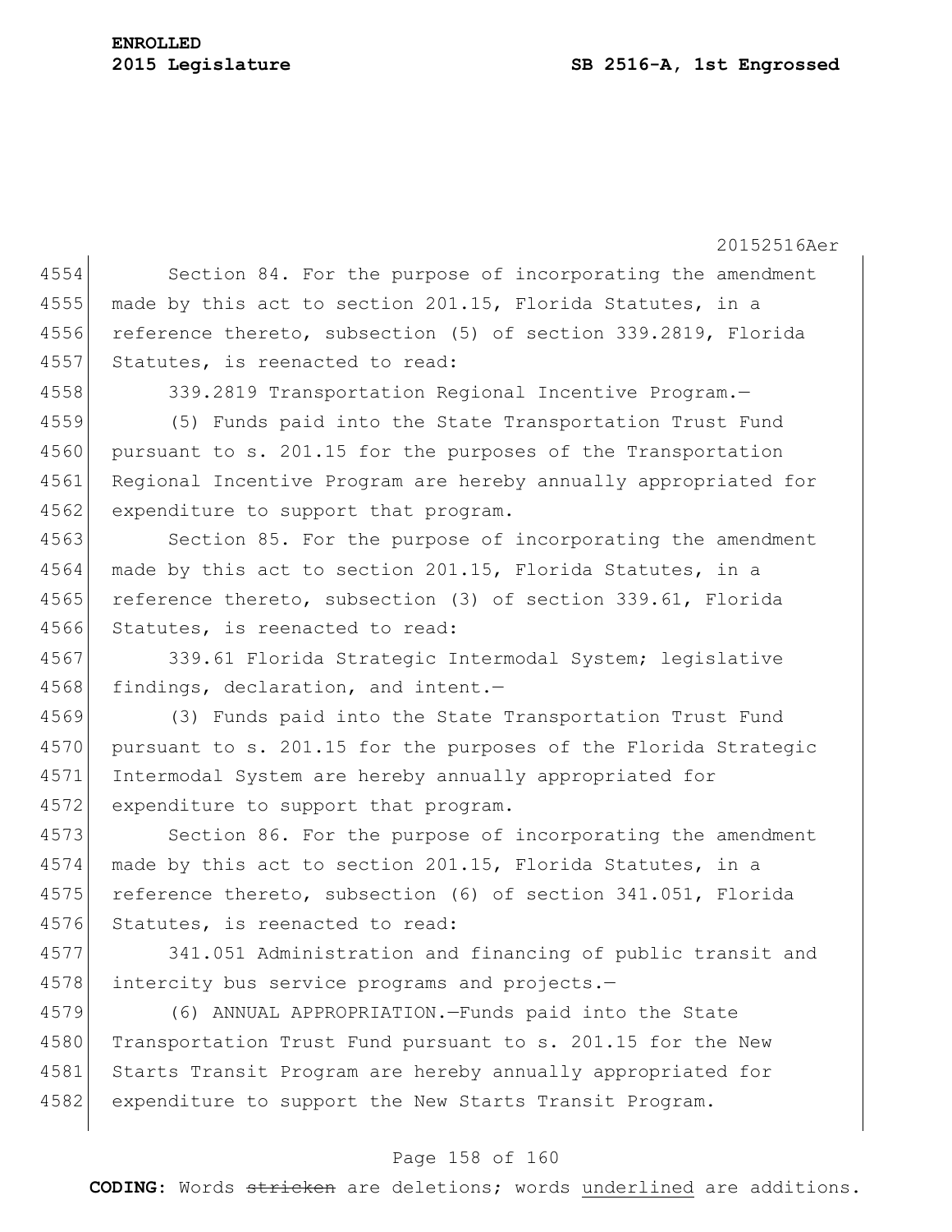Section 84. For the purpose of incorporating the amendment made by this act to section 201.15, Florida Statutes, in a reference thereto, subsection (5) of section 339.2819, Florida Statutes, is reenacted to read:

339.2819 Transportation Regional Incentive Program.—

(5) Funds paid into the State Transportation Trust Fund pursuant to s. 201.15 for the purposes of the Transportation Regional Incentive Program are hereby annually appropriated for expenditure to support that program.

Section 85. For the purpose of incorporating the amendment made by this act to section 201.15, Florida Statutes, in a reference thereto, subsection (3) of section 339.61, Florida Statutes, is reenacted to read:

339.61 Florida Strategic Intermodal System; legislative findings, declaration, and intent.—

(3) Funds paid into the State Transportation Trust Fund pursuant to s. 201.15 for the purposes of the Florida Strategic Intermodal System are hereby annually appropriated for expenditure to support that program.

Section 86. For the purpose of incorporating the amendment made by this act to section 201.15, Florida Statutes, in a reference thereto, subsection (6) of section 341.051, Florida Statutes, is reenacted to read:

341.051 Administration and financing of public transit and intercity bus service programs and projects.—

(6) ANNUAL APPROPRIATION.—Funds paid into the State Transportation Trust Fund pursuant to s. 201.15 for the New Starts Transit Program are hereby annually appropriated for expenditure to support the New Starts Transit Program.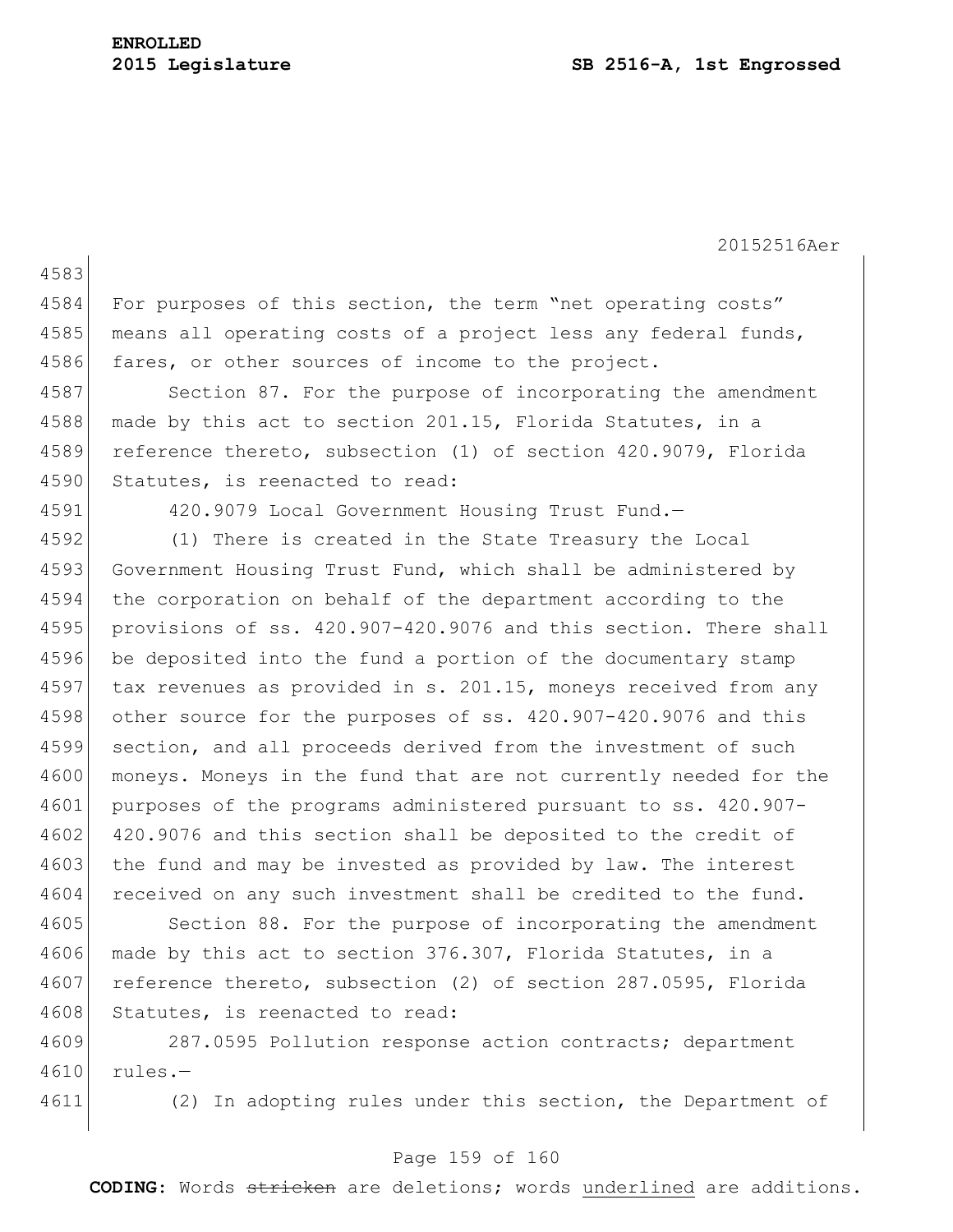For purposes of this section, the term "net operating costs" means all operating costs of a project less any federal funds, fares, or other sources of income to the project.

Section 87. For the purpose of incorporating the amendment made by this act to section 201.15, Florida Statutes, in a reference thereto, subsection (1) of section 420.9079, Florida Statutes, is reenacted to read:

420.9079 Local Government Housing Trust Fund.—

(1) There is created in the State Treasury the Local Government Housing Trust Fund, which shall be administered by the corporation on behalf of the department according to the provisions of ss. 420.907-420.9076 and this section. There shall be deposited into the fund a portion of the documentary stamp tax revenues as provided in s. 201.15, moneys received from any other source for the purposes of ss. 420.907-420.9076 and this section, and all proceeds derived from the investment of such moneys. Moneys in the fund that are not currently needed for the purposes of the programs administered pursuant to ss. 420.907-420.9076 and this section shall be deposited to the credit of the fund and may be invested as provided by law. The interest received on any such investment shall be credited to the fund.

Section 88. For the purpose of incorporating the amendment made by this act to section 376.307, Florida Statutes, in a reference thereto, subsection (2) of section 287.0595, Florida Statutes, is reenacted to read:

287.0595 Pollution response action contracts; department rules.—

(2) In adopting rules under this section, the Department of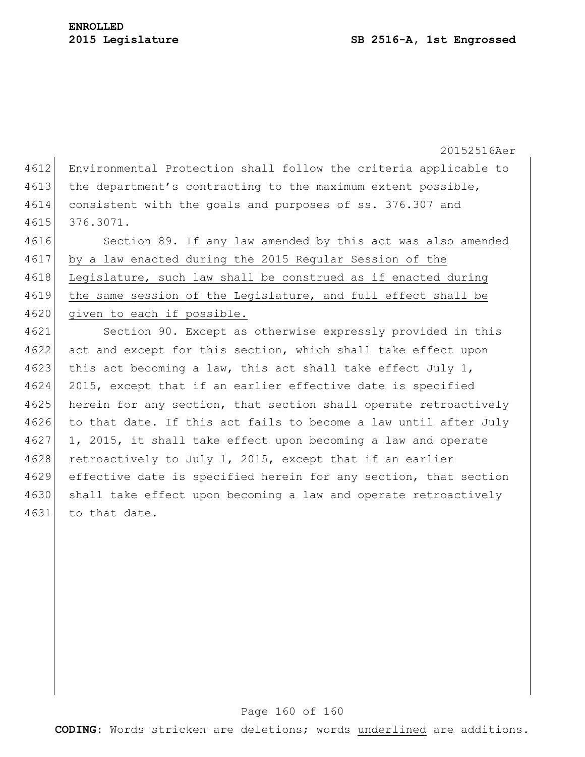Environmental Protection shall follow the criteria applicable to the department's contracting to the maximum extent possible, consistent with the goals and purposes of ss. 376.307 and 376.3071.

Section 89. <u>If any law amended by this act was also amended by a law enacted during the 2015 Regular Session of the Legislature, such law shall be construed as if enacted during the same session of the Legislature, and full effect shall be given to each if possible.</u>

Section 90. Except as otherwise expressly provided in this act and except for this section, which shall take effect upon this act becoming a law, this act shall take effect July 1, 2015, except that if an earlier effective date is specified herein for any section, that section shall operate retroactively to that date. If this act fails to become a law until after July 1, 2015, it shall take effect upon becoming a law and operate retroactively to July 1, 2015, except that if an earlier effective date is specified herein for any section, that section shall take effect upon becoming a law and operate retroactively to that date.